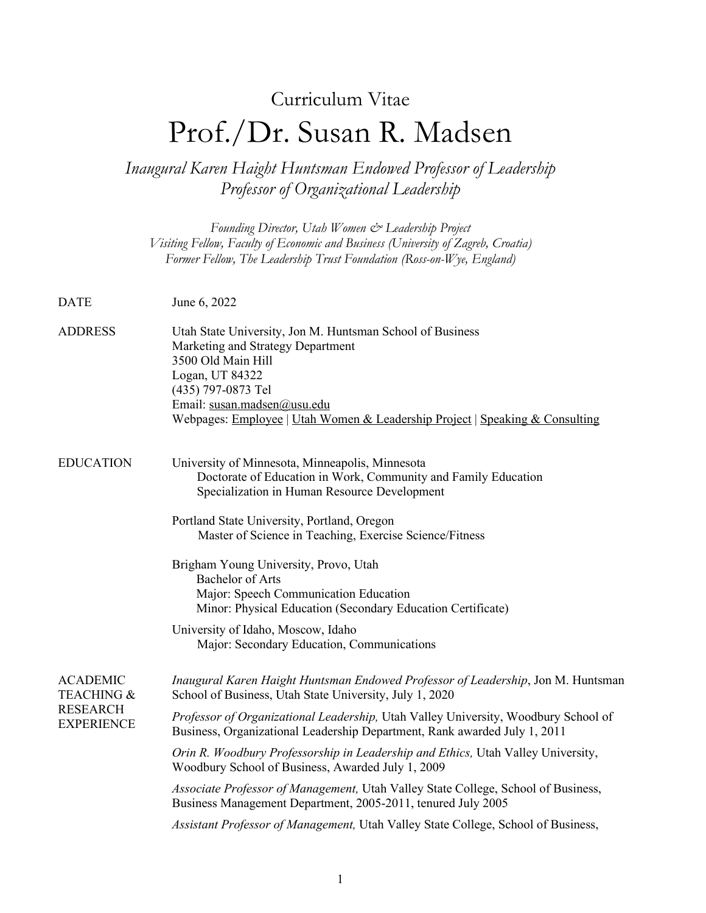# Curriculum Vitae

# Prof./Dr. Susan R. Madsen

*Inaugural Karen Haight Huntsman Endowed Professor of Leadership*
*Professor of Organizational Leadership*

*Founding Director, Utah Women & Leadership Project*
*Visiting Fellow, Faculty of Economic and Business (University of Zagreb, Croatia)*
*Former Fellow, The Leadership Trust Foundation (Ross-on-Wye, England)*

**DATE**

June 6, 2022

**ADDRESS**

Utah State University, Jon M. Huntsman School of Business
Marketing and Strategy Department
3500 Old Main Hill
Logan, UT 84322
(435) 797-0873 Tel
Email: susan.madsen@usu.edu
Webpages: Employee | Utah Women & Leadership Project | Speaking & Consulting

**EDUCATION**

University of Minnesota, Minneapolis, Minnesota
Doctorate of Education in Work, Community and Family Education
Specialization in Human Resource Development

Portland State University, Portland, Oregon
Master of Science in Teaching, Exercise Science/Fitness

Brigham Young University, Provo, Utah
Bachelor of Arts
Major: Speech Communication Education
Minor: Physical Education (Secondary Education Certificate)

University of Idaho, Moscow, Idaho
Major: Secondary Education, Communications

**ACADEMIC TEACHING & RESEARCH EXPERIENCE**

*Inaugural Karen Haight Huntsman Endowed Professor of Leadership*, Jon M. Huntsman School of Business, Utah State University, July 1, 2020

*Professor of Organizational Leadership,* Utah Valley University, Woodbury School of Business, Organizational Leadership Department, Rank awarded July 1, 2011

*Orin R. Woodbury Professorship in Leadership and Ethics,* Utah Valley University, Woodbury School of Business, Awarded July 1, 2009

*Associate Professor of Management,* Utah Valley State College, School of Business, Business Management Department, 2005-2011, tenured July 2005

*Assistant Professor of Management,* Utah Valley State College, School of Business,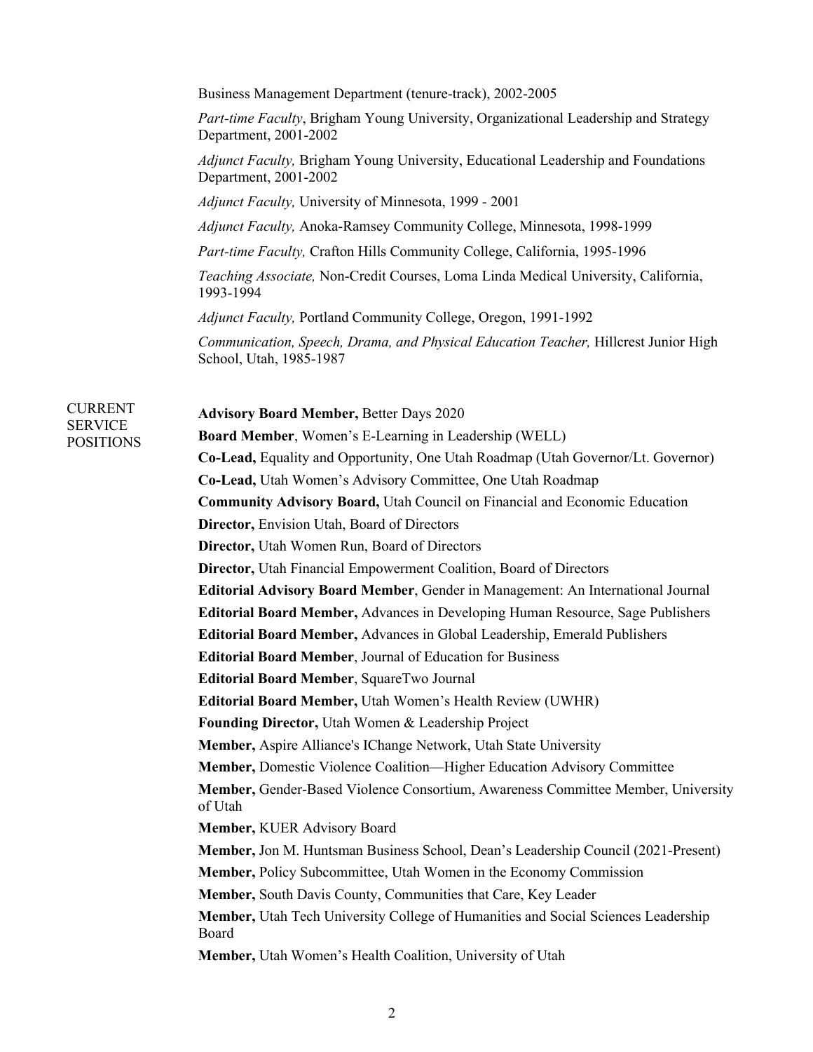Business Management Department (tenure-track), 2002-2005

*Part-time Faculty*, Brigham Young University, Organizational Leadership and Strategy Department, 2001-2002

*Adjunct Faculty,* Brigham Young University, Educational Leadership and Foundations Department, 2001-2002

*Adjunct Faculty,* University of Minnesota, 1999 - 2001

*Adjunct Faculty,* Anoka-Ramsey Community College, Minnesota, 1998-1999

*Part-time Faculty,* Crafton Hills Community College, California, 1995-1996

*Teaching Associate,* Non-Credit Courses, Loma Linda Medical University, California, 1993-1994

*Adjunct Faculty,* Portland Community College, Oregon, 1991-1992

*Communication, Speech, Drama, and Physical Education Teacher,* Hillcrest Junior High School, Utah, 1985-1987

## CURRENT SERVICE POSITIONS

**Advisory Board Member,** Better Days 2020

**Board Member**, Women's E-Learning in Leadership (WELL)

**Co-Lead,** Equality and Opportunity, One Utah Roadmap (Utah Governor/Lt. Governor)

**Co-Lead,** Utah Women's Advisory Committee, One Utah Roadmap

**Community Advisory Board,** Utah Council on Financial and Economic Education

**Director,** Envision Utah, Board of Directors

**Director,** Utah Women Run, Board of Directors

**Director,** Utah Financial Empowerment Coalition, Board of Directors

**Editorial Advisory Board Member**, Gender in Management: An International Journal

**Editorial Board Member,** Advances in Developing Human Resource, Sage Publishers

**Editorial Board Member,** Advances in Global Leadership, Emerald Publishers

**Editorial Board Member**, Journal of Education for Business

**Editorial Board Member**, SquareTwo Journal

**Editorial Board Member,** Utah Women's Health Review (UWHR)

**Founding Director,** Utah Women & Leadership Project

**Member,** Aspire Alliance's IChange Network, Utah State University

**Member,** Domestic Violence Coalition—Higher Education Advisory Committee

**Member,** Gender-Based Violence Consortium, Awareness Committee Member, University of Utah

**Member,** KUER Advisory Board

**Member,** Jon M. Huntsman Business School, Dean's Leadership Council (2021-Present)

**Member,** Policy Subcommittee, Utah Women in the Economy Commission

**Member,** South Davis County, Communities that Care, Key Leader

**Member,** Utah Tech University College of Humanities and Social Sciences Leadership Board

**Member,** Utah Women's Health Coalition, University of Utah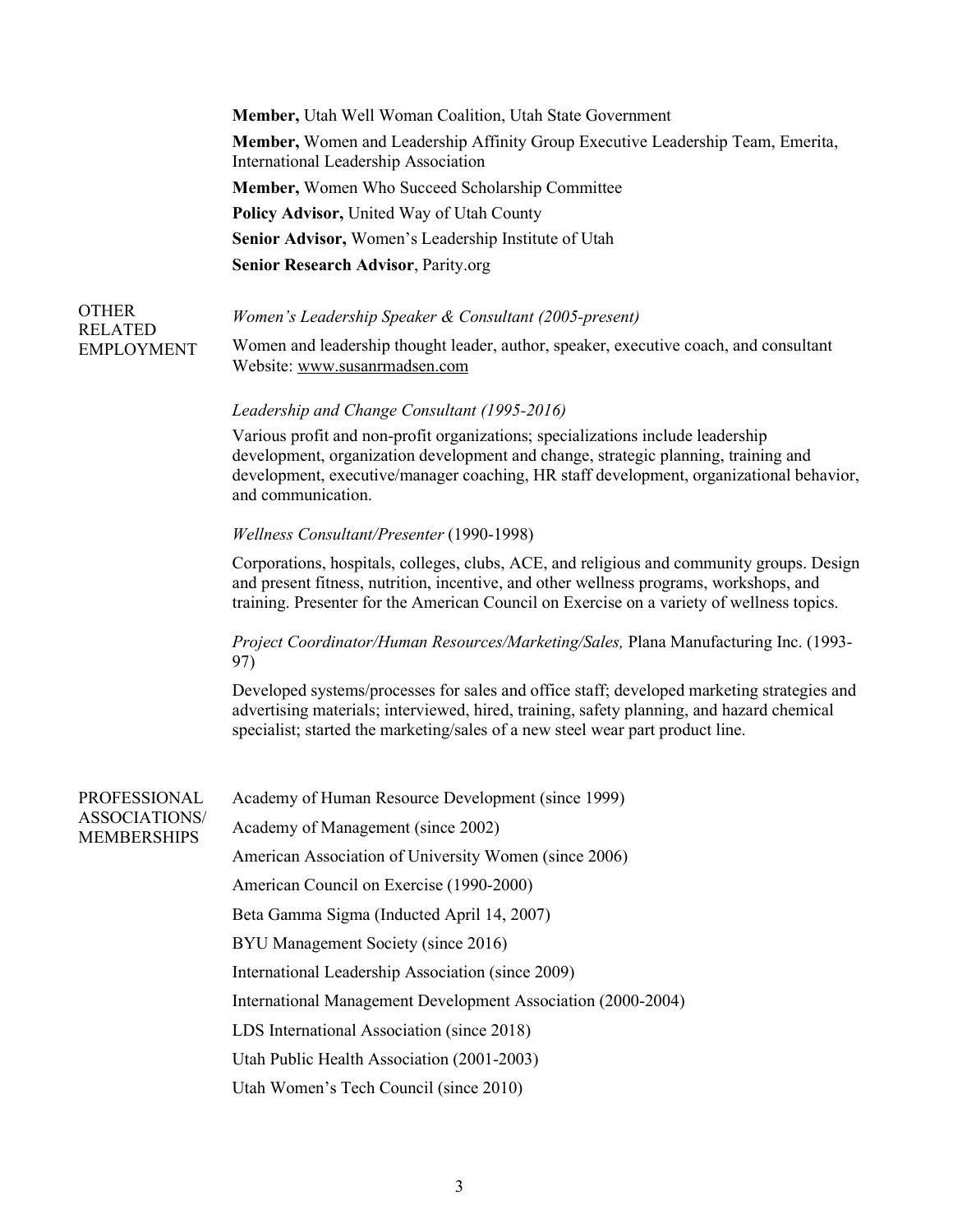**Member,** Utah Well Woman Coalition, Utah State Government

**Member,** Women and Leadership Affinity Group Executive Leadership Team, Emerita, International Leadership Association

**Member,** Women Who Succeed Scholarship Committee

**Policy Advisor,** United Way of Utah County

**Senior Advisor,** Women's Leadership Institute of Utah

**Senior Research Advisor**, Parity.org

## OTHER RELATED EMPLOYMENT

*Women's Leadership Speaker & Consultant (2005-present)*

Women and leadership thought leader, author, speaker, executive coach, and consultant
Website: www.susanrmadsen.com

*Leadership and Change Consultant (1995-2016)*

Various profit and non-profit organizations; specializations include leadership development, organization development and change, strategic planning, training and development, executive/manager coaching, HR staff development, organizational behavior, and communication.

*Wellness Consultant/Presenter* (1990-1998)

Corporations, hospitals, colleges, clubs, ACE, and religious and community groups. Design and present fitness, nutrition, incentive, and other wellness programs, workshops, and training. Presenter for the American Council on Exercise on a variety of wellness topics.

*Project Coordinator/Human Resources/Marketing/Sales,* Plana Manufacturing Inc. (1993-97)

Developed systems/processes for sales and office staff; developed marketing strategies and advertising materials; interviewed, hired, training, safety planning, and hazard chemical specialist; started the marketing/sales of a new steel wear part product line.

## PROFESSIONAL ASSOCIATIONS/ MEMBERSHIPS

Academy of Human Resource Development (since 1999)

Academy of Management (since 2002)

American Association of University Women (since 2006)

American Council on Exercise (1990-2000)

Beta Gamma Sigma (Inducted April 14, 2007)

BYU Management Society (since 2016)

International Leadership Association (since 2009)

International Management Development Association (2000-2004)

LDS International Association (since 2018)

Utah Public Health Association (2001-2003)

Utah Women's Tech Council (since 2010)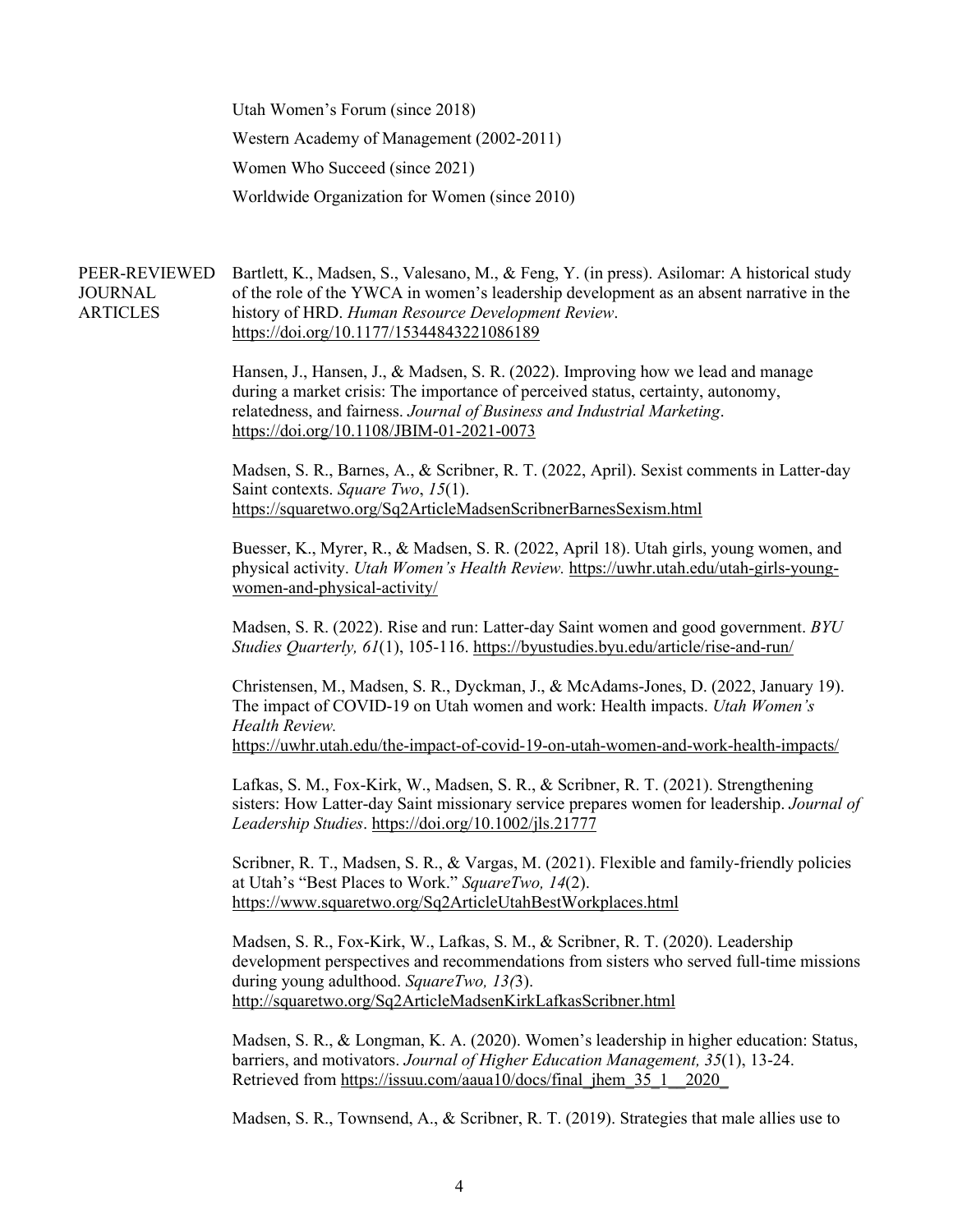Utah Women's Forum (since 2018)

Western Academy of Management (2002-2011)

Women Who Succeed (since 2021)

Worldwide Organization for Women (since 2010)

## PEER-REVIEWED JOURNAL ARTICLES

Bartlett, K., Madsen, S., Valesano, M., & Feng, Y. (in press). Asilomar: A historical study of the role of the YWCA in women's leadership development as an absent narrative in the history of HRD. *Human Resource Development Review*. https://doi.org/10.1177/15344843221086189

Hansen, J., Hansen, J., & Madsen, S. R. (2022). Improving how we lead and manage during a market crisis: The importance of perceived status, certainty, autonomy, relatedness, and fairness. *Journal of Business and Industrial Marketing*. https://doi.org/10.1108/JBIM-01-2021-0073

Madsen, S. R., Barnes, A., & Scribner, R. T. (2022, April). Sexist comments in Latter-day Saint contexts. *Square Two*, *15*(1). https://squaretwo.org/Sq2ArticleMadsenScribnerBarnesSexism.html

Buesser, K., Myrer, R., & Madsen, S. R. (2022, April 18). Utah girls, young women, and physical activity. *Utah Women's Health Review.* https://uwhr.utah.edu/utah-girls-young-women-and-physical-activity/

Madsen, S. R. (2022). Rise and run: Latter-day Saint women and good government. *BYU Studies Quarterly, 61*(1), 105-116. https://byustudies.byu.edu/article/rise-and-run/

Christensen, M., Madsen, S. R., Dyckman, J., & McAdams-Jones, D. (2022, January 19). The impact of COVID-19 on Utah women and work: Health impacts. *Utah Women's Health Review.* https://uwhr.utah.edu/the-impact-of-covid-19-on-utah-women-and-work-health-impacts/

Lafkas, S. M., Fox-Kirk, W., Madsen, S. R., & Scribner, R. T. (2021). Strengthening sisters: How Latter-day Saint missionary service prepares women for leadership. *Journal of Leadership Studies*. https://doi.org/10.1002/jls.21777

Scribner, R. T., Madsen, S. R., & Vargas, M. (2021). Flexible and family-friendly policies at Utah's "Best Places to Work." *SquareTwo, 14*(2). https://www.squaretwo.org/Sq2ArticleUtahBestWorkplaces.html

Madsen, S. R., Fox-Kirk, W., Lafkas, S. M., & Scribner, R. T. (2020). Leadership development perspectives and recommendations from sisters who served full-time missions during young adulthood. *SquareTwo, 13(*3). http://squaretwo.org/Sq2ArticleMadsenKirkLafkasScribner.html

Madsen, S. R., & Longman, K. A. (2020). Women's leadership in higher education: Status, barriers, and motivators. *Journal of Higher Education Management, 35*(1), 13-24. Retrieved from https://issuu.com/aaua10/docs/final_jhem_35_1__2020_

Madsen, S. R., Townsend, A., & Scribner, R. T. (2019). Strategies that male allies use to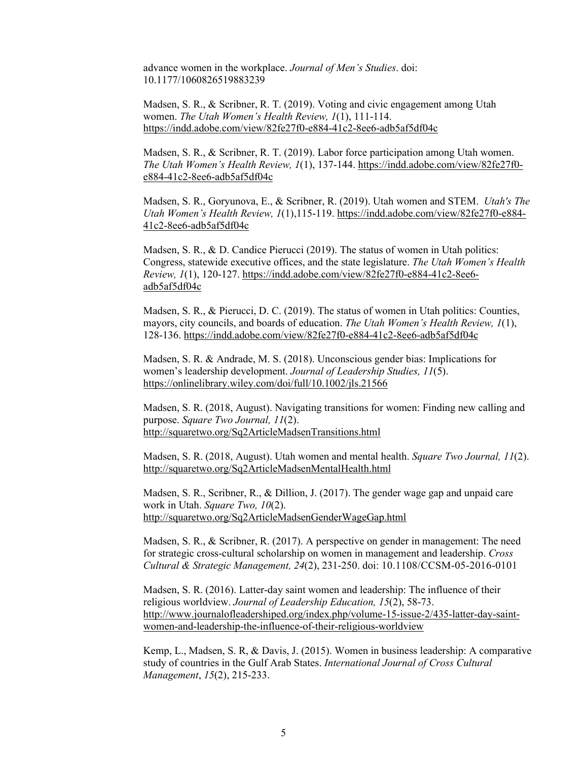advance women in the workplace. *Journal of Men's Studies*. doi: 10.1177/1060826519883239

Madsen, S. R., & Scribner, R. T. (2019). Voting and civic engagement among Utah women. *The Utah Women's Health Review, 1*(1), 111-114. https://indd.adobe.com/view/82fe27f0-e884-41c2-8ee6-adb5af5df04c

Madsen, S. R., & Scribner, R. T. (2019). Labor force participation among Utah women. *The Utah Women's Health Review, 1*(1), 137-144. https://indd.adobe.com/view/82fe27f0-e884-41c2-8ee6-adb5af5df04c

Madsen, S. R., Goryunova, E., & Scribner, R. (2019). Utah women and STEM. *Utah's The Utah Women's Health Review, 1*(1),115-119. https://indd.adobe.com/view/82fe27f0-e884-41c2-8ee6-adb5af5df04c

Madsen, S. R., & D. Candice Pierucci (2019). The status of women in Utah politics: Congress, statewide executive offices, and the state legislature. *The Utah Women's Health Review, 1*(1), 120-127. https://indd.adobe.com/view/82fe27f0-e884-41c2-8ee6-adb5af5df04c

Madsen, S. R., & Pierucci, D. C. (2019). The status of women in Utah politics: Counties, mayors, city councils, and boards of education. *The Utah Women's Health Review, 1*(1), 128-136. https://indd.adobe.com/view/82fe27f0-e884-41c2-8ee6-adb5af5df04c

Madsen, S. R. & Andrade, M. S. (2018). Unconscious gender bias: Implications for women's leadership development. *Journal of Leadership Studies, 11*(5). https://onlinelibrary.wiley.com/doi/full/10.1002/jls.21566

Madsen, S. R. (2018, August). Navigating transitions for women: Finding new calling and purpose. *Square Two Journal, 11*(2). http://squaretwo.org/Sq2ArticleMadsenTransitions.html

Madsen, S. R. (2018, August). Utah women and mental health. *Square Two Journal, 11*(2). http://squaretwo.org/Sq2ArticleMadsenMentalHealth.html

Madsen, S. R., Scribner, R., & Dillion, J. (2017). The gender wage gap and unpaid care work in Utah. *Square Two, 10*(2). http://squaretwo.org/Sq2ArticleMadsenGenderWageGap.html

Madsen, S. R., & Scribner, R. (2017). A perspective on gender in management: The need for strategic cross-cultural scholarship on women in management and leadership. *Cross Cultural & Strategic Management, 24*(2), 231-250. doi: 10.1108/CCSM-05-2016-0101

Madsen, S. R. (2016). Latter-day saint women and leadership: The influence of their religious worldview. *Journal of Leadership Education, 15*(2), 58-73. http://www.journalofleadershiped.org/index.php/volume-15-issue-2/435-latter-day-saint-women-and-leadership-the-influence-of-their-religious-worldview

Kemp, L., Madsen, S. R, & Davis, J. (2015). Women in business leadership: A comparative study of countries in the Gulf Arab States. *International Journal of Cross Cultural Management*, *15*(2), 215-233.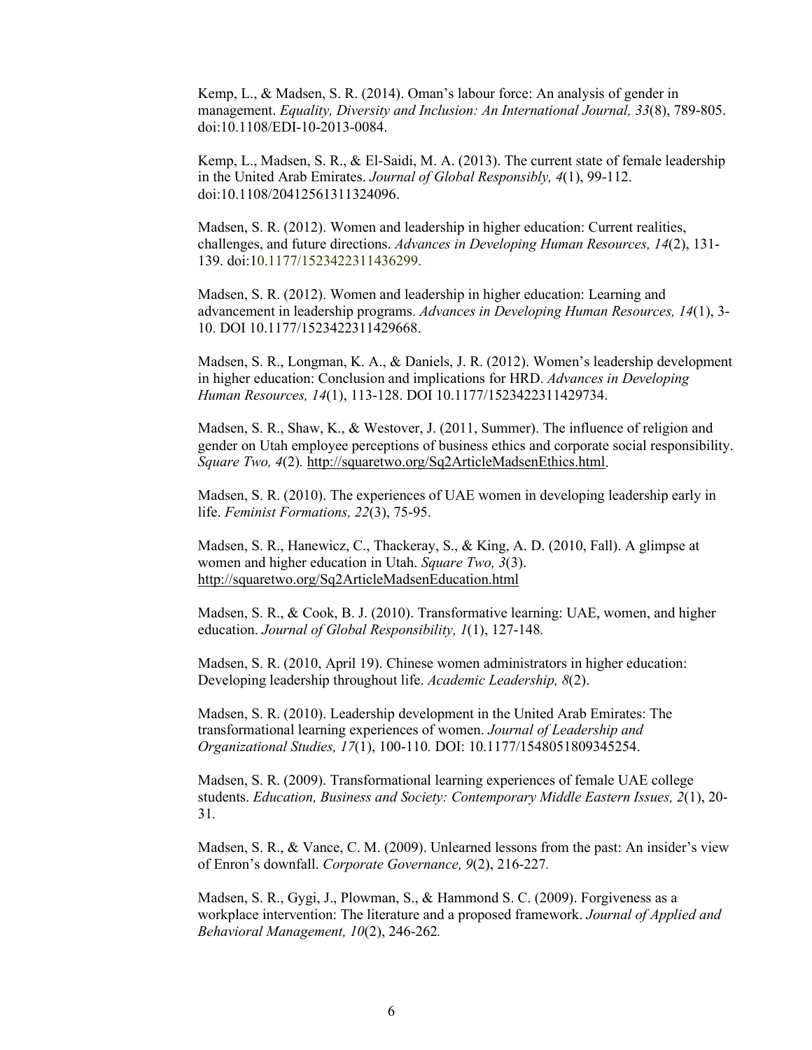Kemp, L., & Madsen, S. R. (2014). Oman's labour force: An analysis of gender in management. *Equality, Diversity and Inclusion: An International Journal, 33*(8), 789-805. doi:10.1108/EDI-10-2013-0084.

Kemp, L., Madsen, S. R., & El-Saidi, M. A. (2013). The current state of female leadership in the United Arab Emirates. *Journal of Global Responsibly, 4*(1), 99-112. doi:10.1108/20412561311324096.

Madsen, S. R. (2012). Women and leadership in higher education: Current realities, challenges, and future directions. *Advances in Developing Human Resources, 14*(2), 131-139. doi:10.1177/1523422311436299.

Madsen, S. R. (2012). Women and leadership in higher education: Learning and advancement in leadership programs. *Advances in Developing Human Resources, 14*(1), 3-10. DOI 10.1177/1523422311429668.

Madsen, S. R., Longman, K. A., & Daniels, J. R. (2012). Women's leadership development in higher education: Conclusion and implications for HRD. *Advances in Developing Human Resources, 14*(1), 113-128. DOI 10.1177/1523422311429734.

Madsen, S. R., Shaw, K., & Westover, J. (2011, Summer). The influence of religion and gender on Utah employee perceptions of business ethics and corporate social responsibility. *Square Two, 4*(2). http://squaretwo.org/Sq2ArticleMadsenEthics.html.

Madsen, S. R. (2010). The experiences of UAE women in developing leadership early in life. *Feminist Formations, 22*(3), 75-95.

Madsen, S. R., Hanewicz, C., Thackeray, S., & King, A. D. (2010, Fall). A glimpse at women and higher education in Utah. *Square Two, 3*(3). http://squaretwo.org/Sq2ArticleMadsenEducation.html

Madsen, S. R., & Cook, B. J. (2010). Transformative learning: UAE, women, and higher education. *Journal of Global Responsibility, 1*(1), 127-148.

Madsen, S. R. (2010, April 19). Chinese women administrators in higher education: Developing leadership throughout life. *Academic Leadership, 8*(2).

Madsen, S. R. (2010). Leadership development in the United Arab Emirates: The transformational learning experiences of women. *Journal of Leadership and Organizational Studies, 17*(1), 100-110. DOI: 10.1177/1548051809345254.

Madsen, S. R. (2009). Transformational learning experiences of female UAE college students. *Education, Business and Society: Contemporary Middle Eastern Issues, 2*(1), 20-31.

Madsen, S. R., & Vance, C. M. (2009). Unlearned lessons from the past: An insider's view of Enron's downfall. *Corporate Governance, 9*(2), 216-227.

Madsen, S. R., Gygi, J., Plowman, S., & Hammond S. C. (2009). Forgiveness as a workplace intervention: The literature and a proposed framework. *Journal of Applied and Behavioral Management, 10*(2), 246-262.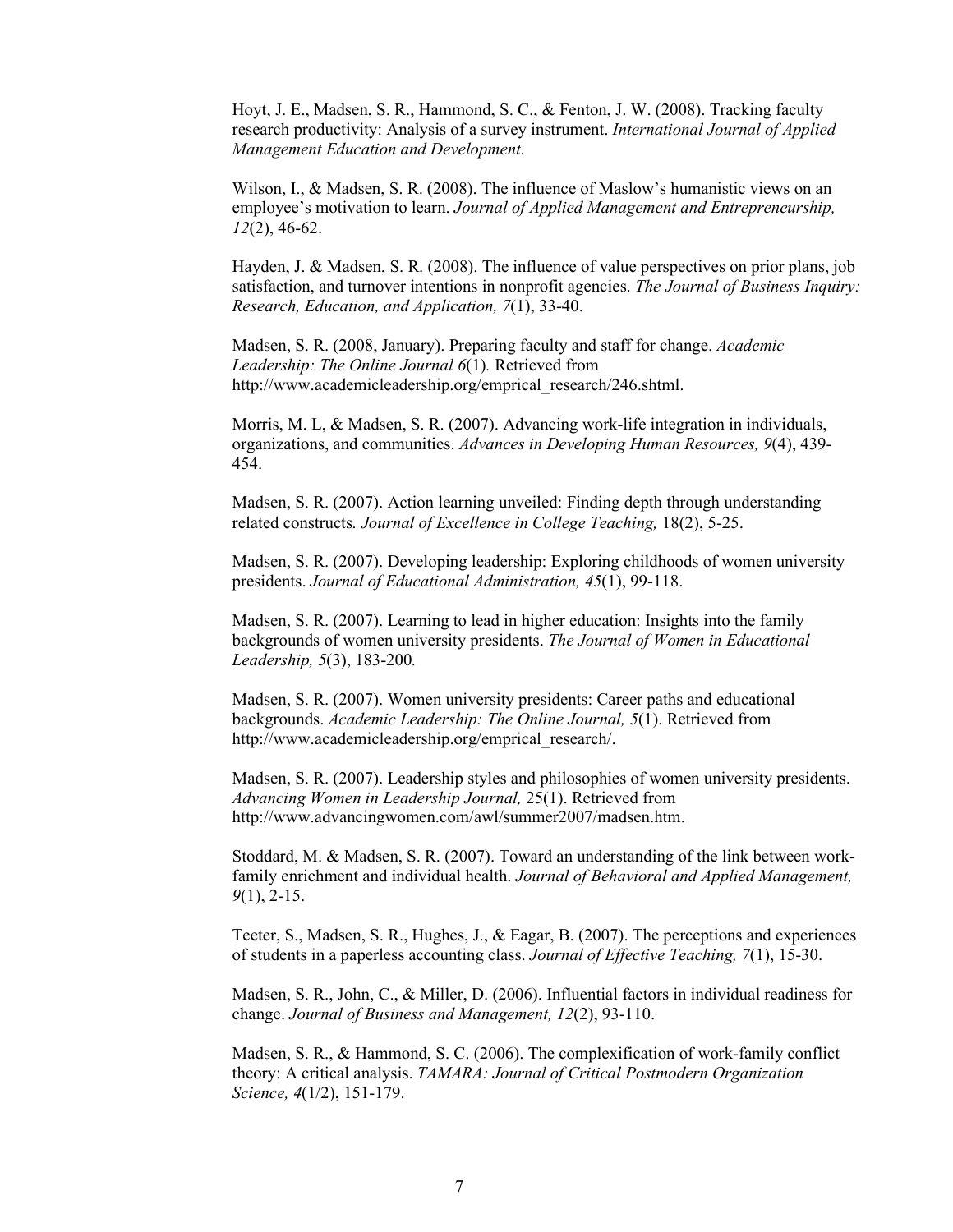Hoyt, J. E., Madsen, S. R., Hammond, S. C., & Fenton, J. W. (2008). Tracking faculty research productivity: Analysis of a survey instrument. *International Journal of Applied Management Education and Development.*

Wilson, I., & Madsen, S. R. (2008). The influence of Maslow's humanistic views on an employee's motivation to learn. *Journal of Applied Management and Entrepreneurship, 12*(2), 46-62.

Hayden, J. & Madsen, S. R. (2008). The influence of value perspectives on prior plans, job satisfaction, and turnover intentions in nonprofit agencies. *The Journal of Business Inquiry: Research, Education, and Application, 7*(1), 33-40.

Madsen, S. R. (2008, January). Preparing faculty and staff for change. *Academic Leadership: The Online Journal 6*(1)*.* Retrieved from http://www.academicleadership.org/emprical_research/246.shtml.

Morris, M. L, & Madsen, S. R. (2007). Advancing work-life integration in individuals, organizations, and communities. *Advances in Developing Human Resources, 9*(4), 439-454.

Madsen, S. R. (2007). Action learning unveiled: Finding depth through understanding related constructs*. Journal of Excellence in College Teaching,* 18(2), 5-25.

Madsen, S. R. (2007). Developing leadership: Exploring childhoods of women university presidents. *Journal of Educational Administration, 45*(1), 99-118.

Madsen, S. R. (2007). Learning to lead in higher education: Insights into the family backgrounds of women university presidents. *The Journal of Women in Educational Leadership, 5*(3), 183-200*.*

Madsen, S. R. (2007). Women university presidents: Career paths and educational backgrounds. *Academic Leadership: The Online Journal, 5*(1). Retrieved from http://www.academicleadership.org/emprical_research/.

Madsen, S. R. (2007). Leadership styles and philosophies of women university presidents. *Advancing Women in Leadership Journal,* 25(1). Retrieved from http://www.advancingwomen.com/awl/summer2007/madsen.htm.

Stoddard, M. & Madsen, S. R. (2007). Toward an understanding of the link between work-family enrichment and individual health. *Journal of Behavioral and Applied Management, 9*(1), 2-15.

Teeter, S., Madsen, S. R., Hughes, J., & Eagar, B. (2007). The perceptions and experiences of students in a paperless accounting class. *Journal of Effective Teaching, 7*(1), 15-30.

Madsen, S. R., John, C., & Miller, D. (2006). Influential factors in individual readiness for change. *Journal of Business and Management, 12*(2), 93-110.

Madsen, S. R., & Hammond, S. C. (2006). The complexification of work-family conflict theory: A critical analysis. *TAMARA: Journal of Critical Postmodern Organization Science, 4*(1/2), 151-179.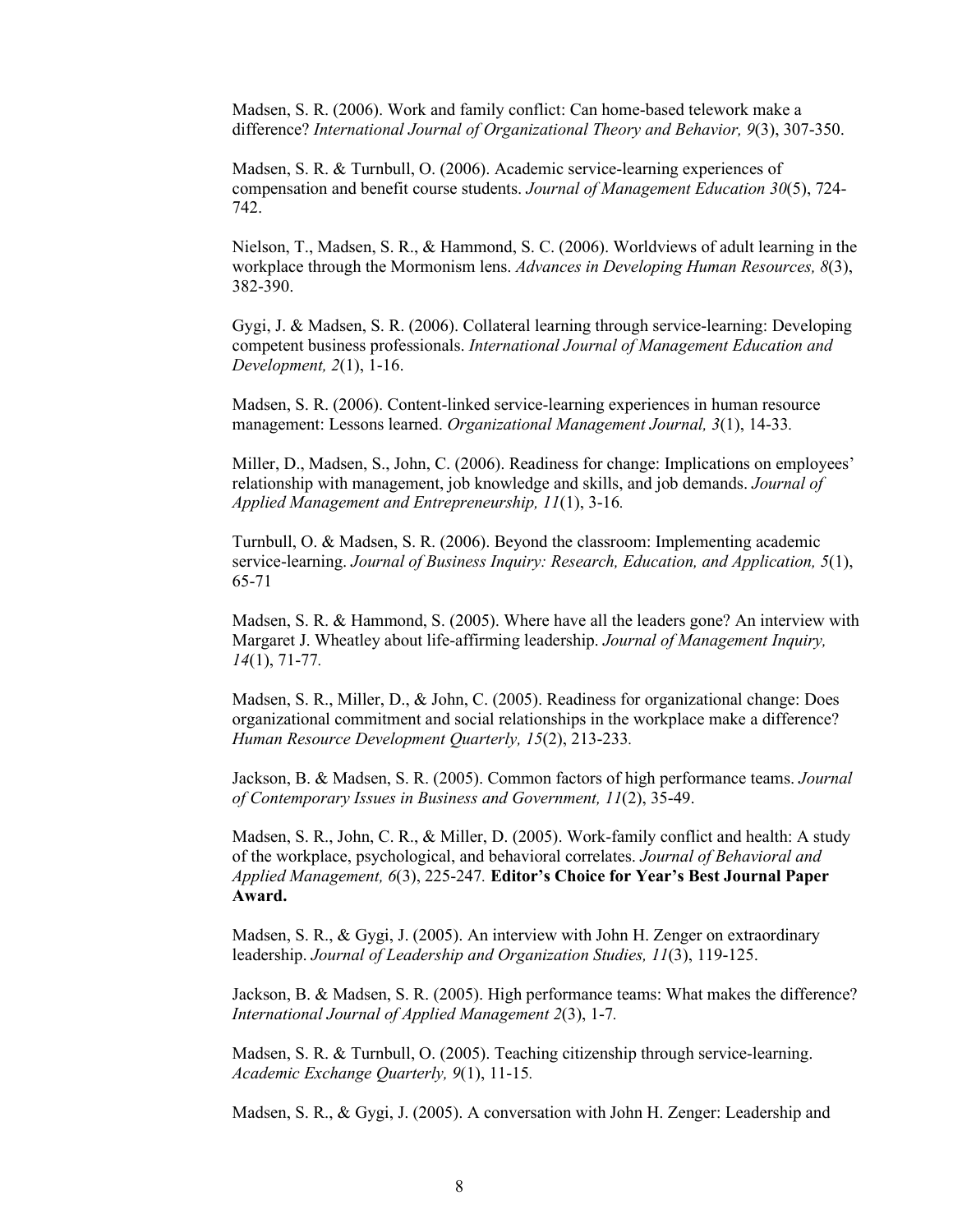Madsen, S. R. (2006). Work and family conflict: Can home-based telework make a difference? *International Journal of Organizational Theory and Behavior, 9*(3), 307-350.

Madsen, S. R. & Turnbull, O. (2006). Academic service-learning experiences of compensation and benefit course students. *Journal of Management Education 30*(5), 724-742.

Nielson, T., Madsen, S. R., & Hammond, S. C. (2006). Worldviews of adult learning in the workplace through the Mormonism lens. *Advances in Developing Human Resources, 8*(3), 382-390.

Gygi, J. & Madsen, S. R. (2006). Collateral learning through service-learning: Developing competent business professionals. *International Journal of Management Education and Development, 2*(1), 1-16.

Madsen, S. R. (2006). Content-linked service-learning experiences in human resource management: Lessons learned. *Organizational Management Journal, 3*(1), 14-33.

Miller, D., Madsen, S., John, C. (2006). Readiness for change: Implications on employees' relationship with management, job knowledge and skills, and job demands. *Journal of Applied Management and Entrepreneurship, 11*(1), 3-16.

Turnbull, O. & Madsen, S. R. (2006). Beyond the classroom: Implementing academic service-learning. *Journal of Business Inquiry: Research, Education, and Application, 5*(1), 65-71

Madsen, S. R. & Hammond, S. (2005). Where have all the leaders gone? An interview with Margaret J. Wheatley about life-affirming leadership. *Journal of Management Inquiry, 14*(1), 71-77.

Madsen, S. R., Miller, D., & John, C. (2005). Readiness for organizational change: Does organizational commitment and social relationships in the workplace make a difference? *Human Resource Development Quarterly, 15*(2), 213-233.

Jackson, B. & Madsen, S. R. (2005). Common factors of high performance teams. *Journal of Contemporary Issues in Business and Government, 11*(2), 35-49.

Madsen, S. R., John, C. R., & Miller, D. (2005). Work-family conflict and health: A study of the workplace, psychological, and behavioral correlates. *Journal of Behavioral and Applied Management, 6*(3), 225-247. **Editor's Choice for Year's Best Journal Paper Award.**

Madsen, S. R., & Gygi, J. (2005). An interview with John H. Zenger on extraordinary leadership. *Journal of Leadership and Organization Studies, 11*(3), 119-125.

Jackson, B. & Madsen, S. R. (2005). High performance teams: What makes the difference? *International Journal of Applied Management 2*(3), 1-7.

Madsen, S. R. & Turnbull, O. (2005). Teaching citizenship through service-learning. *Academic Exchange Quarterly, 9*(1), 11-15.

Madsen, S. R., & Gygi, J. (2005). A conversation with John H. Zenger: Leadership and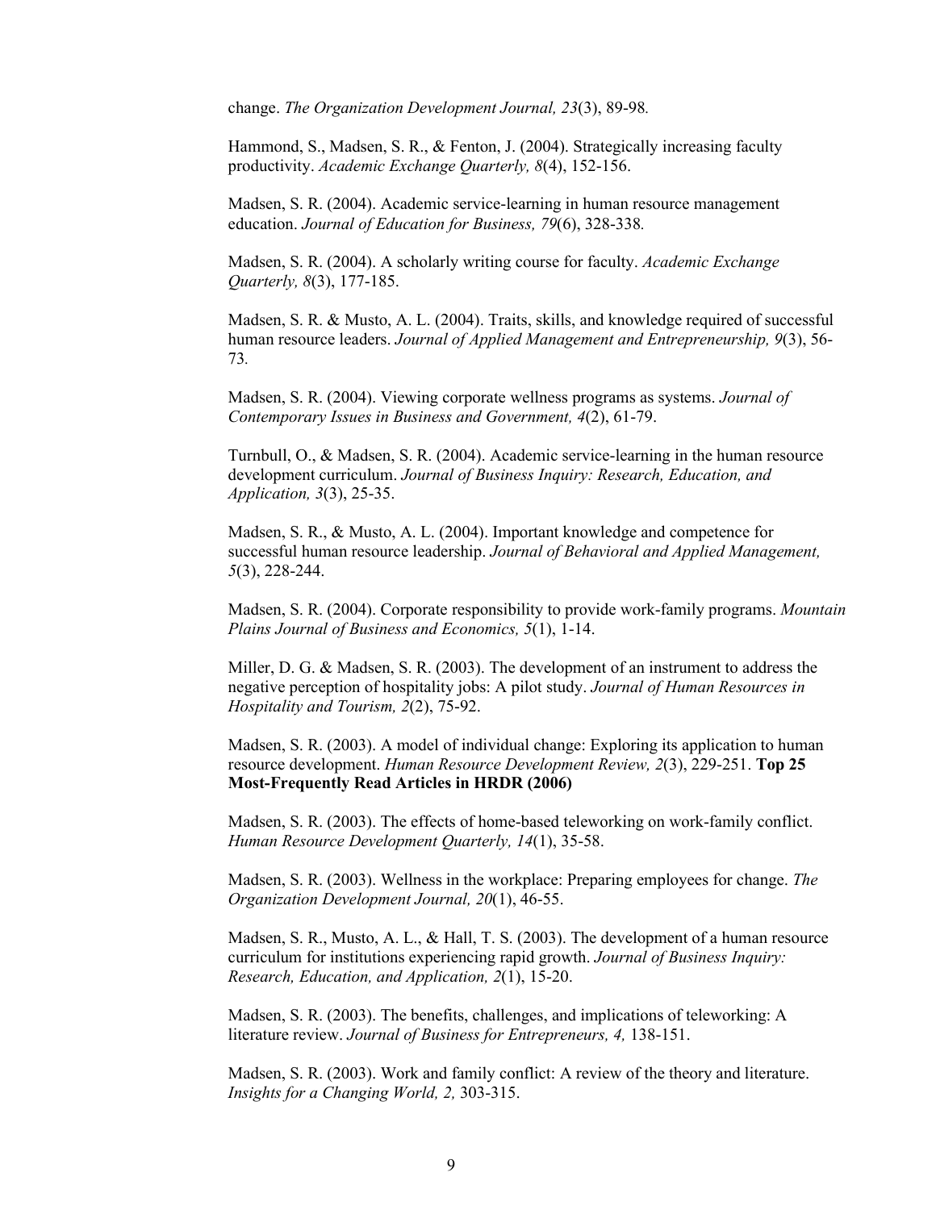change. *The Organization Development Journal, 23*(3), 89-98.

Hammond, S., Madsen, S. R., & Fenton, J. (2004). Strategically increasing faculty productivity. *Academic Exchange Quarterly, 8*(4), 152-156.

Madsen, S. R. (2004). Academic service-learning in human resource management education. *Journal of Education for Business, 79*(6), 328-338.

Madsen, S. R. (2004). A scholarly writing course for faculty. *Academic Exchange Quarterly, 8*(3), 177-185.

Madsen, S. R. & Musto, A. L. (2004). Traits, skills, and knowledge required of successful human resource leaders. *Journal of Applied Management and Entrepreneurship, 9*(3), 56-73.

Madsen, S. R. (2004). Viewing corporate wellness programs as systems. *Journal of Contemporary Issues in Business and Government, 4*(2), 61-79.

Turnbull, O., & Madsen, S. R. (2004). Academic service-learning in the human resource development curriculum. *Journal of Business Inquiry: Research, Education, and Application, 3*(3), 25-35.

Madsen, S. R., & Musto, A. L. (2004). Important knowledge and competence for successful human resource leadership. *Journal of Behavioral and Applied Management, 5*(3), 228-244.

Madsen, S. R. (2004). Corporate responsibility to provide work-family programs. *Mountain Plains Journal of Business and Economics, 5*(1), 1-14.

Miller, D. G. & Madsen, S. R. (2003). The development of an instrument to address the negative perception of hospitality jobs: A pilot study. *Journal of Human Resources in Hospitality and Tourism, 2*(2), 75-92.

Madsen, S. R. (2003). A model of individual change: Exploring its application to human resource development. *Human Resource Development Review, 2*(3), 229-251. **Top 25 Most-Frequently Read Articles in HRDR (2006)**

Madsen, S. R. (2003). The effects of home-based teleworking on work-family conflict. *Human Resource Development Quarterly, 14*(1), 35-58.

Madsen, S. R. (2003). Wellness in the workplace: Preparing employees for change. *The Organization Development Journal, 20*(1), 46-55.

Madsen, S. R., Musto, A. L., & Hall, T. S. (2003). The development of a human resource curriculum for institutions experiencing rapid growth. *Journal of Business Inquiry: Research, Education, and Application, 2*(1), 15-20.

Madsen, S. R. (2003). The benefits, challenges, and implications of teleworking: A literature review. *Journal of Business for Entrepreneurs, 4,* 138-151.

Madsen, S. R. (2003). Work and family conflict: A review of the theory and literature. *Insights for a Changing World, 2,* 303-315.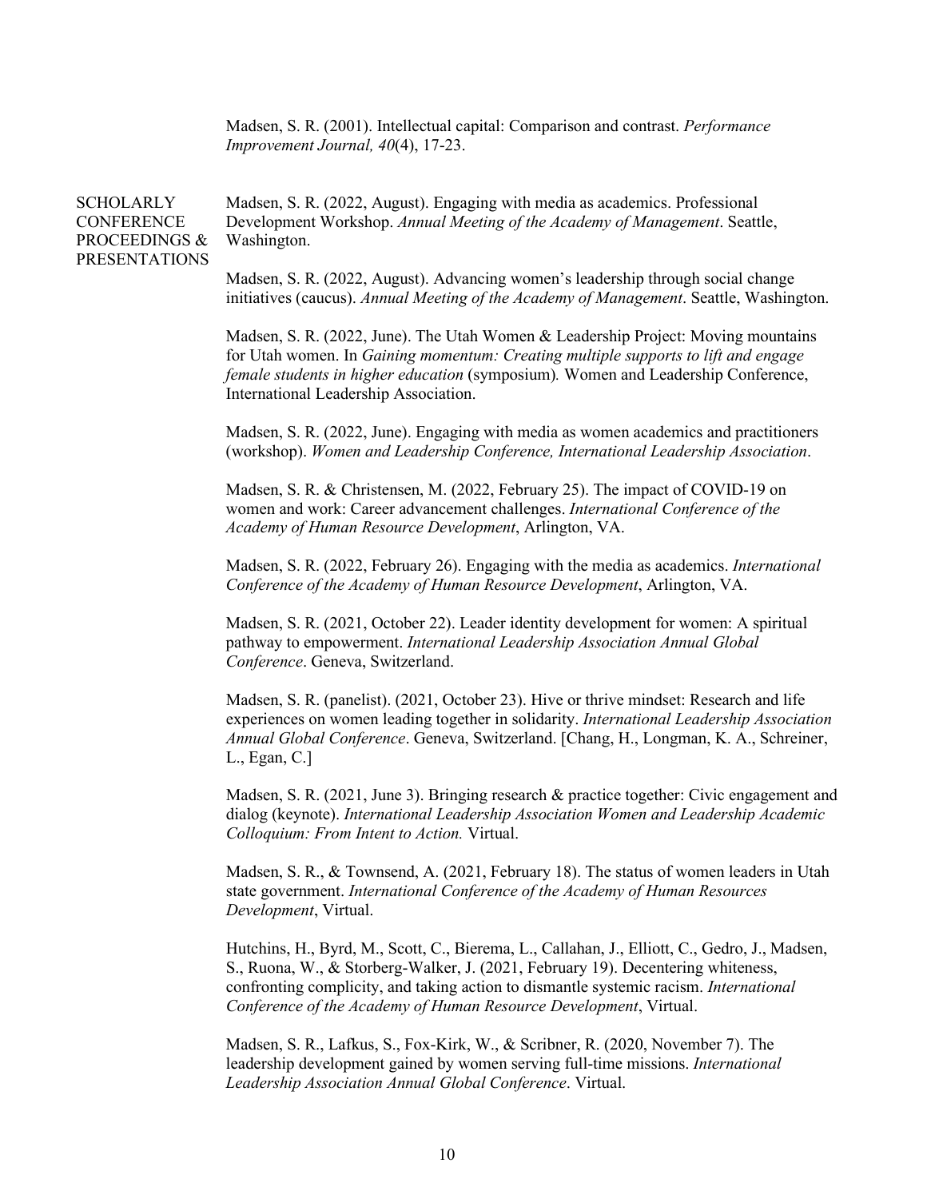Madsen, S. R. (2001). Intellectual capital: Comparison and contrast. *Performance Improvement Journal, 40*(4), 17-23.

## SCHOLARLY CONFERENCE PROCEEDINGS & PRESENTATIONS

Madsen, S. R. (2022, August). Engaging with media as academics. Professional Development Workshop. *Annual Meeting of the Academy of Management*. Seattle, Washington.

Madsen, S. R. (2022, August). Advancing women's leadership through social change initiatives (caucus). *Annual Meeting of the Academy of Management*. Seattle, Washington.

Madsen, S. R. (2022, June). The Utah Women & Leadership Project: Moving mountains for Utah women. In *Gaining momentum: Creating multiple supports to lift and engage female students in higher education* (symposium)*.* Women and Leadership Conference, International Leadership Association.

Madsen, S. R. (2022, June). Engaging with media as women academics and practitioners (workshop). *Women and Leadership Conference, International Leadership Association*.

Madsen, S. R. & Christensen, M. (2022, February 25). The impact of COVID-19 on women and work: Career advancement challenges. *International Conference of the Academy of Human Resource Development*, Arlington, VA.

Madsen, S. R. (2022, February 26). Engaging with the media as academics. *International Conference of the Academy of Human Resource Development*, Arlington, VA.

Madsen, S. R. (2021, October 22). Leader identity development for women: A spiritual pathway to empowerment. *International Leadership Association Annual Global Conference*. Geneva, Switzerland.

Madsen, S. R. (panelist). (2021, October 23). Hive or thrive mindset: Research and life experiences on women leading together in solidarity. *International Leadership Association Annual Global Conference*. Geneva, Switzerland. [Chang, H., Longman, K. A., Schreiner, L., Egan, C.]

Madsen, S. R. (2021, June 3). Bringing research & practice together: Civic engagement and dialog (keynote). *International Leadership Association Women and Leadership Academic Colloquium: From Intent to Action.* Virtual.

Madsen, S. R., & Townsend, A. (2021, February 18). The status of women leaders in Utah state government. *International Conference of the Academy of Human Resources Development*, Virtual.

Hutchins, H., Byrd, M., Scott, C., Bierema, L., Callahan, J., Elliott, C., Gedro, J., Madsen, S., Ruona, W., & Storberg-Walker, J. (2021, February 19). Decentering whiteness, confronting complicity, and taking action to dismantle systemic racism. *International Conference of the Academy of Human Resource Development*, Virtual.

Madsen, S. R., Lafkus, S., Fox-Kirk, W., & Scribner, R. (2020, November 7). The leadership development gained by women serving full-time missions. *International Leadership Association Annual Global Conference*. Virtual.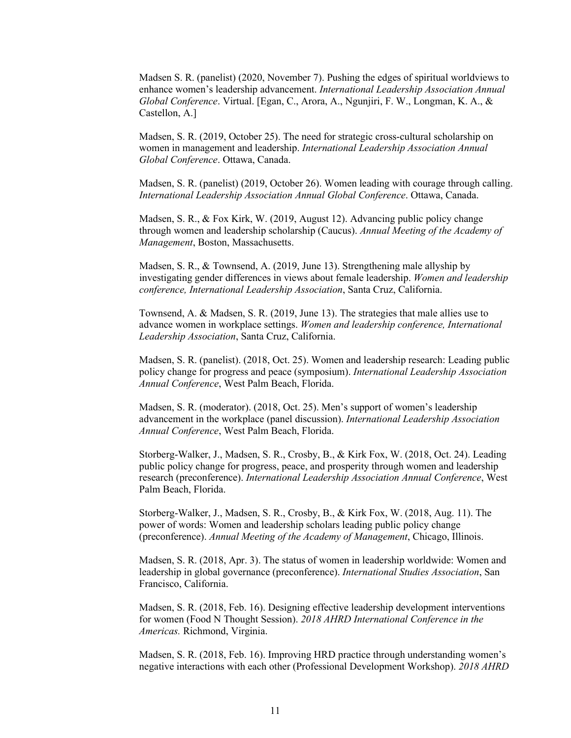Madsen S. R. (panelist) (2020, November 7). Pushing the edges of spiritual worldviews to enhance women's leadership advancement. *International Leadership Association Annual Global Conference*. Virtual. [Egan, C., Arora, A., Ngunjiri, F. W., Longman, K. A., & Castellon, A.]

Madsen, S. R. (2019, October 25). The need for strategic cross-cultural scholarship on women in management and leadership. *International Leadership Association Annual Global Conference*. Ottawa, Canada.

Madsen, S. R. (panelist) (2019, October 26). Women leading with courage through calling. *International Leadership Association Annual Global Conference*. Ottawa, Canada.

Madsen, S. R., & Fox Kirk, W. (2019, August 12). Advancing public policy change through women and leadership scholarship (Caucus). *Annual Meeting of the Academy of Management*, Boston, Massachusetts.

Madsen, S. R., & Townsend, A. (2019, June 13). Strengthening male allyship by investigating gender differences in views about female leadership. *Women and leadership conference, International Leadership Association*, Santa Cruz, California.

Townsend, A. & Madsen, S. R. (2019, June 13). The strategies that male allies use to advance women in workplace settings. *Women and leadership conference, International Leadership Association*, Santa Cruz, California.

Madsen, S. R. (panelist). (2018, Oct. 25). Women and leadership research: Leading public policy change for progress and peace (symposium). *International Leadership Association Annual Conference*, West Palm Beach, Florida.

Madsen, S. R. (moderator). (2018, Oct. 25). Men's support of women's leadership advancement in the workplace (panel discussion). *International Leadership Association Annual Conference*, West Palm Beach, Florida.

Storberg-Walker, J., Madsen, S. R., Crosby, B., & Kirk Fox, W. (2018, Oct. 24). Leading public policy change for progress, peace, and prosperity through women and leadership research (preconference). *International Leadership Association Annual Conference*, West Palm Beach, Florida.

Storberg-Walker, J., Madsen, S. R., Crosby, B., & Kirk Fox, W. (2018, Aug. 11). The power of words: Women and leadership scholars leading public policy change (preconference). *Annual Meeting of the Academy of Management*, Chicago, Illinois.

Madsen, S. R. (2018, Apr. 3). The status of women in leadership worldwide: Women and leadership in global governance (preconference). *International Studies Association*, San Francisco, California.

Madsen, S. R. (2018, Feb. 16). Designing effective leadership development interventions for women (Food N Thought Session). *2018 AHRD International Conference in the Americas.* Richmond, Virginia.

Madsen, S. R. (2018, Feb. 16). Improving HRD practice through understanding women's negative interactions with each other (Professional Development Workshop). *2018 AHRD*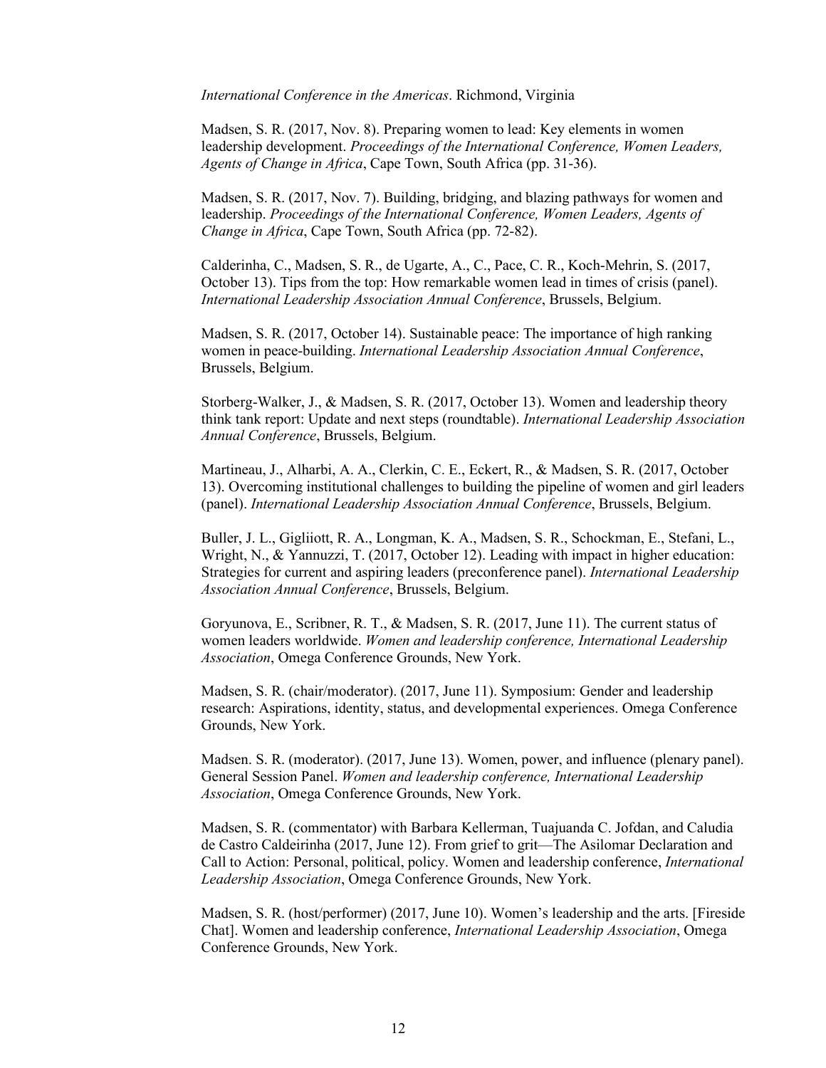*International Conference in the Americas*. Richmond, Virginia

Madsen, S. R. (2017, Nov. 8). Preparing women to lead: Key elements in women leadership development. *Proceedings of the International Conference, Women Leaders, Agents of Change in Africa*, Cape Town, South Africa (pp. 31-36).

Madsen, S. R. (2017, Nov. 7). Building, bridging, and blazing pathways for women and leadership. *Proceedings of the International Conference, Women Leaders, Agents of Change in Africa*, Cape Town, South Africa (pp. 72-82).

Calderinha, C., Madsen, S. R., de Ugarte, A., C., Pace, C. R., Koch-Mehrin, S. (2017, October 13). Tips from the top: How remarkable women lead in times of crisis (panel). *International Leadership Association Annual Conference*, Brussels, Belgium.

Madsen, S. R. (2017, October 14). Sustainable peace: The importance of high ranking women in peace-building. *International Leadership Association Annual Conference*, Brussels, Belgium.

Storberg-Walker, J., & Madsen, S. R. (2017, October 13). Women and leadership theory think tank report: Update and next steps (roundtable). *International Leadership Association Annual Conference*, Brussels, Belgium.

Martineau, J., Alharbi, A. A., Clerkin, C. E., Eckert, R., & Madsen, S. R. (2017, October 13). Overcoming institutional challenges to building the pipeline of women and girl leaders (panel). *International Leadership Association Annual Conference*, Brussels, Belgium.

Buller, J. L., Gigliiott, R. A., Longman, K. A., Madsen, S. R., Schockman, E., Stefani, L., Wright, N., & Yannuzzi, T. (2017, October 12). Leading with impact in higher education: Strategies for current and aspiring leaders (preconference panel). *International Leadership Association Annual Conference*, Brussels, Belgium.

Goryunova, E., Scribner, R. T., & Madsen, S. R. (2017, June 11). The current status of women leaders worldwide. *Women and leadership conference, International Leadership Association*, Omega Conference Grounds, New York.

Madsen, S. R. (chair/moderator). (2017, June 11). Symposium: Gender and leadership research: Aspirations, identity, status, and developmental experiences. Omega Conference Grounds, New York.

Madsen. S. R. (moderator). (2017, June 13). Women, power, and influence (plenary panel). General Session Panel. *Women and leadership conference, International Leadership Association*, Omega Conference Grounds, New York.

Madsen, S. R. (commentator) with Barbara Kellerman, Tuajuanda C. Jofdan, and Caludia de Castro Caldeirinha (2017, June 12). From grief to grit—The Asilomar Declaration and Call to Action: Personal, political, policy. Women and leadership conference, *International Leadership Association*, Omega Conference Grounds, New York.

Madsen, S. R. (host/performer) (2017, June 10). Women's leadership and the arts. [Fireside Chat]. Women and leadership conference, *International Leadership Association*, Omega Conference Grounds, New York.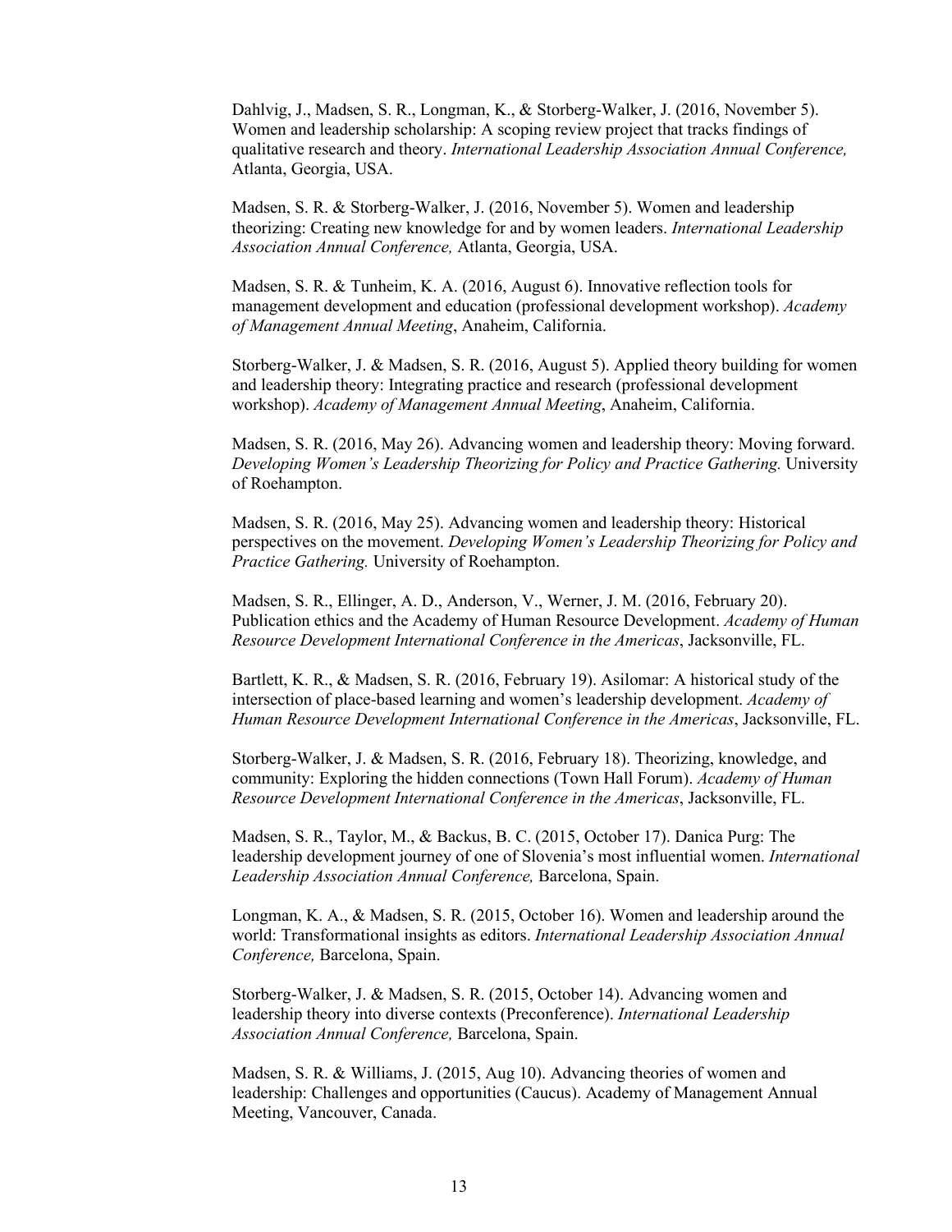Dahlvig, J., Madsen, S. R., Longman, K., & Storberg-Walker, J. (2016, November 5). Women and leadership scholarship: A scoping review project that tracks findings of qualitative research and theory. *International Leadership Association Annual Conference,* Atlanta, Georgia, USA.

Madsen, S. R. & Storberg-Walker, J. (2016, November 5). Women and leadership theorizing: Creating new knowledge for and by women leaders. *International Leadership Association Annual Conference,* Atlanta, Georgia, USA.

Madsen, S. R. & Tunheim, K. A. (2016, August 6). Innovative reflection tools for management development and education (professional development workshop). *Academy of Management Annual Meeting*, Anaheim, California.

Storberg-Walker, J. & Madsen, S. R. (2016, August 5). Applied theory building for women and leadership theory: Integrating practice and research (professional development workshop). *Academy of Management Annual Meeting*, Anaheim, California.

Madsen, S. R. (2016, May 26). Advancing women and leadership theory: Moving forward. *Developing Women's Leadership Theorizing for Policy and Practice Gathering.* University of Roehampton.

Madsen, S. R. (2016, May 25). Advancing women and leadership theory: Historical perspectives on the movement. *Developing Women's Leadership Theorizing for Policy and Practice Gathering.* University of Roehampton.

Madsen, S. R., Ellinger, A. D., Anderson, V., Werner, J. M. (2016, February 20). Publication ethics and the Academy of Human Resource Development. *Academy of Human Resource Development International Conference in the Americas*, Jacksonville, FL.

Bartlett, K. R., & Madsen, S. R. (2016, February 19). Asilomar: A historical study of the intersection of place-based learning and women's leadership development. *Academy of Human Resource Development International Conference in the Americas*, Jacksonville, FL.

Storberg-Walker, J. & Madsen, S. R. (2016, February 18). Theorizing, knowledge, and community: Exploring the hidden connections (Town Hall Forum). *Academy of Human Resource Development International Conference in the Americas*, Jacksonville, FL.

Madsen, S. R., Taylor, M., & Backus, B. C. (2015, October 17). Danica Purg: The leadership development journey of one of Slovenia's most influential women. *International Leadership Association Annual Conference,* Barcelona, Spain.

Longman, K. A., & Madsen, S. R. (2015, October 16). Women and leadership around the world: Transformational insights as editors. *International Leadership Association Annual Conference,* Barcelona, Spain.

Storberg-Walker, J. & Madsen, S. R. (2015, October 14). Advancing women and leadership theory into diverse contexts (Preconference). *International Leadership Association Annual Conference,* Barcelona, Spain.

Madsen, S. R. & Williams, J. (2015, Aug 10). Advancing theories of women and leadership: Challenges and opportunities (Caucus). Academy of Management Annual Meeting, Vancouver, Canada.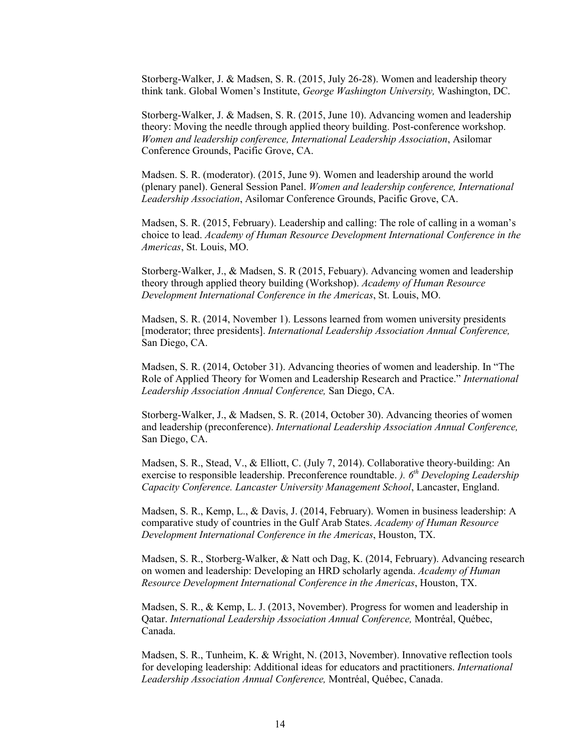Storberg-Walker, J. & Madsen, S. R. (2015, July 26-28). Women and leadership theory think tank. Global Women's Institute, *George Washington University,* Washington, DC.

Storberg-Walker, J. & Madsen, S. R. (2015, June 10). Advancing women and leadership theory: Moving the needle through applied theory building. Post-conference workshop. *Women and leadership conference, International Leadership Association*, Asilomar Conference Grounds, Pacific Grove, CA.

Madsen. S. R. (moderator). (2015, June 9). Women and leadership around the world (plenary panel). General Session Panel. *Women and leadership conference, International Leadership Association*, Asilomar Conference Grounds, Pacific Grove, CA.

Madsen, S. R. (2015, February). Leadership and calling: The role of calling in a woman's choice to lead. *Academy of Human Resource Development International Conference in the Americas*, St. Louis, MO.

Storberg-Walker, J., & Madsen, S. R (2015, Febuary). Advancing women and leadership theory through applied theory building (Workshop). *Academy of Human Resource Development International Conference in the Americas*, St. Louis, MO.

Madsen, S. R. (2014, November 1). Lessons learned from women university presidents [moderator; three presidents]. *International Leadership Association Annual Conference,* San Diego, CA.

Madsen, S. R. (2014, October 31). Advancing theories of women and leadership. In "The Role of Applied Theory for Women and Leadership Research and Practice." *International Leadership Association Annual Conference,* San Diego, CA.

Storberg-Walker, J., & Madsen, S. R. (2014, October 30). Advancing theories of women and leadership (preconference). *International Leadership Association Annual Conference,* San Diego, CA.

Madsen, S. R., Stead, V., & Elliott, C. (July 7, 2014). Collaborative theory-building: An exercise to responsible leadership. Preconference roundtable. *). 6th Developing Leadership Capacity Conference. Lancaster University Management School*, Lancaster, England.

Madsen, S. R., Kemp, L., & Davis, J. (2014, February). Women in business leadership: A comparative study of countries in the Gulf Arab States. *Academy of Human Resource Development International Conference in the Americas*, Houston, TX.

Madsen, S. R., Storberg-Walker, & Natt och Dag, K. (2014, February). Advancing research on women and leadership: Developing an HRD scholarly agenda. *Academy of Human Resource Development International Conference in the Americas*, Houston, TX.

Madsen, S. R., & Kemp, L. J. (2013, November). Progress for women and leadership in Qatar. *International Leadership Association Annual Conference,* Montréal, Québec, Canada.

Madsen, S. R., Tunheim, K. & Wright, N. (2013, November). Innovative reflection tools for developing leadership: Additional ideas for educators and practitioners. *International Leadership Association Annual Conference,* Montréal, Québec, Canada.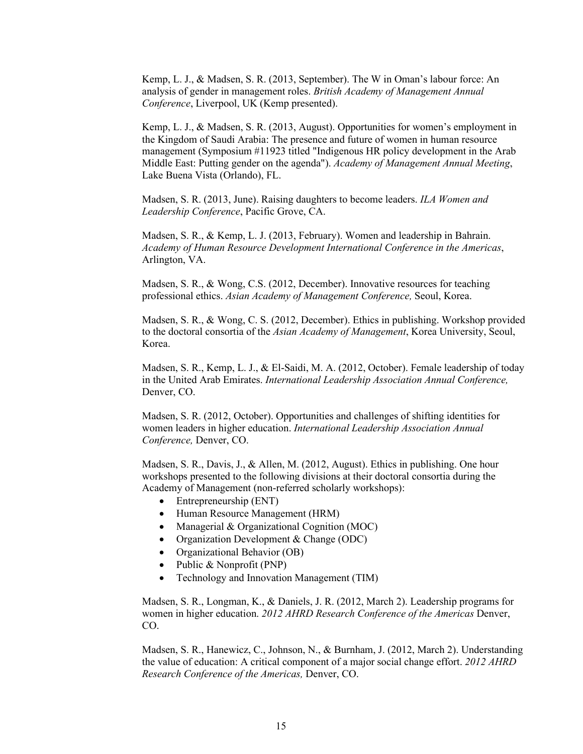Kemp, L. J., & Madsen, S. R. (2013, September). The W in Oman's labour force: An analysis of gender in management roles. *British Academy of Management Annual Conference*, Liverpool, UK (Kemp presented).

Kemp, L. J., & Madsen, S. R. (2013, August). Opportunities for women's employment in the Kingdom of Saudi Arabia: The presence and future of women in human resource management (Symposium #11923 titled "Indigenous HR policy development in the Arab Middle East: Putting gender on the agenda"). *Academy of Management Annual Meeting*, Lake Buena Vista (Orlando), FL.

Madsen, S. R. (2013, June). Raising daughters to become leaders. *ILA Women and Leadership Conference*, Pacific Grove, CA.

Madsen, S. R., & Kemp, L. J. (2013, February). Women and leadership in Bahrain. *Academy of Human Resource Development International Conference in the Americas*, Arlington, VA.

Madsen, S. R., & Wong, C.S. (2012, December). Innovative resources for teaching professional ethics. *Asian Academy of Management Conference,* Seoul, Korea.

Madsen, S. R., & Wong, C. S. (2012, December). Ethics in publishing. Workshop provided to the doctoral consortia of the *Asian Academy of Management*, Korea University, Seoul, Korea.

Madsen, S. R., Kemp, L. J., & El-Saidi, M. A. (2012, October). Female leadership of today in the United Arab Emirates. *International Leadership Association Annual Conference,* Denver, CO.

Madsen, S. R. (2012, October). Opportunities and challenges of shifting identities for women leaders in higher education. *International Leadership Association Annual Conference,* Denver, CO.

Madsen, S. R., Davis, J., & Allen, M. (2012, August). Ethics in publishing. One hour workshops presented to the following divisions at their doctoral consortia during the Academy of Management (non-referred scholarly workshops):

- Entrepreneurship (ENT)
- Human Resource Management (HRM)
- Managerial & Organizational Cognition (MOC)
- Organization Development & Change (ODC)
- Organizational Behavior (OB)
- Public & Nonprofit (PNP)
- Technology and Innovation Management (TIM)

Madsen, S. R., Longman, K., & Daniels, J. R. (2012, March 2). Leadership programs for women in higher education. *2012 AHRD Research Conference of the Americas* Denver, CO.

Madsen, S. R., Hanewicz, C., Johnson, N., & Burnham, J. (2012, March 2). Understanding the value of education: A critical component of a major social change effort. *2012 AHRD Research Conference of the Americas,* Denver, CO.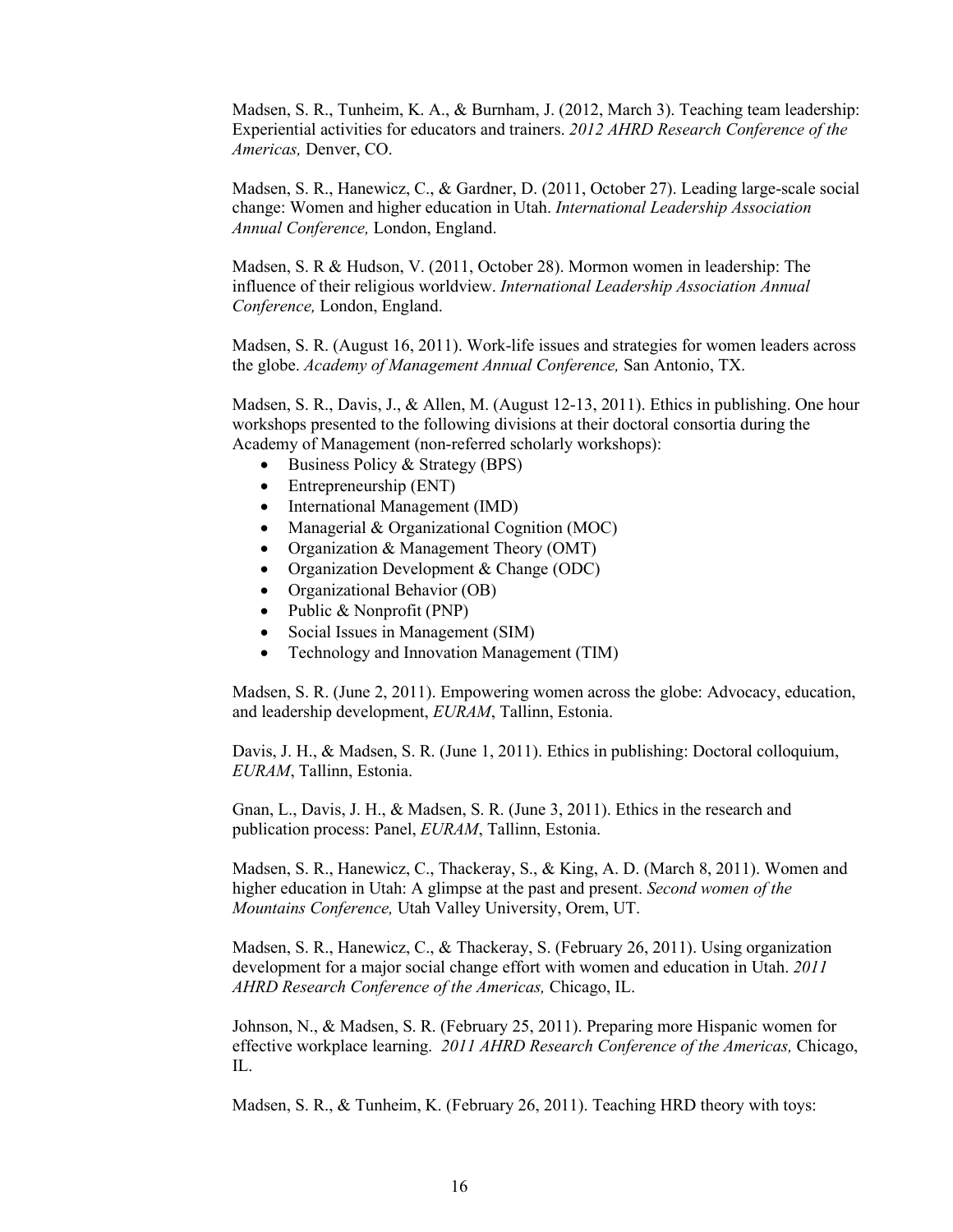Madsen, S. R., Tunheim, K. A., & Burnham, J. (2012, March 3). Teaching team leadership: Experiential activities for educators and trainers. *2012 AHRD Research Conference of the Americas,* Denver, CO.

Madsen, S. R., Hanewicz, C., & Gardner, D. (2011, October 27). Leading large-scale social change: Women and higher education in Utah. *International Leadership Association Annual Conference,* London, England.

Madsen, S. R & Hudson, V. (2011, October 28). Mormon women in leadership: The influence of their religious worldview. *International Leadership Association Annual Conference,* London, England.

Madsen, S. R. (August 16, 2011). Work-life issues and strategies for women leaders across the globe. *Academy of Management Annual Conference,* San Antonio, TX.

Madsen, S. R., Davis, J., & Allen, M. (August 12-13, 2011). Ethics in publishing. One hour workshops presented to the following divisions at their doctoral consortia during the Academy of Management (non-referred scholarly workshops):

- Business Policy & Strategy (BPS)
- Entrepreneurship (ENT)
- International Management (IMD)
- Managerial & Organizational Cognition (MOC)
- Organization & Management Theory (OMT)
- Organization Development & Change (ODC)
- Organizational Behavior (OB)
- Public & Nonprofit (PNP)
- Social Issues in Management (SIM)
- Technology and Innovation Management (TIM)

Madsen, S. R. (June 2, 2011). Empowering women across the globe: Advocacy, education, and leadership development, *EURAM*, Tallinn, Estonia.

Davis, J. H., & Madsen, S. R. (June 1, 2011). Ethics in publishing: Doctoral colloquium, *EURAM*, Tallinn, Estonia.

Gnan, L., Davis, J. H., & Madsen, S. R. (June 3, 2011). Ethics in the research and publication process: Panel, *EURAM*, Tallinn, Estonia.

Madsen, S. R., Hanewicz, C., Thackeray, S., & King, A. D. (March 8, 2011). Women and higher education in Utah: A glimpse at the past and present. *Second women of the Mountains Conference,* Utah Valley University, Orem, UT.

Madsen, S. R., Hanewicz, C., & Thackeray, S. (February 26, 2011). Using organization development for a major social change effort with women and education in Utah. *2011 AHRD Research Conference of the Americas,* Chicago, IL.

Johnson, N., & Madsen, S. R. (February 25, 2011). Preparing more Hispanic women for effective workplace learning. *2011 AHRD Research Conference of the Americas,* Chicago, IL.

Madsen, S. R., & Tunheim, K. (February 26, 2011). Teaching HRD theory with toys: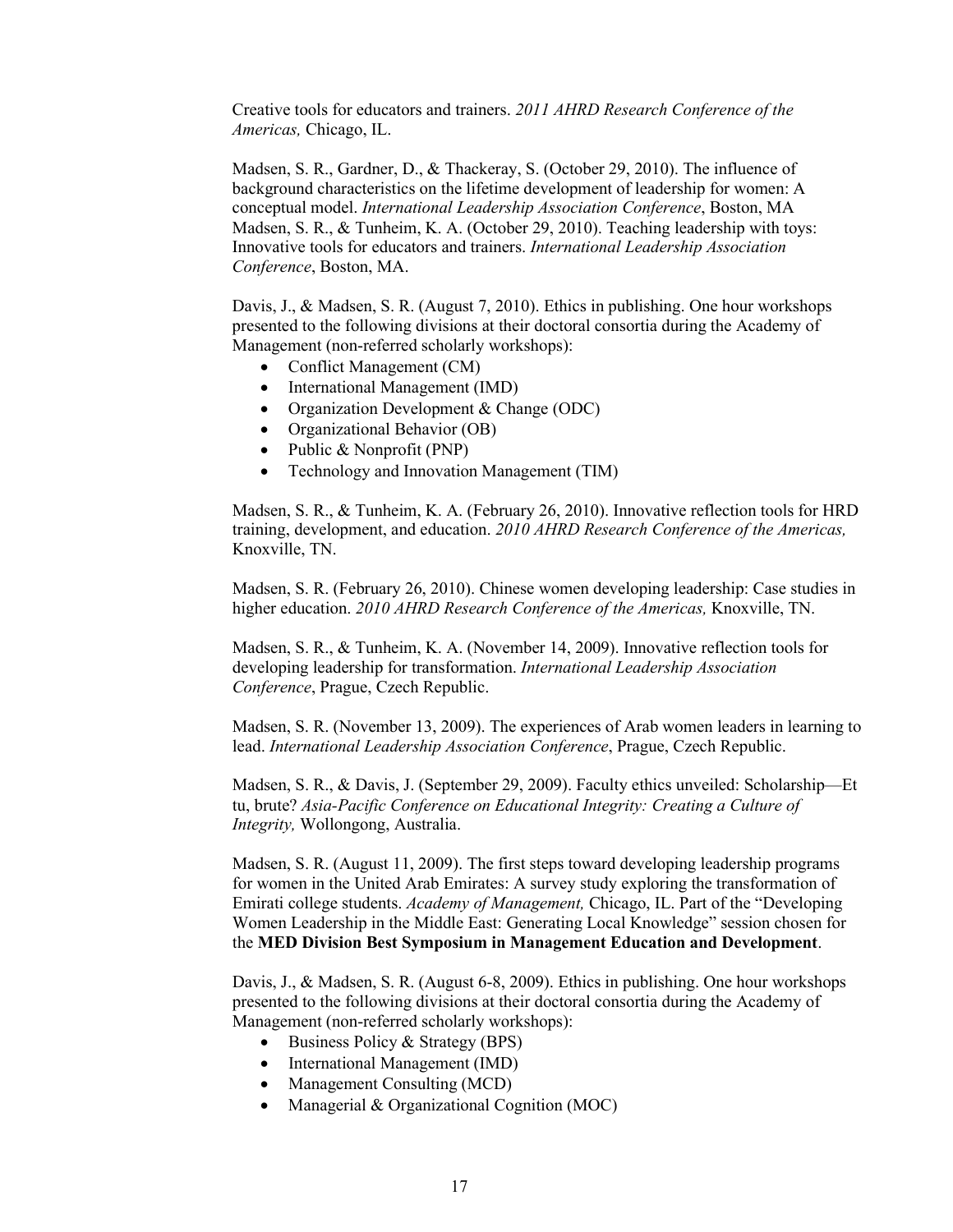Creative tools for educators and trainers. *2011 AHRD Research Conference of the Americas,* Chicago, IL.

Madsen, S. R., Gardner, D., & Thackeray, S. (October 29, 2010). The influence of background characteristics on the lifetime development of leadership for women: A conceptual model. *International Leadership Association Conference*, Boston, MA
Madsen, S. R., & Tunheim, K. A. (October 29, 2010). Teaching leadership with toys: Innovative tools for educators and trainers. *International Leadership Association Conference*, Boston, MA.

Davis, J., & Madsen, S. R. (August 7, 2010). Ethics in publishing. One hour workshops presented to the following divisions at their doctoral consortia during the Academy of Management (non-referred scholarly workshops):

- Conflict Management (CM)
- International Management (IMD)
- Organization Development & Change (ODC)
- Organizational Behavior (OB)
- Public & Nonprofit (PNP)
- Technology and Innovation Management (TIM)

Madsen, S. R., & Tunheim, K. A. (February 26, 2010). Innovative reflection tools for HRD training, development, and education. *2010 AHRD Research Conference of the Americas,* Knoxville, TN.

Madsen, S. R. (February 26, 2010). Chinese women developing leadership: Case studies in higher education. *2010 AHRD Research Conference of the Americas,* Knoxville, TN.

Madsen, S. R., & Tunheim, K. A. (November 14, 2009). Innovative reflection tools for developing leadership for transformation. *International Leadership Association Conference*, Prague, Czech Republic.

Madsen, S. R. (November 13, 2009). The experiences of Arab women leaders in learning to lead. *International Leadership Association Conference*, Prague, Czech Republic.

Madsen, S. R., & Davis, J. (September 29, 2009). Faculty ethics unveiled: Scholarship—Et tu, brute? *Asia-Pacific Conference on Educational Integrity: Creating a Culture of Integrity,* Wollongong, Australia.

Madsen, S. R. (August 11, 2009). The first steps toward developing leadership programs for women in the United Arab Emirates: A survey study exploring the transformation of Emirati college students. *Academy of Management,* Chicago, IL. Part of the "Developing Women Leadership in the Middle East: Generating Local Knowledge" session chosen for the **MED Division Best Symposium in Management Education and Development**.

Davis, J., & Madsen, S. R. (August 6-8, 2009). Ethics in publishing. One hour workshops presented to the following divisions at their doctoral consortia during the Academy of Management (non-referred scholarly workshops):

- Business Policy & Strategy (BPS)
- International Management (IMD)
- Management Consulting (MCD)
- Managerial & Organizational Cognition (MOC)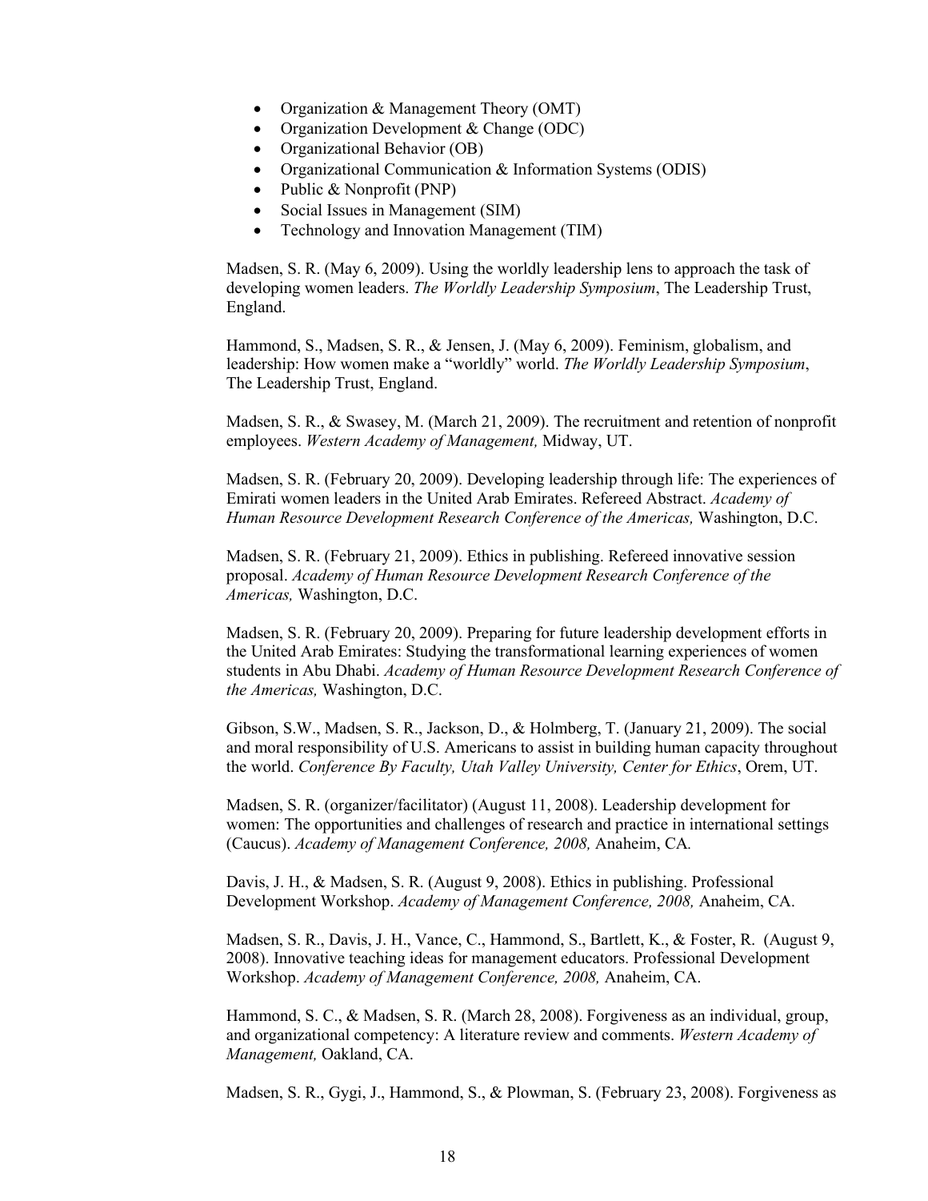- Organization & Management Theory (OMT)
- Organization Development & Change (ODC)
- Organizational Behavior (OB)
- Organizational Communication & Information Systems (ODIS)
- Public & Nonprofit (PNP)
- Social Issues in Management (SIM)
- Technology and Innovation Management (TIM)

Madsen, S. R. (May 6, 2009). Using the worldly leadership lens to approach the task of developing women leaders. *The Worldly Leadership Symposium*, The Leadership Trust, England.

Hammond, S., Madsen, S. R., & Jensen, J. (May 6, 2009). Feminism, globalism, and leadership: How women make a "worldly" world. *The Worldly Leadership Symposium*, The Leadership Trust, England.

Madsen, S. R., & Swasey, M. (March 21, 2009). The recruitment and retention of nonprofit employees. *Western Academy of Management,* Midway, UT.

Madsen, S. R. (February 20, 2009). Developing leadership through life: The experiences of Emirati women leaders in the United Arab Emirates. Refereed Abstract. *Academy of Human Resource Development Research Conference of the Americas,* Washington, D.C.

Madsen, S. R. (February 21, 2009). Ethics in publishing. Refereed innovative session proposal. *Academy of Human Resource Development Research Conference of the Americas,* Washington, D.C.

Madsen, S. R. (February 20, 2009). Preparing for future leadership development efforts in the United Arab Emirates: Studying the transformational learning experiences of women students in Abu Dhabi. *Academy of Human Resource Development Research Conference of the Americas,* Washington, D.C.

Gibson, S.W., Madsen, S. R., Jackson, D., & Holmberg, T. (January 21, 2009). The social and moral responsibility of U.S. Americans to assist in building human capacity throughout the world. *Conference By Faculty, Utah Valley University, Center for Ethics*, Orem, UT.

Madsen, S. R. (organizer/facilitator) (August 11, 2008). Leadership development for women: The opportunities and challenges of research and practice in international settings (Caucus). *Academy of Management Conference, 2008,* Anaheim, CA*.*

Davis, J. H., & Madsen, S. R. (August 9, 2008). Ethics in publishing. Professional Development Workshop. *Academy of Management Conference, 2008,* Anaheim, CA.

Madsen, S. R., Davis, J. H., Vance, C., Hammond, S., Bartlett, K., & Foster, R. (August 9, 2008). Innovative teaching ideas for management educators. Professional Development Workshop. *Academy of Management Conference, 2008,* Anaheim, CA.

Hammond, S. C., & Madsen, S. R. (March 28, 2008). Forgiveness as an individual, group, and organizational competency: A literature review and comments. *Western Academy of Management,* Oakland, CA.

Madsen, S. R., Gygi, J., Hammond, S., & Plowman, S. (February 23, 2008). Forgiveness as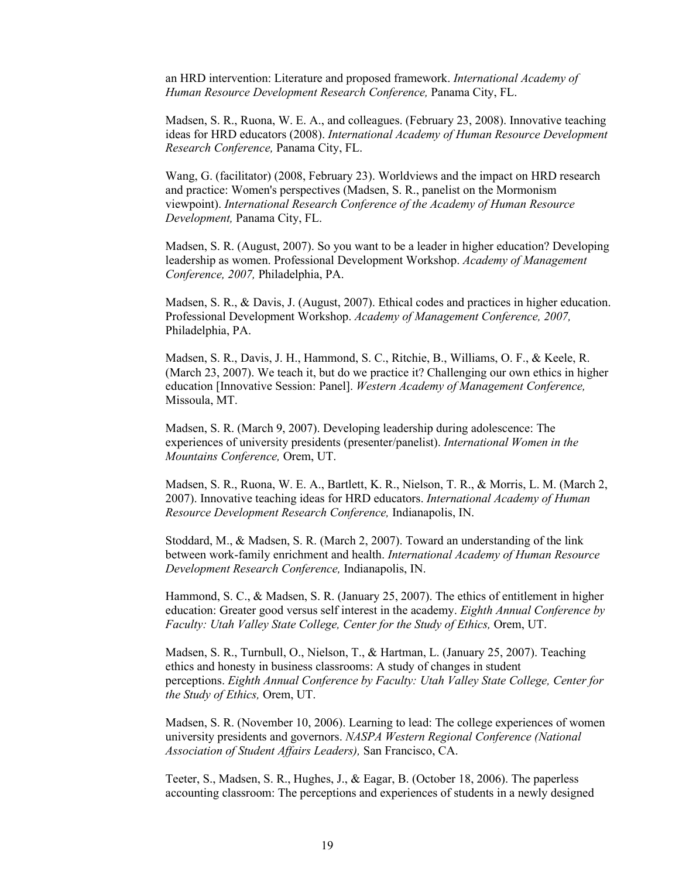an HRD intervention: Literature and proposed framework. *International Academy of Human Resource Development Research Conference,* Panama City, FL.

Madsen, S. R., Ruona, W. E. A., and colleagues. (February 23, 2008). Innovative teaching ideas for HRD educators (2008). *International Academy of Human Resource Development Research Conference,* Panama City, FL.

Wang, G. (facilitator) (2008, February 23). Worldviews and the impact on HRD research and practice: Women's perspectives (Madsen, S. R., panelist on the Mormonism viewpoint). *International Research Conference of the Academy of Human Resource Development,* Panama City, FL.

Madsen, S. R. (August, 2007). So you want to be a leader in higher education? Developing leadership as women. Professional Development Workshop. *Academy of Management Conference, 2007,* Philadelphia, PA.

Madsen, S. R., & Davis, J. (August, 2007). Ethical codes and practices in higher education. Professional Development Workshop. *Academy of Management Conference, 2007,* Philadelphia, PA.

Madsen, S. R., Davis, J. H., Hammond, S. C., Ritchie, B., Williams, O. F., & Keele, R. (March 23, 2007). We teach it, but do we practice it? Challenging our own ethics in higher education [Innovative Session: Panel]. *Western Academy of Management Conference,* Missoula, MT.

Madsen, S. R. (March 9, 2007). Developing leadership during adolescence: The experiences of university presidents (presenter/panelist). *International Women in the Mountains Conference,* Orem, UT.

Madsen, S. R., Ruona, W. E. A., Bartlett, K. R., Nielson, T. R., & Morris, L. M. (March 2, 2007). Innovative teaching ideas for HRD educators. *International Academy of Human Resource Development Research Conference,* Indianapolis, IN.

Stoddard, M., & Madsen, S. R. (March 2, 2007). Toward an understanding of the link between work-family enrichment and health. *International Academy of Human Resource Development Research Conference,* Indianapolis, IN.

Hammond, S. C., & Madsen, S. R. (January 25, 2007). The ethics of entitlement in higher education: Greater good versus self interest in the academy. *Eighth Annual Conference by Faculty: Utah Valley State College, Center for the Study of Ethics,* Orem, UT.

Madsen, S. R., Turnbull, O., Nielson, T., & Hartman, L. (January 25, 2007). Teaching ethics and honesty in business classrooms: A study of changes in student perceptions. *Eighth Annual Conference by Faculty: Utah Valley State College, Center for the Study of Ethics,* Orem, UT.

Madsen, S. R. (November 10, 2006). Learning to lead: The college experiences of women university presidents and governors. *NASPA Western Regional Conference (National Association of Student Affairs Leaders),* San Francisco, CA.

Teeter, S., Madsen, S. R., Hughes, J., & Eagar, B. (October 18, 2006). The paperless accounting classroom: The perceptions and experiences of students in a newly designed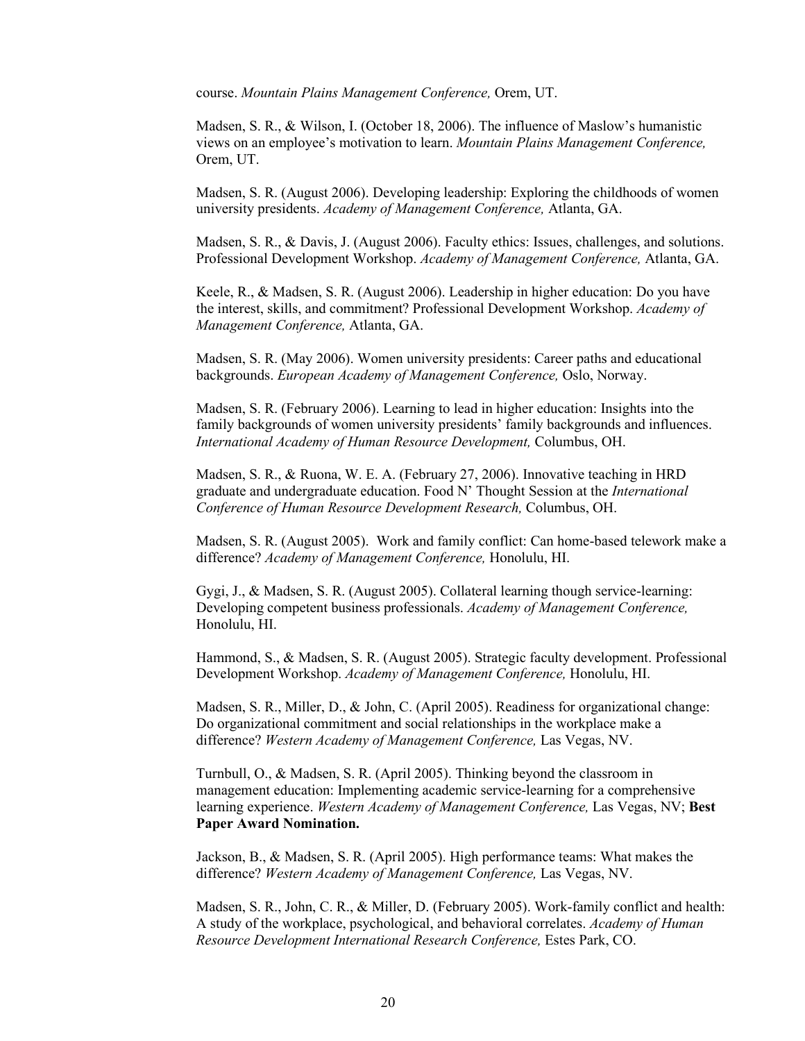course. *Mountain Plains Management Conference,* Orem, UT.

Madsen, S. R., & Wilson, I. (October 18, 2006). The influence of Maslow's humanistic views on an employee's motivation to learn. *Mountain Plains Management Conference,* Orem, UT.

Madsen, S. R. (August 2006). Developing leadership: Exploring the childhoods of women university presidents. *Academy of Management Conference,* Atlanta, GA.

Madsen, S. R., & Davis, J. (August 2006). Faculty ethics: Issues, challenges, and solutions. Professional Development Workshop. *Academy of Management Conference,* Atlanta, GA.

Keele, R., & Madsen, S. R. (August 2006). Leadership in higher education: Do you have the interest, skills, and commitment? Professional Development Workshop. *Academy of Management Conference,* Atlanta, GA.

Madsen, S. R. (May 2006). Women university presidents: Career paths and educational backgrounds. *European Academy of Management Conference,* Oslo, Norway.

Madsen, S. R. (February 2006). Learning to lead in higher education: Insights into the family backgrounds of women university presidents' family backgrounds and influences. *International Academy of Human Resource Development,* Columbus, OH.

Madsen, S. R., & Ruona, W. E. A. (February 27, 2006). Innovative teaching in HRD graduate and undergraduate education. Food N' Thought Session at the *International Conference of Human Resource Development Research,* Columbus, OH.

Madsen, S. R. (August 2005). Work and family conflict: Can home-based telework make a difference? *Academy of Management Conference,* Honolulu, HI.

Gygi, J., & Madsen, S. R. (August 2005). Collateral learning though service-learning: Developing competent business professionals. *Academy of Management Conference,* Honolulu, HI.

Hammond, S., & Madsen, S. R. (August 2005). Strategic faculty development. Professional Development Workshop. *Academy of Management Conference,* Honolulu, HI.

Madsen, S. R., Miller, D., & John, C. (April 2005). Readiness for organizational change: Do organizational commitment and social relationships in the workplace make a difference? *Western Academy of Management Conference,* Las Vegas, NV.

Turnbull, O., & Madsen, S. R. (April 2005). Thinking beyond the classroom in management education: Implementing academic service-learning for a comprehensive learning experience. *Western Academy of Management Conference,* Las Vegas, NV; **Best Paper Award Nomination.**

Jackson, B., & Madsen, S. R. (April 2005). High performance teams: What makes the difference? *Western Academy of Management Conference,* Las Vegas, NV.

Madsen, S. R., John, C. R., & Miller, D. (February 2005). Work-family conflict and health: A study of the workplace, psychological, and behavioral correlates. *Academy of Human Resource Development International Research Conference,* Estes Park, CO.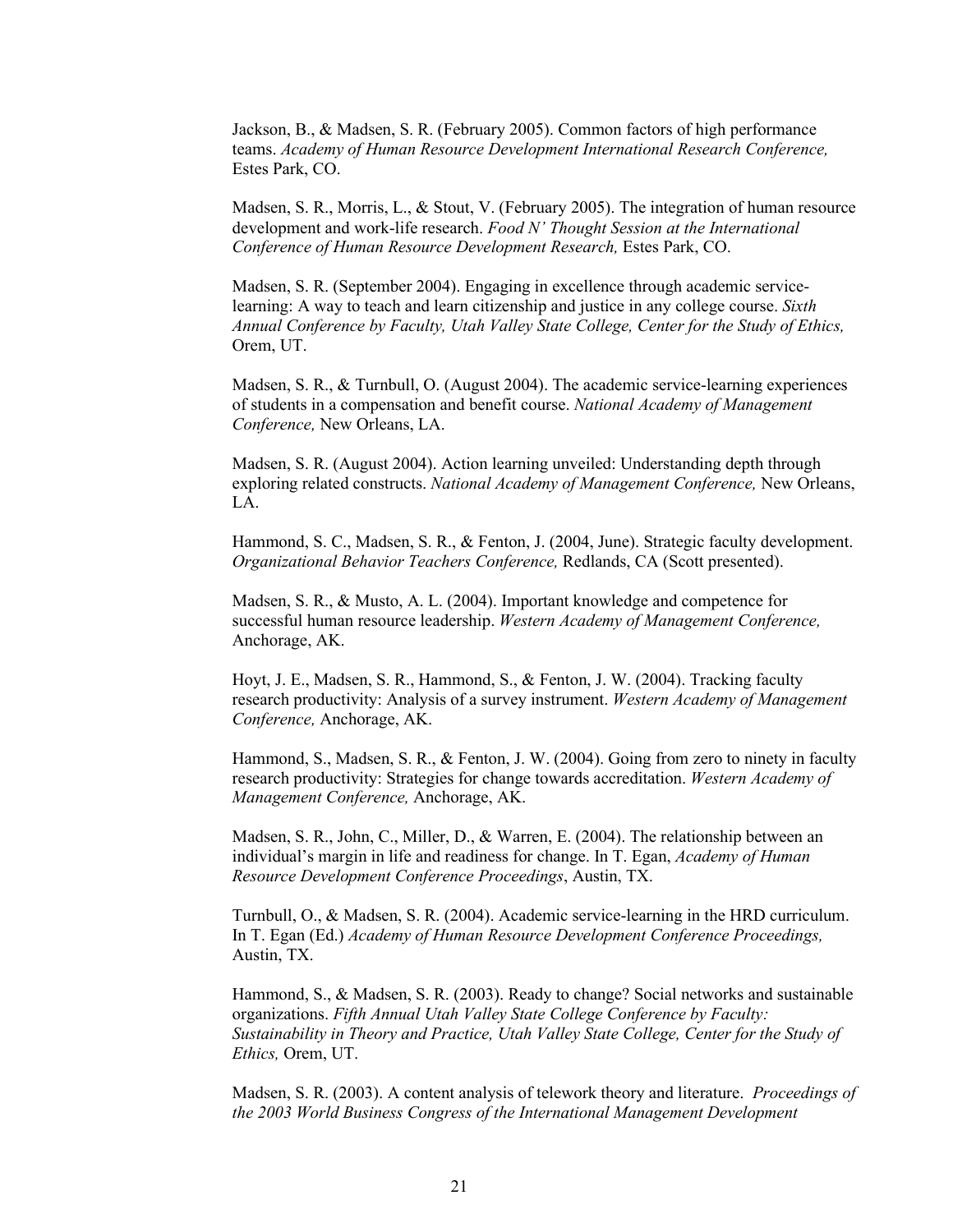Jackson, B., & Madsen, S. R. (February 2005). Common factors of high performance teams. *Academy of Human Resource Development International Research Conference,* Estes Park, CO.

Madsen, S. R., Morris, L., & Stout, V. (February 2005). The integration of human resource development and work-life research. *Food N' Thought Session at the International Conference of Human Resource Development Research,* Estes Park, CO.

Madsen, S. R. (September 2004). Engaging in excellence through academic service-learning: A way to teach and learn citizenship and justice in any college course. *Sixth Annual Conference by Faculty, Utah Valley State College, Center for the Study of Ethics,* Orem, UT.

Madsen, S. R., & Turnbull, O. (August 2004). The academic service-learning experiences of students in a compensation and benefit course. *National Academy of Management Conference,* New Orleans, LA.

Madsen, S. R. (August 2004). Action learning unveiled: Understanding depth through exploring related constructs. *National Academy of Management Conference,* New Orleans, LA.

Hammond, S. C., Madsen, S. R., & Fenton, J. (2004, June). Strategic faculty development. *Organizational Behavior Teachers Conference,* Redlands, CA (Scott presented).

Madsen, S. R., & Musto, A. L. (2004). Important knowledge and competence for successful human resource leadership. *Western Academy of Management Conference,* Anchorage, AK.

Hoyt, J. E., Madsen, S. R., Hammond, S., & Fenton, J. W. (2004). Tracking faculty research productivity: Analysis of a survey instrument. *Western Academy of Management Conference,* Anchorage, AK.

Hammond, S., Madsen, S. R., & Fenton, J. W. (2004). Going from zero to ninety in faculty research productivity: Strategies for change towards accreditation. *Western Academy of Management Conference,* Anchorage, AK.

Madsen, S. R., John, C., Miller, D., & Warren, E. (2004). The relationship between an individual's margin in life and readiness for change. In T. Egan, *Academy of Human Resource Development Conference Proceedings*, Austin, TX.

Turnbull, O., & Madsen, S. R. (2004). Academic service-learning in the HRD curriculum. In T. Egan (Ed.) *Academy of Human Resource Development Conference Proceedings,* Austin, TX.

Hammond, S., & Madsen, S. R. (2003). Ready to change? Social networks and sustainable organizations. *Fifth Annual Utah Valley State College Conference by Faculty: Sustainability in Theory and Practice, Utah Valley State College, Center for the Study of Ethics,* Orem, UT.

Madsen, S. R. (2003). A content analysis of telework theory and literature. *Proceedings of the 2003 World Business Congress of the International Management Development*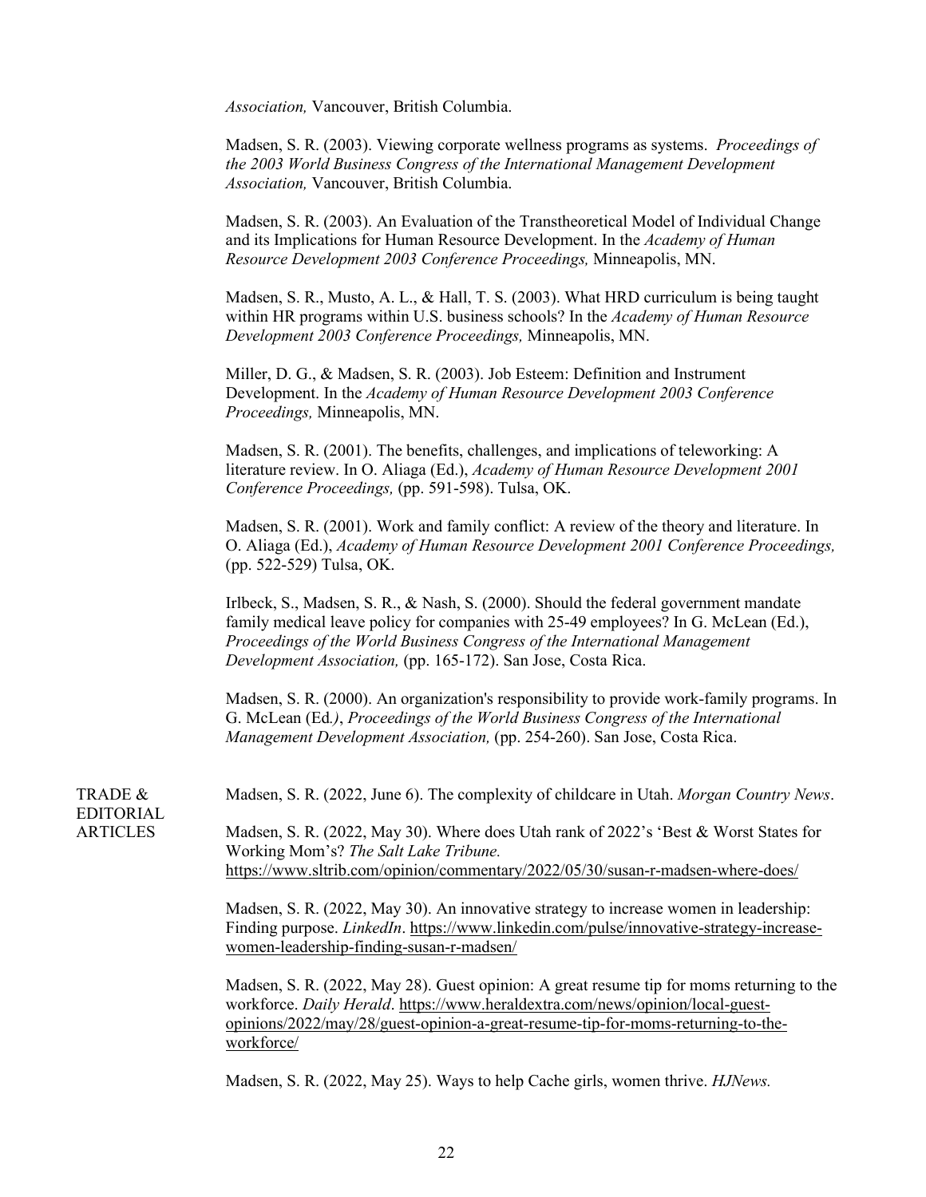*Association,* Vancouver, British Columbia.

Madsen, S. R. (2003). Viewing corporate wellness programs as systems. *Proceedings of the 2003 World Business Congress of the International Management Development Association,* Vancouver, British Columbia.

Madsen, S. R. (2003). An Evaluation of the Transtheoretical Model of Individual Change and its Implications for Human Resource Development. In the *Academy of Human Resource Development 2003 Conference Proceedings,* Minneapolis, MN.

Madsen, S. R., Musto, A. L., & Hall, T. S. (2003). What HRD curriculum is being taught within HR programs within U.S. business schools? In the *Academy of Human Resource Development 2003 Conference Proceedings,* Minneapolis, MN.

Miller, D. G., & Madsen, S. R. (2003). Job Esteem: Definition and Instrument Development. In the *Academy of Human Resource Development 2003 Conference Proceedings,* Minneapolis, MN.

Madsen, S. R. (2001). The benefits, challenges, and implications of teleworking: A literature review. In O. Aliaga (Ed.), *Academy of Human Resource Development 2001 Conference Proceedings,* (pp. 591-598). Tulsa, OK.

Madsen, S. R. (2001). Work and family conflict: A review of the theory and literature. In O. Aliaga (Ed.), *Academy of Human Resource Development 2001 Conference Proceedings,* (pp. 522-529) Tulsa, OK.

Irlbeck, S., Madsen, S. R., & Nash, S. (2000). Should the federal government mandate family medical leave policy for companies with 25-49 employees? In G. McLean (Ed.), *Proceedings of the World Business Congress of the International Management Development Association,* (pp. 165-172). San Jose, Costa Rica.

Madsen, S. R. (2000). An organization's responsibility to provide work-family programs. In G. McLean (Ed.), *Proceedings of the World Business Congress of the International Management Development Association,* (pp. 254-260). San Jose, Costa Rica.

## TRADE & EDITORIAL ARTICLES

Madsen, S. R. (2022, June 6). The complexity of childcare in Utah. *Morgan Country News*.

Madsen, S. R. (2022, May 30). Where does Utah rank of 2022's 'Best & Worst States for Working Mom's? *The Salt Lake Tribune.* https://www.sltrib.com/opinion/commentary/2022/05/30/susan-r-madsen-where-does/

Madsen, S. R. (2022, May 30). An innovative strategy to increase women in leadership: Finding purpose. *LinkedIn*. https://www.linkedin.com/pulse/innovative-strategy-increase-women-leadership-finding-susan-r-madsen/

Madsen, S. R. (2022, May 28). Guest opinion: A great resume tip for moms returning to the workforce. *Daily Herald*. https://www.heraldextra.com/news/opinion/local-guest-opinions/2022/may/28/guest-opinion-a-great-resume-tip-for-moms-returning-to-the-workforce/

Madsen, S. R. (2022, May 25). Ways to help Cache girls, women thrive. *HJNews.*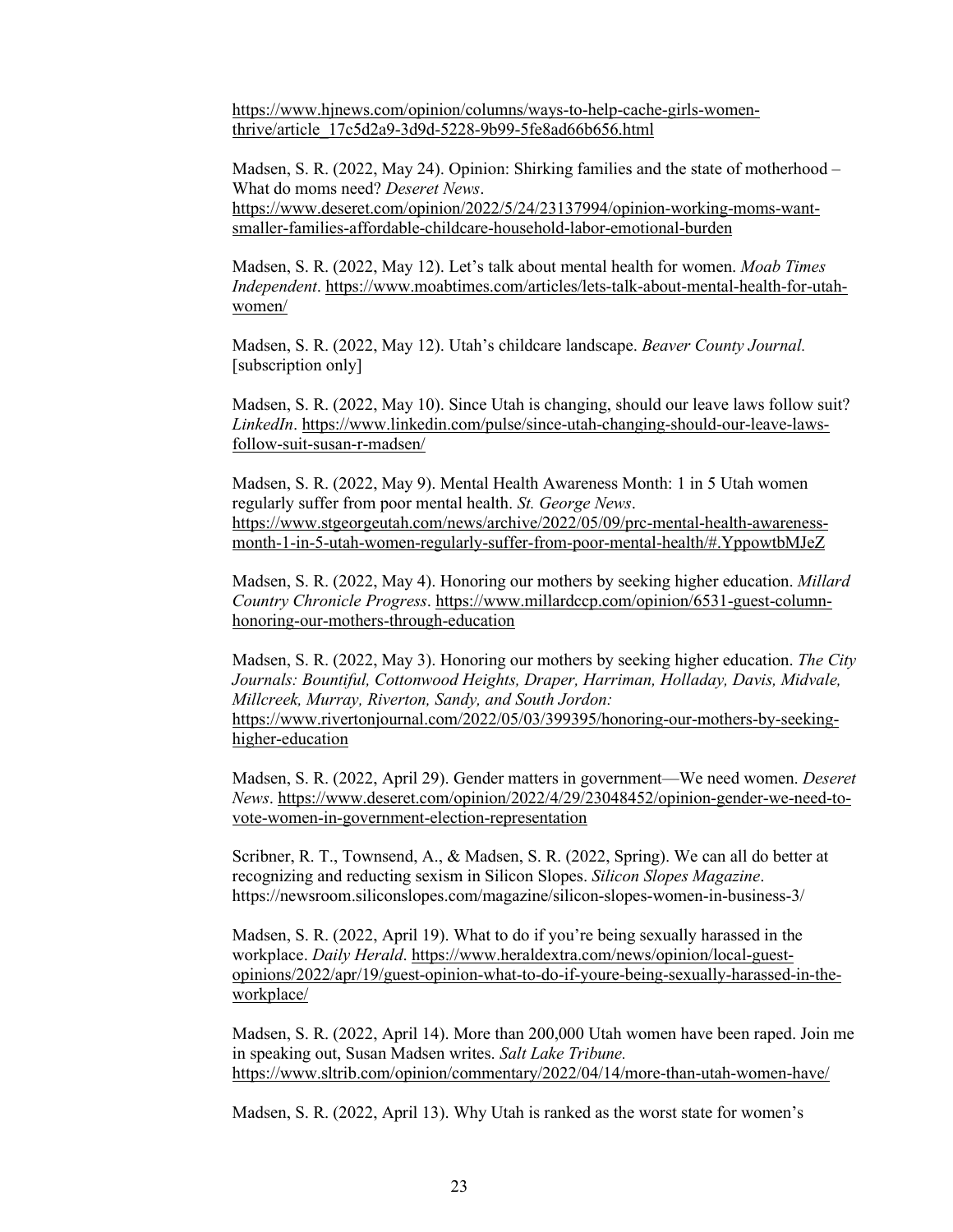https://www.hjnews.com/opinion/columns/ways-to-help-cache-girls-women-thrive/article_17c5d2a9-3d9d-5228-9b99-5fe8ad66b656.html

Madsen, S. R. (2022, May 24). Opinion: Shirking families and the state of motherhood – What do moms need? *Deseret News*. https://www.deseret.com/opinion/2022/5/24/23137994/opinion-working-moms-want-smaller-families-affordable-childcare-household-labor-emotional-burden

Madsen, S. R. (2022, May 12). Let's talk about mental health for women. *Moab Times Independent*. https://www.moabtimes.com/articles/lets-talk-about-mental-health-for-utah-women/

Madsen, S. R. (2022, May 12). Utah's childcare landscape. *Beaver County Journal.* [subscription only]

Madsen, S. R. (2022, May 10). Since Utah is changing, should our leave laws follow suit? *LinkedIn*. https://www.linkedin.com/pulse/since-utah-changing-should-our-leave-laws-follow-suit-susan-r-madsen/

Madsen, S. R. (2022, May 9). Mental Health Awareness Month: 1 in 5 Utah women regularly suffer from poor mental health. *St. George News*. https://www.stgeorgeutah.com/news/archive/2022/05/09/prc-mental-health-awareness-month-1-in-5-utah-women-regularly-suffer-from-poor-mental-health/#.YppowtbMJeZ

Madsen, S. R. (2022, May 4). Honoring our mothers by seeking higher education. *Millard Country Chronicle Progress*. https://www.millardccp.com/opinion/6531-guest-column-honoring-our-mothers-through-education

Madsen, S. R. (2022, May 3). Honoring our mothers by seeking higher education. *The City Journals: Bountiful, Cottonwood Heights, Draper, Harriman, Holladay, Davis, Midvale, Millcreek, Murray, Riverton, Sandy, and South Jordon:* https://www.rivertonjournal.com/2022/05/03/399395/honoring-our-mothers-by-seeking-higher-education

Madsen, S. R. (2022, April 29). Gender matters in government—We need women. *Deseret News*. https://www.deseret.com/opinion/2022/4/29/23048452/opinion-gender-we-need-to-vote-women-in-government-election-representation

Scribner, R. T., Townsend, A., & Madsen, S. R. (2022, Spring). We can all do better at recognizing and reducting sexism in Silicon Slopes. *Silicon Slopes Magazine*. https://newsroom.siliconslopes.com/magazine/silicon-slopes-women-in-business-3/

Madsen, S. R. (2022, April 19). What to do if you're being sexually harassed in the workplace. *Daily Herald*. https://www.heraldextra.com/news/opinion/local-guest-opinions/2022/apr/19/guest-opinion-what-to-do-if-youre-being-sexually-harassed-in-the-workplace/

Madsen, S. R. (2022, April 14). More than 200,000 Utah women have been raped. Join me in speaking out, Susan Madsen writes. *Salt Lake Tribune.* https://www.sltrib.com/opinion/commentary/2022/04/14/more-than-utah-women-have/

Madsen, S. R. (2022, April 13). Why Utah is ranked as the worst state for women's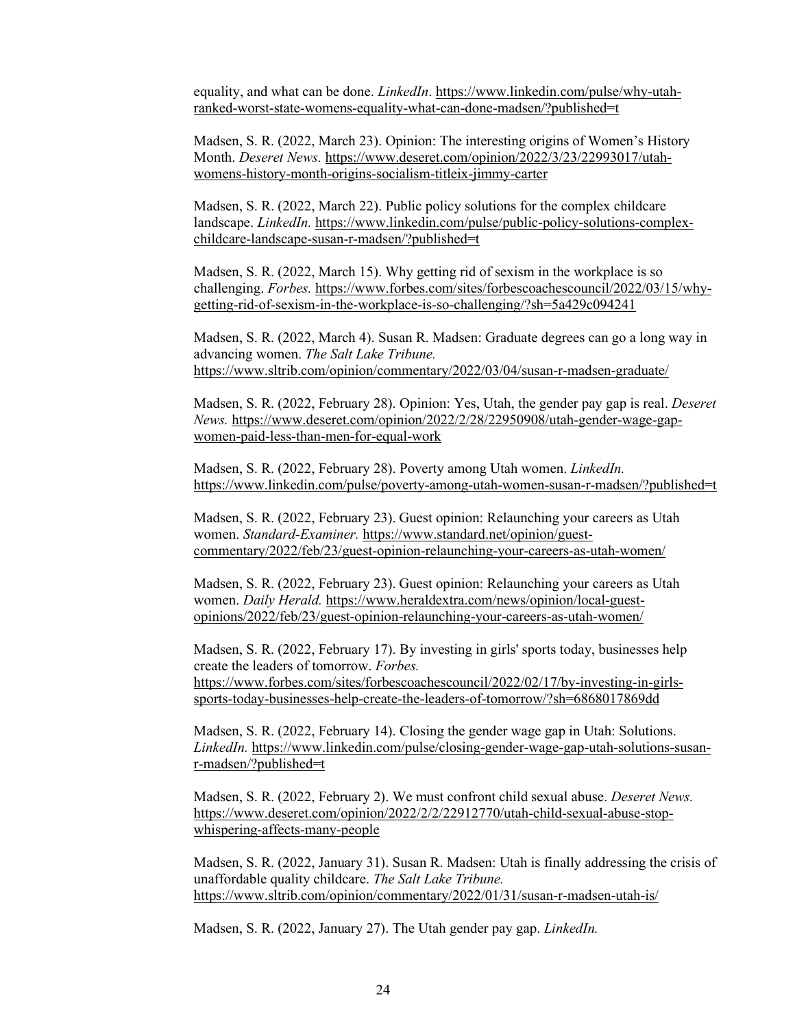equality, and what can be done. *LinkedIn*. https://www.linkedin.com/pulse/why-utah-ranked-worst-state-womens-equality-what-can-done-madsen/?published=t

Madsen, S. R. (2022, March 23). Opinion: The interesting origins of Women's History Month. *Deseret News.* https://www.deseret.com/opinion/2022/3/23/22993017/utah-womens-history-month-origins-socialism-titleix-jimmy-carter

Madsen, S. R. (2022, March 22). Public policy solutions for the complex childcare landscape. *LinkedIn.* https://www.linkedin.com/pulse/public-policy-solutions-complex-childcare-landscape-susan-r-madsen/?published=t

Madsen, S. R. (2022, March 15). Why getting rid of sexism in the workplace is so challenging. *Forbes.* https://www.forbes.com/sites/forbescoachescouncil/2022/03/15/why-getting-rid-of-sexism-in-the-workplace-is-so-challenging/?sh=5a429c094241

Madsen, S. R. (2022, March 4). Susan R. Madsen: Graduate degrees can go a long way in advancing women. *The Salt Lake Tribune.* https://www.sltrib.com/opinion/commentary/2022/03/04/susan-r-madsen-graduate/

Madsen, S. R. (2022, February 28). Opinion: Yes, Utah, the gender pay gap is real. *Deseret News.* https://www.deseret.com/opinion/2022/2/28/22950908/utah-gender-wage-gap-women-paid-less-than-men-for-equal-work

Madsen, S. R. (2022, February 28). Poverty among Utah women. *LinkedIn.* https://www.linkedin.com/pulse/poverty-among-utah-women-susan-r-madsen/?published=t

Madsen, S. R. (2022, February 23). Guest opinion: Relaunching your careers as Utah women. *Standard-Examiner.* https://www.standard.net/opinion/guest-commentary/2022/feb/23/guest-opinion-relaunching-your-careers-as-utah-women/

Madsen, S. R. (2022, February 23). Guest opinion: Relaunching your careers as Utah women. *Daily Herald.* https://www.heraldextra.com/news/opinion/local-guest-opinions/2022/feb/23/guest-opinion-relaunching-your-careers-as-utah-women/

Madsen, S. R. (2022, February 17). By investing in girls' sports today, businesses help create the leaders of tomorrow. *Forbes.* https://www.forbes.com/sites/forbescoachescouncil/2022/02/17/by-investing-in-girls-sports-today-businesses-help-create-the-leaders-of-tomorrow/?sh=6868017869dd

Madsen, S. R. (2022, February 14). Closing the gender wage gap in Utah: Solutions. *LinkedIn.* https://www.linkedin.com/pulse/closing-gender-wage-gap-utah-solutions-susan-r-madsen/?published=t

Madsen, S. R. (2022, February 2). We must confront child sexual abuse. *Deseret News.* https://www.deseret.com/opinion/2022/2/2/22912770/utah-child-sexual-abuse-stop-whispering-affects-many-people

Madsen, S. R. (2022, January 31). Susan R. Madsen: Utah is finally addressing the crisis of unaffordable quality childcare. *The Salt Lake Tribune.* https://www.sltrib.com/opinion/commentary/2022/01/31/susan-r-madsen-utah-is/

Madsen, S. R. (2022, January 27). The Utah gender pay gap. *LinkedIn.*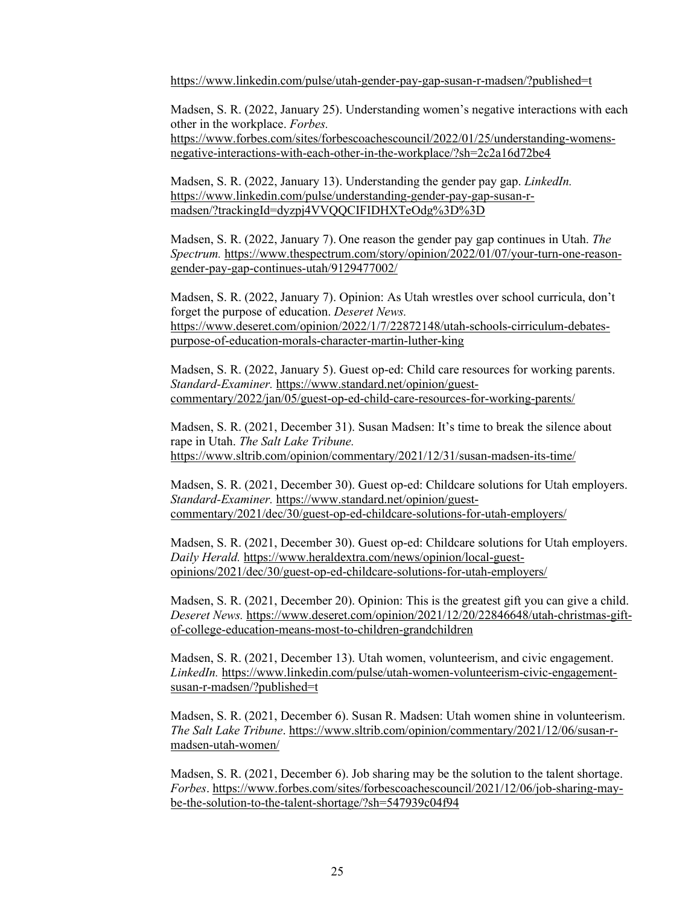https://www.linkedin.com/pulse/utah-gender-pay-gap-susan-r-madsen/?published=t

Madsen, S. R. (2022, January 25). Understanding women's negative interactions with each other in the workplace. *Forbes.* https://www.forbes.com/sites/forbescoachescouncil/2022/01/25/understanding-womens-negative-interactions-with-each-other-in-the-workplace/?sh=2c2a16d72be4

Madsen, S. R. (2022, January 13). Understanding the gender pay gap. *LinkedIn.* https://www.linkedin.com/pulse/understanding-gender-pay-gap-susan-r-madsen/?trackingId=dyzpj4VVQQCIFIDHXTeOdg%3D%3D

Madsen, S. R. (2022, January 7). One reason the gender pay gap continues in Utah. *The Spectrum.* https://www.thespectrum.com/story/opinion/2022/01/07/your-turn-one-reason-gender-pay-gap-continues-utah/9129477002/

Madsen, S. R. (2022, January 7). Opinion: As Utah wrestles over school curricula, don't forget the purpose of education. *Deseret News.* https://www.deseret.com/opinion/2022/1/7/22872148/utah-schools-cirriculum-debates-purpose-of-education-morals-character-martin-luther-king

Madsen, S. R. (2022, January 5). Guest op-ed: Child care resources for working parents. *Standard-Examiner.* https://www.standard.net/opinion/guest-commentary/2022/jan/05/guest-op-ed-child-care-resources-for-working-parents/

Madsen, S. R. (2021, December 31). Susan Madsen: It's time to break the silence about rape in Utah. *The Salt Lake Tribune.* https://www.sltrib.com/opinion/commentary/2021/12/31/susan-madsen-its-time/

Madsen, S. R. (2021, December 30). Guest op-ed: Childcare solutions for Utah employers. *Standard-Examiner.* https://www.standard.net/opinion/guest-commentary/2021/dec/30/guest-op-ed-childcare-solutions-for-utah-employers/

Madsen, S. R. (2021, December 30). Guest op-ed: Childcare solutions for Utah employers. *Daily Herald.* https://www.heraldextra.com/news/opinion/local-guest-opinions/2021/dec/30/guest-op-ed-childcare-solutions-for-utah-employers/

Madsen, S. R. (2021, December 20). Opinion: This is the greatest gift you can give a child. *Deseret News.* https://www.deseret.com/opinion/2021/12/20/22846648/utah-christmas-gift-of-college-education-means-most-to-children-grandchildren

Madsen, S. R. (2021, December 13). Utah women, volunteerism, and civic engagement. *LinkedIn.* https://www.linkedin.com/pulse/utah-women-volunteerism-civic-engagement-susan-r-madsen/?published=t

Madsen, S. R. (2021, December 6). Susan R. Madsen: Utah women shine in volunteerism. *The Salt Lake Tribune*. https://www.sltrib.com/opinion/commentary/2021/12/06/susan-r-madsen-utah-women/

Madsen, S. R. (2021, December 6). Job sharing may be the solution to the talent shortage. *Forbes*. https://www.forbes.com/sites/forbescoachescouncil/2021/12/06/job-sharing-may-be-the-solution-to-the-talent-shortage/?sh=547939c04f94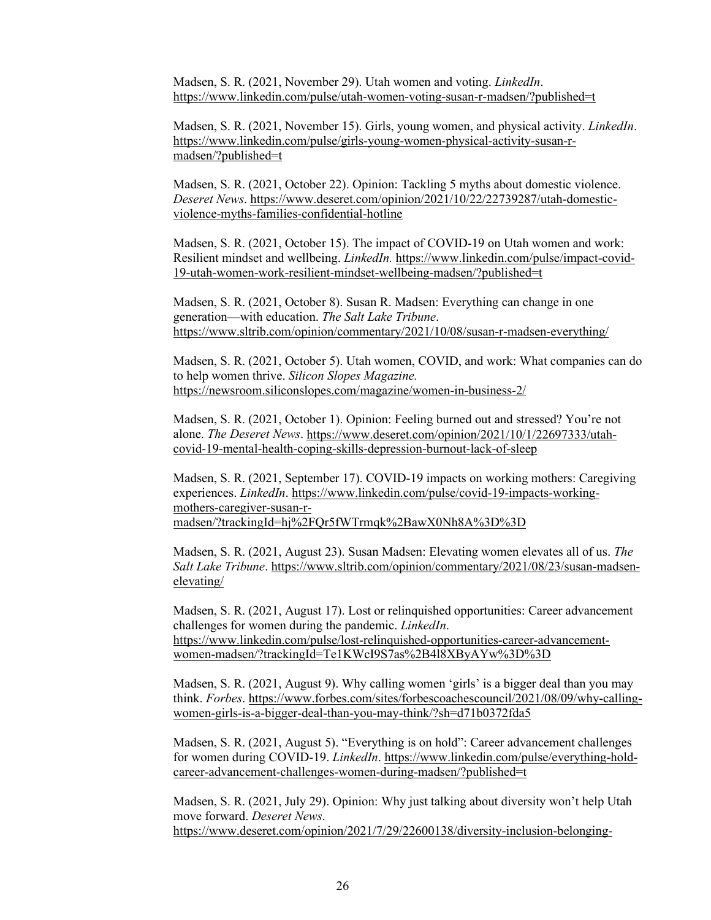Madsen, S. R. (2021, November 29). Utah women and voting. *LinkedIn*. https://www.linkedin.com/pulse/utah-women-voting-susan-r-madsen/?published=t

Madsen, S. R. (2021, November 15). Girls, young women, and physical activity. *LinkedIn*. https://www.linkedin.com/pulse/girls-young-women-physical-activity-susan-r-madsen/?published=t

Madsen, S. R. (2021, October 22). Opinion: Tackling 5 myths about domestic violence. *Deseret News*. https://www.deseret.com/opinion/2021/10/22/22739287/utah-domestic-violence-myths-families-confidential-hotline

Madsen, S. R. (2021, October 15). The impact of COVID-19 on Utah women and work: Resilient mindset and wellbeing. *LinkedIn.* https://www.linkedin.com/pulse/impact-covid-19-utah-women-work-resilient-mindset-wellbeing-madsen/?published=t

Madsen, S. R. (2021, October 8). Susan R. Madsen: Everything can change in one generation—with education. *The Salt Lake Tribune*. https://www.sltrib.com/opinion/commentary/2021/10/08/susan-r-madsen-everything/

Madsen, S. R. (2021, October 5). Utah women, COVID, and work: What companies can do to help women thrive. *Silicon Slopes Magazine.* https://newsroom.siliconslopes.com/magazine/women-in-business-2/

Madsen, S. R. (2021, October 1). Opinion: Feeling burned out and stressed? You're not alone. *The Deseret News*. https://www.deseret.com/opinion/2021/10/1/22697333/utah-covid-19-mental-health-coping-skills-depression-burnout-lack-of-sleep

Madsen, S. R. (2021, September 17). COVID-19 impacts on working mothers: Caregiving experiences. *LinkedIn*. https://www.linkedin.com/pulse/covid-19-impacts-working-mothers-caregiver-susan-r-madsen/?trackingId=hj%2FQr5fWTrmqk%2BawX0Nh8A%3D%3D

Madsen, S. R. (2021, August 23). Susan Madsen: Elevating women elevates all of us. *The Salt Lake Tribune*. https://www.sltrib.com/opinion/commentary/2021/08/23/susan-madsen-elevating/

Madsen, S. R. (2021, August 17). Lost or relinquished opportunities: Career advancement challenges for women during the pandemic. *LinkedIn*. https://www.linkedin.com/pulse/lost-relinquished-opportunities-career-advancement-women-madsen/?trackingId=Te1KWcI9S7as%2B4l8XByAYw%3D%3D

Madsen, S. R. (2021, August 9). Why calling women 'girls' is a bigger deal than you may think. *Forbes*. https://www.forbes.com/sites/forbescoachescouncil/2021/08/09/why-calling-women-girls-is-a-bigger-deal-than-you-may-think/?sh=d71b0372fda5

Madsen, S. R. (2021, August 5). "Everything is on hold": Career advancement challenges for women during COVID-19. *LinkedIn*. https://www.linkedin.com/pulse/everything-hold-career-advancement-challenges-women-during-madsen/?published=t

Madsen, S. R. (2021, July 29). Opinion: Why just talking about diversity won't help Utah move forward. *Deseret News*. https://www.deseret.com/opinion/2021/7/29/22600138/diversity-inclusion-belonging-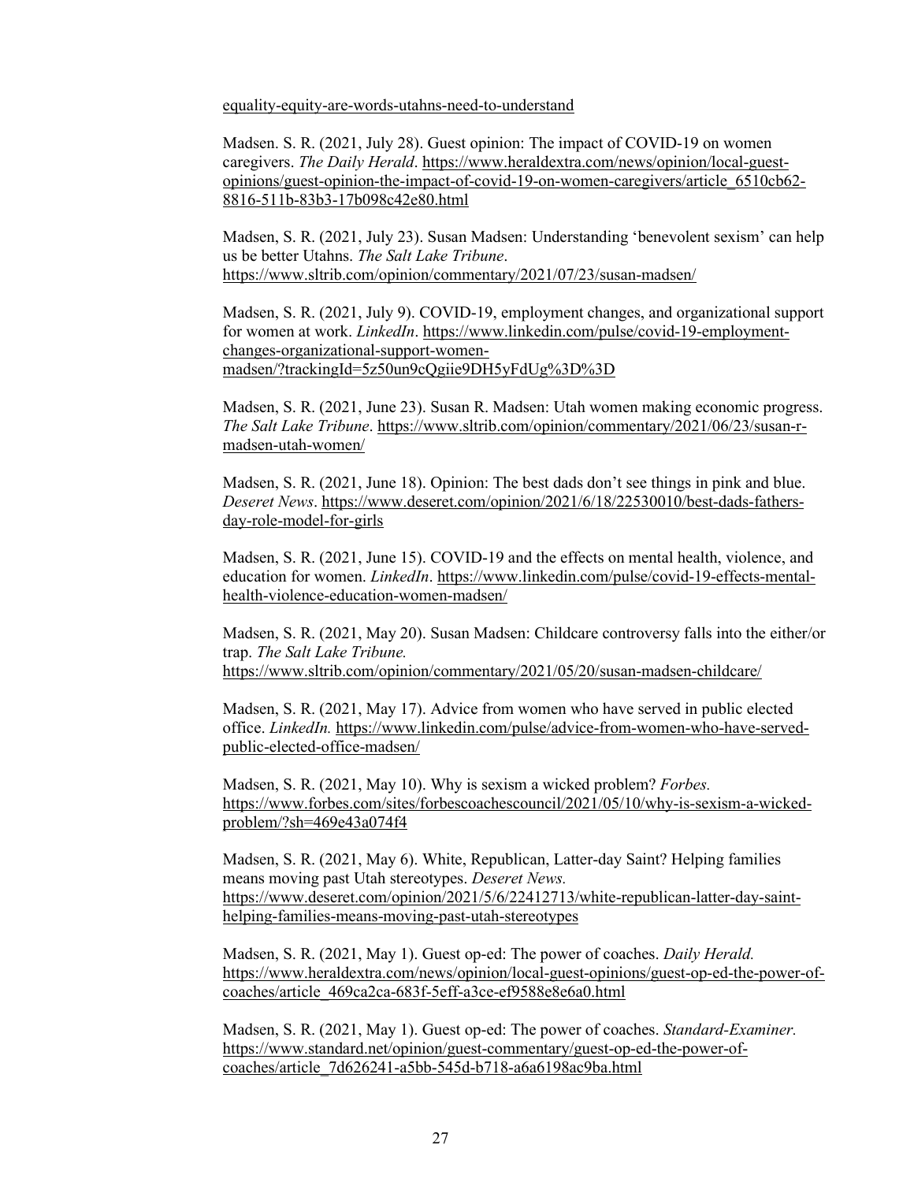equality-equity-are-words-utahns-need-to-understand

Madsen. S. R. (2021, July 28). Guest opinion: The impact of COVID-19 on women caregivers. *The Daily Herald*. https://www.heraldextra.com/news/opinion/local-guest-opinions/guest-opinion-the-impact-of-covid-19-on-women-caregivers/article_6510cb62-8816-511b-83b3-17b098c42e80.html

Madsen, S. R. (2021, July 23). Susan Madsen: Understanding 'benevolent sexism' can help us be better Utahns. *The Salt Lake Tribune*. https://www.sltrib.com/opinion/commentary/2021/07/23/susan-madsen/

Madsen, S. R. (2021, July 9). COVID-19, employment changes, and organizational support for women at work. *LinkedIn*. https://www.linkedin.com/pulse/covid-19-employment-changes-organizational-support-women-madsen/?trackingId=5z50un9cQgiie9DH5yFdUg%3D%3D

Madsen, S. R. (2021, June 23). Susan R. Madsen: Utah women making economic progress. *The Salt Lake Tribune*. https://www.sltrib.com/opinion/commentary/2021/06/23/susan-r-madsen-utah-women/

Madsen, S. R. (2021, June 18). Opinion: The best dads don't see things in pink and blue. *Deseret News*. https://www.deseret.com/opinion/2021/6/18/22530010/best-dads-fathers-day-role-model-for-girls

Madsen, S. R. (2021, June 15). COVID-19 and the effects on mental health, violence, and education for women. *LinkedIn*. https://www.linkedin.com/pulse/covid-19-effects-mental-health-violence-education-women-madsen/

Madsen, S. R. (2021, May 20). Susan Madsen: Childcare controversy falls into the either/or trap. *The Salt Lake Tribune.* https://www.sltrib.com/opinion/commentary/2021/05/20/susan-madsen-childcare/

Madsen, S. R. (2021, May 17). Advice from women who have served in public elected office. *LinkedIn.* https://www.linkedin.com/pulse/advice-from-women-who-have-served-public-elected-office-madsen/

Madsen, S. R. (2021, May 10). Why is sexism a wicked problem? *Forbes.* https://www.forbes.com/sites/forbescoachescouncil/2021/05/10/why-is-sexism-a-wicked-problem/?sh=469e43a074f4

Madsen, S. R. (2021, May 6). White, Republican, Latter-day Saint? Helping families means moving past Utah stereotypes. *Deseret News.* https://www.deseret.com/opinion/2021/5/6/22412713/white-republican-latter-day-saint-helping-families-means-moving-past-utah-stereotypes

Madsen, S. R. (2021, May 1). Guest op-ed: The power of coaches. *Daily Herald.* https://www.heraldextra.com/news/opinion/local-guest-opinions/guest-op-ed-the-power-of-coaches/article_469ca2ca-683f-5eff-a3ce-ef9588e8e6a0.html

Madsen, S. R. (2021, May 1). Guest op-ed: The power of coaches. *Standard-Examiner.* https://www.standard.net/opinion/guest-commentary/guest-op-ed-the-power-of-coaches/article_7d626241-a5bb-545d-b718-a6a6198ac9ba.html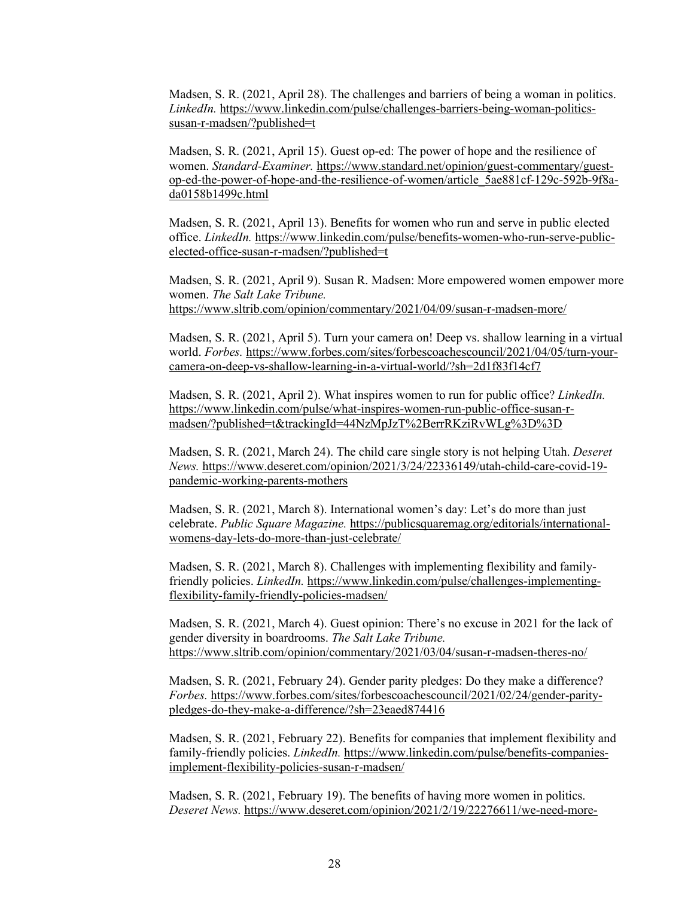Madsen, S. R. (2021, April 28). The challenges and barriers of being a woman in politics. *LinkedIn.* https://www.linkedin.com/pulse/challenges-barriers-being-woman-politics-susan-r-madsen/?published=t

Madsen, S. R. (2021, April 15). Guest op-ed: The power of hope and the resilience of women. *Standard-Examiner.* https://www.standard.net/opinion/guest-commentary/guest-op-ed-the-power-of-hope-and-the-resilience-of-women/article_5ae881cf-129c-592b-9f8a-da0158b1499c.html

Madsen, S. R. (2021, April 13). Benefits for women who run and serve in public elected office. *LinkedIn.* https://www.linkedin.com/pulse/benefits-women-who-run-serve-public-elected-office-susan-r-madsen/?published=t

Madsen, S. R. (2021, April 9). Susan R. Madsen: More empowered women empower more women. *The Salt Lake Tribune.* https://www.sltrib.com/opinion/commentary/2021/04/09/susan-r-madsen-more/

Madsen, S. R. (2021, April 5). Turn your camera on! Deep vs. shallow learning in a virtual world. *Forbes.* https://www.forbes.com/sites/forbescoachescouncil/2021/04/05/turn-your-camera-on-deep-vs-shallow-learning-in-a-virtual-world/?sh=2d1f83f14cf7

Madsen, S. R. (2021, April 2). What inspires women to run for public office? *LinkedIn.* https://www.linkedin.com/pulse/what-inspires-women-run-public-office-susan-r-madsen/?published=t&trackingId=44NzMpJzT%2BerrRKziRvWLg%3D%3D

Madsen, S. R. (2021, March 24). The child care single story is not helping Utah. *Deseret News.* https://www.deseret.com/opinion/2021/3/24/22336149/utah-child-care-covid-19-pandemic-working-parents-mothers

Madsen, S. R. (2021, March 8). International women's day: Let's do more than just celebrate. *Public Square Magazine.* https://publicsquaremag.org/editorials/international-womens-day-lets-do-more-than-just-celebrate/

Madsen, S. R. (2021, March 8). Challenges with implementing flexibility and family-friendly policies. *LinkedIn.* https://www.linkedin.com/pulse/challenges-implementing-flexibility-family-friendly-policies-madsen/

Madsen, S. R. (2021, March 4). Guest opinion: There's no excuse in 2021 for the lack of gender diversity in boardrooms. *The Salt Lake Tribune.* https://www.sltrib.com/opinion/commentary/2021/03/04/susan-r-madsen-theres-no/

Madsen, S. R. (2021, February 24). Gender parity pledges: Do they make a difference? *Forbes.* https://www.forbes.com/sites/forbescoachescouncil/2021/02/24/gender-parity-pledges-do-they-make-a-difference/?sh=23eaed874416

Madsen, S. R. (2021, February 22). Benefits for companies that implement flexibility and family-friendly policies. *LinkedIn.* https://www.linkedin.com/pulse/benefits-companies-implement-flexibility-policies-susan-r-madsen/

Madsen, S. R. (2021, February 19). The benefits of having more women in politics. *Deseret News.* https://www.deseret.com/opinion/2021/2/19/22276611/we-need-more-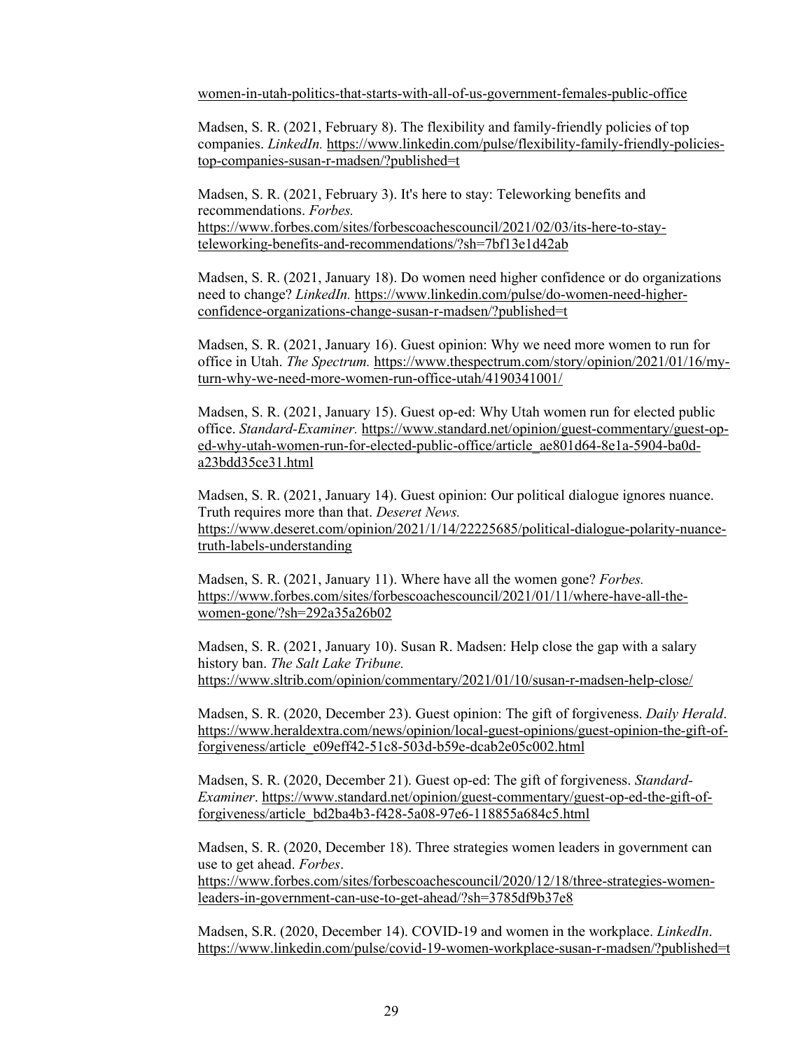women-in-utah-politics-that-starts-with-all-of-us-government-females-public-office

Madsen, S. R. (2021, February 8). The flexibility and family-friendly policies of top companies. *LinkedIn.* https://www.linkedin.com/pulse/flexibility-family-friendly-policies-top-companies-susan-r-madsen/?published=t

Madsen, S. R. (2021, February 3). It's here to stay: Teleworking benefits and recommendations. *Forbes.* https://www.forbes.com/sites/forbescoachescouncil/2021/02/03/its-here-to-stay-teleworking-benefits-and-recommendations/?sh=7bf13e1d42ab

Madsen, S. R. (2021, January 18). Do women need higher confidence or do organizations need to change? *LinkedIn.* https://www.linkedin.com/pulse/do-women-need-higher-confidence-organizations-change-susan-r-madsen/?published=t

Madsen, S. R. (2021, January 16). Guest opinion: Why we need more women to run for office in Utah. *The Spectrum.* https://www.thespectrum.com/story/opinion/2021/01/16/my-turn-why-we-need-more-women-run-office-utah/4190341001/

Madsen, S. R. (2021, January 15). Guest op-ed: Why Utah women run for elected public office. *Standard-Examiner.* https://www.standard.net/opinion/guest-commentary/guest-op-ed-why-utah-women-run-for-elected-public-office/article_ae801d64-8e1a-5904-ba0d-a23bdd35ce31.html

Madsen, S. R. (2021, January 14). Guest opinion: Our political dialogue ignores nuance. Truth requires more than that. *Deseret News.* https://www.deseret.com/opinion/2021/1/14/22225685/political-dialogue-polarity-nuance-truth-labels-understanding

Madsen, S. R. (2021, January 11). Where have all the women gone? *Forbes.* https://www.forbes.com/sites/forbescoachescouncil/2021/01/11/where-have-all-the-women-gone/?sh=292a35a26b02

Madsen, S. R. (2021, January 10). Susan R. Madsen: Help close the gap with a salary history ban. *The Salt Lake Tribune.* https://www.sltrib.com/opinion/commentary/2021/01/10/susan-r-madsen-help-close/

Madsen, S. R. (2020, December 23). Guest opinion: The gift of forgiveness. *Daily Herald*. https://www.heraldextra.com/news/opinion/local-guest-opinions/guest-opinion-the-gift-of-forgiveness/article_e09eff42-51c8-503d-b59e-dcab2e05c002.html

Madsen, S. R. (2020, December 21). Guest op-ed: The gift of forgiveness. *Standard-Examiner*. https://www.standard.net/opinion/guest-commentary/guest-op-ed-the-gift-of-forgiveness/article_bd2ba4b3-f428-5a08-97e6-118855a684c5.html

Madsen, S. R. (2020, December 18). Three strategies women leaders in government can use to get ahead. *Forbes*. https://www.forbes.com/sites/forbescoachescouncil/2020/12/18/three-strategies-women-leaders-in-government-can-use-to-get-ahead/?sh=3785df9b37e8

Madsen, S.R. (2020, December 14). COVID-19 and women in the workplace. *LinkedIn*. https://www.linkedin.com/pulse/covid-19-women-workplace-susan-r-madsen/?published=t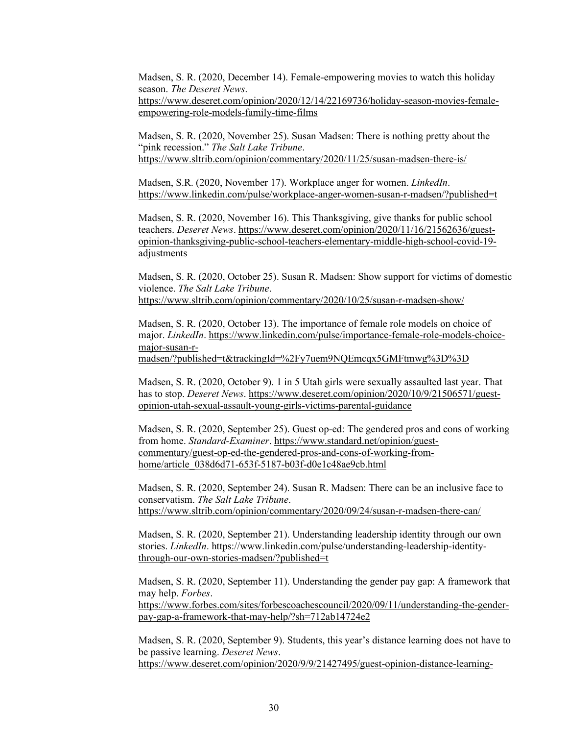Madsen, S. R. (2020, December 14). Female-empowering movies to watch this holiday season. *The Deseret News*. https://www.deseret.com/opinion/2020/12/14/22169736/holiday-season-movies-female-empowering-role-models-family-time-films

Madsen, S. R. (2020, November 25). Susan Madsen: There is nothing pretty about the "pink recession." *The Salt Lake Tribune*. https://www.sltrib.com/opinion/commentary/2020/11/25/susan-madsen-there-is/

Madsen, S.R. (2020, November 17). Workplace anger for women. *LinkedIn*. https://www.linkedin.com/pulse/workplace-anger-women-susan-r-madsen/?published=t

Madsen, S. R. (2020, November 16). This Thanksgiving, give thanks for public school teachers. *Deseret News*. https://www.deseret.com/opinion/2020/11/16/21562636/guest-opinion-thanksgiving-public-school-teachers-elementary-middle-high-school-covid-19-adjustments

Madsen, S. R. (2020, October 25). Susan R. Madsen: Show support for victims of domestic violence. *The Salt Lake Tribune*. https://www.sltrib.com/opinion/commentary/2020/10/25/susan-r-madsen-show/

Madsen, S. R. (2020, October 13). The importance of female role models on choice of major. *LinkedIn*. https://www.linkedin.com/pulse/importance-female-role-models-choice-major-susan-r-madsen/?published=t&trackingId=%2Fy7uem9NQEmcqx5GMFtmwg%3D%3D

Madsen, S. R. (2020, October 9). 1 in 5 Utah girls were sexually assaulted last year. That has to stop. *Deseret News*. https://www.deseret.com/opinion/2020/10/9/21506571/guest-opinion-utah-sexual-assault-young-girls-victims-parental-guidance

Madsen, S. R. (2020, September 25). Guest op-ed: The gendered pros and cons of working from home. *Standard-Examiner*. https://www.standard.net/opinion/guest-commentary/guest-op-ed-the-gendered-pros-and-cons-of-working-from-home/article_038d6d71-653f-5187-b03f-d0e1c48ae9cb.html

Madsen, S. R. (2020, September 24). Susan R. Madsen: There can be an inclusive face to conservatism. *The Salt Lake Tribune*. https://www.sltrib.com/opinion/commentary/2020/09/24/susan-r-madsen-there-can/

Madsen, S. R. (2020, September 21). Understanding leadership identity through our own stories. *LinkedIn*. https://www.linkedin.com/pulse/understanding-leadership-identity-through-our-own-stories-madsen/?published=t

Madsen, S. R. (2020, September 11). Understanding the gender pay gap: A framework that may help. *Forbes*. https://www.forbes.com/sites/forbescoachescouncil/2020/09/11/understanding-the-gender-pay-gap-a-framework-that-may-help/?sh=712ab14724e2

Madsen, S. R. (2020, September 9). Students, this year's distance learning does not have to be passive learning. *Deseret News*. https://www.deseret.com/opinion/2020/9/9/21427495/guest-opinion-distance-learning-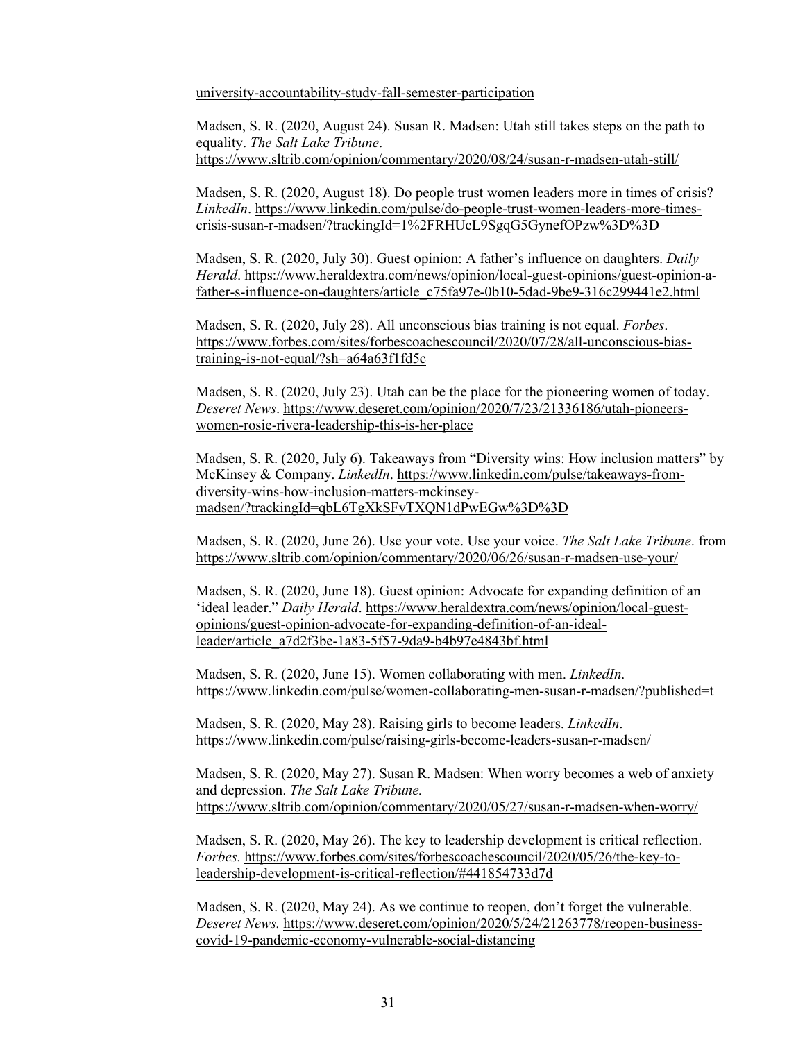university-accountability-study-fall-semester-participation

Madsen, S. R. (2020, August 24). Susan R. Madsen: Utah still takes steps on the path to equality. *The Salt Lake Tribune*. https://www.sltrib.com/opinion/commentary/2020/08/24/susan-r-madsen-utah-still/

Madsen, S. R. (2020, August 18). Do people trust women leaders more in times of crisis? *LinkedIn*. https://www.linkedin.com/pulse/do-people-trust-women-leaders-more-times-crisis-susan-r-madsen/?trackingId=1%2FRHUcL9SgqG5GynefOPzw%3D%3D

Madsen, S. R. (2020, July 30). Guest opinion: A father's influence on daughters. *Daily Herald*. https://www.heraldextra.com/news/opinion/local-guest-opinions/guest-opinion-a-father-s-influence-on-daughters/article_c75fa97e-0b10-5dad-9be9-316c299441e2.html

Madsen, S. R. (2020, July 28). All unconscious bias training is not equal. *Forbes*. https://www.forbes.com/sites/forbescoachescouncil/2020/07/28/all-unconscious-bias-training-is-not-equal/?sh=a64a63f1fd5c

Madsen, S. R. (2020, July 23). Utah can be the place for the pioneering women of today. *Deseret News*. https://www.deseret.com/opinion/2020/7/23/21336186/utah-pioneers-women-rosie-rivera-leadership-this-is-her-place

Madsen, S. R. (2020, July 6). Takeaways from "Diversity wins: How inclusion matters" by McKinsey & Company. *LinkedIn*. https://www.linkedin.com/pulse/takeaways-from-diversity-wins-how-inclusion-matters-mckinsey-madsen/?trackingId=qbL6TgXkSFyTXQN1dPwEGw%3D%3D

Madsen, S. R. (2020, June 26). Use your vote. Use your voice. *The Salt Lake Tribune*. from https://www.sltrib.com/opinion/commentary/2020/06/26/susan-r-madsen-use-your/

Madsen, S. R. (2020, June 18). Guest opinion: Advocate for expanding definition of an 'ideal leader." *Daily Herald*. https://www.heraldextra.com/news/opinion/local-guest-opinions/guest-opinion-advocate-for-expanding-definition-of-an-ideal-leader/article_a7d2f3be-1a83-5f57-9da9-b4b97e4843bf.html

Madsen, S. R. (2020, June 15). Women collaborating with men. *LinkedIn*. https://www.linkedin.com/pulse/women-collaborating-men-susan-r-madsen/?published=t

Madsen, S. R. (2020, May 28). Raising girls to become leaders. *LinkedIn*. https://www.linkedin.com/pulse/raising-girls-become-leaders-susan-r-madsen/

Madsen, S. R. (2020, May 27). Susan R. Madsen: When worry becomes a web of anxiety and depression. *The Salt Lake Tribune.* https://www.sltrib.com/opinion/commentary/2020/05/27/susan-r-madsen-when-worry/

Madsen, S. R. (2020, May 26). The key to leadership development is critical reflection. *Forbes.* https://www.forbes.com/sites/forbescoachescouncil/2020/05/26/the-key-to-leadership-development-is-critical-reflection/#441854733d7d

Madsen, S. R. (2020, May 24). As we continue to reopen, don't forget the vulnerable. *Deseret News.* https://www.deseret.com/opinion/2020/5/24/21263778/reopen-business-covid-19-pandemic-economy-vulnerable-social-distancing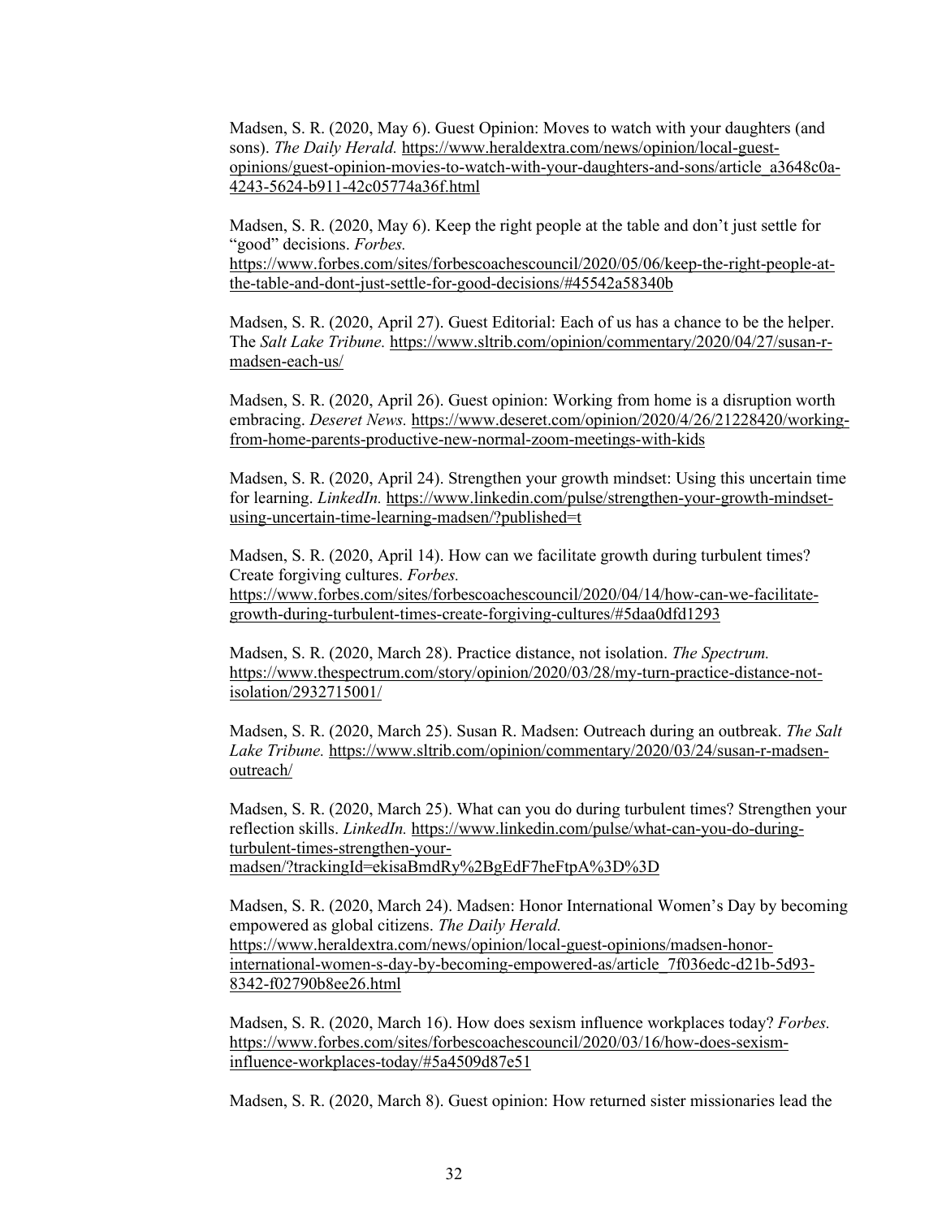Madsen, S. R. (2020, May 6). Guest Opinion: Moves to watch with your daughters (and sons). *The Daily Herald.* https://www.heraldextra.com/news/opinion/local-guest-opinions/guest-opinion-movies-to-watch-with-your-daughters-and-sons/article_a3648c0a-4243-5624-b911-42c05774a36f.html

Madsen, S. R. (2020, May 6). Keep the right people at the table and don't just settle for "good" decisions. *Forbes.* https://www.forbes.com/sites/forbescoachescouncil/2020/05/06/keep-the-right-people-at-the-table-and-dont-just-settle-for-good-decisions/#45542a58340b

Madsen, S. R. (2020, April 27). Guest Editorial: Each of us has a chance to be the helper. The *Salt Lake Tribune.* https://www.sltrib.com/opinion/commentary/2020/04/27/susan-r-madsen-each-us/

Madsen, S. R. (2020, April 26). Guest opinion: Working from home is a disruption worth embracing. *Deseret News.* https://www.deseret.com/opinion/2020/4/26/21228420/working-from-home-parents-productive-new-normal-zoom-meetings-with-kids

Madsen, S. R. (2020, April 24). Strengthen your growth mindset: Using this uncertain time for learning. *LinkedIn.* https://www.linkedin.com/pulse/strengthen-your-growth-mindset-using-uncertain-time-learning-madsen/?published=t

Madsen, S. R. (2020, April 14). How can we facilitate growth during turbulent times? Create forgiving cultures. *Forbes.* https://www.forbes.com/sites/forbescoachescouncil/2020/04/14/how-can-we-facilitate-growth-during-turbulent-times-create-forgiving-cultures/#5daa0dfd1293

Madsen, S. R. (2020, March 28). Practice distance, not isolation. *The Spectrum.* https://www.thespectrum.com/story/opinion/2020/03/28/my-turn-practice-distance-not-isolation/2932715001/

Madsen, S. R. (2020, March 25). Susan R. Madsen: Outreach during an outbreak. *The Salt Lake Tribune.* https://www.sltrib.com/opinion/commentary/2020/03/24/susan-r-madsen-outreach/

Madsen, S. R. (2020, March 25). What can you do during turbulent times? Strengthen your reflection skills. *LinkedIn.* https://www.linkedin.com/pulse/what-can-you-do-during-turbulent-times-strengthen-your-madsen/?trackingId=ekisaBmdRy%2BgEdF7heFtpA%3D%3D

Madsen, S. R. (2020, March 24). Madsen: Honor International Women's Day by becoming empowered as global citizens. *The Daily Herald.* https://www.heraldextra.com/news/opinion/local-guest-opinions/madsen-honor-international-women-s-day-by-becoming-empowered-as/article_7f036edc-d21b-5d93-8342-f02790b8ee26.html

Madsen, S. R. (2020, March 16). How does sexism influence workplaces today? *Forbes.* https://www.forbes.com/sites/forbescoachescouncil/2020/03/16/how-does-sexism-influence-workplaces-today/#5a4509d87e51

Madsen, S. R. (2020, March 8). Guest opinion: How returned sister missionaries lead the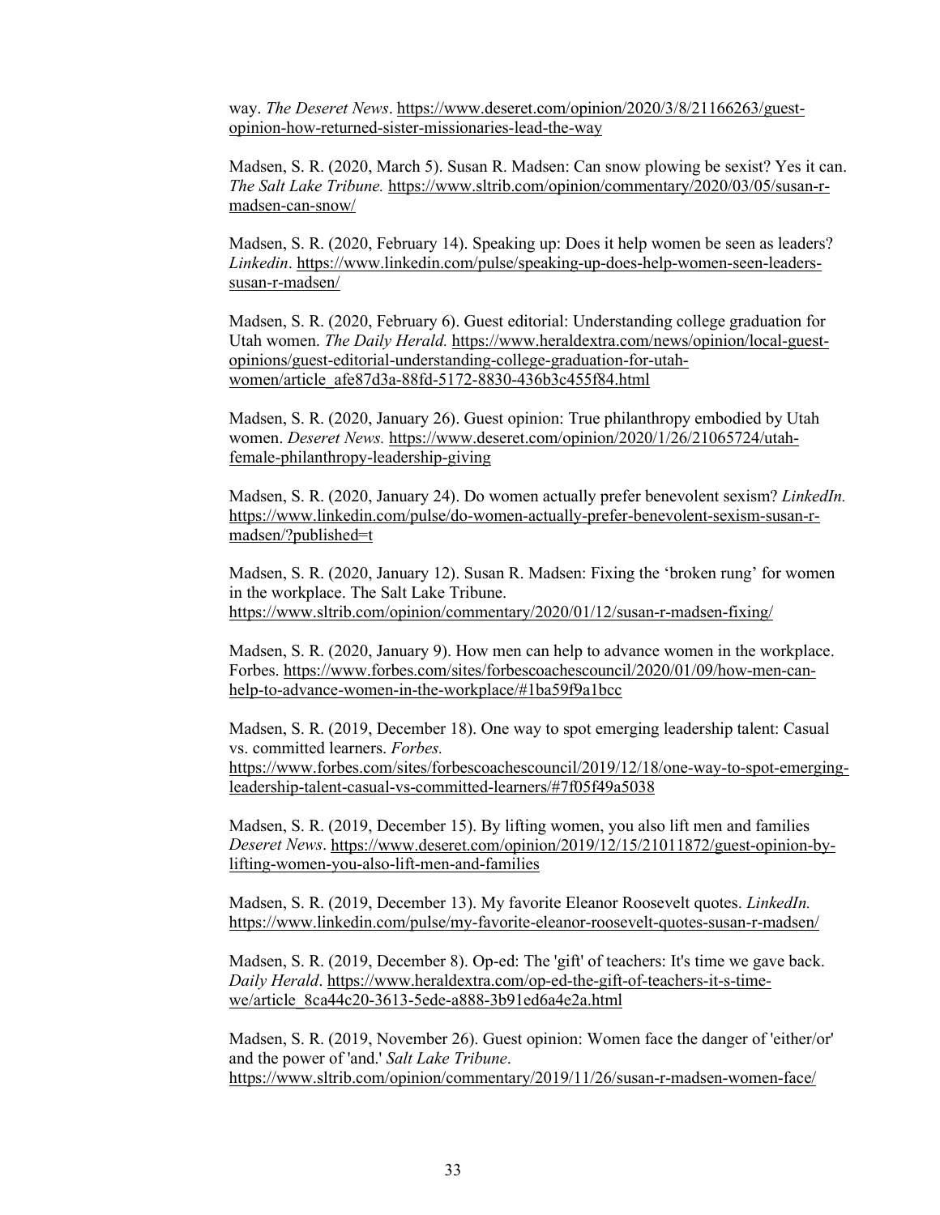way. *The Deseret News*. https://www.deseret.com/opinion/2020/3/8/21166263/guest-opinion-how-returned-sister-missionaries-lead-the-way

Madsen, S. R. (2020, March 5). Susan R. Madsen: Can snow plowing be sexist? Yes it can. *The Salt Lake Tribune.* https://www.sltrib.com/opinion/commentary/2020/03/05/susan-r-madsen-can-snow/

Madsen, S. R. (2020, February 14). Speaking up: Does it help women be seen as leaders? *Linkedin*. https://www.linkedin.com/pulse/speaking-up-does-help-women-seen-leaders-susan-r-madsen/

Madsen, S. R. (2020, February 6). Guest editorial: Understanding college graduation for Utah women. *The Daily Herald.* https://www.heraldextra.com/news/opinion/local-guest-opinions/guest-editorial-understanding-college-graduation-for-utah-women/article_afe87d3a-88fd-5172-8830-436b3c455f84.html

Madsen, S. R. (2020, January 26). Guest opinion: True philanthropy embodied by Utah women. *Deseret News.* https://www.deseret.com/opinion/2020/1/26/21065724/utah-female-philanthropy-leadership-giving

Madsen, S. R. (2020, January 24). Do women actually prefer benevolent sexism? *LinkedIn.* https://www.linkedin.com/pulse/do-women-actually-prefer-benevolent-sexism-susan-r-madsen/?published=t

Madsen, S. R. (2020, January 12). Susan R. Madsen: Fixing the 'broken rung' for women in the workplace. The Salt Lake Tribune. https://www.sltrib.com/opinion/commentary/2020/01/12/susan-r-madsen-fixing/

Madsen, S. R. (2020, January 9). How men can help to advance women in the workplace. Forbes. https://www.forbes.com/sites/forbescoachescouncil/2020/01/09/how-men-can-help-to-advance-women-in-the-workplace/#1ba59f9a1bcc

Madsen, S. R. (2019, December 18). One way to spot emerging leadership talent: Casual vs. committed learners. *Forbes.* https://www.forbes.com/sites/forbescoachescouncil/2019/12/18/one-way-to-spot-emerging-leadership-talent-casual-vs-committed-learners/#7f05f49a5038

Madsen, S. R. (2019, December 15). By lifting women, you also lift men and families *Deseret News*. https://www.deseret.com/opinion/2019/12/15/21011872/guest-opinion-by-lifting-women-you-also-lift-men-and-families

Madsen, S. R. (2019, December 13). My favorite Eleanor Roosevelt quotes. *LinkedIn.* https://www.linkedin.com/pulse/my-favorite-eleanor-roosevelt-quotes-susan-r-madsen/

Madsen, S. R. (2019, December 8). Op-ed: The 'gift' of teachers: It's time we gave back. *Daily Herald*. https://www.heraldextra.com/op-ed-the-gift-of-teachers-it-s-time-we/article_8ca44c20-3613-5ede-a888-3b91ed6a4e2a.html

Madsen, S. R. (2019, November 26). Guest opinion: Women face the danger of 'either/or' and the power of 'and.' *Salt Lake Tribune*. https://www.sltrib.com/opinion/commentary/2019/11/26/susan-r-madsen-women-face/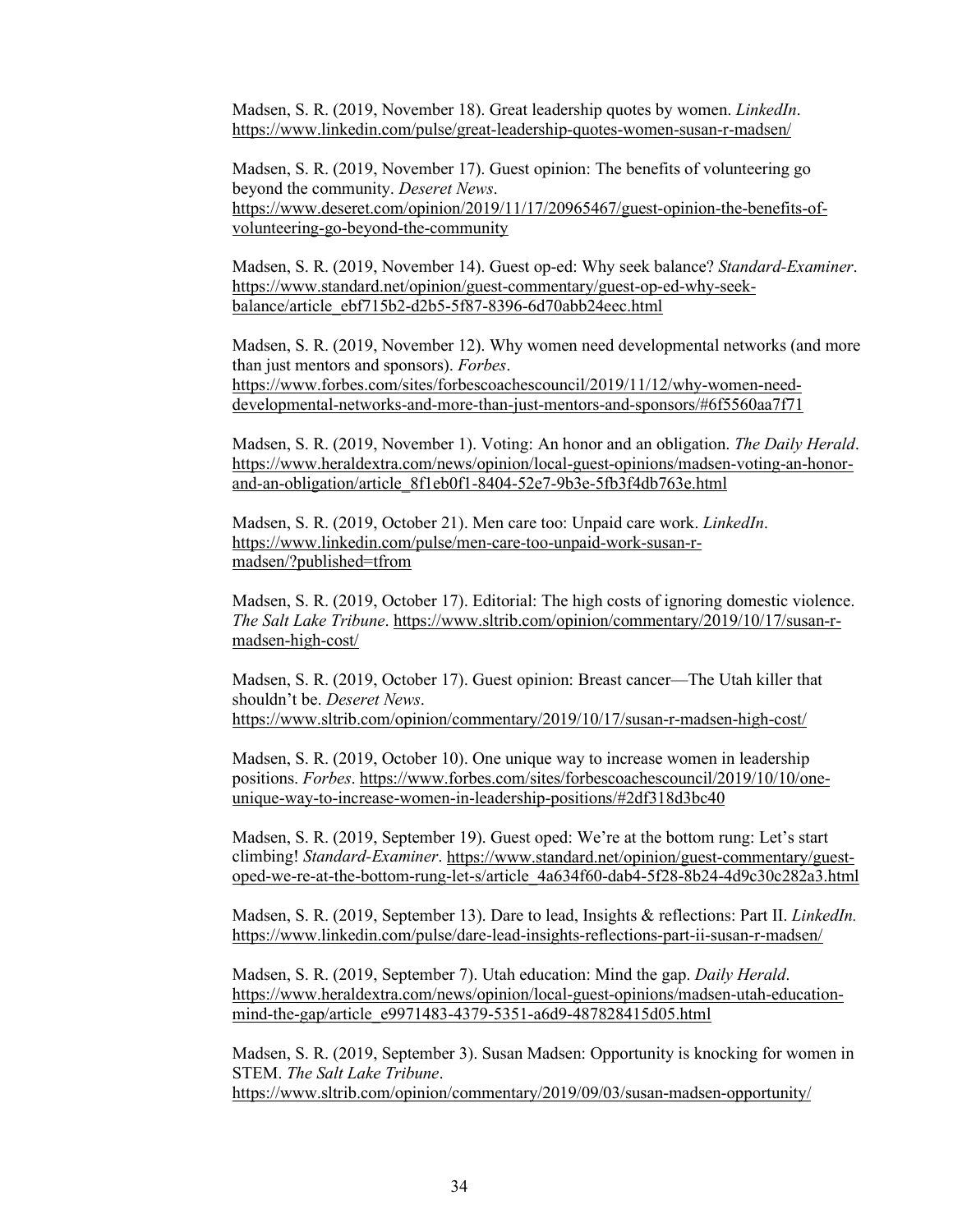Madsen, S. R. (2019, November 18). Great leadership quotes by women. *LinkedIn*. https://www.linkedin.com/pulse/great-leadership-quotes-women-susan-r-madsen/

Madsen, S. R. (2019, November 17). Guest opinion: The benefits of volunteering go beyond the community. *Deseret News*. https://www.deseret.com/opinion/2019/11/17/20965467/guest-opinion-the-benefits-of-volunteering-go-beyond-the-community

Madsen, S. R. (2019, November 14). Guest op-ed: Why seek balance? *Standard-Examiner*. https://www.standard.net/opinion/guest-commentary/guest-op-ed-why-seek-balance/article_ebf715b2-d2b5-5f87-8396-6d70abb24eec.html

Madsen, S. R. (2019, November 12). Why women need developmental networks (and more than just mentors and sponsors). *Forbes*. https://www.forbes.com/sites/forbescoachescouncil/2019/11/12/why-women-need-developmental-networks-and-more-than-just-mentors-and-sponsors/#6f5560aa7f71

Madsen, S. R. (2019, November 1). Voting: An honor and an obligation. *The Daily Herald*. https://www.heraldextra.com/news/opinion/local-guest-opinions/madsen-voting-an-honor-and-an-obligation/article_8f1eb0f1-8404-52e7-9b3e-5fb3f4db763e.html

Madsen, S. R. (2019, October 21). Men care too: Unpaid care work. *LinkedIn*. https://www.linkedin.com/pulse/men-care-too-unpaid-work-susan-r-madsen/?published=tfrom

Madsen, S. R. (2019, October 17). Editorial: The high costs of ignoring domestic violence. *The Salt Lake Tribune*. https://www.sltrib.com/opinion/commentary/2019/10/17/susan-r-madsen-high-cost/

Madsen, S. R. (2019, October 17). Guest opinion: Breast cancer—The Utah killer that shouldn't be. *Deseret News*. https://www.sltrib.com/opinion/commentary/2019/10/17/susan-r-madsen-high-cost/

Madsen, S. R. (2019, October 10). One unique way to increase women in leadership positions. *Forbes*. https://www.forbes.com/sites/forbescoachescouncil/2019/10/10/one-unique-way-to-increase-women-in-leadership-positions/#2df318d3bc40

Madsen, S. R. (2019, September 19). Guest oped: We're at the bottom rung: Let's start climbing! *Standard-Examiner*. https://www.standard.net/opinion/guest-commentary/guest-oped-we-re-at-the-bottom-rung-let-s/article_4a634f60-dab4-5f28-8b24-4d9c30c282a3.html

Madsen, S. R. (2019, September 13). Dare to lead, Insights & reflections: Part II. *LinkedIn.* https://www.linkedin.com/pulse/dare-lead-insights-reflections-part-ii-susan-r-madsen/

Madsen, S. R. (2019, September 7). Utah education: Mind the gap. *Daily Herald*. https://www.heraldextra.com/news/opinion/local-guest-opinions/madsen-utah-education-mind-the-gap/article_e9971483-4379-5351-a6d9-487828415d05.html

Madsen, S. R. (2019, September 3). Susan Madsen: Opportunity is knocking for women in STEM. *The Salt Lake Tribune*. https://www.sltrib.com/opinion/commentary/2019/09/03/susan-madsen-opportunity/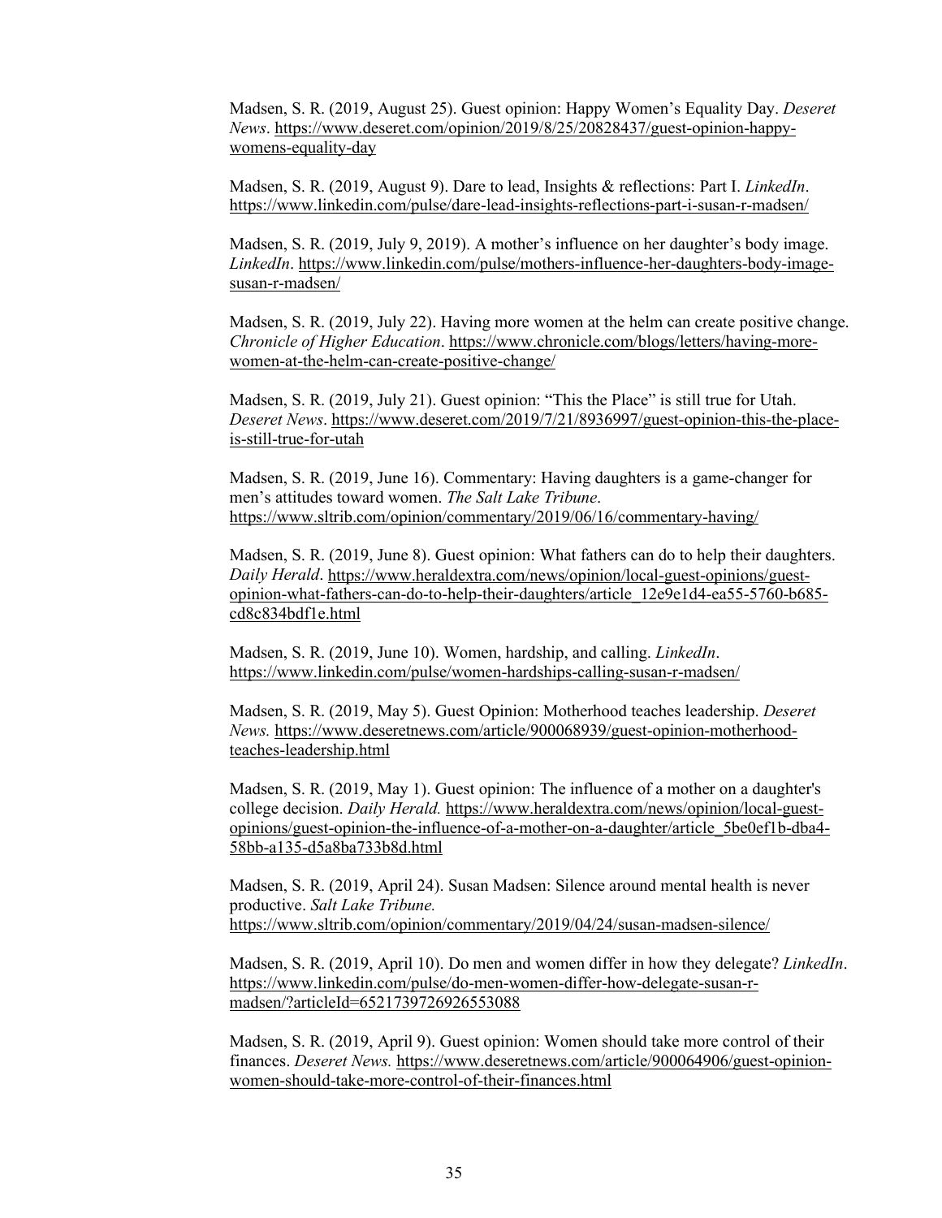Madsen, S. R. (2019, August 25). Guest opinion: Happy Women's Equality Day. *Deseret News*. https://www.deseret.com/opinion/2019/8/25/20828437/guest-opinion-happy-womens-equality-day

Madsen, S. R. (2019, August 9). Dare to lead, Insights & reflections: Part I. *LinkedIn*. https://www.linkedin.com/pulse/dare-lead-insights-reflections-part-i-susan-r-madsen/

Madsen, S. R. (2019, July 9, 2019). A mother's influence on her daughter's body image. *LinkedIn*. https://www.linkedin.com/pulse/mothers-influence-her-daughters-body-image-susan-r-madsen/

Madsen, S. R. (2019, July 22). Having more women at the helm can create positive change. *Chronicle of Higher Education*. https://www.chronicle.com/blogs/letters/having-more-women-at-the-helm-can-create-positive-change/

Madsen, S. R. (2019, July 21). Guest opinion: "This the Place" is still true for Utah. *Deseret News*. https://www.deseret.com/2019/7/21/8936997/guest-opinion-this-the-place-is-still-true-for-utah

Madsen, S. R. (2019, June 16). Commentary: Having daughters is a game-changer for men's attitudes toward women. *The Salt Lake Tribune*. https://www.sltrib.com/opinion/commentary/2019/06/16/commentary-having/

Madsen, S. R. (2019, June 8). Guest opinion: What fathers can do to help their daughters. *Daily Herald*. https://www.heraldextra.com/news/opinion/local-guest-opinions/guest-opinion-what-fathers-can-do-to-help-their-daughters/article_12e9e1d4-ea55-5760-b685-cd8c834bdf1e.html

Madsen, S. R. (2019, June 10). Women, hardship, and calling. *LinkedIn*. https://www.linkedin.com/pulse/women-hardships-calling-susan-r-madsen/

Madsen, S. R. (2019, May 5). Guest Opinion: Motherhood teaches leadership. *Deseret News.* https://www.deseretnews.com/article/900068939/guest-opinion-motherhood-teaches-leadership.html

Madsen, S. R. (2019, May 1). Guest opinion: The influence of a mother on a daughter's college decision. *Daily Herald.* https://www.heraldextra.com/news/opinion/local-guest-opinions/guest-opinion-the-influence-of-a-mother-on-a-daughter/article_5be0ef1b-dba4-58bb-a135-d5a8ba733b8d.html

Madsen, S. R. (2019, April 24). Susan Madsen: Silence around mental health is never productive. *Salt Lake Tribune.* https://www.sltrib.com/opinion/commentary/2019/04/24/susan-madsen-silence/

Madsen, S. R. (2019, April 10). Do men and women differ in how they delegate? *LinkedIn*. https://www.linkedin.com/pulse/do-men-women-differ-how-delegate-susan-r-madsen/?articleId=6521739726926553088

Madsen, S. R. (2019, April 9). Guest opinion: Women should take more control of their finances. *Deseret News.* https://www.deseretnews.com/article/900064906/guest-opinion-women-should-take-more-control-of-their-finances.html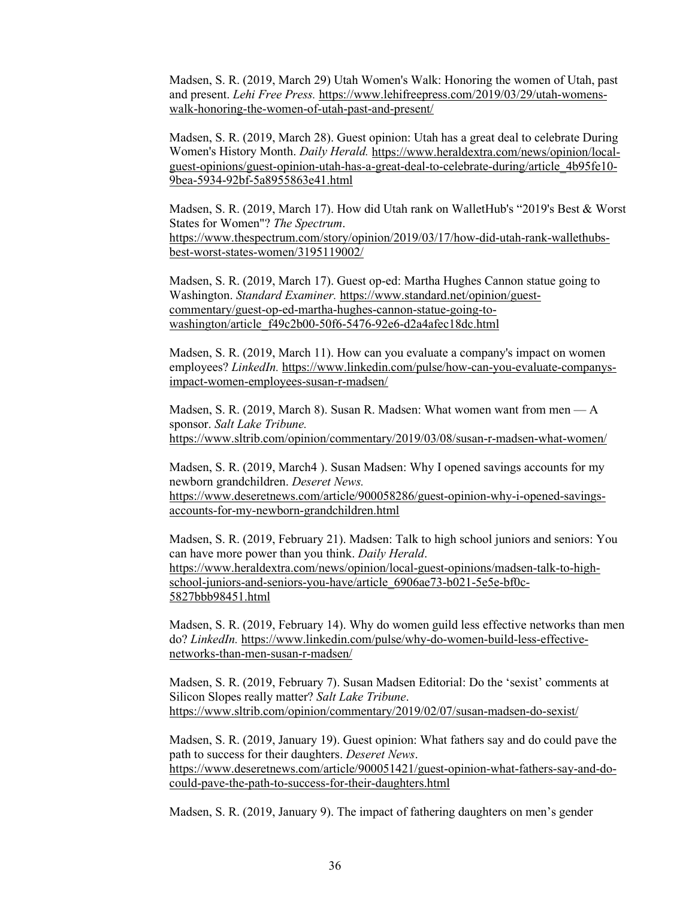Madsen, S. R. (2019, March 29) Utah Women's Walk: Honoring the women of Utah, past and present. *Lehi Free Press.* https://www.lehifreepress.com/2019/03/29/utah-womens-walk-honoring-the-women-of-utah-past-and-present/

Madsen, S. R. (2019, March 28). Guest opinion: Utah has a great deal to celebrate During Women's History Month. *Daily Herald.* https://www.heraldextra.com/news/opinion/local-guest-opinions/guest-opinion-utah-has-a-great-deal-to-celebrate-during/article_4b95fe10-9bea-5934-92bf-5a8955863e41.html

Madsen, S. R. (2019, March 17). How did Utah rank on WalletHub's "2019's Best & Worst States for Women"? *The Spectrum*. https://www.thespectrum.com/story/opinion/2019/03/17/how-did-utah-rank-wallethubs-best-worst-states-women/3195119002/

Madsen, S. R. (2019, March 17). Guest op-ed: Martha Hughes Cannon statue going to Washington. *Standard Examiner.* https://www.standard.net/opinion/guest-commentary/guest-op-ed-martha-hughes-cannon-statue-going-to-washington/article_f49c2b00-50f6-5476-92e6-d2a4afec18dc.html

Madsen, S. R. (2019, March 11). How can you evaluate a company's impact on women employees? *LinkedIn.* https://www.linkedin.com/pulse/how-can-you-evaluate-companys-impact-women-employees-susan-r-madsen/

Madsen, S. R. (2019, March 8). Susan R. Madsen: What women want from men — A sponsor. *Salt Lake Tribune.* https://www.sltrib.com/opinion/commentary/2019/03/08/susan-r-madsen-what-women/

Madsen, S. R. (2019, March4 ). Susan Madsen: Why I opened savings accounts for my newborn grandchildren. *Deseret News.* https://www.deseretnews.com/article/900058286/guest-opinion-why-i-opened-savings-accounts-for-my-newborn-grandchildren.html

Madsen, S. R. (2019, February 21). Madsen: Talk to high school juniors and seniors: You can have more power than you think. *Daily Herald*. https://www.heraldextra.com/news/opinion/local-guest-opinions/madsen-talk-to-high-school-juniors-and-seniors-you-have/article_6906ae73-b021-5e5e-bf0c-5827bbb98451.html

Madsen, S. R. (2019, February 14). Why do women guild less effective networks than men do? *LinkedIn.* https://www.linkedin.com/pulse/why-do-women-build-less-effective-networks-than-men-susan-r-madsen/

Madsen, S. R. (2019, February 7). Susan Madsen Editorial: Do the 'sexist' comments at Silicon Slopes really matter? *Salt Lake Tribune*. https://www.sltrib.com/opinion/commentary/2019/02/07/susan-madsen-do-sexist/

Madsen, S. R. (2019, January 19). Guest opinion: What fathers say and do could pave the path to success for their daughters. *Deseret News*. https://www.deseretnews.com/article/900051421/guest-opinion-what-fathers-say-and-do-could-pave-the-path-to-success-for-their-daughters.html

Madsen, S. R. (2019, January 9). The impact of fathering daughters on men's gender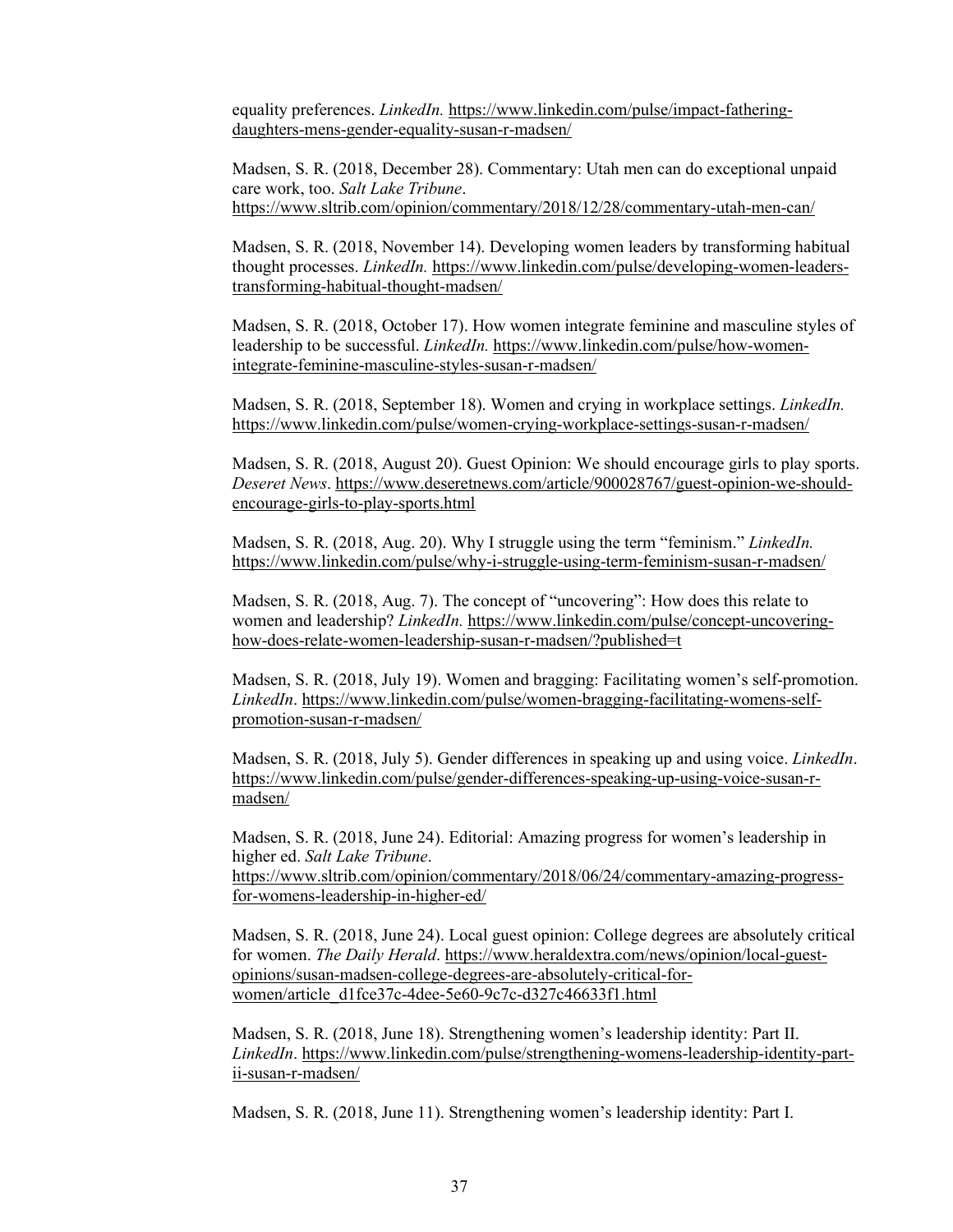equality preferences. *LinkedIn.* https://www.linkedin.com/pulse/impact-fathering-daughters-mens-gender-equality-susan-r-madsen/

Madsen, S. R. (2018, December 28). Commentary: Utah men can do exceptional unpaid care work, too. *Salt Lake Tribune*. https://www.sltrib.com/opinion/commentary/2018/12/28/commentary-utah-men-can/

Madsen, S. R. (2018, November 14). Developing women leaders by transforming habitual thought processes. *LinkedIn.* https://www.linkedin.com/pulse/developing-women-leaders-transforming-habitual-thought-madsen/

Madsen, S. R. (2018, October 17). How women integrate feminine and masculine styles of leadership to be successful. *LinkedIn.* https://www.linkedin.com/pulse/how-women-integrate-feminine-masculine-styles-susan-r-madsen/

Madsen, S. R. (2018, September 18). Women and crying in workplace settings. *LinkedIn.* https://www.linkedin.com/pulse/women-crying-workplace-settings-susan-r-madsen/

Madsen, S. R. (2018, August 20). Guest Opinion: We should encourage girls to play sports. *Deseret News*. https://www.deseretnews.com/article/900028767/guest-opinion-we-should-encourage-girls-to-play-sports.html

Madsen, S. R. (2018, Aug. 20). Why I struggle using the term "feminism." *LinkedIn.* https://www.linkedin.com/pulse/why-i-struggle-using-term-feminism-susan-r-madsen/

Madsen, S. R. (2018, Aug. 7). The concept of "uncovering": How does this relate to women and leadership? *LinkedIn.* https://www.linkedin.com/pulse/concept-uncovering-how-does-relate-women-leadership-susan-r-madsen/?published=t

Madsen, S. R. (2018, July 19). Women and bragging: Facilitating women's self-promotion. *LinkedIn*. https://www.linkedin.com/pulse/women-bragging-facilitating-womens-self-promotion-susan-r-madsen/

Madsen, S. R. (2018, July 5). Gender differences in speaking up and using voice. *LinkedIn*. https://www.linkedin.com/pulse/gender-differences-speaking-up-using-voice-susan-r-madsen/

Madsen, S. R. (2018, June 24). Editorial: Amazing progress for women's leadership in higher ed. *Salt Lake Tribune*. https://www.sltrib.com/opinion/commentary/2018/06/24/commentary-amazing-progress-for-womens-leadership-in-higher-ed/

Madsen, S. R. (2018, June 24). Local guest opinion: College degrees are absolutely critical for women. *The Daily Herald*. https://www.heraldextra.com/news/opinion/local-guest-opinions/susan-madsen-college-degrees-are-absolutely-critical-for-women/article_d1fce37c-4dee-5e60-9c7c-d327c46633f1.html

Madsen, S. R. (2018, June 18). Strengthening women's leadership identity: Part II. *LinkedIn*. https://www.linkedin.com/pulse/strengthening-womens-leadership-identity-part-ii-susan-r-madsen/

Madsen, S. R. (2018, June 11). Strengthening women's leadership identity: Part I.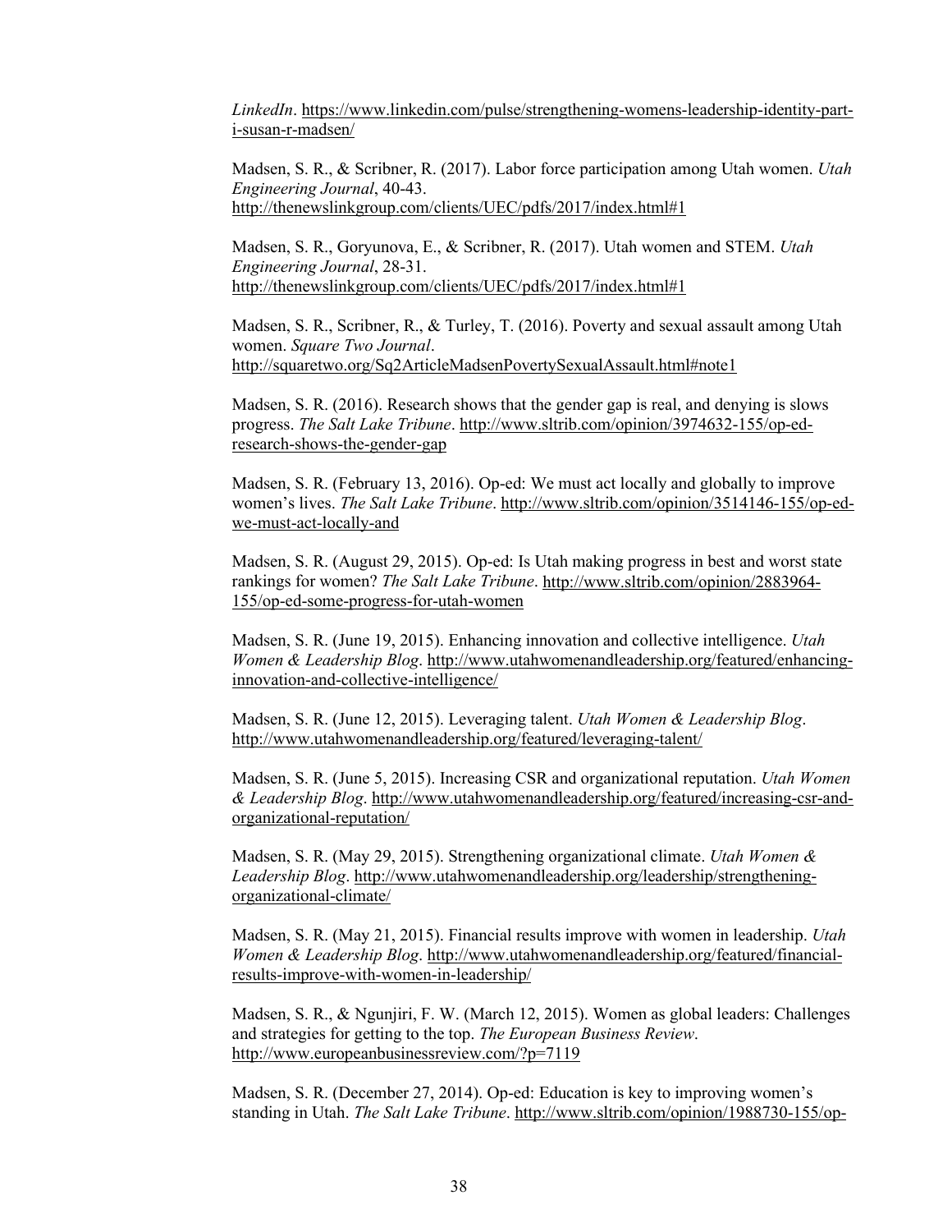*LinkedIn*. https://www.linkedin.com/pulse/strengthening-womens-leadership-identity-part-i-susan-r-madsen/

Madsen, S. R., & Scribner, R. (2017). Labor force participation among Utah women. *Utah Engineering Journal*, 40-43. http://thenewslinkgroup.com/clients/UEC/pdfs/2017/index.html#1

Madsen, S. R., Goryunova, E., & Scribner, R. (2017). Utah women and STEM. *Utah Engineering Journal*, 28-31. http://thenewslinkgroup.com/clients/UEC/pdfs/2017/index.html#1

Madsen, S. R., Scribner, R., & Turley, T. (2016). Poverty and sexual assault among Utah women. *Square Two Journal*. http://squaretwo.org/Sq2ArticleMadsenPovertySexualAssault.html#note1

Madsen, S. R. (2016). Research shows that the gender gap is real, and denying is slows progress. *The Salt Lake Tribune*. http://www.sltrib.com/opinion/3974632-155/op-ed-research-shows-the-gender-gap

Madsen, S. R. (February 13, 2016). Op-ed: We must act locally and globally to improve women's lives. *The Salt Lake Tribune*. http://www.sltrib.com/opinion/3514146-155/op-ed-we-must-act-locally-and

Madsen, S. R. (August 29, 2015). Op-ed: Is Utah making progress in best and worst state rankings for women? *The Salt Lake Tribune*. http://www.sltrib.com/opinion/2883964-155/op-ed-some-progress-for-utah-women

Madsen, S. R. (June 19, 2015). Enhancing innovation and collective intelligence. *Utah Women & Leadership Blog*. http://www.utahwomenandleadership.org/featured/enhancing-innovation-and-collective-intelligence/

Madsen, S. R. (June 12, 2015). Leveraging talent. *Utah Women & Leadership Blog*. http://www.utahwomenandleadership.org/featured/leveraging-talent/

Madsen, S. R. (June 5, 2015). Increasing CSR and organizational reputation. *Utah Women & Leadership Blog*. http://www.utahwomenandleadership.org/featured/increasing-csr-and-organizational-reputation/

Madsen, S. R. (May 29, 2015). Strengthening organizational climate. *Utah Women & Leadership Blog*. http://www.utahwomenandleadership.org/leadership/strengthening-organizational-climate/

Madsen, S. R. (May 21, 2015). Financial results improve with women in leadership. *Utah Women & Leadership Blog*. http://www.utahwomenandleadership.org/featured/financial-results-improve-with-women-in-leadership/

Madsen, S. R., & Ngunjiri, F. W. (March 12, 2015). Women as global leaders: Challenges and strategies for getting to the top. *The European Business Review*. http://www.europeanbusinessreview.com/?p=7119

Madsen, S. R. (December 27, 2014). Op-ed: Education is key to improving women's standing in Utah. *The Salt Lake Tribune*. http://www.sltrib.com/opinion/1988730-155/op-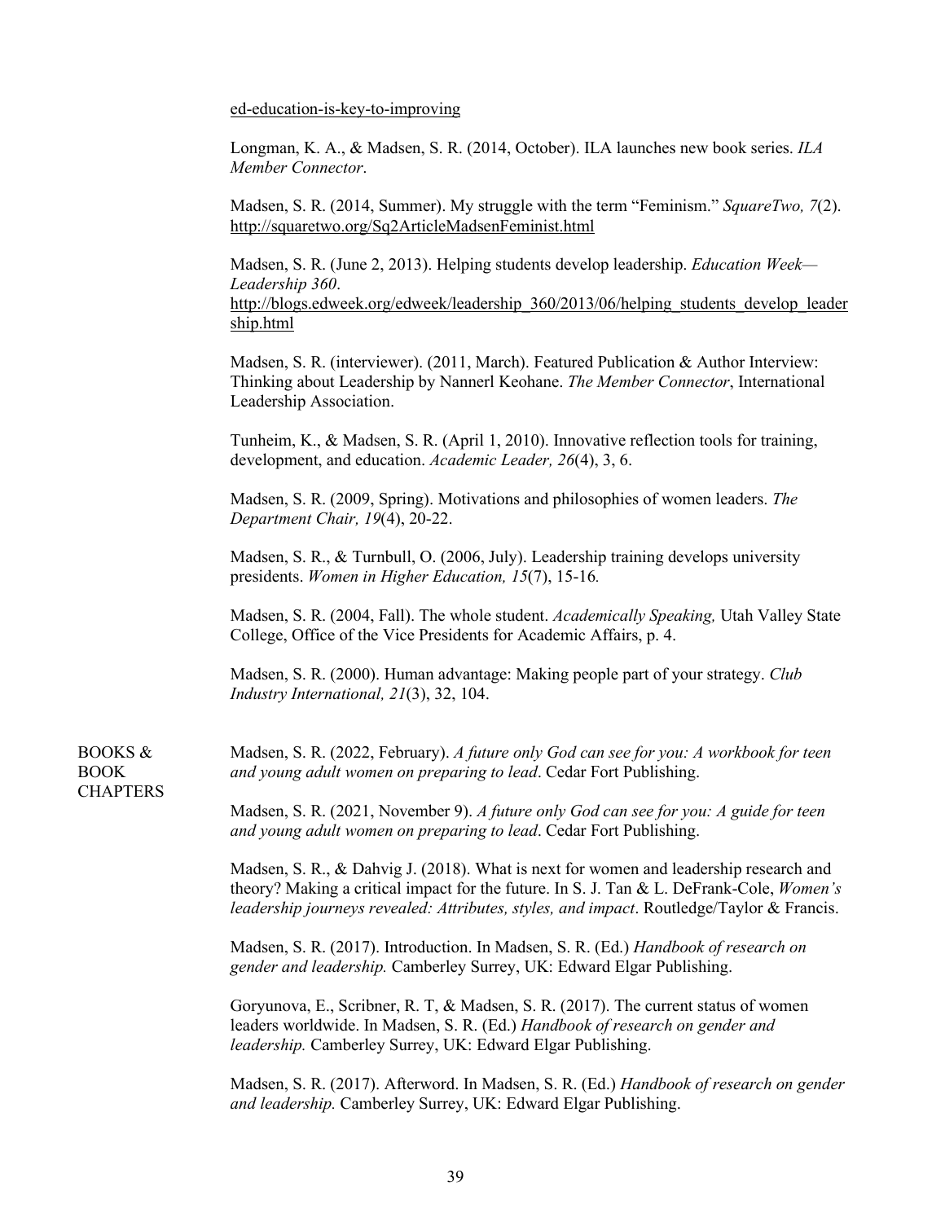ed-education-is-key-to-improving

Longman, K. A., & Madsen, S. R. (2014, October). ILA launches new book series. *ILA Member Connector*.

Madsen, S. R. (2014, Summer). My struggle with the term "Feminism." *SquareTwo, 7*(2). http://squaretwo.org/Sq2ArticleMadsenFeminist.html

Madsen, S. R. (June 2, 2013). Helping students develop leadership. *Education Week—Leadership 360*. http://blogs.edweek.org/edweek/leadership_360/2013/06/helping_students_develop_leadership.html

Madsen, S. R. (interviewer). (2011, March). Featured Publication & Author Interview: Thinking about Leadership by Nannerl Keohane. *The Member Connector*, International Leadership Association.

Tunheim, K., & Madsen, S. R. (April 1, 2010). Innovative reflection tools for training, development, and education. *Academic Leader, 26*(4), 3, 6.

Madsen, S. R. (2009, Spring). Motivations and philosophies of women leaders. *The Department Chair, 19*(4), 20-22.

Madsen, S. R., & Turnbull, O. (2006, July). Leadership training develops university presidents. *Women in Higher Education, 15*(7), 15-16*.*

Madsen, S. R. (2004, Fall). The whole student. *Academically Speaking,* Utah Valley State College, Office of the Vice Presidents for Academic Affairs, p. 4.

Madsen, S. R. (2000). Human advantage: Making people part of your strategy. *Club Industry International, 21*(3), 32, 104.

## BOOKS & BOOK CHAPTERS

Madsen, S. R. (2022, February). *A future only God can see for you: A workbook for teen and young adult women on preparing to lead*. Cedar Fort Publishing.

Madsen, S. R. (2021, November 9). *A future only God can see for you: A guide for teen and young adult women on preparing to lead*. Cedar Fort Publishing.

Madsen, S. R., & Dahvig J. (2018). What is next for women and leadership research and theory? Making a critical impact for the future. In S. J. Tan & L. DeFrank-Cole, *Women's leadership journeys revealed: Attributes, styles, and impact*. Routledge/Taylor & Francis.

Madsen, S. R. (2017). Introduction. In Madsen, S. R. (Ed.) *Handbook of research on gender and leadership.* Camberley Surrey, UK: Edward Elgar Publishing.

Goryunova, E., Scribner, R. T, & Madsen, S. R. (2017). The current status of women leaders worldwide. In Madsen, S. R. (Ed.) *Handbook of research on gender and leadership.* Camberley Surrey, UK: Edward Elgar Publishing.

Madsen, S. R. (2017). Afterword. In Madsen, S. R. (Ed.) *Handbook of research on gender and leadership.* Camberley Surrey, UK: Edward Elgar Publishing.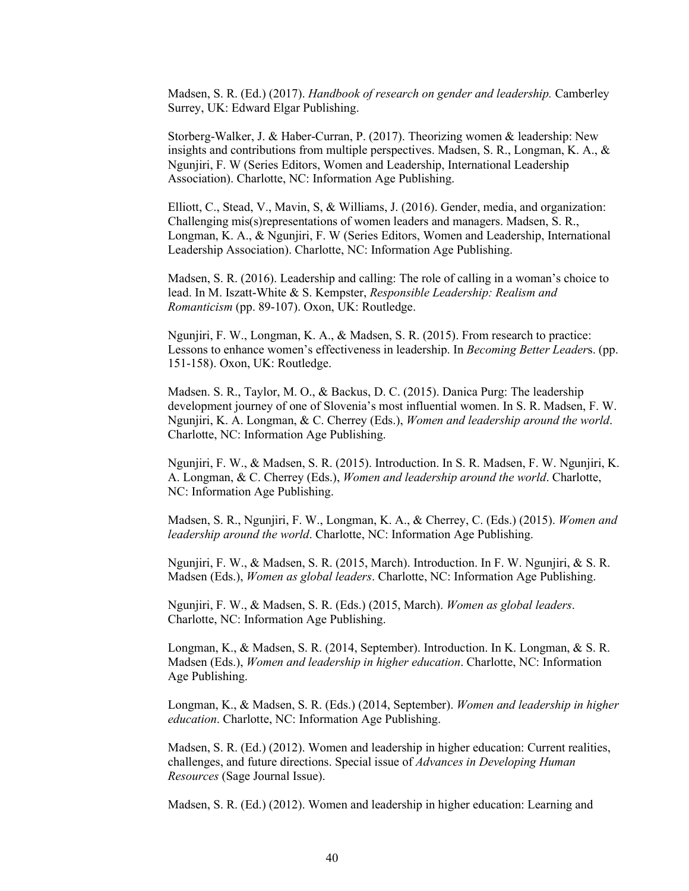Madsen, S. R. (Ed.) (2017). *Handbook of research on gender and leadership.* Camberley Surrey, UK: Edward Elgar Publishing.

Storberg-Walker, J. & Haber-Curran, P. (2017). Theorizing women & leadership: New insights and contributions from multiple perspectives. Madsen, S. R., Longman, K. A., & Ngunjiri, F. W (Series Editors, Women and Leadership, International Leadership Association). Charlotte, NC: Information Age Publishing.

Elliott, C., Stead, V., Mavin, S, & Williams, J. (2016). Gender, media, and organization: Challenging mis(s)representations of women leaders and managers. Madsen, S. R., Longman, K. A., & Ngunjiri, F. W (Series Editors, Women and Leadership, International Leadership Association). Charlotte, NC: Information Age Publishing.

Madsen, S. R. (2016). Leadership and calling: The role of calling in a woman's choice to lead. In M. Iszatt-White & S. Kempster, *Responsible Leadership: Realism and Romanticism* (pp. 89-107). Oxon, UK: Routledge.

Ngunjiri, F. W., Longman, K. A., & Madsen, S. R. (2015). From research to practice: Lessons to enhance women's effectiveness in leadership. In *Becoming Better Leader*s. (pp. 151-158). Oxon, UK: Routledge.

Madsen. S. R., Taylor, M. O., & Backus, D. C. (2015). Danica Purg: The leadership development journey of one of Slovenia's most influential women. In S. R. Madsen, F. W. Ngunjiri, K. A. Longman, & C. Cherrey (Eds.), *Women and leadership around the world*. Charlotte, NC: Information Age Publishing.

Ngunjiri, F. W., & Madsen, S. R. (2015). Introduction. In S. R. Madsen, F. W. Ngunjiri, K. A. Longman, & C. Cherrey (Eds.), *Women and leadership around the world*. Charlotte, NC: Information Age Publishing.

Madsen, S. R., Ngunjiri, F. W., Longman, K. A., & Cherrey, C. (Eds.) (2015). *Women and leadership around the world*. Charlotte, NC: Information Age Publishing.

Ngunjiri, F. W., & Madsen, S. R. (2015, March). Introduction. In F. W. Ngunjiri, & S. R. Madsen (Eds.), *Women as global leaders*. Charlotte, NC: Information Age Publishing.

Ngunjiri, F. W., & Madsen, S. R. (Eds.) (2015, March). *Women as global leaders*. Charlotte, NC: Information Age Publishing.

Longman, K., & Madsen, S. R. (2014, September). Introduction. In K. Longman, & S. R. Madsen (Eds.), *Women and leadership in higher education*. Charlotte, NC: Information Age Publishing.

Longman, K., & Madsen, S. R. (Eds.) (2014, September). *Women and leadership in higher education*. Charlotte, NC: Information Age Publishing.

Madsen, S. R. (Ed.) (2012). Women and leadership in higher education: Current realities, challenges, and future directions. Special issue of *Advances in Developing Human Resources* (Sage Journal Issue).

Madsen, S. R. (Ed.) (2012). Women and leadership in higher education: Learning and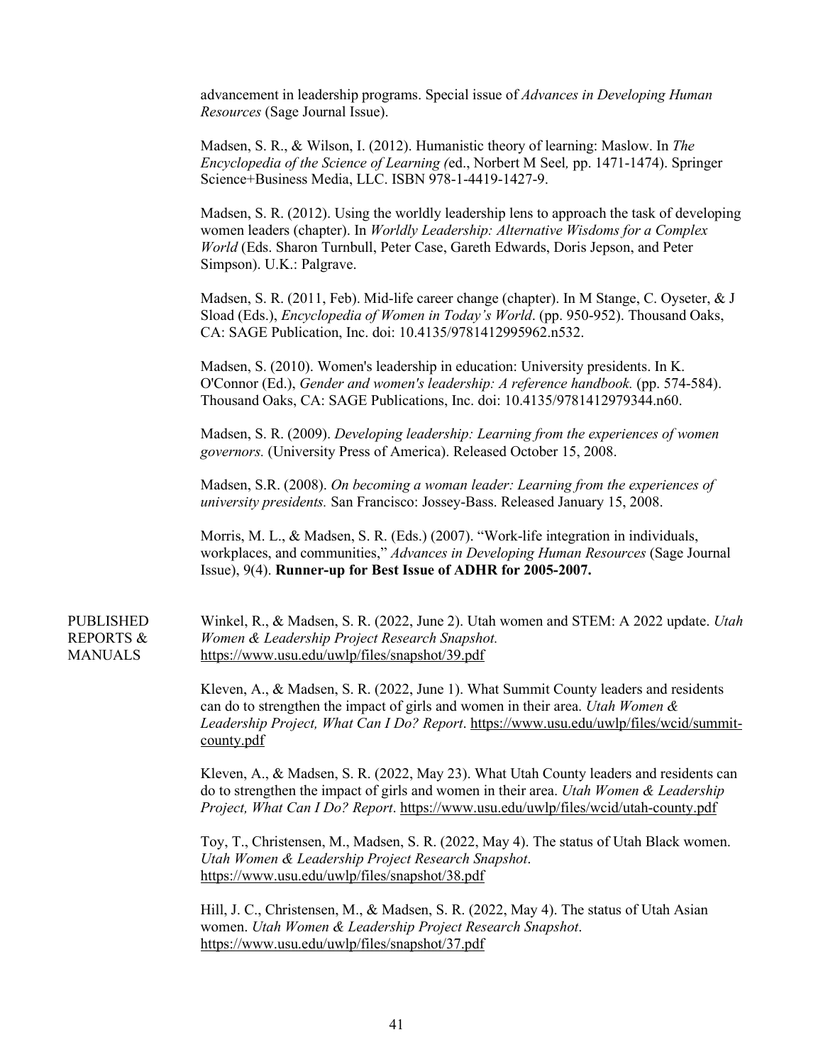advancement in leadership programs. Special issue of *Advances in Developing Human Resources* (Sage Journal Issue).

Madsen, S. R., & Wilson, I. (2012). Humanistic theory of learning: Maslow. In *The Encyclopedia of the Science of Learning (*ed., Norbert M Seel*,* pp. 1471-1474). Springer Science+Business Media, LLC. ISBN 978-1-4419-1427-9.

Madsen, S. R. (2012). Using the worldly leadership lens to approach the task of developing women leaders (chapter). In *Worldly Leadership: Alternative Wisdoms for a Complex World* (Eds. Sharon Turnbull, Peter Case, Gareth Edwards, Doris Jepson, and Peter Simpson). U.K.: Palgrave.

Madsen, S. R. (2011, Feb). Mid-life career change (chapter). In M Stange, C. Oyseter, & J Sload (Eds.), *Encyclopedia of Women in Today's World*. (pp. 950-952). Thousand Oaks, CA: SAGE Publication, Inc. doi: 10.4135/9781412995962.n532.

Madsen, S. (2010). Women's leadership in education: University presidents. In K. O'Connor (Ed.), *Gender and women's leadership: A reference handbook.* (pp. 574-584). Thousand Oaks, CA: SAGE Publications, Inc. doi: 10.4135/9781412979344.n60.

Madsen, S. R. (2009). *Developing leadership: Learning from the experiences of women governors.* (University Press of America). Released October 15, 2008.

Madsen, S.R. (2008). *On becoming a woman leader: Learning from the experiences of university presidents.* San Francisco: Jossey-Bass. Released January 15, 2008.

Morris, M. L., & Madsen, S. R. (Eds.) (2007). "Work-life integration in individuals, workplaces, and communities," *Advances in Developing Human Resources* (Sage Journal Issue), 9(4). **Runner-up for Best Issue of ADHR for 2005-2007.**

## PUBLISHED REPORTS & MANUALS

Winkel, R., & Madsen, S. R. (2022, June 2). Utah women and STEM: A 2022 update. *Utah Women & Leadership Project Research Snapshot.* https://www.usu.edu/uwlp/files/snapshot/39.pdf

Kleven, A., & Madsen, S. R. (2022, June 1). What Summit County leaders and residents can do to strengthen the impact of girls and women in their area. *Utah Women & Leadership Project, What Can I Do? Report*. https://www.usu.edu/uwlp/files/wcid/summit-county.pdf

Kleven, A., & Madsen, S. R. (2022, May 23). What Utah County leaders and residents can do to strengthen the impact of girls and women in their area. *Utah Women & Leadership Project, What Can I Do? Report*. https://www.usu.edu/uwlp/files/wcid/utah-county.pdf

Toy, T., Christensen, M., Madsen, S. R. (2022, May 4). The status of Utah Black women. *Utah Women & Leadership Project Research Snapshot*. https://www.usu.edu/uwlp/files/snapshot/38.pdf

Hill, J. C., Christensen, M., & Madsen, S. R. (2022, May 4). The status of Utah Asian women. *Utah Women & Leadership Project Research Snapshot*. https://www.usu.edu/uwlp/files/snapshot/37.pdf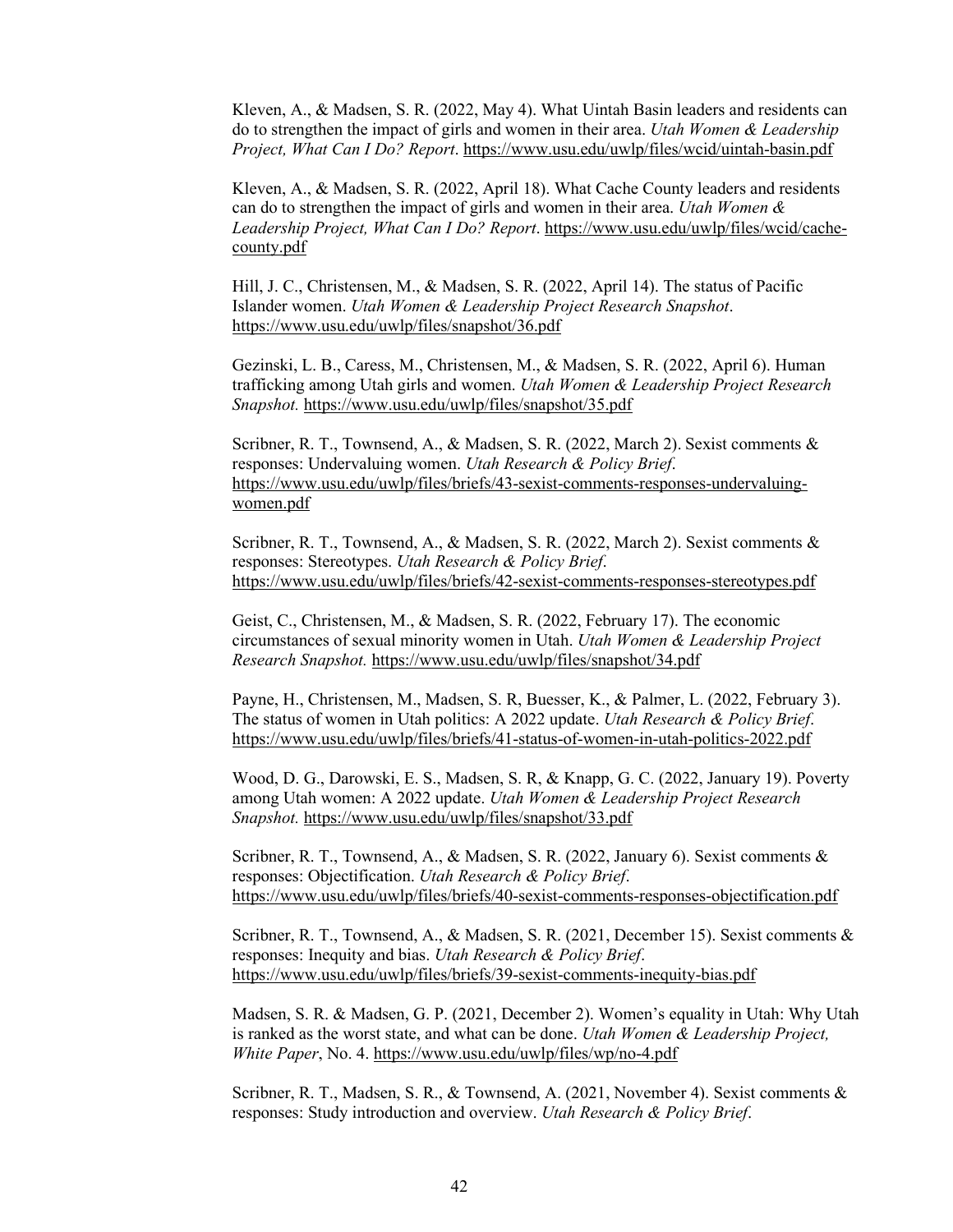Kleven, A., & Madsen, S. R. (2022, May 4). What Uintah Basin leaders and residents can do to strengthen the impact of girls and women in their area. *Utah Women & Leadership Project, What Can I Do? Report*. https://www.usu.edu/uwlp/files/wcid/uintah-basin.pdf

Kleven, A., & Madsen, S. R. (2022, April 18). What Cache County leaders and residents can do to strengthen the impact of girls and women in their area. *Utah Women & Leadership Project, What Can I Do? Report*. https://www.usu.edu/uwlp/files/wcid/cache-county.pdf

Hill, J. C., Christensen, M., & Madsen, S. R. (2022, April 14). The status of Pacific Islander women. *Utah Women & Leadership Project Research Snapshot*. https://www.usu.edu/uwlp/files/snapshot/36.pdf

Gezinski, L. B., Caress, M., Christensen, M., & Madsen, S. R. (2022, April 6). Human trafficking among Utah girls and women. *Utah Women & Leadership Project Research Snapshot.* https://www.usu.edu/uwlp/files/snapshot/35.pdf

Scribner, R. T., Townsend, A., & Madsen, S. R. (2022, March 2). Sexist comments & responses: Undervaluing women. *Utah Research & Policy Brief*. https://www.usu.edu/uwlp/files/briefs/43-sexist-comments-responses-undervaluing-women.pdf

Scribner, R. T., Townsend, A., & Madsen, S. R. (2022, March 2). Sexist comments & responses: Stereotypes. *Utah Research & Policy Brief*. https://www.usu.edu/uwlp/files/briefs/42-sexist-comments-responses-stereotypes.pdf

Geist, C., Christensen, M., & Madsen, S. R. (2022, February 17). The economic circumstances of sexual minority women in Utah. *Utah Women & Leadership Project Research Snapshot.* https://www.usu.edu/uwlp/files/snapshot/34.pdf

Payne, H., Christensen, M., Madsen, S. R, Buesser, K., & Palmer, L. (2022, February 3). The status of women in Utah politics: A 2022 update. *Utah Research & Policy Brief*. https://www.usu.edu/uwlp/files/briefs/41-status-of-women-in-utah-politics-2022.pdf

Wood, D. G., Darowski, E. S., Madsen, S. R, & Knapp, G. C. (2022, January 19). Poverty among Utah women: A 2022 update. *Utah Women & Leadership Project Research Snapshot.* https://www.usu.edu/uwlp/files/snapshot/33.pdf

Scribner, R. T., Townsend, A., & Madsen, S. R. (2022, January 6). Sexist comments & responses: Objectification. *Utah Research & Policy Brief*. https://www.usu.edu/uwlp/files/briefs/40-sexist-comments-responses-objectification.pdf

Scribner, R. T., Townsend, A., & Madsen, S. R. (2021, December 15). Sexist comments & responses: Inequity and bias. *Utah Research & Policy Brief*. https://www.usu.edu/uwlp/files/briefs/39-sexist-comments-inequity-bias.pdf

Madsen, S. R. & Madsen, G. P. (2021, December 2). Women's equality in Utah: Why Utah is ranked as the worst state, and what can be done. *Utah Women & Leadership Project, White Paper*, No. 4. https://www.usu.edu/uwlp/files/wp/no-4.pdf

Scribner, R. T., Madsen, S. R., & Townsend, A. (2021, November 4). Sexist comments & responses: Study introduction and overview. *Utah Research & Policy Brief*.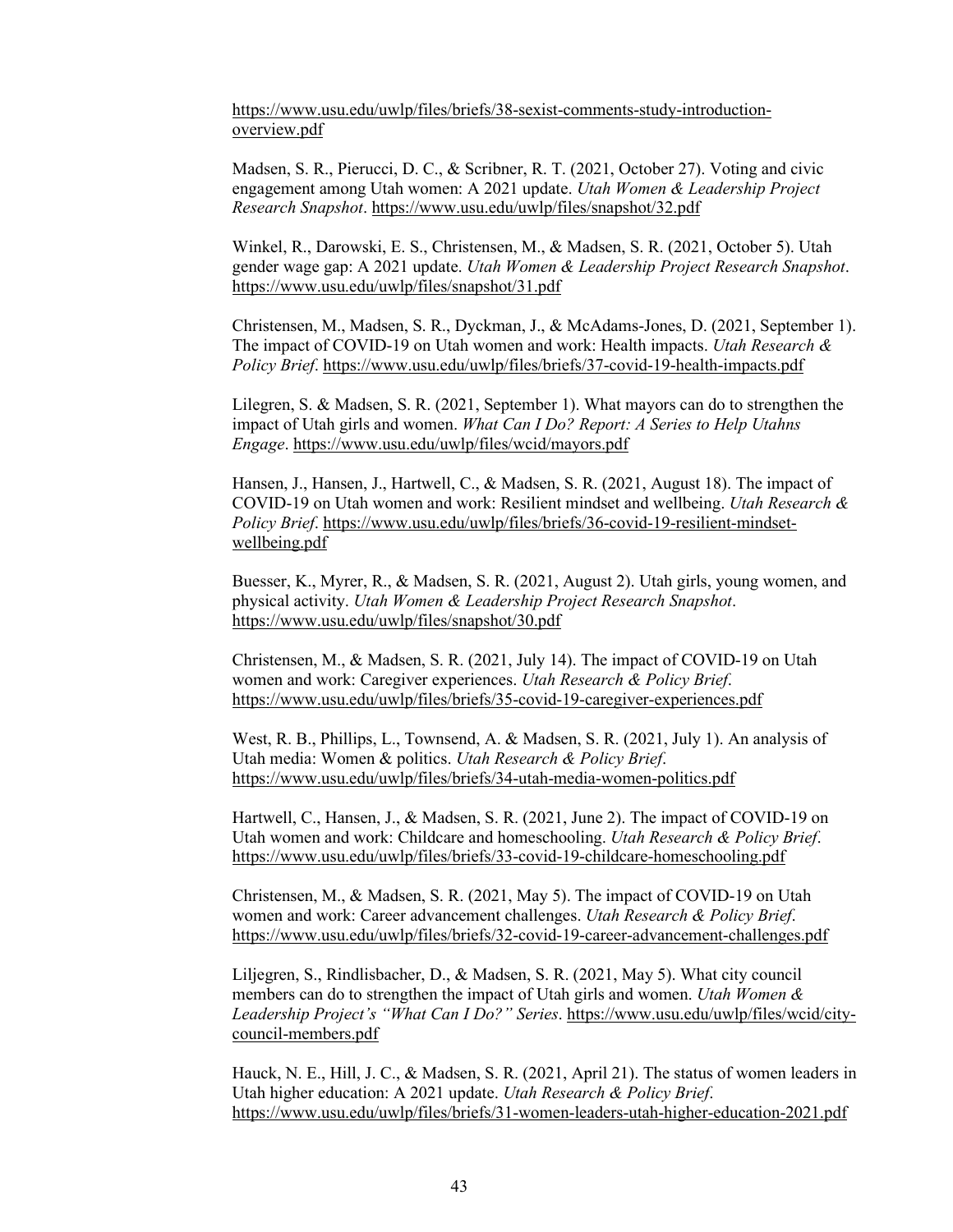https://www.usu.edu/uwlp/files/briefs/38-sexist-comments-study-introduction-overview.pdf

Madsen, S. R., Pierucci, D. C., & Scribner, R. T. (2021, October 27). Voting and civic engagement among Utah women: A 2021 update. *Utah Women & Leadership Project Research Snapshot*. https://www.usu.edu/uwlp/files/snapshot/32.pdf

Winkel, R., Darowski, E. S., Christensen, M., & Madsen, S. R. (2021, October 5). Utah gender wage gap: A 2021 update. *Utah Women & Leadership Project Research Snapshot*. https://www.usu.edu/uwlp/files/snapshot/31.pdf

Christensen, M., Madsen, S. R., Dyckman, J., & McAdams-Jones, D. (2021, September 1). The impact of COVID-19 on Utah women and work: Health impacts. *Utah Research & Policy Brief*. https://www.usu.edu/uwlp/files/briefs/37-covid-19-health-impacts.pdf

Lilegren, S. & Madsen, S. R. (2021, September 1). What mayors can do to strengthen the impact of Utah girls and women. *What Can I Do? Report: A Series to Help Utahns Engage*. https://www.usu.edu/uwlp/files/wcid/mayors.pdf

Hansen, J., Hansen, J., Hartwell, C., & Madsen, S. R. (2021, August 18). The impact of COVID-19 on Utah women and work: Resilient mindset and wellbeing. *Utah Research & Policy Brief*. https://www.usu.edu/uwlp/files/briefs/36-covid-19-resilient-mindset-wellbeing.pdf

Buesser, K., Myrer, R., & Madsen, S. R. (2021, August 2). Utah girls, young women, and physical activity. *Utah Women & Leadership Project Research Snapshot*. https://www.usu.edu/uwlp/files/snapshot/30.pdf

Christensen, M., & Madsen, S. R. (2021, July 14). The impact of COVID-19 on Utah women and work: Caregiver experiences. *Utah Research & Policy Brief*. https://www.usu.edu/uwlp/files/briefs/35-covid-19-caregiver-experiences.pdf

West, R. B., Phillips, L., Townsend, A. & Madsen, S. R. (2021, July 1). An analysis of Utah media: Women & politics. *Utah Research & Policy Brief*. https://www.usu.edu/uwlp/files/briefs/34-utah-media-women-politics.pdf

Hartwell, C., Hansen, J., & Madsen, S. R. (2021, June 2). The impact of COVID-19 on Utah women and work: Childcare and homeschooling. *Utah Research & Policy Brief*. https://www.usu.edu/uwlp/files/briefs/33-covid-19-childcare-homeschooling.pdf

Christensen, M., & Madsen, S. R. (2021, May 5). The impact of COVID-19 on Utah women and work: Career advancement challenges. *Utah Research & Policy Brief*. https://www.usu.edu/uwlp/files/briefs/32-covid-19-career-advancement-challenges.pdf

Liljegren, S., Rindlisbacher, D., & Madsen, S. R. (2021, May 5). What city council members can do to strengthen the impact of Utah girls and women. *Utah Women & Leadership Project's "What Can I Do?" Series*. https://www.usu.edu/uwlp/files/wcid/city-council-members.pdf

Hauck, N. E., Hill, J. C., & Madsen, S. R. (2021, April 21). The status of women leaders in Utah higher education: A 2021 update. *Utah Research & Policy Brief*. https://www.usu.edu/uwlp/files/briefs/31-women-leaders-utah-higher-education-2021.pdf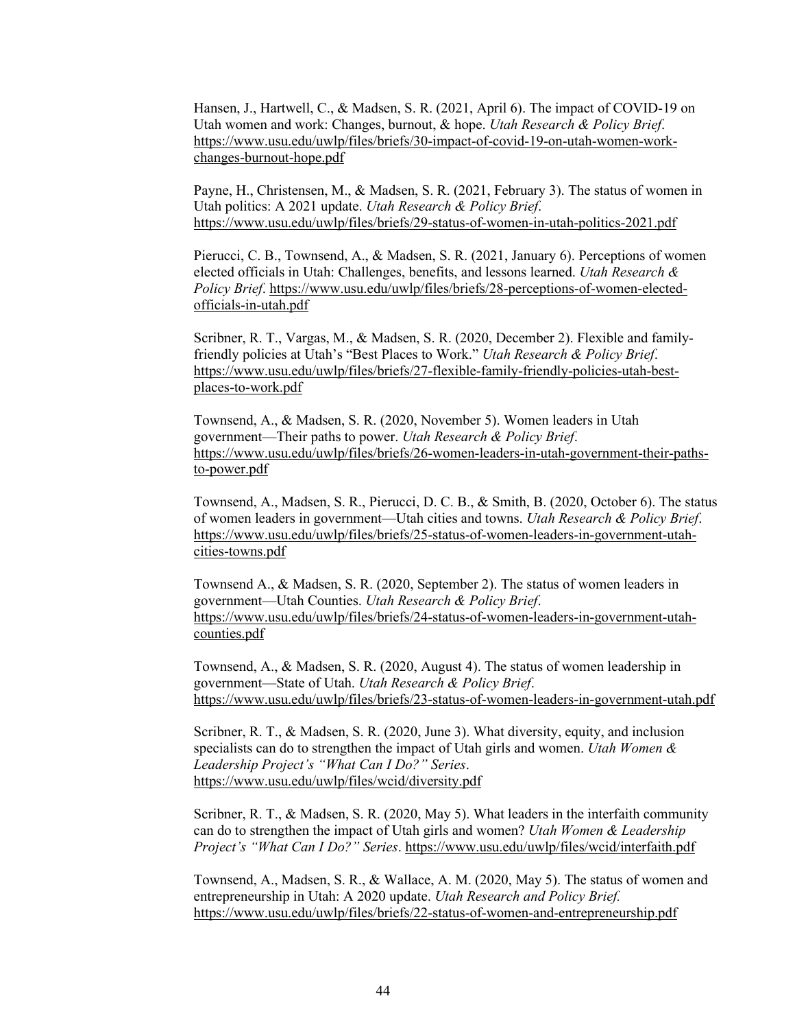Hansen, J., Hartwell, C., & Madsen, S. R. (2021, April 6). The impact of COVID-19 on Utah women and work: Changes, burnout, & hope. *Utah Research & Policy Brief*. https://www.usu.edu/uwlp/files/briefs/30-impact-of-covid-19-on-utah-women-work-changes-burnout-hope.pdf

Payne, H., Christensen, M., & Madsen, S. R. (2021, February 3). The status of women in Utah politics: A 2021 update. *Utah Research & Policy Brief*. https://www.usu.edu/uwlp/files/briefs/29-status-of-women-in-utah-politics-2021.pdf

Pierucci, C. B., Townsend, A., & Madsen, S. R. (2021, January 6). Perceptions of women elected officials in Utah: Challenges, benefits, and lessons learned. *Utah Research & Policy Brief*. https://www.usu.edu/uwlp/files/briefs/28-perceptions-of-women-elected-officials-in-utah.pdf

Scribner, R. T., Vargas, M., & Madsen, S. R. (2020, December 2). Flexible and family-friendly policies at Utah's "Best Places to Work." *Utah Research & Policy Brief*. https://www.usu.edu/uwlp/files/briefs/27-flexible-family-friendly-policies-utah-best-places-to-work.pdf

Townsend, A., & Madsen, S. R. (2020, November 5). Women leaders in Utah government—Their paths to power. *Utah Research & Policy Brief*. https://www.usu.edu/uwlp/files/briefs/26-women-leaders-in-utah-government-their-paths-to-power.pdf

Townsend, A., Madsen, S. R., Pierucci, D. C. B., & Smith, B. (2020, October 6). The status of women leaders in government—Utah cities and towns. *Utah Research & Policy Brief*. https://www.usu.edu/uwlp/files/briefs/25-status-of-women-leaders-in-government-utah-cities-towns.pdf

Townsend A., & Madsen, S. R. (2020, September 2). The status of women leaders in government—Utah Counties. *Utah Research & Policy Brief*. https://www.usu.edu/uwlp/files/briefs/24-status-of-women-leaders-in-government-utah-counties.pdf

Townsend, A., & Madsen, S. R. (2020, August 4). The status of women leadership in government—State of Utah. *Utah Research & Policy Brief*. https://www.usu.edu/uwlp/files/briefs/23-status-of-women-leaders-in-government-utah.pdf

Scribner, R. T., & Madsen, S. R. (2020, June 3). What diversity, equity, and inclusion specialists can do to strengthen the impact of Utah girls and women. *Utah Women & Leadership Project's "What Can I Do?" Series*. https://www.usu.edu/uwlp/files/wcid/diversity.pdf

Scribner, R. T., & Madsen, S. R. (2020, May 5). What leaders in the interfaith community can do to strengthen the impact of Utah girls and women? *Utah Women & Leadership Project's "What Can I Do?" Series*. https://www.usu.edu/uwlp/files/wcid/interfaith.pdf

Townsend, A., Madsen, S. R., & Wallace, A. M. (2020, May 5). The status of women and entrepreneurship in Utah: A 2020 update. *Utah Research and Policy Brief.* https://www.usu.edu/uwlp/files/briefs/22-status-of-women-and-entrepreneurship.pdf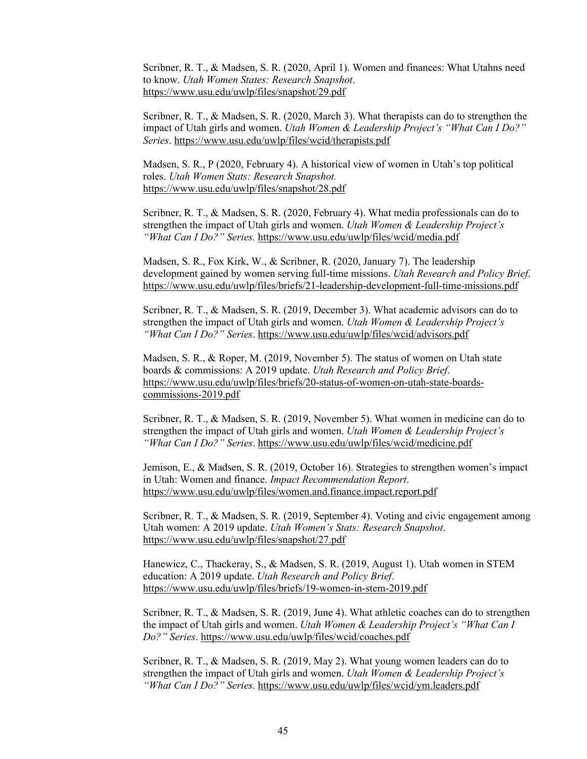Scribner, R. T., & Madsen, S. R. (2020, April 1). Women and finances: What Utahns need to know. *Utah Women States: Research Snapshot*. https://www.usu.edu/uwlp/files/snapshot/29.pdf

Scribner, R. T., & Madsen, S. R. (2020, March 3). What therapists can do to strengthen the impact of Utah girls and women. *Utah Women & Leadership Project's "What Can I Do?" Series*. https://www.usu.edu/uwlp/files/wcid/therapists.pdf

Madsen, S. R., P (2020, February 4). A historical view of women in Utah's top political roles. *Utah Women Stats: Research Snapshot.* https://www.usu.edu/uwlp/files/snapshot/28.pdf

Scribner, R. T., & Madsen, S. R. (2020, February 4). What media professionals can do to strengthen the impact of Utah girls and women. *Utah Women & Leadership Project's "What Can I Do?" Series.* https://www.usu.edu/uwlp/files/wcid/media.pdf

Madsen, S. R., Fox Kirk, W., & Scribner, R. (2020, January 7). The leadership development gained by women serving full-time missions. *Utah Research and Policy Brief*. https://www.usu.edu/uwlp/files/briefs/21-leadership-development-full-time-missions.pdf

Scribner, R. T., & Madsen, S. R. (2019, December 3). What academic advisors can do to strengthen the impact of Utah girls and women. *Utah Women & Leadership Project's "What Can I Do?" Series*. https://www.usu.edu/uwlp/files/wcid/advisors.pdf

Madsen, S. R., & Roper, M. (2019, November 5). The status of women on Utah state boards & commissions: A 2019 update. *Utah Research and Policy Brief*. https://www.usu.edu/uwlp/files/briefs/20-status-of-women-on-utah-state-boards-commissions-2019.pdf

Scribner, R. T., & Madsen, S. R. (2019, November 5). What women in medicine can do to strengthen the impact of Utah girls and women. *Utah Women & Leadership Project's "What Can I Do?" Series*. https://www.usu.edu/uwlp/files/wcid/medicine.pdf

Jemison, E., & Madsen, S. R. (2019, October 16). Strategies to strengthen women's impact in Utah: Women and finance. *Impact Recommendation Report*. https://www.usu.edu/uwlp/files/women.and.finance.impact.report.pdf

Scribner, R. T., & Madsen, S. R. (2019, September 4). Voting and civic engagement among Utah women: A 2019 update. *Utah Women's Stats: Research Snapshot*. https://www.usu.edu/uwlp/files/snapshot/27.pdf

Hanewicz, C., Thackeray, S., & Madsen, S. R. (2019, August 1). Utah women in STEM education: A 2019 update. *Utah Research and Policy Brief*. https://www.usu.edu/uwlp/files/briefs/19-women-in-stem-2019.pdf

Scribner, R. T., & Madsen, S. R. (2019, June 4). What athletic coaches can do to strengthen the impact of Utah girls and women. *Utah Women & Leadership Project's "What Can I Do?" Series*. https://www.usu.edu/uwlp/files/wcid/coaches.pdf

Scribner, R. T., & Madsen, S. R. (2019, May 2). What young women leaders can do to strengthen the impact of Utah girls and women. *Utah Women & Leadership Project's "What Can I Do?" Series*. https://www.usu.edu/uwlp/files/wcid/ym.leaders.pdf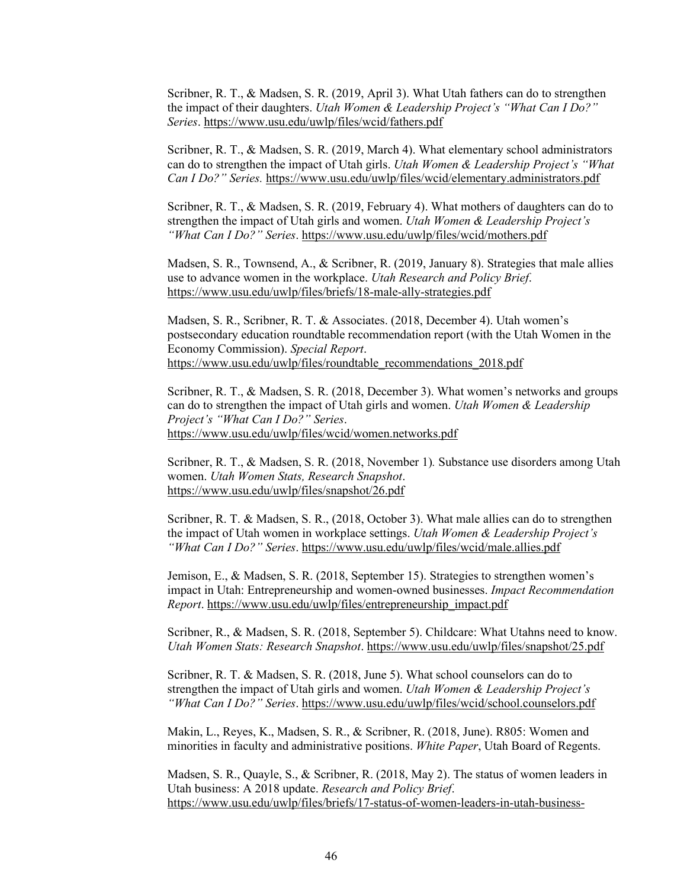Scribner, R. T., & Madsen, S. R. (2019, April 3). What Utah fathers can do to strengthen the impact of their daughters. *Utah Women & Leadership Project's "What Can I Do?" Series*. https://www.usu.edu/uwlp/files/wcid/fathers.pdf

Scribner, R. T., & Madsen, S. R. (2019, March 4). What elementary school administrators can do to strengthen the impact of Utah girls. *Utah Women & Leadership Project's "What Can I Do?" Series.* https://www.usu.edu/uwlp/files/wcid/elementary.administrators.pdf

Scribner, R. T., & Madsen, S. R. (2019, February 4). What mothers of daughters can do to strengthen the impact of Utah girls and women. *Utah Women & Leadership Project's "What Can I Do?" Series*. https://www.usu.edu/uwlp/files/wcid/mothers.pdf

Madsen, S. R., Townsend, A., & Scribner, R. (2019, January 8). Strategies that male allies use to advance women in the workplace. *Utah Research and Policy Brief.* https://www.usu.edu/uwlp/files/briefs/18-male-ally-strategies.pdf

Madsen, S. R., Scribner, R. T. & Associates. (2018, December 4). Utah women's postsecondary education roundtable recommendation report (with the Utah Women in the Economy Commission). *Special Report*. https://www.usu.edu/uwlp/files/roundtable_recommendations_2018.pdf

Scribner, R. T., & Madsen, S. R. (2018, December 3). What women's networks and groups can do to strengthen the impact of Utah girls and women. *Utah Women & Leadership Project's "What Can I Do?" Series*. https://www.usu.edu/uwlp/files/wcid/women.networks.pdf

Scribner, R. T., & Madsen, S. R. (2018, November 1)*.* Substance use disorders among Utah women. *Utah Women Stats, Research Snapshot*. https://www.usu.edu/uwlp/files/snapshot/26.pdf

Scribner, R. T. & Madsen, S. R., (2018, October 3). What male allies can do to strengthen the impact of Utah women in workplace settings. *Utah Women & Leadership Project's "What Can I Do?" Series*. https://www.usu.edu/uwlp/files/wcid/male.allies.pdf

Jemison, E., & Madsen, S. R. (2018, September 15). Strategies to strengthen women's impact in Utah: Entrepreneurship and women-owned businesses. *Impact Recommendation Report*. https://www.usu.edu/uwlp/files/entrepreneurship_impact.pdf

Scribner, R., & Madsen, S. R. (2018, September 5). Childcare: What Utahns need to know. *Utah Women Stats: Research Snapshot*. https://www.usu.edu/uwlp/files/snapshot/25.pdf

Scribner, R. T. & Madsen, S. R. (2018, June 5). What school counselors can do to strengthen the impact of Utah girls and women. *Utah Women & Leadership Project's "What Can I Do?" Series*. https://www.usu.edu/uwlp/files/wcid/school.counselors.pdf

Makin, L., Reyes, K., Madsen, S. R., & Scribner, R. (2018, June). R805: Women and minorities in faculty and administrative positions. *White Paper*, Utah Board of Regents.

Madsen, S. R., Quayle, S., & Scribner, R. (2018, May 2). The status of women leaders in Utah business: A 2018 update. *Research and Policy Brief*. https://www.usu.edu/uwlp/files/briefs/17-status-of-women-leaders-in-utah-business-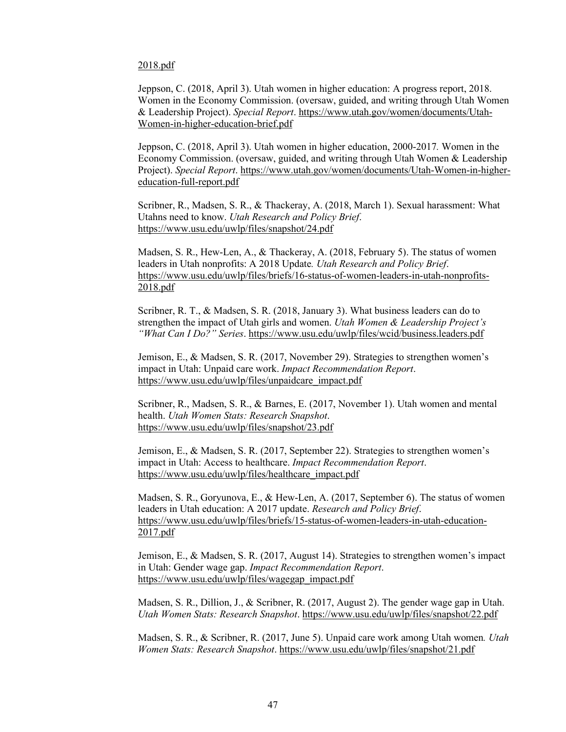2018.pdf

Jeppson, C. (2018, April 3). Utah women in higher education: A progress report, 2018. Women in the Economy Commission. (oversaw, guided, and writing through Utah Women & Leadership Project). *Special Report*. https://www.utah.gov/women/documents/Utah-Women-in-higher-education-brief.pdf

Jeppson, C. (2018, April 3). Utah women in higher education, 2000-2017*.* Women in the Economy Commission. (oversaw, guided, and writing through Utah Women & Leadership Project). *Special Report*. https://www.utah.gov/women/documents/Utah-Women-in-higher-education-full-report.pdf

Scribner, R., Madsen, S. R., & Thackeray, A. (2018, March 1). Sexual harassment: What Utahns need to know. *Utah Research and Policy Brief*. https://www.usu.edu/uwlp/files/snapshot/24.pdf

Madsen, S. R., Hew-Len, A., & Thackeray, A. (2018, February 5). The status of women leaders in Utah nonprofits: A 2018 Update*. Utah Research and Policy Brief*. https://www.usu.edu/uwlp/files/briefs/16-status-of-women-leaders-in-utah-nonprofits-2018.pdf

Scribner, R. T., & Madsen, S. R. (2018, January 3). What business leaders can do to strengthen the impact of Utah girls and women. *Utah Women & Leadership Project's "What Can I Do?" Series*. https://www.usu.edu/uwlp/files/wcid/business.leaders.pdf

Jemison, E., & Madsen, S. R. (2017, November 29). Strategies to strengthen women's impact in Utah: Unpaid care work. *Impact Recommendation Report*. https://www.usu.edu/uwlp/files/unpaidcare_impact.pdf

Scribner, R., Madsen, S. R., & Barnes, E. (2017, November 1). Utah women and mental health. *Utah Women Stats: Research Snapshot*. https://www.usu.edu/uwlp/files/snapshot/23.pdf

Jemison, E., & Madsen, S. R. (2017, September 22). Strategies to strengthen women's impact in Utah: Access to healthcare. *Impact Recommendation Report*. https://www.usu.edu/uwlp/files/healthcare_impact.pdf

Madsen, S. R., Goryunova, E., & Hew-Len, A. (2017, September 6). The status of women leaders in Utah education: A 2017 update. *Research and Policy Brief*. https://www.usu.edu/uwlp/files/briefs/15-status-of-women-leaders-in-utah-education-2017.pdf

Jemison, E., & Madsen, S. R. (2017, August 14). Strategies to strengthen women's impact in Utah: Gender wage gap. *Impact Recommendation Report*. https://www.usu.edu/uwlp/files/wagegap_impact.pdf

Madsen, S. R., Dillion, J., & Scribner, R. (2017, August 2). The gender wage gap in Utah. *Utah Women Stats: Research Snapshot*. https://www.usu.edu/uwlp/files/snapshot/22.pdf

Madsen, S. R., & Scribner, R. (2017, June 5). Unpaid care work among Utah women*. Utah Women Stats: Research Snapshot*. https://www.usu.edu/uwlp/files/snapshot/21.pdf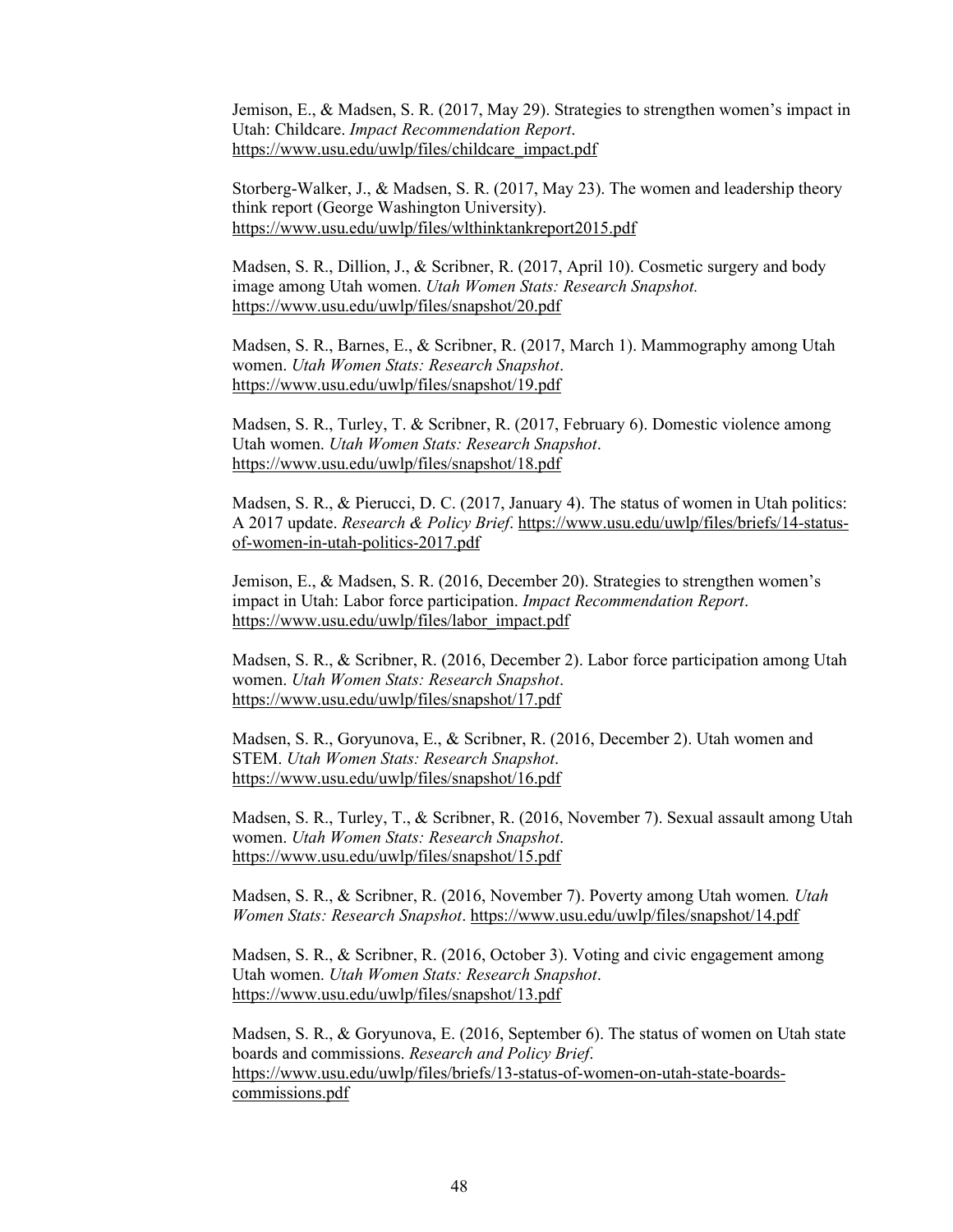Jemison, E., & Madsen, S. R. (2017, May 29). Strategies to strengthen women's impact in Utah: Childcare. *Impact Recommendation Report*. https://www.usu.edu/uwlp/files/childcare_impact.pdf

Storberg-Walker, J., & Madsen, S. R. (2017, May 23). The women and leadership theory think report (George Washington University). https://www.usu.edu/uwlp/files/wlthinktankreport2015.pdf

Madsen, S. R., Dillion, J., & Scribner, R. (2017, April 10). Cosmetic surgery and body image among Utah women. *Utah Women Stats: Research Snapshot.* https://www.usu.edu/uwlp/files/snapshot/20.pdf

Madsen, S. R., Barnes, E., & Scribner, R. (2017, March 1). Mammography among Utah women. *Utah Women Stats: Research Snapshot*. https://www.usu.edu/uwlp/files/snapshot/19.pdf

Madsen, S. R., Turley, T. & Scribner, R. (2017, February 6). Domestic violence among Utah women. *Utah Women Stats: Research Snapshot*. https://www.usu.edu/uwlp/files/snapshot/18.pdf

Madsen, S. R., & Pierucci, D. C. (2017, January 4). The status of women in Utah politics: A 2017 update. *Research & Policy Brief*. https://www.usu.edu/uwlp/files/briefs/14-status-of-women-in-utah-politics-2017.pdf

Jemison, E., & Madsen, S. R. (2016, December 20). Strategies to strengthen women's impact in Utah: Labor force participation. *Impact Recommendation Report*. https://www.usu.edu/uwlp/files/labor_impact.pdf

Madsen, S. R., & Scribner, R. (2016, December 2). Labor force participation among Utah women. *Utah Women Stats: Research Snapshot*. https://www.usu.edu/uwlp/files/snapshot/17.pdf

Madsen, S. R., Goryunova, E., & Scribner, R. (2016, December 2). Utah women and STEM. *Utah Women Stats: Research Snapshot*. https://www.usu.edu/uwlp/files/snapshot/16.pdf

Madsen, S. R., Turley, T., & Scribner, R. (2016, November 7). Sexual assault among Utah women. *Utah Women Stats: Research Snapshot*. https://www.usu.edu/uwlp/files/snapshot/15.pdf

Madsen, S. R., & Scribner, R. (2016, November 7). Poverty among Utah women*. Utah Women Stats: Research Snapshot*. https://www.usu.edu/uwlp/files/snapshot/14.pdf

Madsen, S. R., & Scribner, R. (2016, October 3). Voting and civic engagement among Utah women. *Utah Women Stats: Research Snapshot*. https://www.usu.edu/uwlp/files/snapshot/13.pdf

Madsen, S. R., & Goryunova, E. (2016, September 6). The status of women on Utah state boards and commissions. *Research and Policy Brief*. https://www.usu.edu/uwlp/files/briefs/13-status-of-women-on-utah-state-boards-commissions.pdf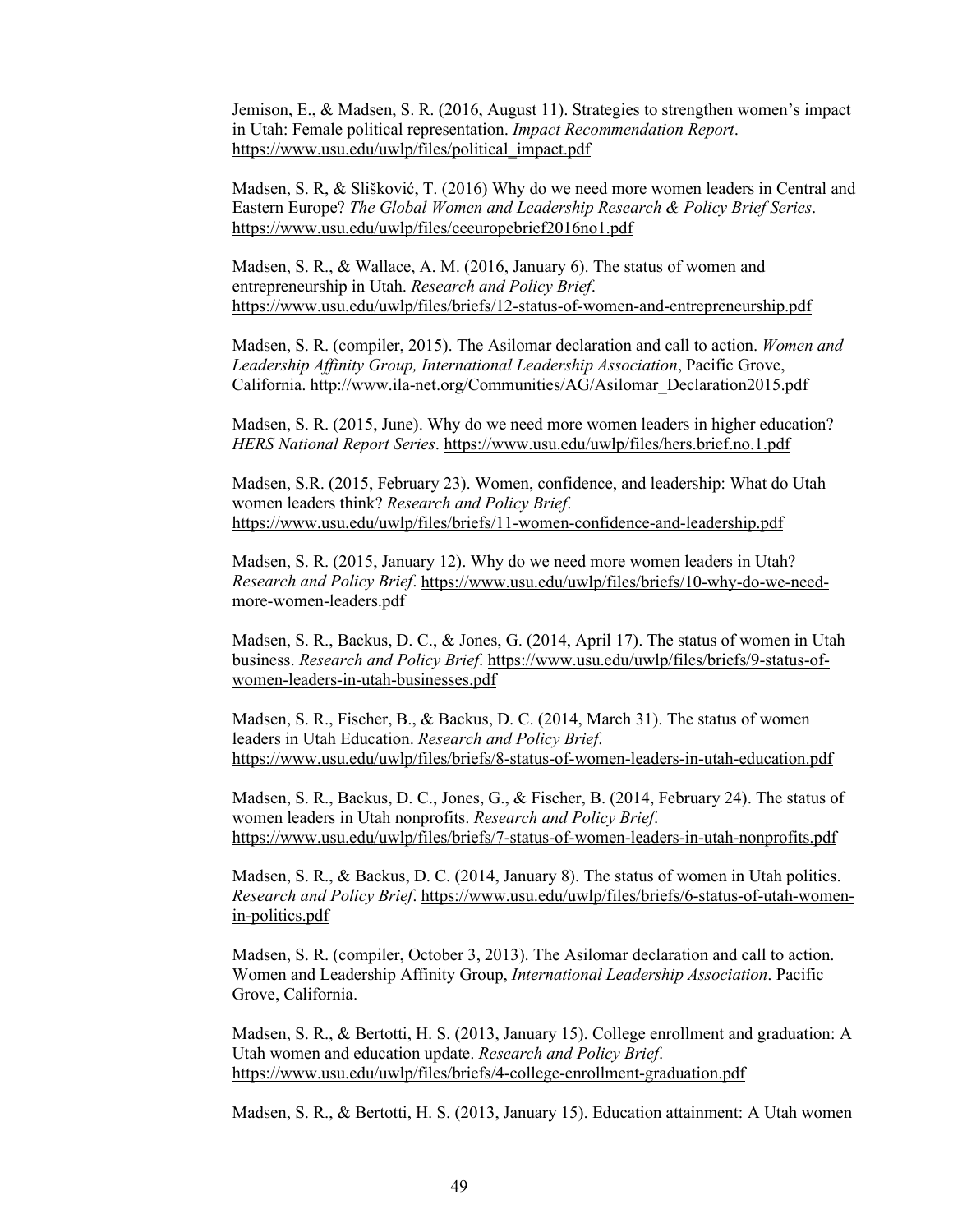Jemison, E., & Madsen, S. R. (2016, August 11). Strategies to strengthen women's impact in Utah: Female political representation. *Impact Recommendation Report*. https://www.usu.edu/uwlp/files/political_impact.pdf

Madsen, S. R, & Slišković, T. (2016) Why do we need more women leaders in Central and Eastern Europe? *The Global Women and Leadership Research & Policy Brief Series*. https://www.usu.edu/uwlp/files/ceeuropebrief2016no1.pdf

Madsen, S. R., & Wallace, A. M. (2016, January 6). The status of women and entrepreneurship in Utah. *Research and Policy Brief*. https://www.usu.edu/uwlp/files/briefs/12-status-of-women-and-entrepreneurship.pdf

Madsen, S. R. (compiler, 2015). The Asilomar declaration and call to action. *Women and Leadership Affinity Group, International Leadership Association*, Pacific Grove, California. http://www.ila-net.org/Communities/AG/Asilomar_Declaration2015.pdf

Madsen, S. R. (2015, June). Why do we need more women leaders in higher education? *HERS National Report Series*. https://www.usu.edu/uwlp/files/hers.brief.no.1.pdf

Madsen, S.R. (2015, February 23). Women, confidence, and leadership: What do Utah women leaders think? *Research and Policy Brief*. https://www.usu.edu/uwlp/files/briefs/11-women-confidence-and-leadership.pdf

Madsen, S. R. (2015, January 12). Why do we need more women leaders in Utah? *Research and Policy Brief*. https://www.usu.edu/uwlp/files/briefs/10-why-do-we-need-more-women-leaders.pdf

Madsen, S. R., Backus, D. C., & Jones, G. (2014, April 17). The status of women in Utah business. *Research and Policy Brief*. https://www.usu.edu/uwlp/files/briefs/9-status-of-women-leaders-in-utah-businesses.pdf

Madsen, S. R., Fischer, B., & Backus, D. C. (2014, March 31). The status of women leaders in Utah Education. *Research and Policy Brief*. https://www.usu.edu/uwlp/files/briefs/8-status-of-women-leaders-in-utah-education.pdf

Madsen, S. R., Backus, D. C., Jones, G., & Fischer, B. (2014, February 24). The status of women leaders in Utah nonprofits. *Research and Policy Brief*. https://www.usu.edu/uwlp/files/briefs/7-status-of-women-leaders-in-utah-nonprofits.pdf

Madsen, S. R., & Backus, D. C. (2014, January 8). The status of women in Utah politics. *Research and Policy Brief*. https://www.usu.edu/uwlp/files/briefs/6-status-of-utah-women-in-politics.pdf

Madsen, S. R. (compiler, October 3, 2013). The Asilomar declaration and call to action. Women and Leadership Affinity Group, *International Leadership Association*. Pacific Grove, California.

Madsen, S. R., & Bertotti, H. S. (2013, January 15). College enrollment and graduation: A Utah women and education update. *Research and Policy Brief*. https://www.usu.edu/uwlp/files/briefs/4-college-enrollment-graduation.pdf

Madsen, S. R., & Bertotti, H. S. (2013, January 15). Education attainment: A Utah women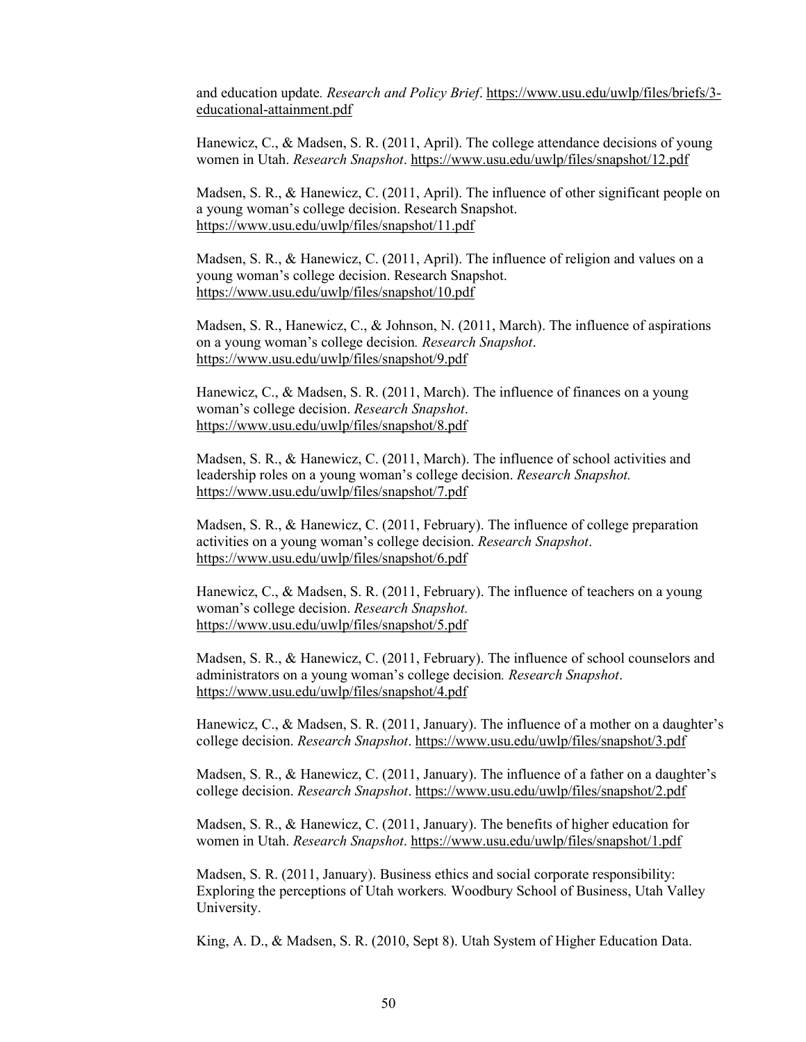and education update. *Research and Policy Brief*. https://www.usu.edu/uwlp/files/briefs/3-educational-attainment.pdf

Hanewicz, C., & Madsen, S. R. (2011, April). The college attendance decisions of young women in Utah. *Research Snapshot*. https://www.usu.edu/uwlp/files/snapshot/12.pdf

Madsen, S. R., & Hanewicz, C. (2011, April). The influence of other significant people on a young woman's college decision. Research Snapshot. https://www.usu.edu/uwlp/files/snapshot/11.pdf

Madsen, S. R., & Hanewicz, C. (2011, April). The influence of religion and values on a young woman's college decision. Research Snapshot. https://www.usu.edu/uwlp/files/snapshot/10.pdf

Madsen, S. R., Hanewicz, C., & Johnson, N. (2011, March). The influence of aspirations on a young woman's college decision*. Research Snapshot*. https://www.usu.edu/uwlp/files/snapshot/9.pdf

Hanewicz, C., & Madsen, S. R. (2011, March). The influence of finances on a young woman's college decision. *Research Snapshot*. https://www.usu.edu/uwlp/files/snapshot/8.pdf

Madsen, S. R., & Hanewicz, C. (2011, March). The influence of school activities and leadership roles on a young woman's college decision. *Research Snapshot.* https://www.usu.edu/uwlp/files/snapshot/7.pdf

Madsen, S. R., & Hanewicz, C. (2011, February). The influence of college preparation activities on a young woman's college decision. *Research Snapshot*. https://www.usu.edu/uwlp/files/snapshot/6.pdf

Hanewicz, C., & Madsen, S. R. (2011, February). The influence of teachers on a young woman's college decision. *Research Snapshot.* https://www.usu.edu/uwlp/files/snapshot/5.pdf

Madsen, S. R., & Hanewicz, C. (2011, February). The influence of school counselors and administrators on a young woman's college decision*. Research Snapshot*. https://www.usu.edu/uwlp/files/snapshot/4.pdf

Hanewicz, C., & Madsen, S. R. (2011, January). The influence of a mother on a daughter's college decision. *Research Snapshot*. https://www.usu.edu/uwlp/files/snapshot/3.pdf

Madsen, S. R., & Hanewicz, C. (2011, January). The influence of a father on a daughter's college decision. *Research Snapshot*. https://www.usu.edu/uwlp/files/snapshot/2.pdf

Madsen, S. R., & Hanewicz, C. (2011, January). The benefits of higher education for women in Utah. *Research Snapshot*. https://www.usu.edu/uwlp/files/snapshot/1.pdf

Madsen, S. R. (2011, January). Business ethics and social corporate responsibility: Exploring the perceptions of Utah workers*.* Woodbury School of Business, Utah Valley University.

King, A. D., & Madsen, S. R. (2010, Sept 8). Utah System of Higher Education Data.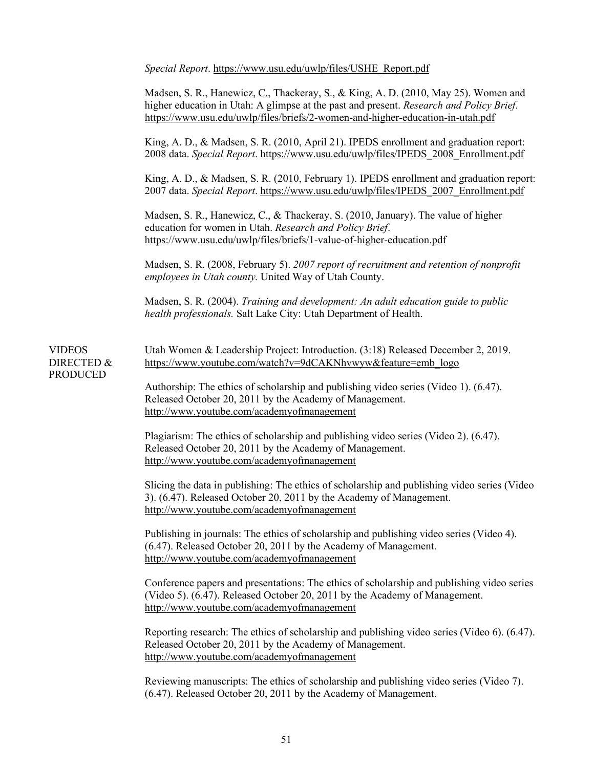*Special Report*. https://www.usu.edu/uwlp/files/USHE_Report.pdf

Madsen, S. R., Hanewicz, C., Thackeray, S., & King, A. D. (2010, May 25). Women and higher education in Utah: A glimpse at the past and present. *Research and Policy Brief*. https://www.usu.edu/uwlp/files/briefs/2-women-and-higher-education-in-utah.pdf

King, A. D., & Madsen, S. R. (2010, April 21). IPEDS enrollment and graduation report: 2008 data. *Special Report*. https://www.usu.edu/uwlp/files/IPEDS_2008_Enrollment.pdf

King, A. D., & Madsen, S. R. (2010, February 1). IPEDS enrollment and graduation report: 2007 data. *Special Report*. https://www.usu.edu/uwlp/files/IPEDS_2007_Enrollment.pdf

Madsen, S. R., Hanewicz, C., & Thackeray, S. (2010, January). The value of higher education for women in Utah. *Research and Policy Brief*. https://www.usu.edu/uwlp/files/briefs/1-value-of-higher-education.pdf

Madsen, S. R. (2008, February 5). *2007 report of recruitment and retention of nonprofit employees in Utah county.* United Way of Utah County.

Madsen, S. R. (2004). *Training and development: An adult education guide to public health professionals.* Salt Lake City: Utah Department of Health.

## VIDEOS DIRECTED & PRODUCED

Utah Women & Leadership Project: Introduction. (3:18) Released December 2, 2019. https://www.youtube.com/watch?v=9dCAKNhvwyw&feature=emb_logo

Authorship: The ethics of scholarship and publishing video series (Video 1). (6.47). Released October 20, 2011 by the Academy of Management. http://www.youtube.com/academyofmanagement

Plagiarism: The ethics of scholarship and publishing video series (Video 2). (6.47). Released October 20, 2011 by the Academy of Management. http://www.youtube.com/academyofmanagement

Slicing the data in publishing: The ethics of scholarship and publishing video series (Video 3). (6.47). Released October 20, 2011 by the Academy of Management. http://www.youtube.com/academyofmanagement

Publishing in journals: The ethics of scholarship and publishing video series (Video 4). (6.47). Released October 20, 2011 by the Academy of Management. http://www.youtube.com/academyofmanagement

Conference papers and presentations: The ethics of scholarship and publishing video series (Video 5). (6.47). Released October 20, 2011 by the Academy of Management. http://www.youtube.com/academyofmanagement

Reporting research: The ethics of scholarship and publishing video series (Video 6). (6.47). Released October 20, 2011 by the Academy of Management. http://www.youtube.com/academyofmanagement

Reviewing manuscripts: The ethics of scholarship and publishing video series (Video 7). (6.47). Released October 20, 2011 by the Academy of Management.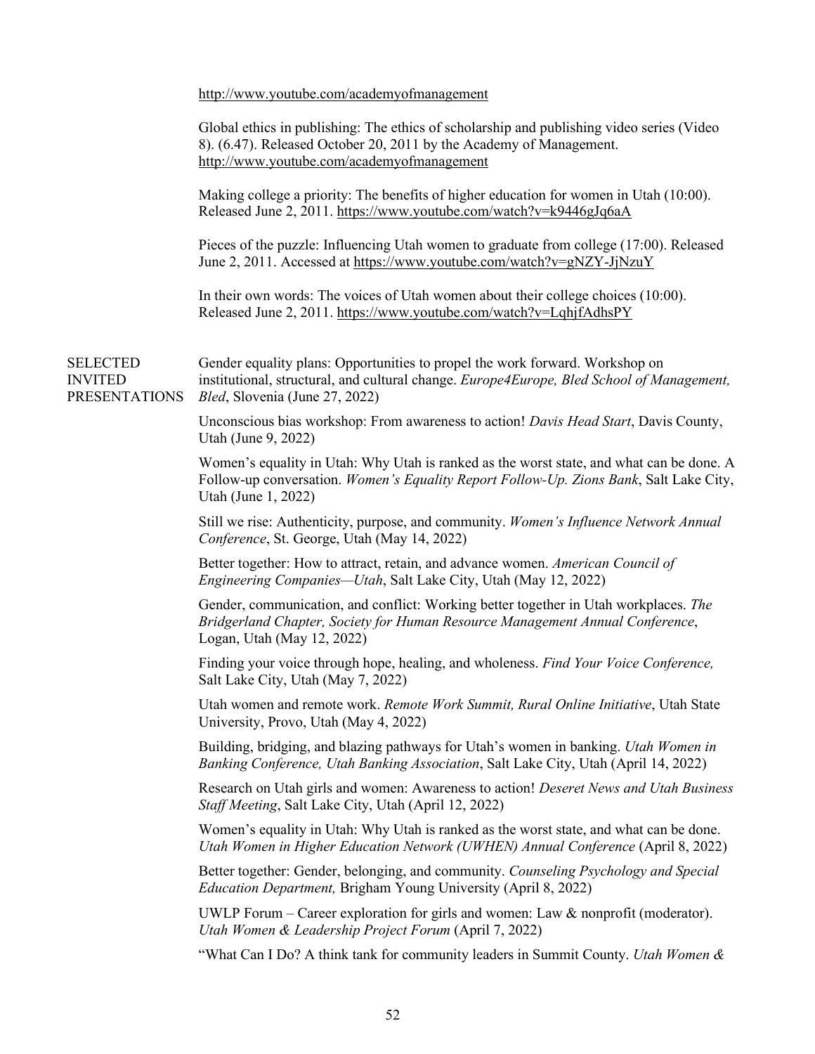http://www.youtube.com/academyofmanagement

Global ethics in publishing: The ethics of scholarship and publishing video series (Video 8). (6.47). Released October 20, 2011 by the Academy of Management. http://www.youtube.com/academyofmanagement

Making college a priority: The benefits of higher education for women in Utah (10:00). Released June 2, 2011. https://www.youtube.com/watch?v=k9446gJq6aA

Pieces of the puzzle: Influencing Utah women to graduate from college (17:00). Released June 2, 2011. Accessed at https://www.youtube.com/watch?v=gNZY-JjNzuY

In their own words: The voices of Utah women about their college choices (10:00). Released June 2, 2011. https://www.youtube.com/watch?v=LqhjfAdhsPY

## SELECTED INVITED PRESENTATIONS

Gender equality plans: Opportunities to propel the work forward. Workshop on institutional, structural, and cultural change. *Europe4Europe, Bled School of Management, Bled*, Slovenia (June 27, 2022)

Unconscious bias workshop: From awareness to action! *Davis Head Start*, Davis County, Utah (June 9, 2022)

Women's equality in Utah: Why Utah is ranked as the worst state, and what can be done. A Follow-up conversation. *Women's Equality Report Follow-Up. Zions Bank*, Salt Lake City, Utah (June 1, 2022)

Still we rise: Authenticity, purpose, and community. *Women's Influence Network Annual Conference*, St. George, Utah (May 14, 2022)

Better together: How to attract, retain, and advance women. *American Council of Engineering Companies—Utah*, Salt Lake City, Utah (May 12, 2022)

Gender, communication, and conflict: Working better together in Utah workplaces. *The Bridgerland Chapter, Society for Human Resource Management Annual Conference*, Logan, Utah (May 12, 2022)

Finding your voice through hope, healing, and wholeness. *Find Your Voice Conference,* Salt Lake City, Utah (May 7, 2022)

Utah women and remote work. *Remote Work Summit, Rural Online Initiative*, Utah State University, Provo, Utah (May 4, 2022)

Building, bridging, and blazing pathways for Utah's women in banking. *Utah Women in Banking Conference, Utah Banking Association*, Salt Lake City, Utah (April 14, 2022)

Research on Utah girls and women: Awareness to action! *Deseret News and Utah Business Staff Meeting*, Salt Lake City, Utah (April 12, 2022)

Women's equality in Utah: Why Utah is ranked as the worst state, and what can be done. *Utah Women in Higher Education Network (UWHEN) Annual Conference* (April 8, 2022)

Better together: Gender, belonging, and community. *Counseling Psychology and Special Education Department,* Brigham Young University (April 8, 2022)

UWLP Forum – Career exploration for girls and women: Law & nonprofit (moderator). *Utah Women & Leadership Project Forum* (April 7, 2022)

"What Can I Do? A think tank for community leaders in Summit County. *Utah Women &*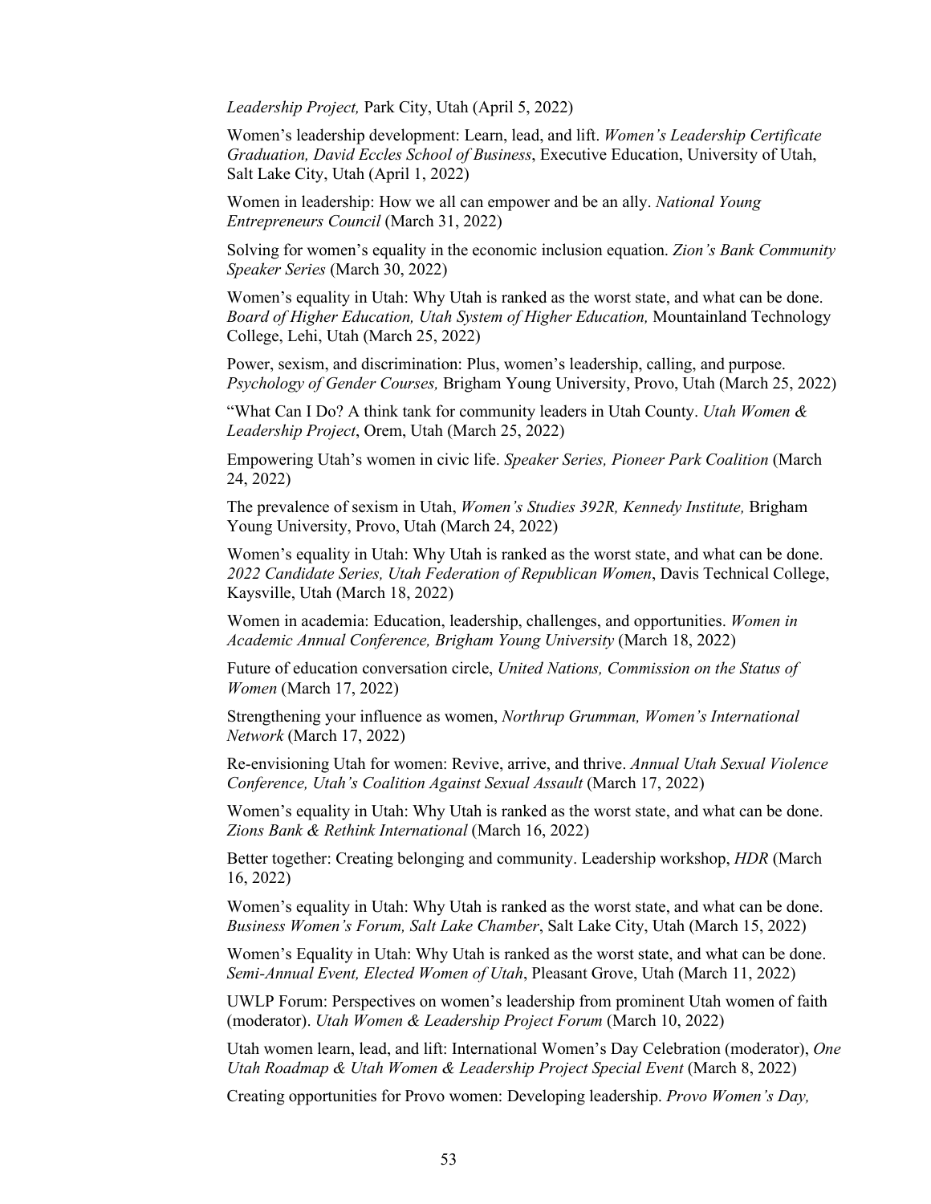*Leadership Project,* Park City, Utah (April 5, 2022)

Women's leadership development: Learn, lead, and lift. *Women's Leadership Certificate Graduation, David Eccles School of Business*, Executive Education, University of Utah, Salt Lake City, Utah (April 1, 2022)

Women in leadership: How we all can empower and be an ally. *National Young Entrepreneurs Council* (March 31, 2022)

Solving for women's equality in the economic inclusion equation. *Zion's Bank Community Speaker Series* (March 30, 2022)

Women's equality in Utah: Why Utah is ranked as the worst state, and what can be done. *Board of Higher Education, Utah System of Higher Education,* Mountainland Technology College, Lehi, Utah (March 25, 2022)

Power, sexism, and discrimination: Plus, women's leadership, calling, and purpose. *Psychology of Gender Courses,* Brigham Young University, Provo, Utah (March 25, 2022)

"What Can I Do? A think tank for community leaders in Utah County. *Utah Women & Leadership Project*, Orem, Utah (March 25, 2022)

Empowering Utah's women in civic life. *Speaker Series, Pioneer Park Coalition* (March 24, 2022)

The prevalence of sexism in Utah, *Women's Studies 392R, Kennedy Institute,* Brigham Young University, Provo, Utah (March 24, 2022)

Women's equality in Utah: Why Utah is ranked as the worst state, and what can be done. *2022 Candidate Series, Utah Federation of Republican Women*, Davis Technical College, Kaysville, Utah (March 18, 2022)

Women in academia: Education, leadership, challenges, and opportunities. *Women in Academic Annual Conference, Brigham Young University* (March 18, 2022)

Future of education conversation circle, *United Nations, Commission on the Status of Women* (March 17, 2022)

Strengthening your influence as women, *Northrup Grumman, Women's International Network* (March 17, 2022)

Re-envisioning Utah for women: Revive, arrive, and thrive. *Annual Utah Sexual Violence Conference, Utah's Coalition Against Sexual Assault* (March 17, 2022)

Women's equality in Utah: Why Utah is ranked as the worst state, and what can be done. *Zions Bank & Rethink International* (March 16, 2022)

Better together: Creating belonging and community. Leadership workshop, *HDR* (March 16, 2022)

Women's equality in Utah: Why Utah is ranked as the worst state, and what can be done. *Business Women's Forum, Salt Lake Chamber*, Salt Lake City, Utah (March 15, 2022)

Women's Equality in Utah: Why Utah is ranked as the worst state, and what can be done. *Semi-Annual Event, Elected Women of Utah*, Pleasant Grove, Utah (March 11, 2022)

UWLP Forum: Perspectives on women's leadership from prominent Utah women of faith (moderator). *Utah Women & Leadership Project Forum* (March 10, 2022)

Utah women learn, lead, and lift: International Women's Day Celebration (moderator), *One Utah Roadmap & Utah Women & Leadership Project Special Event* (March 8, 2022)

Creating opportunities for Provo women: Developing leadership. *Provo Women's Day,*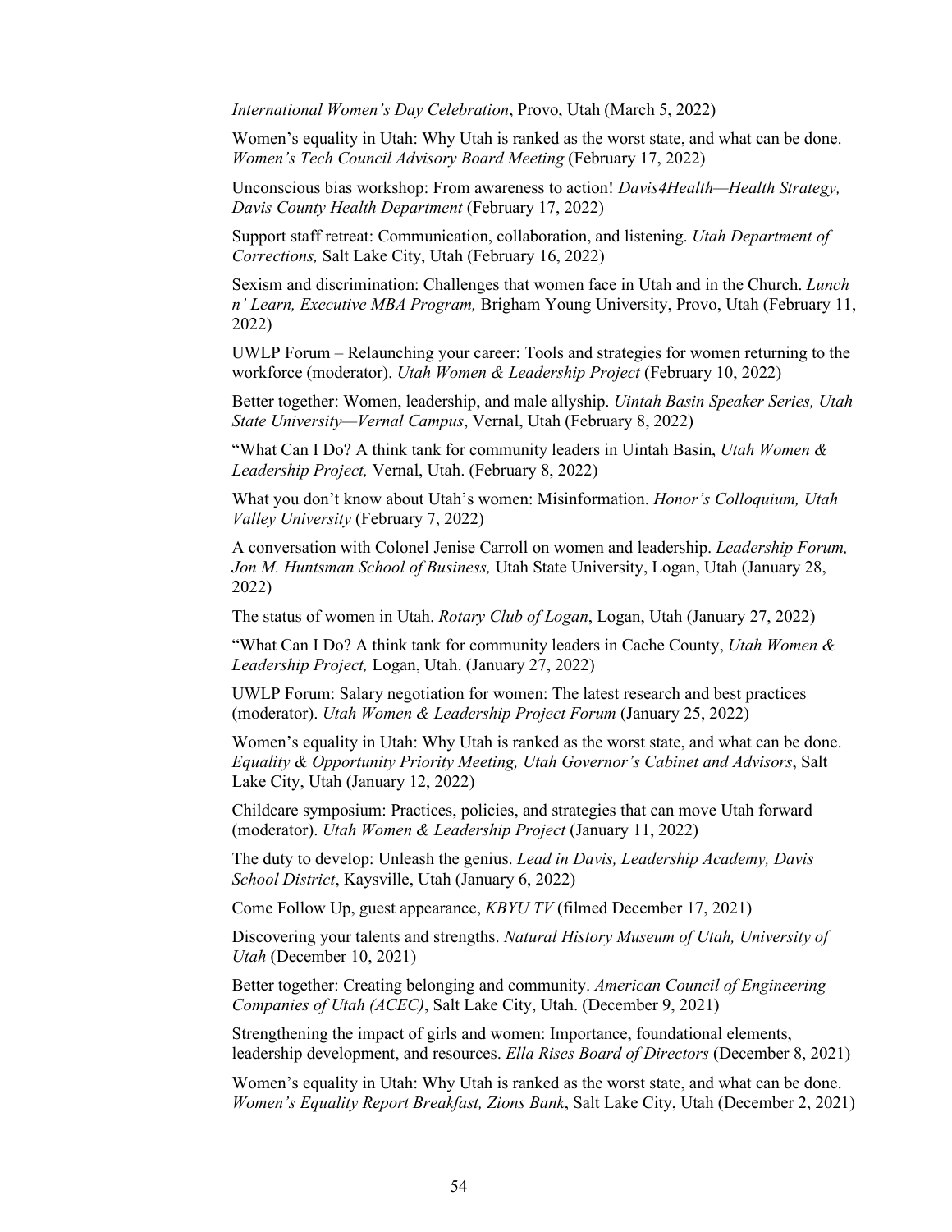*International Women's Day Celebration*, Provo, Utah (March 5, 2022)

Women's equality in Utah: Why Utah is ranked as the worst state, and what can be done. *Women's Tech Council Advisory Board Meeting* (February 17, 2022)

Unconscious bias workshop: From awareness to action! *Davis4Health—Health Strategy, Davis County Health Department* (February 17, 2022)

Support staff retreat: Communication, collaboration, and listening. *Utah Department of Corrections,* Salt Lake City, Utah (February 16, 2022)

Sexism and discrimination: Challenges that women face in Utah and in the Church. *Lunch n' Learn, Executive MBA Program,* Brigham Young University, Provo, Utah (February 11, 2022)

UWLP Forum – Relaunching your career: Tools and strategies for women returning to the workforce (moderator). *Utah Women & Leadership Project* (February 10, 2022)

Better together: Women, leadership, and male allyship. *Uintah Basin Speaker Series, Utah State University—Vernal Campus*, Vernal, Utah (February 8, 2022)

"What Can I Do? A think tank for community leaders in Uintah Basin, *Utah Women & Leadership Project,* Vernal, Utah. (February 8, 2022)

What you don't know about Utah's women: Misinformation. *Honor's Colloquium, Utah Valley University* (February 7, 2022)

A conversation with Colonel Jenise Carroll on women and leadership. *Leadership Forum, Jon M. Huntsman School of Business,* Utah State University, Logan, Utah (January 28, 2022)

The status of women in Utah. *Rotary Club of Logan*, Logan, Utah (January 27, 2022)

"What Can I Do? A think tank for community leaders in Cache County, *Utah Women & Leadership Project,* Logan, Utah. (January 27, 2022)

UWLP Forum: Salary negotiation for women: The latest research and best practices (moderator). *Utah Women & Leadership Project Forum* (January 25, 2022)

Women's equality in Utah: Why Utah is ranked as the worst state, and what can be done. *Equality & Opportunity Priority Meeting, Utah Governor's Cabinet and Advisors*, Salt Lake City, Utah (January 12, 2022)

Childcare symposium: Practices, policies, and strategies that can move Utah forward (moderator). *Utah Women & Leadership Project* (January 11, 2022)

The duty to develop: Unleash the genius. *Lead in Davis, Leadership Academy, Davis School District*, Kaysville, Utah (January 6, 2022)

Come Follow Up, guest appearance, *KBYU TV* (filmed December 17, 2021)

Discovering your talents and strengths. *Natural History Museum of Utah, University of Utah* (December 10, 2021)

Better together: Creating belonging and community. *American Council of Engineering Companies of Utah (ACEC)*, Salt Lake City, Utah. (December 9, 2021)

Strengthening the impact of girls and women: Importance, foundational elements, leadership development, and resources. *Ella Rises Board of Directors* (December 8, 2021)

Women's equality in Utah: Why Utah is ranked as the worst state, and what can be done. *Women's Equality Report Breakfast, Zions Bank*, Salt Lake City, Utah (December 2, 2021)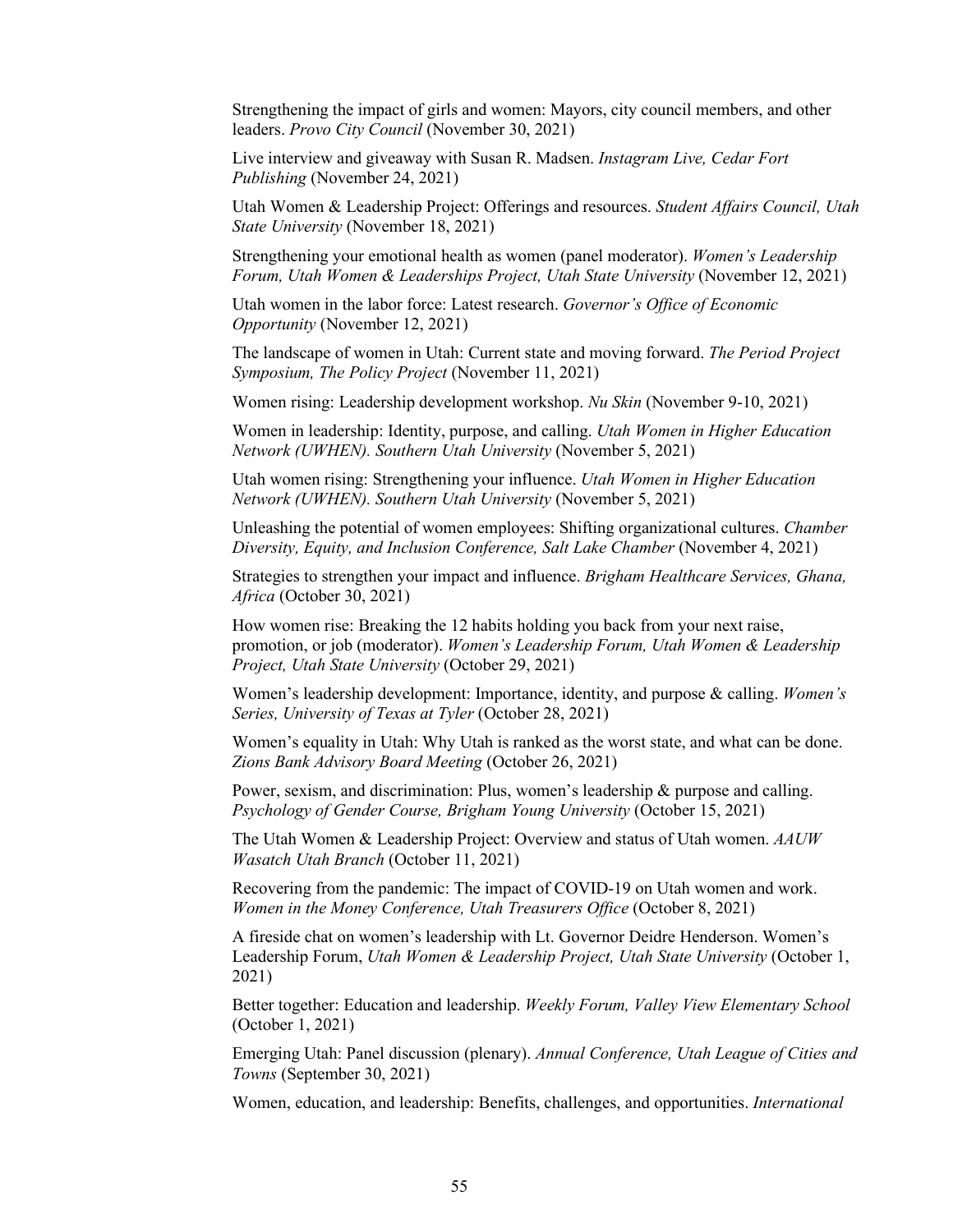Strengthening the impact of girls and women: Mayors, city council members, and other leaders. *Provo City Council* (November 30, 2021)

Live interview and giveaway with Susan R. Madsen. *Instagram Live, Cedar Fort Publishing* (November 24, 2021)

Utah Women & Leadership Project: Offerings and resources. *Student Affairs Council, Utah State University* (November 18, 2021)

Strengthening your emotional health as women (panel moderator). *Women's Leadership Forum, Utah Women & Leaderships Project, Utah State University* (November 12, 2021)

Utah women in the labor force: Latest research. *Governor's Office of Economic Opportunity* (November 12, 2021)

The landscape of women in Utah: Current state and moving forward. *The Period Project Symposium, The Policy Project* (November 11, 2021)

Women rising: Leadership development workshop. *Nu Skin* (November 9-10, 2021)

Women in leadership: Identity, purpose, and calling. *Utah Women in Higher Education Network (UWHEN). Southern Utah University* (November 5, 2021)

Utah women rising: Strengthening your influence. *Utah Women in Higher Education Network (UWHEN). Southern Utah University* (November 5, 2021)

Unleashing the potential of women employees: Shifting organizational cultures. *Chamber Diversity, Equity, and Inclusion Conference, Salt Lake Chamber* (November 4, 2021)

Strategies to strengthen your impact and influence. *Brigham Healthcare Services, Ghana, Africa* (October 30, 2021)

How women rise: Breaking the 12 habits holding you back from your next raise, promotion, or job (moderator). *Women's Leadership Forum, Utah Women & Leadership Project, Utah State University* (October 29, 2021)

Women's leadership development: Importance, identity, and purpose & calling. *Women's Series, University of Texas at Tyler* (October 28, 2021)

Women's equality in Utah: Why Utah is ranked as the worst state, and what can be done. *Zions Bank Advisory Board Meeting* (October 26, 2021)

Power, sexism, and discrimination: Plus, women's leadership & purpose and calling. *Psychology of Gender Course, Brigham Young University* (October 15, 2021)

The Utah Women & Leadership Project: Overview and status of Utah women. *AAUW Wasatch Utah Branch* (October 11, 2021)

Recovering from the pandemic: The impact of COVID-19 on Utah women and work. *Women in the Money Conference, Utah Treasurers Office* (October 8, 2021)

A fireside chat on women's leadership with Lt. Governor Deidre Henderson. Women's Leadership Forum, *Utah Women & Leadership Project, Utah State University* (October 1, 2021)

Better together: Education and leadership. *Weekly Forum, Valley View Elementary School* (October 1, 2021)

Emerging Utah: Panel discussion (plenary). *Annual Conference, Utah League of Cities and Towns* (September 30, 2021)

Women, education, and leadership: Benefits, challenges, and opportunities. *International*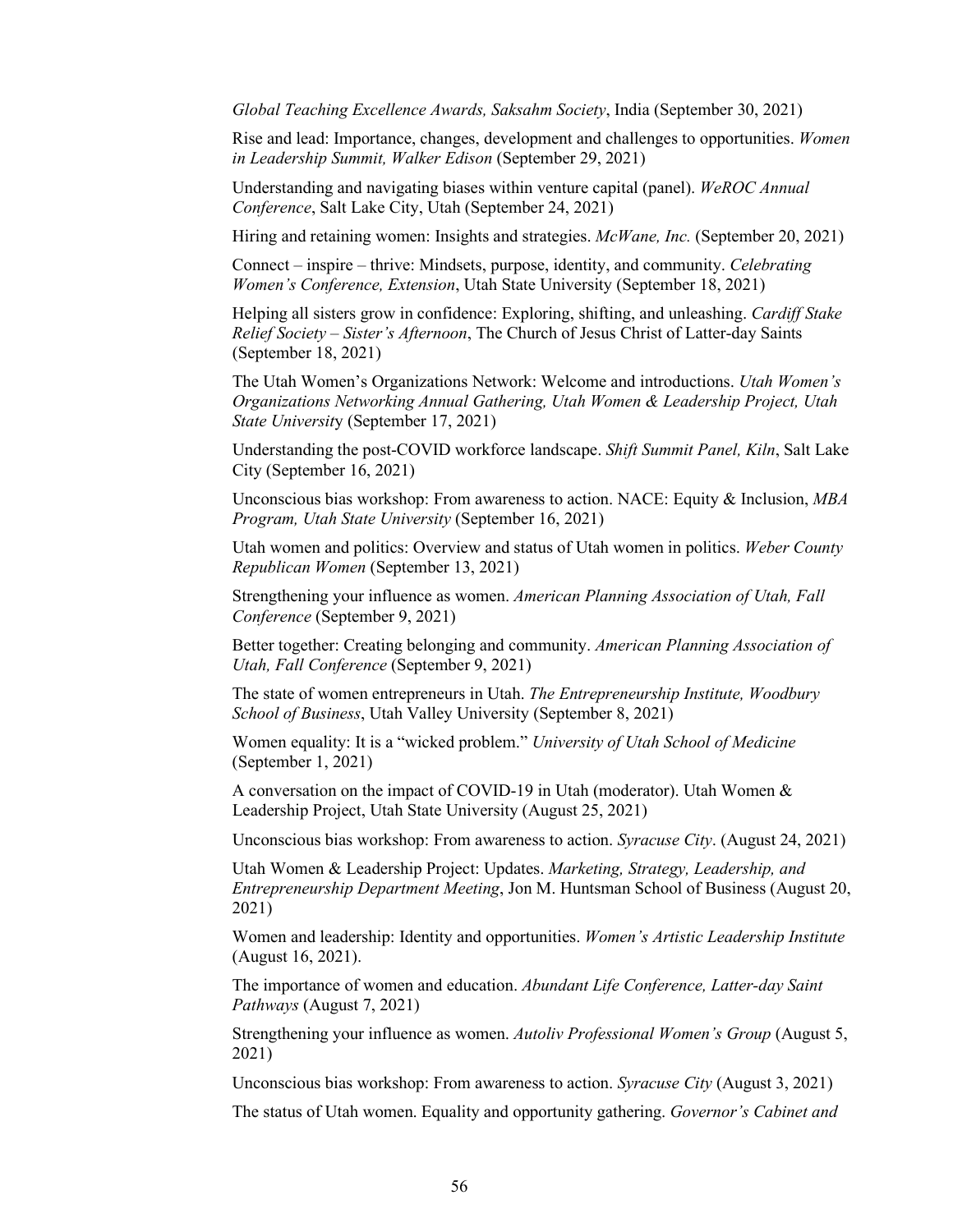*Global Teaching Excellence Awards, Saksahm Society*, India (September 30, 2021)

Rise and lead: Importance, changes, development and challenges to opportunities. *Women in Leadership Summit, Walker Edison* (September 29, 2021)

Understanding and navigating biases within venture capital (panel). *WeROC Annual Conference*, Salt Lake City, Utah (September 24, 2021)

Hiring and retaining women: Insights and strategies. *McWane, Inc.* (September 20, 2021)

Connect – inspire – thrive: Mindsets, purpose, identity, and community. *Celebrating Women's Conference, Extension*, Utah State University (September 18, 2021)

Helping all sisters grow in confidence: Exploring, shifting, and unleashing. *Cardiff Stake Relief Society – Sister's Afternoon*, The Church of Jesus Christ of Latter-day Saints (September 18, 2021)

The Utah Women's Organizations Network: Welcome and introductions. *Utah Women's Organizations Networking Annual Gathering, Utah Women & Leadership Project, Utah State Universit*y (September 17, 2021)

Understanding the post-COVID workforce landscape. *Shift Summit Panel, Kiln*, Salt Lake City (September 16, 2021)

Unconscious bias workshop: From awareness to action. NACE: Equity & Inclusion, *MBA Program, Utah State University* (September 16, 2021)

Utah women and politics: Overview and status of Utah women in politics. *Weber County Republican Women* (September 13, 2021)

Strengthening your influence as women. *American Planning Association of Utah, Fall Conference* (September 9, 2021)

Better together: Creating belonging and community. *American Planning Association of Utah, Fall Conference* (September 9, 2021)

The state of women entrepreneurs in Utah. *The Entrepreneurship Institute, Woodbury School of Business*, Utah Valley University (September 8, 2021)

Women equality: It is a "wicked problem." *University of Utah School of Medicine* (September 1, 2021)

A conversation on the impact of COVID-19 in Utah (moderator). Utah Women & Leadership Project, Utah State University (August 25, 2021)

Unconscious bias workshop: From awareness to action. *Syracuse City*. (August 24, 2021)

Utah Women & Leadership Project: Updates. *Marketing, Strategy, Leadership, and Entrepreneurship Department Meeting*, Jon M. Huntsman School of Business (August 20, 2021)

Women and leadership: Identity and opportunities. *Women's Artistic Leadership Institute* (August 16, 2021).

The importance of women and education. *Abundant Life Conference, Latter-day Saint Pathways* (August 7, 2021)

Strengthening your influence as women. *Autoliv Professional Women's Group* (August 5, 2021)

Unconscious bias workshop: From awareness to action. *Syracuse City* (August 3, 2021)

The status of Utah women. Equality and opportunity gathering. *Governor's Cabinet and*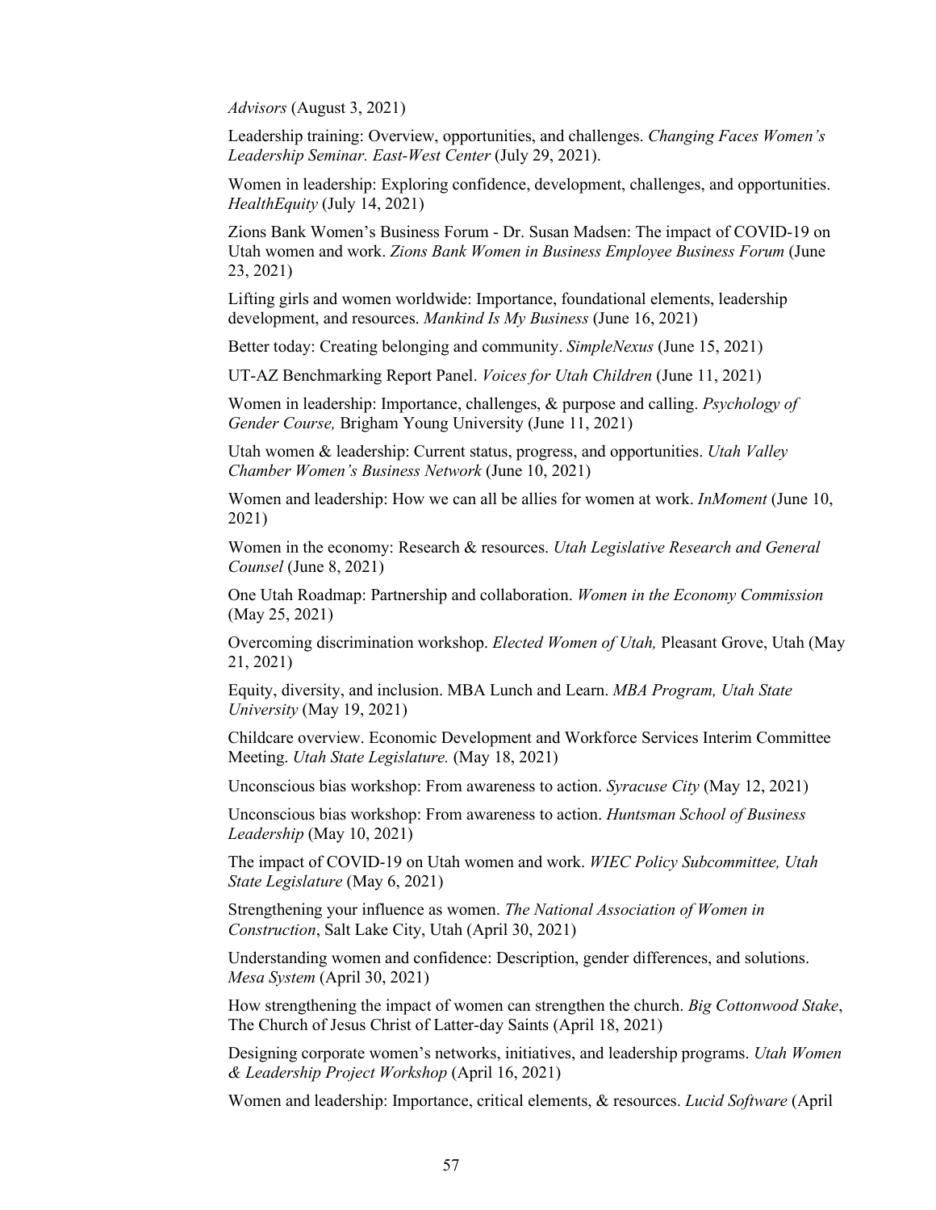*Advisors* (August 3, 2021)

Leadership training: Overview, opportunities, and challenges. *Changing Faces Women's Leadership Seminar. East-West Center* (July 29, 2021).

Women in leadership: Exploring confidence, development, challenges, and opportunities. *HealthEquity* (July 14, 2021)

Zions Bank Women's Business Forum - Dr. Susan Madsen: The impact of COVID-19 on Utah women and work. *Zions Bank Women in Business Employee Business Forum* (June 23, 2021)

Lifting girls and women worldwide: Importance, foundational elements, leadership development, and resources. *Mankind Is My Business* (June 16, 2021)

Better today: Creating belonging and community. *SimpleNexus* (June 15, 2021)

UT-AZ Benchmarking Report Panel. *Voices for Utah Children* (June 11, 2021)

Women in leadership: Importance, challenges, & purpose and calling. *Psychology of Gender Course,* Brigham Young University (June 11, 2021)

Utah women & leadership: Current status, progress, and opportunities. *Utah Valley Chamber Women's Business Network* (June 10, 2021)

Women and leadership: How we can all be allies for women at work. *InMoment* (June 10, 2021)

Women in the economy: Research & resources. *Utah Legislative Research and General Counsel* (June 8, 2021)

One Utah Roadmap: Partnership and collaboration. *Women in the Economy Commission* (May 25, 2021)

Overcoming discrimination workshop. *Elected Women of Utah,* Pleasant Grove, Utah (May 21, 2021)

Equity, diversity, and inclusion. MBA Lunch and Learn. *MBA Program, Utah State University* (May 19, 2021)

Childcare overview. Economic Development and Workforce Services Interim Committee Meeting. *Utah State Legislature.* (May 18, 2021)

Unconscious bias workshop: From awareness to action. *Syracuse City* (May 12, 2021)

Unconscious bias workshop: From awareness to action. *Huntsman School of Business Leadership* (May 10, 2021)

The impact of COVID-19 on Utah women and work. *WIEC Policy Subcommittee, Utah State Legislature* (May 6, 2021)

Strengthening your influence as women. *The National Association of Women in Construction*, Salt Lake City, Utah (April 30, 2021)

Understanding women and confidence: Description, gender differences, and solutions. *Mesa System* (April 30, 2021)

How strengthening the impact of women can strengthen the church. *Big Cottonwood Stake*, The Church of Jesus Christ of Latter-day Saints (April 18, 2021)

Designing corporate women's networks, initiatives, and leadership programs. *Utah Women & Leadership Project Workshop* (April 16, 2021)

Women and leadership: Importance, critical elements, & resources. *Lucid Software* (April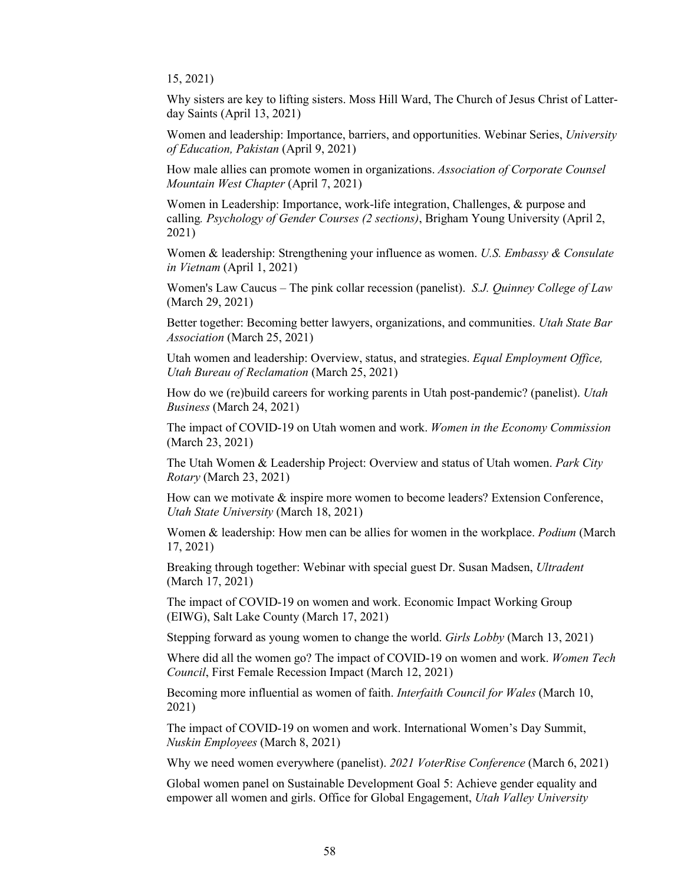15, 2021)

Why sisters are key to lifting sisters. Moss Hill Ward, The Church of Jesus Christ of Latter-day Saints (April 13, 2021)

Women and leadership: Importance, barriers, and opportunities. Webinar Series, *University of Education, Pakistan* (April 9, 2021)

How male allies can promote women in organizations. *Association of Corporate Counsel Mountain West Chapter* (April 7, 2021)

Women in Leadership: Importance, work-life integration, Challenges, & purpose and calling*. Psychology of Gender Courses (2 sections)*, Brigham Young University (April 2, 2021)

Women & leadership: Strengthening your influence as women. *U.S. Embassy & Consulate in Vietnam* (April 1, 2021)

Women's Law Caucus – The pink collar recession (panelist). *S.J. Quinney College of Law* (March 29, 2021)

Better together: Becoming better lawyers, organizations, and communities. *Utah State Bar Association* (March 25, 2021)

Utah women and leadership: Overview, status, and strategies. *Equal Employment Office, Utah Bureau of Reclamation* (March 25, 2021)

How do we (re)build careers for working parents in Utah post-pandemic? (panelist). *Utah Business* (March 24, 2021)

The impact of COVID-19 on Utah women and work. *Women in the Economy Commission* (March 23, 2021)

The Utah Women & Leadership Project: Overview and status of Utah women. *Park City Rotary* (March 23, 2021)

How can we motivate & inspire more women to become leaders? Extension Conference, *Utah State University* (March 18, 2021)

Women & leadership: How men can be allies for women in the workplace. *Podium* (March 17, 2021)

Breaking through together: Webinar with special guest Dr. Susan Madsen, *Ultradent* (March 17, 2021)

The impact of COVID-19 on women and work. Economic Impact Working Group (EIWG), Salt Lake County (March 17, 2021)

Stepping forward as young women to change the world. *Girls Lobby* (March 13, 2021)

Where did all the women go? The impact of COVID-19 on women and work. *Women Tech Council*, First Female Recession Impact (March 12, 2021)

Becoming more influential as women of faith. *Interfaith Council for Wales* (March 10, 2021)

The impact of COVID-19 on women and work. International Women's Day Summit, *Nuskin Employees* (March 8, 2021)

Why we need women everywhere (panelist). *2021 VoterRise Conference* (March 6, 2021)

Global women panel on Sustainable Development Goal 5: Achieve gender equality and empower all women and girls. Office for Global Engagement, *Utah Valley University*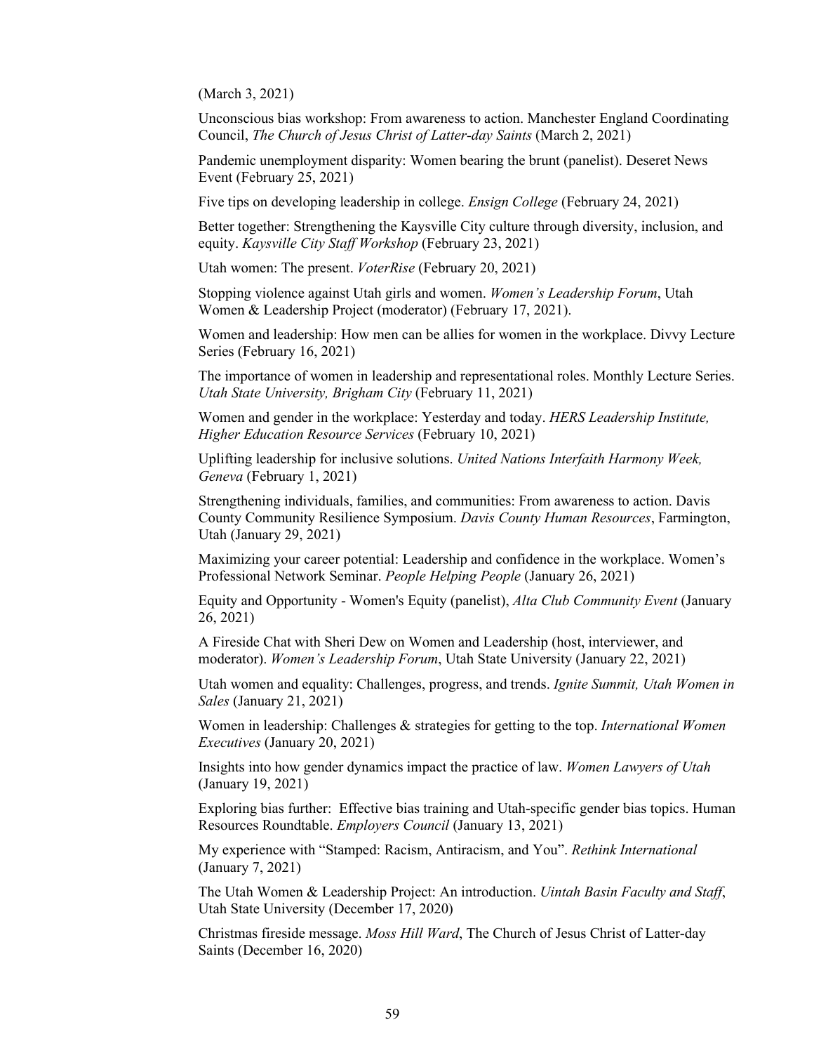(March 3, 2021)

Unconscious bias workshop: From awareness to action. Manchester England Coordinating Council, *The Church of Jesus Christ of Latter-day Saints* (March 2, 2021)

Pandemic unemployment disparity: Women bearing the brunt (panelist). Deseret News Event (February 25, 2021)

Five tips on developing leadership in college. *Ensign College* (February 24, 2021)

Better together: Strengthening the Kaysville City culture through diversity, inclusion, and equity. *Kaysville City Staff Workshop* (February 23, 2021)

Utah women: The present. *VoterRise* (February 20, 2021)

Stopping violence against Utah girls and women. *Women's Leadership Forum*, Utah Women & Leadership Project (moderator) (February 17, 2021).

Women and leadership: How men can be allies for women in the workplace. Divvy Lecture Series (February 16, 2021)

The importance of women in leadership and representational roles. Monthly Lecture Series. *Utah State University, Brigham City* (February 11, 2021)

Women and gender in the workplace: Yesterday and today. *HERS Leadership Institute, Higher Education Resource Services* (February 10, 2021)

Uplifting leadership for inclusive solutions. *United Nations Interfaith Harmony Week, Geneva* (February 1, 2021)

Strengthening individuals, families, and communities: From awareness to action. Davis County Community Resilience Symposium. *Davis County Human Resources*, Farmington, Utah (January 29, 2021)

Maximizing your career potential: Leadership and confidence in the workplace. Women's Professional Network Seminar. *People Helping People* (January 26, 2021)

Equity and Opportunity - Women's Equity (panelist), *Alta Club Community Event* (January 26, 2021)

A Fireside Chat with Sheri Dew on Women and Leadership (host, interviewer, and moderator). *Women's Leadership Forum*, Utah State University (January 22, 2021)

Utah women and equality: Challenges, progress, and trends. *Ignite Summit, Utah Women in Sales* (January 21, 2021)

Women in leadership: Challenges & strategies for getting to the top. *International Women Executives* (January 20, 2021)

Insights into how gender dynamics impact the practice of law. *Women Lawyers of Utah* (January 19, 2021)

Exploring bias further: Effective bias training and Utah-specific gender bias topics. Human Resources Roundtable. *Employers Council* (January 13, 2021)

My experience with "Stamped: Racism, Antiracism, and You". *Rethink International* (January 7, 2021)

The Utah Women & Leadership Project: An introduction. *Uintah Basin Faculty and Staff*, Utah State University (December 17, 2020)

Christmas fireside message. *Moss Hill Ward*, The Church of Jesus Christ of Latter-day Saints (December 16, 2020)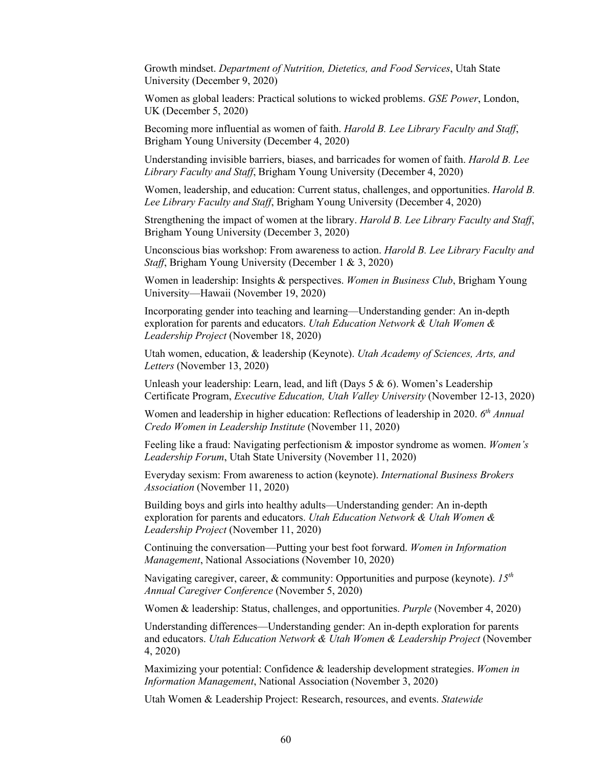Growth mindset. *Department of Nutrition, Dietetics, and Food Services*, Utah State University (December 9, 2020)

Women as global leaders: Practical solutions to wicked problems. *GSE Power*, London, UK (December 5, 2020)

Becoming more influential as women of faith. *Harold B. Lee Library Faculty and Staff*, Brigham Young University (December 4, 2020)

Understanding invisible barriers, biases, and barricades for women of faith. *Harold B. Lee Library Faculty and Staff*, Brigham Young University (December 4, 2020)

Women, leadership, and education: Current status, challenges, and opportunities. *Harold B. Lee Library Faculty and Staff*, Brigham Young University (December 4, 2020)

Strengthening the impact of women at the library. *Harold B. Lee Library Faculty and Staff*, Brigham Young University (December 3, 2020)

Unconscious bias workshop: From awareness to action. *Harold B. Lee Library Faculty and Staff*, Brigham Young University (December 1 & 3, 2020)

Women in leadership: Insights & perspectives. *Women in Business Club*, Brigham Young University—Hawaii (November 19, 2020)

Incorporating gender into teaching and learning—Understanding gender: An in-depth exploration for parents and educators. *Utah Education Network & Utah Women & Leadership Project* (November 18, 2020)

Utah women, education, & leadership (Keynote). *Utah Academy of Sciences, Arts, and Letters* (November 13, 2020)

Unleash your leadership: Learn, lead, and lift (Days 5 & 6). Women's Leadership Certificate Program, *Executive Education, Utah Valley University* (November 12-13, 2020)

Women and leadership in higher education: Reflections of leadership in 2020. *6th Annual Credo Women in Leadership Institute* (November 11, 2020)

Feeling like a fraud: Navigating perfectionism & impostor syndrome as women. *Women's Leadership Forum*, Utah State University (November 11, 2020)

Everyday sexism: From awareness to action (keynote). *International Business Brokers Association* (November 11, 2020)

Building boys and girls into healthy adults—Understanding gender: An in-depth exploration for parents and educators. *Utah Education Network & Utah Women & Leadership Project* (November 11, 2020)

Continuing the conversation—Putting your best foot forward. *Women in Information Management*, National Associations (November 10, 2020)

Navigating caregiver, career, & community: Opportunities and purpose (keynote). *15th Annual Caregiver Conference* (November 5, 2020)

Women & leadership: Status, challenges, and opportunities. *Purple* (November 4, 2020)

Understanding differences—Understanding gender: An in-depth exploration for parents and educators. *Utah Education Network & Utah Women & Leadership Project* (November 4, 2020)

Maximizing your potential: Confidence & leadership development strategies. *Women in Information Management*, National Association (November 3, 2020)

Utah Women & Leadership Project: Research, resources, and events. *Statewide*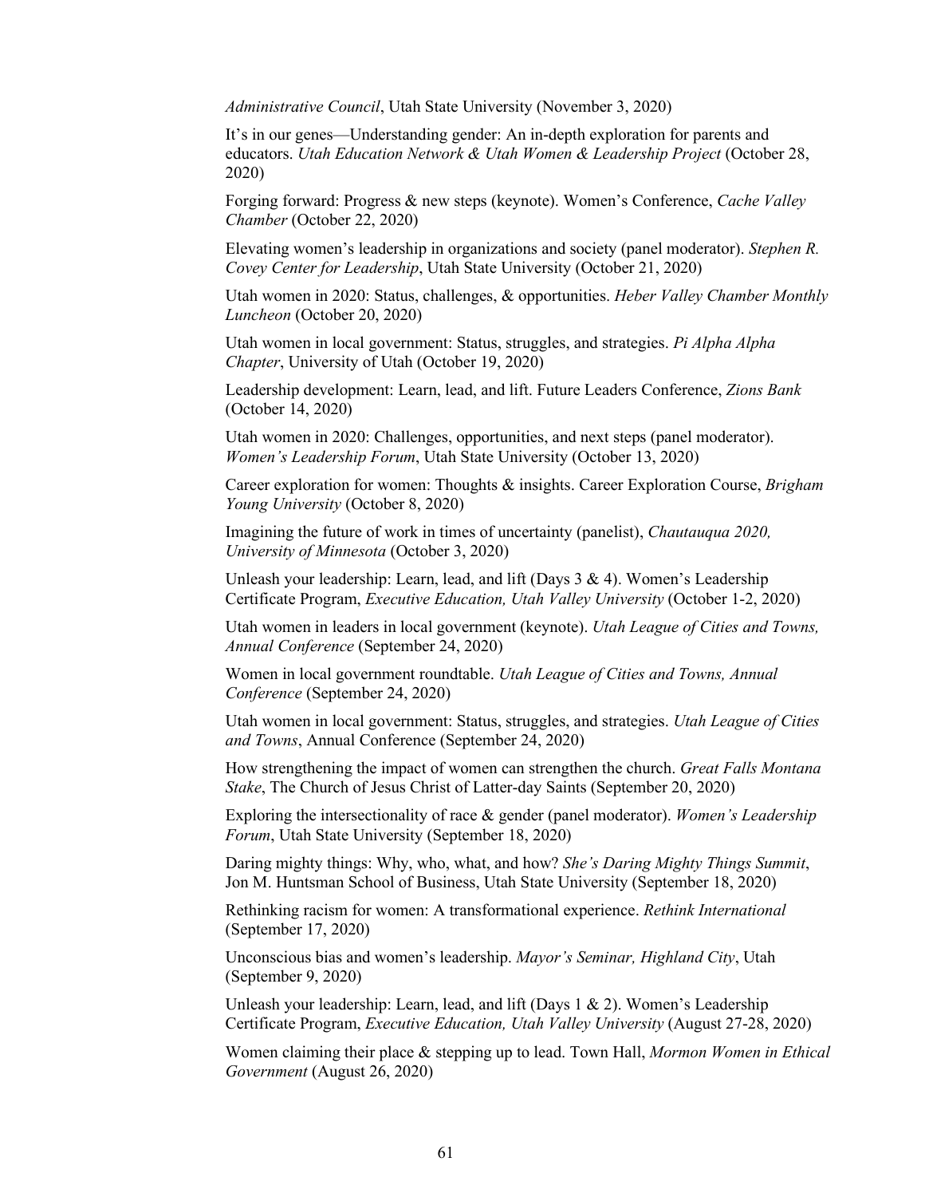*Administrative Council*, Utah State University (November 3, 2020)

It's in our genes—Understanding gender: An in-depth exploration for parents and educators. *Utah Education Network & Utah Women & Leadership Project* (October 28, 2020)

Forging forward: Progress & new steps (keynote). Women's Conference, *Cache Valley Chamber* (October 22, 2020)

Elevating women's leadership in organizations and society (panel moderator). *Stephen R. Covey Center for Leadership*, Utah State University (October 21, 2020)

Utah women in 2020: Status, challenges, & opportunities. *Heber Valley Chamber Monthly Luncheon* (October 20, 2020)

Utah women in local government: Status, struggles, and strategies. *Pi Alpha Alpha Chapter*, University of Utah (October 19, 2020)

Leadership development: Learn, lead, and lift. Future Leaders Conference, *Zions Bank* (October 14, 2020)

Utah women in 2020: Challenges, opportunities, and next steps (panel moderator). *Women's Leadership Forum*, Utah State University (October 13, 2020)

Career exploration for women: Thoughts & insights. Career Exploration Course, *Brigham Young University* (October 8, 2020)

Imagining the future of work in times of uncertainty (panelist), *Chautauqua 2020, University of Minnesota* (October 3, 2020)

Unleash your leadership: Learn, lead, and lift (Days 3 & 4). Women's Leadership Certificate Program, *Executive Education, Utah Valley University* (October 1-2, 2020)

Utah women in leaders in local government (keynote). *Utah League of Cities and Towns, Annual Conference* (September 24, 2020)

Women in local government roundtable. *Utah League of Cities and Towns, Annual Conference* (September 24, 2020)

Utah women in local government: Status, struggles, and strategies. *Utah League of Cities and Towns*, Annual Conference (September 24, 2020)

How strengthening the impact of women can strengthen the church. *Great Falls Montana Stake*, The Church of Jesus Christ of Latter-day Saints (September 20, 2020)

Exploring the intersectionality of race & gender (panel moderator). *Women's Leadership Forum*, Utah State University (September 18, 2020)

Daring mighty things: Why, who, what, and how? *She's Daring Mighty Things Summit*, Jon M. Huntsman School of Business, Utah State University (September 18, 2020)

Rethinking racism for women: A transformational experience. *Rethink International* (September 17, 2020)

Unconscious bias and women's leadership. *Mayor's Seminar, Highland City*, Utah (September 9, 2020)

Unleash your leadership: Learn, lead, and lift (Days 1 & 2). Women's Leadership Certificate Program, *Executive Education, Utah Valley University* (August 27-28, 2020)

Women claiming their place & stepping up to lead. Town Hall, *Mormon Women in Ethical Government* (August 26, 2020)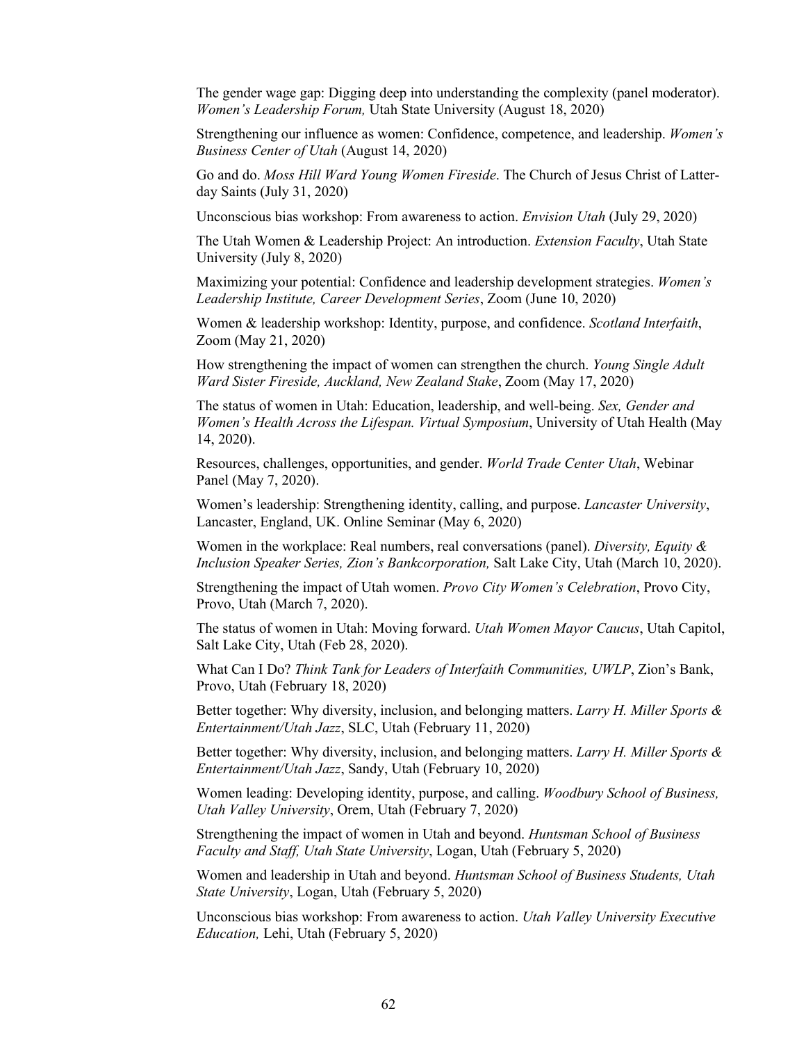The gender wage gap: Digging deep into understanding the complexity (panel moderator). *Women's Leadership Forum,* Utah State University (August 18, 2020)

Strengthening our influence as women: Confidence, competence, and leadership. *Women's Business Center of Utah* (August 14, 2020)

Go and do. *Moss Hill Ward Young Women Fireside*. The Church of Jesus Christ of Latter-day Saints (July 31, 2020)

Unconscious bias workshop: From awareness to action. *Envision Utah* (July 29, 2020)

The Utah Women & Leadership Project: An introduction. *Extension Faculty*, Utah State University (July 8, 2020)

Maximizing your potential: Confidence and leadership development strategies. *Women's Leadership Institute, Career Development Series*, Zoom (June 10, 2020)

Women & leadership workshop: Identity, purpose, and confidence. *Scotland Interfaith*, Zoom (May 21, 2020)

How strengthening the impact of women can strengthen the church. *Young Single Adult Ward Sister Fireside, Auckland, New Zealand Stake*, Zoom (May 17, 2020)

The status of women in Utah: Education, leadership, and well-being. *Sex, Gender and Women's Health Across the Lifespan. Virtual Symposium*, University of Utah Health (May 14, 2020).

Resources, challenges, opportunities, and gender. *World Trade Center Utah*, Webinar Panel (May 7, 2020).

Women's leadership: Strengthening identity, calling, and purpose. *Lancaster University*, Lancaster, England, UK. Online Seminar (May 6, 2020)

Women in the workplace: Real numbers, real conversations (panel). *Diversity, Equity & Inclusion Speaker Series, Zion's Bankcorporation,* Salt Lake City, Utah (March 10, 2020).

Strengthening the impact of Utah women. *Provo City Women's Celebration*, Provo City, Provo, Utah (March 7, 2020).

The status of women in Utah: Moving forward. *Utah Women Mayor Caucus*, Utah Capitol, Salt Lake City, Utah (Feb 28, 2020).

What Can I Do? *Think Tank for Leaders of Interfaith Communities, UWLP*, Zion's Bank, Provo, Utah (February 18, 2020)

Better together: Why diversity, inclusion, and belonging matters. *Larry H. Miller Sports & Entertainment/Utah Jazz*, SLC, Utah (February 11, 2020)

Better together: Why diversity, inclusion, and belonging matters. *Larry H. Miller Sports & Entertainment/Utah Jazz*, Sandy, Utah (February 10, 2020)

Women leading: Developing identity, purpose, and calling. *Woodbury School of Business, Utah Valley University*, Orem, Utah (February 7, 2020)

Strengthening the impact of women in Utah and beyond. *Huntsman School of Business Faculty and Staff, Utah State University*, Logan, Utah (February 5, 2020)

Women and leadership in Utah and beyond. *Huntsman School of Business Students, Utah State University*, Logan, Utah (February 5, 2020)

Unconscious bias workshop: From awareness to action. *Utah Valley University Executive Education,* Lehi, Utah (February 5, 2020)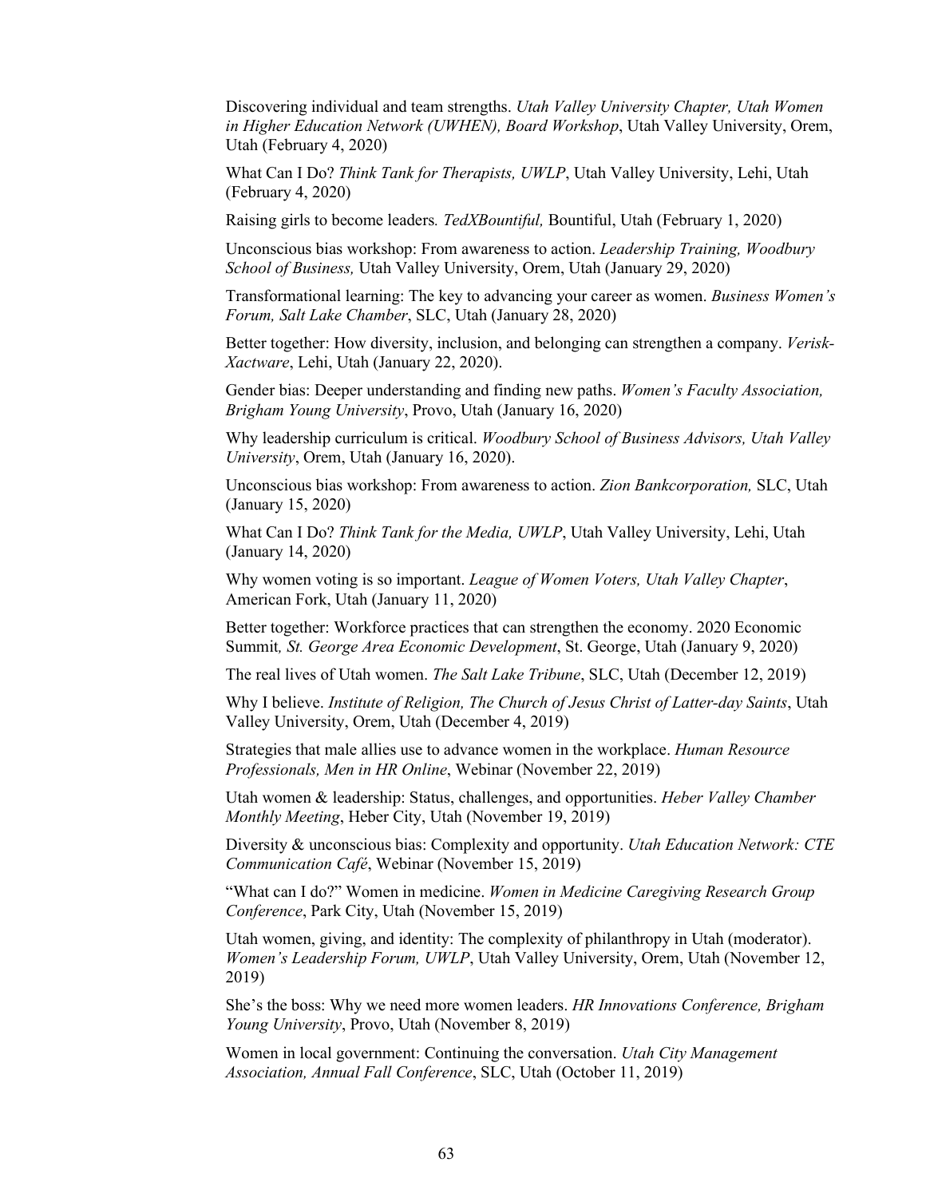Discovering individual and team strengths. *Utah Valley University Chapter, Utah Women in Higher Education Network (UWHEN), Board Workshop*, Utah Valley University, Orem, Utah (February 4, 2020)

What Can I Do? *Think Tank for Therapists, UWLP*, Utah Valley University, Lehi, Utah (February 4, 2020)

Raising girls to become leaders*. TedXBountiful,* Bountiful, Utah (February 1, 2020)

Unconscious bias workshop: From awareness to action. *Leadership Training, Woodbury School of Business,* Utah Valley University, Orem, Utah (January 29, 2020)

Transformational learning: The key to advancing your career as women. *Business Women's Forum, Salt Lake Chamber*, SLC, Utah (January 28, 2020)

Better together: How diversity, inclusion, and belonging can strengthen a company. *Verisk-Xactware*, Lehi, Utah (January 22, 2020).

Gender bias: Deeper understanding and finding new paths. *Women's Faculty Association, Brigham Young University*, Provo, Utah (January 16, 2020)

Why leadership curriculum is critical. *Woodbury School of Business Advisors, Utah Valley University*, Orem, Utah (January 16, 2020).

Unconscious bias workshop: From awareness to action. *Zion Bankcorporation,* SLC, Utah (January 15, 2020)

What Can I Do? *Think Tank for the Media, UWLP*, Utah Valley University, Lehi, Utah (January 14, 2020)

Why women voting is so important. *League of Women Voters, Utah Valley Chapter*, American Fork, Utah (January 11, 2020)

Better together: Workforce practices that can strengthen the economy. 2020 Economic Summit*, St. George Area Economic Development*, St. George, Utah (January 9, 2020)

The real lives of Utah women. *The Salt Lake Tribune*, SLC, Utah (December 12, 2019)

Why I believe. *Institute of Religion, The Church of Jesus Christ of Latter-day Saints*, Utah Valley University, Orem, Utah (December 4, 2019)

Strategies that male allies use to advance women in the workplace. *Human Resource Professionals, Men in HR Online*, Webinar (November 22, 2019)

Utah women & leadership: Status, challenges, and opportunities. *Heber Valley Chamber Monthly Meeting*, Heber City, Utah (November 19, 2019)

Diversity & unconscious bias: Complexity and opportunity. *Utah Education Network: CTE Communication Café*, Webinar (November 15, 2019)

"What can I do?" Women in medicine. *Women in Medicine Caregiving Research Group Conference*, Park City, Utah (November 15, 2019)

Utah women, giving, and identity: The complexity of philanthropy in Utah (moderator). *Women's Leadership Forum, UWLP*, Utah Valley University, Orem, Utah (November 12, 2019)

She's the boss: Why we need more women leaders. *HR Innovations Conference, Brigham Young University*, Provo, Utah (November 8, 2019)

Women in local government: Continuing the conversation. *Utah City Management Association, Annual Fall Conference*, SLC, Utah (October 11, 2019)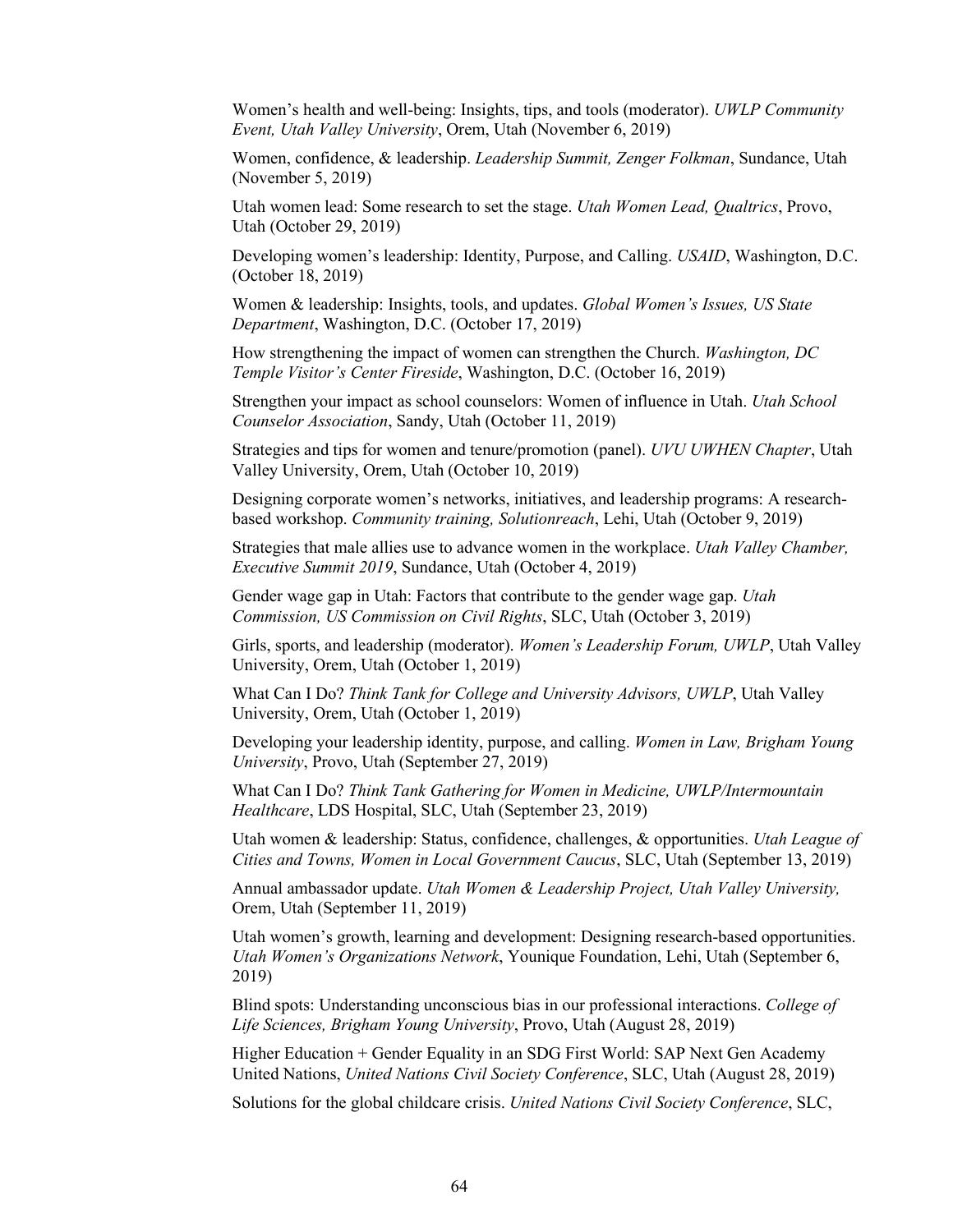Women's health and well-being: Insights, tips, and tools (moderator). *UWLP Community Event, Utah Valley University*, Orem, Utah (November 6, 2019)

Women, confidence, & leadership. *Leadership Summit, Zenger Folkman*, Sundance, Utah (November 5, 2019)

Utah women lead: Some research to set the stage. *Utah Women Lead, Qualtrics*, Provo, Utah (October 29, 2019)

Developing women's leadership: Identity, Purpose, and Calling. *USAID*, Washington, D.C. (October 18, 2019)

Women & leadership: Insights, tools, and updates. *Global Women's Issues, US State Department*, Washington, D.C. (October 17, 2019)

How strengthening the impact of women can strengthen the Church. *Washington, DC Temple Visitor's Center Fireside*, Washington, D.C. (October 16, 2019)

Strengthen your impact as school counselors: Women of influence in Utah. *Utah School Counselor Association*, Sandy, Utah (October 11, 2019)

Strategies and tips for women and tenure/promotion (panel). *UVU UWHEN Chapter*, Utah Valley University, Orem, Utah (October 10, 2019)

Designing corporate women's networks, initiatives, and leadership programs: A research-based workshop. *Community training, Solutionreach*, Lehi, Utah (October 9, 2019)

Strategies that male allies use to advance women in the workplace. *Utah Valley Chamber, Executive Summit 2019*, Sundance, Utah (October 4, 2019)

Gender wage gap in Utah: Factors that contribute to the gender wage gap. *Utah Commission, US Commission on Civil Rights*, SLC, Utah (October 3, 2019)

Girls, sports, and leadership (moderator). *Women's Leadership Forum, UWLP*, Utah Valley University, Orem, Utah (October 1, 2019)

What Can I Do? *Think Tank for College and University Advisors, UWLP*, Utah Valley University, Orem, Utah (October 1, 2019)

Developing your leadership identity, purpose, and calling. *Women in Law, Brigham Young University*, Provo, Utah (September 27, 2019)

What Can I Do? *Think Tank Gathering for Women in Medicine, UWLP/Intermountain Healthcare*, LDS Hospital, SLC, Utah (September 23, 2019)

Utah women & leadership: Status, confidence, challenges, & opportunities. *Utah League of Cities and Towns, Women in Local Government Caucus*, SLC, Utah (September 13, 2019)

Annual ambassador update. *Utah Women & Leadership Project, Utah Valley University,* Orem, Utah (September 11, 2019)

Utah women's growth, learning and development: Designing research-based opportunities. *Utah Women's Organizations Network*, Younique Foundation, Lehi, Utah (September 6, 2019)

Blind spots: Understanding unconscious bias in our professional interactions. *College of Life Sciences, Brigham Young University*, Provo, Utah (August 28, 2019)

Higher Education + Gender Equality in an SDG First World: SAP Next Gen Academy United Nations, *United Nations Civil Society Conference*, SLC, Utah (August 28, 2019)

Solutions for the global childcare crisis. *United Nations Civil Society Conference*, SLC,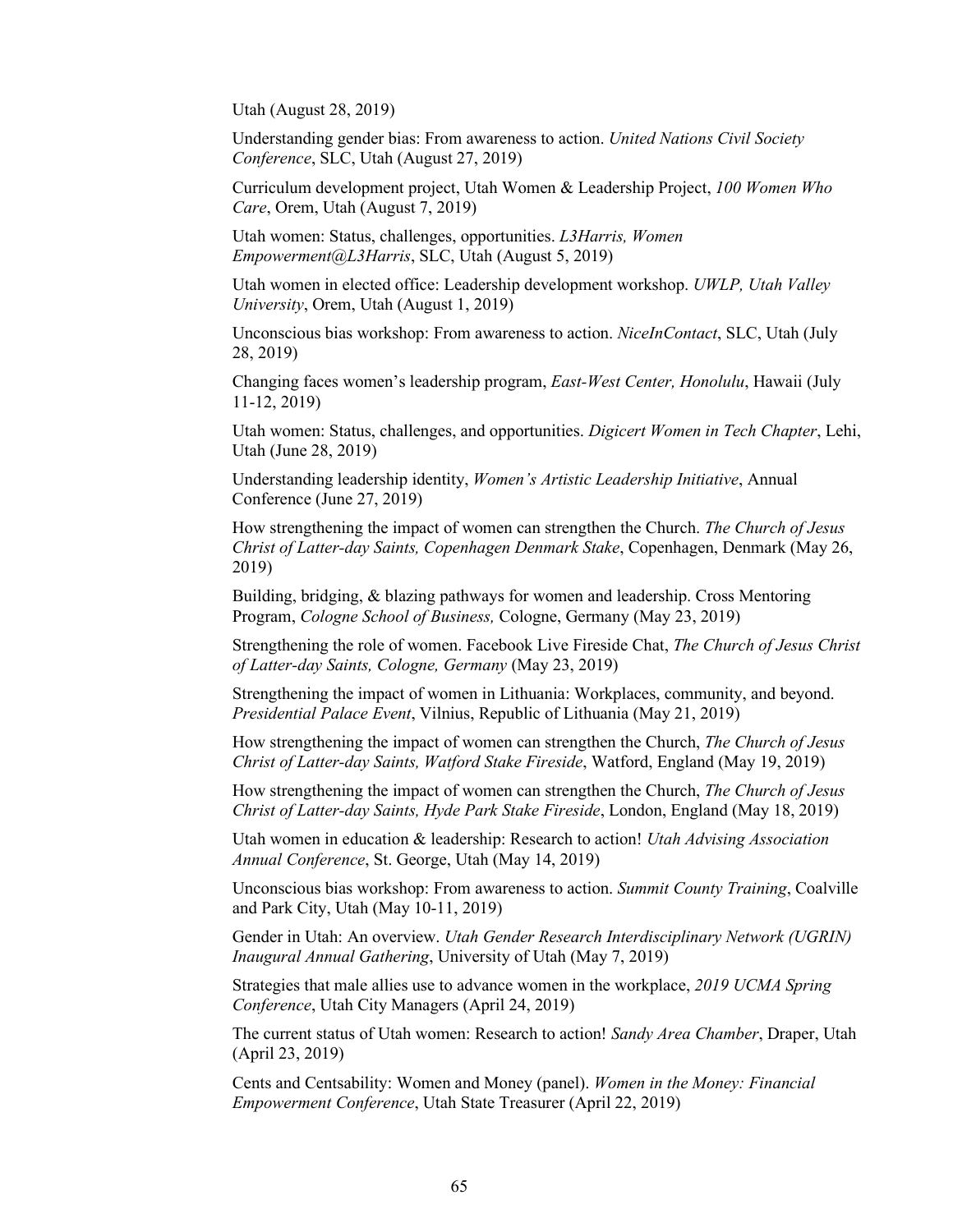Utah (August 28, 2019)

Understanding gender bias: From awareness to action. *United Nations Civil Society Conference*, SLC, Utah (August 27, 2019)

Curriculum development project, Utah Women & Leadership Project, *100 Women Who Care*, Orem, Utah (August 7, 2019)

Utah women: Status, challenges, opportunities. *L3Harris, Women Empowerment@L3Harris*, SLC, Utah (August 5, 2019)

Utah women in elected office: Leadership development workshop. *UWLP, Utah Valley University*, Orem, Utah (August 1, 2019)

Unconscious bias workshop: From awareness to action. *NiceInContact*, SLC, Utah (July 28, 2019)

Changing faces women's leadership program, *East-West Center, Honolulu*, Hawaii (July 11-12, 2019)

Utah women: Status, challenges, and opportunities. *Digicert Women in Tech Chapter*, Lehi, Utah (June 28, 2019)

Understanding leadership identity, *Women's Artistic Leadership Initiative*, Annual Conference (June 27, 2019)

How strengthening the impact of women can strengthen the Church. *The Church of Jesus Christ of Latter-day Saints, Copenhagen Denmark Stake*, Copenhagen, Denmark (May 26, 2019)

Building, bridging, & blazing pathways for women and leadership. Cross Mentoring Program, *Cologne School of Business,* Cologne, Germany (May 23, 2019)

Strengthening the role of women. Facebook Live Fireside Chat, *The Church of Jesus Christ of Latter-day Saints, Cologne, Germany* (May 23, 2019)

Strengthening the impact of women in Lithuania: Workplaces, community, and beyond. *Presidential Palace Event*, Vilnius, Republic of Lithuania (May 21, 2019)

How strengthening the impact of women can strengthen the Church, *The Church of Jesus Christ of Latter-day Saints, Watford Stake Fireside*, Watford, England (May 19, 2019)

How strengthening the impact of women can strengthen the Church, *The Church of Jesus Christ of Latter-day Saints, Hyde Park Stake Fireside*, London, England (May 18, 2019)

Utah women in education & leadership: Research to action! *Utah Advising Association Annual Conference*, St. George, Utah (May 14, 2019)

Unconscious bias workshop: From awareness to action. *Summit County Training*, Coalville and Park City, Utah (May 10-11, 2019)

Gender in Utah: An overview. *Utah Gender Research Interdisciplinary Network (UGRIN) Inaugural Annual Gathering*, University of Utah (May 7, 2019)

Strategies that male allies use to advance women in the workplace, *2019 UCMA Spring Conference*, Utah City Managers (April 24, 2019)

The current status of Utah women: Research to action! *Sandy Area Chamber*, Draper, Utah (April 23, 2019)

Cents and Centsability: Women and Money (panel). *Women in the Money: Financial Empowerment Conference*, Utah State Treasurer (April 22, 2019)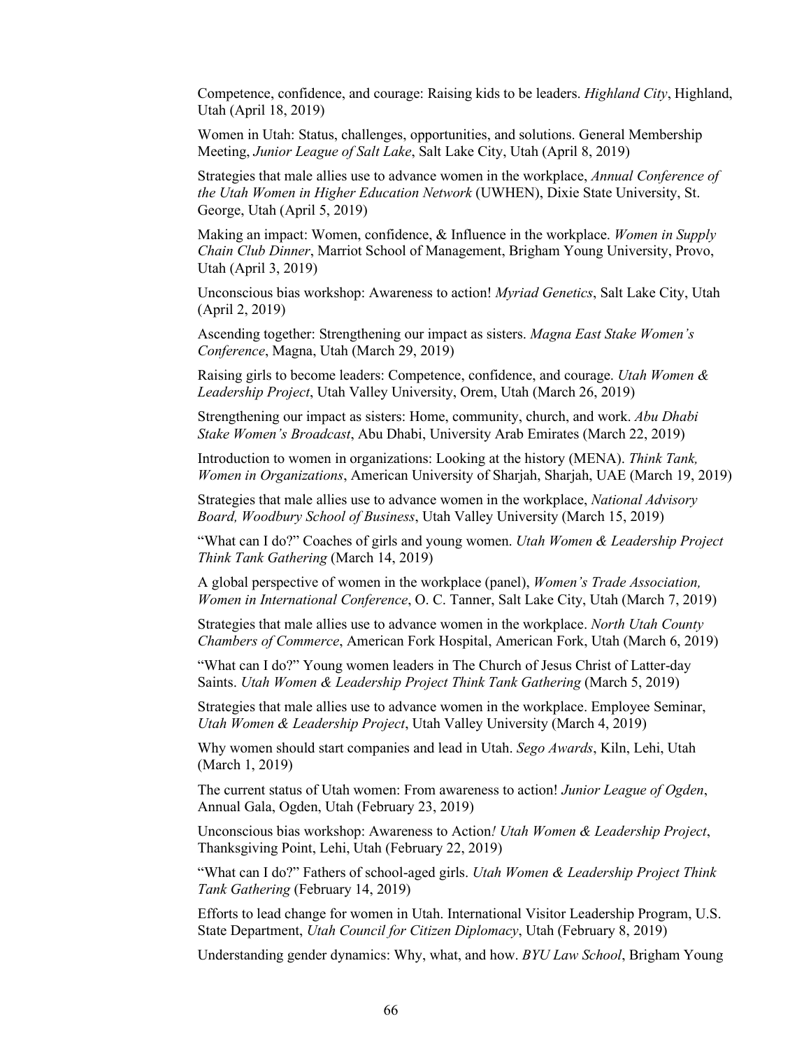Competence, confidence, and courage: Raising kids to be leaders. *Highland City*, Highland, Utah (April 18, 2019)

Women in Utah: Status, challenges, opportunities, and solutions. General Membership Meeting, *Junior League of Salt Lake*, Salt Lake City, Utah (April 8, 2019)

Strategies that male allies use to advance women in the workplace, *Annual Conference of the Utah Women in Higher Education Network* (UWHEN), Dixie State University, St. George, Utah (April 5, 2019)

Making an impact: Women, confidence, & Influence in the workplace. *Women in Supply Chain Club Dinner*, Marriot School of Management, Brigham Young University, Provo, Utah (April 3, 2019)

Unconscious bias workshop: Awareness to action! *Myriad Genetics*, Salt Lake City, Utah (April 2, 2019)

Ascending together: Strengthening our impact as sisters. *Magna East Stake Women's Conference*, Magna, Utah (March 29, 2019)

Raising girls to become leaders: Competence, confidence, and courage. *Utah Women & Leadership Project*, Utah Valley University, Orem, Utah (March 26, 2019)

Strengthening our impact as sisters: Home, community, church, and work. *Abu Dhabi Stake Women's Broadcast*, Abu Dhabi, University Arab Emirates (March 22, 2019)

Introduction to women in organizations: Looking at the history (MENA). *Think Tank, Women in Organizations*, American University of Sharjah, Sharjah, UAE (March 19, 2019)

Strategies that male allies use to advance women in the workplace, *National Advisory Board, Woodbury School of Business*, Utah Valley University (March 15, 2019)

"What can I do?" Coaches of girls and young women. *Utah Women & Leadership Project Think Tank Gathering* (March 14, 2019)

A global perspective of women in the workplace (panel), *Women's Trade Association, Women in International Conference*, O. C. Tanner, Salt Lake City, Utah (March 7, 2019)

Strategies that male allies use to advance women in the workplace. *North Utah County Chambers of Commerce*, American Fork Hospital, American Fork, Utah (March 6, 2019)

"What can I do?" Young women leaders in The Church of Jesus Christ of Latter-day Saints. *Utah Women & Leadership Project Think Tank Gathering* (March 5, 2019)

Strategies that male allies use to advance women in the workplace. Employee Seminar, *Utah Women & Leadership Project*, Utah Valley University (March 4, 2019)

Why women should start companies and lead in Utah. *Sego Awards*, Kiln, Lehi, Utah (March 1, 2019)

The current status of Utah women: From awareness to action! *Junior League of Ogden*, Annual Gala, Ogden, Utah (February 23, 2019)

Unconscious bias workshop: Awareness to Action*!* *Utah Women & Leadership Project*, Thanksgiving Point, Lehi, Utah (February 22, 2019)

"What can I do?" Fathers of school-aged girls. *Utah Women & Leadership Project Think Tank Gathering* (February 14, 2019)

Efforts to lead change for women in Utah. International Visitor Leadership Program, U.S. State Department, *Utah Council for Citizen Diplomacy*, Utah (February 8, 2019)

Understanding gender dynamics: Why, what, and how. *BYU Law School*, Brigham Young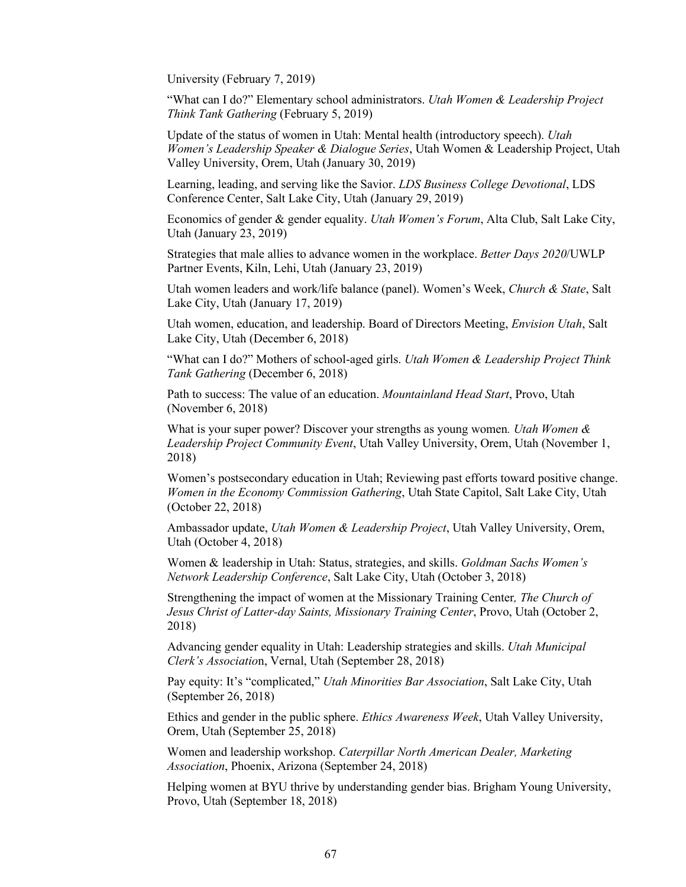University (February 7, 2019)

"What can I do?" Elementary school administrators. *Utah Women & Leadership Project Think Tank Gathering* (February 5, 2019)

Update of the status of women in Utah: Mental health (introductory speech). *Utah Women's Leadership Speaker & Dialogue Series*, Utah Women & Leadership Project, Utah Valley University, Orem, Utah (January 30, 2019)

Learning, leading, and serving like the Savior. *LDS Business College Devotional*, LDS Conference Center, Salt Lake City, Utah (January 29, 2019)

Economics of gender & gender equality. *Utah Women's Forum*, Alta Club, Salt Lake City, Utah (January 23, 2019)

Strategies that male allies to advance women in the workplace. *Better Days 2020*/UWLP Partner Events, Kiln, Lehi, Utah (January 23, 2019)

Utah women leaders and work/life balance (panel). Women's Week, *Church & State*, Salt Lake City, Utah (January 17, 2019)

Utah women, education, and leadership. Board of Directors Meeting, *Envision Utah*, Salt Lake City, Utah (December 6, 2018)

"What can I do?" Mothers of school-aged girls. *Utah Women & Leadership Project Think Tank Gathering* (December 6, 2018)

Path to success: The value of an education. *Mountainland Head Start*, Provo, Utah (November 6, 2018)

What is your super power? Discover your strengths as young women*. Utah Women & Leadership Project Community Event*, Utah Valley University, Orem, Utah (November 1, 2018)

Women's postsecondary education in Utah; Reviewing past efforts toward positive change. *Women in the Economy Commission Gathering*, Utah State Capitol, Salt Lake City, Utah (October 22, 2018)

Ambassador update, *Utah Women & Leadership Project*, Utah Valley University, Orem, Utah (October 4, 2018)

Women & leadership in Utah: Status, strategies, and skills. *Goldman Sachs Women's Network Leadership Conference*, Salt Lake City, Utah (October 3, 2018)

Strengthening the impact of women at the Missionary Training Center*, The Church of Jesus Christ of Latter-day Saints, Missionary Training Center*, Provo, Utah (October 2, 2018)

Advancing gender equality in Utah: Leadership strategies and skills. *Utah Municipal Clerk's Associatio*n, Vernal, Utah (September 28, 2018)

Pay equity: It's "complicated," *Utah Minorities Bar Association*, Salt Lake City, Utah (September 26, 2018)

Ethics and gender in the public sphere. *Ethics Awareness Week*, Utah Valley University, Orem, Utah (September 25, 2018)

Women and leadership workshop. *Caterpillar North American Dealer, Marketing Association*, Phoenix, Arizona (September 24, 2018)

Helping women at BYU thrive by understanding gender bias. Brigham Young University, Provo, Utah (September 18, 2018)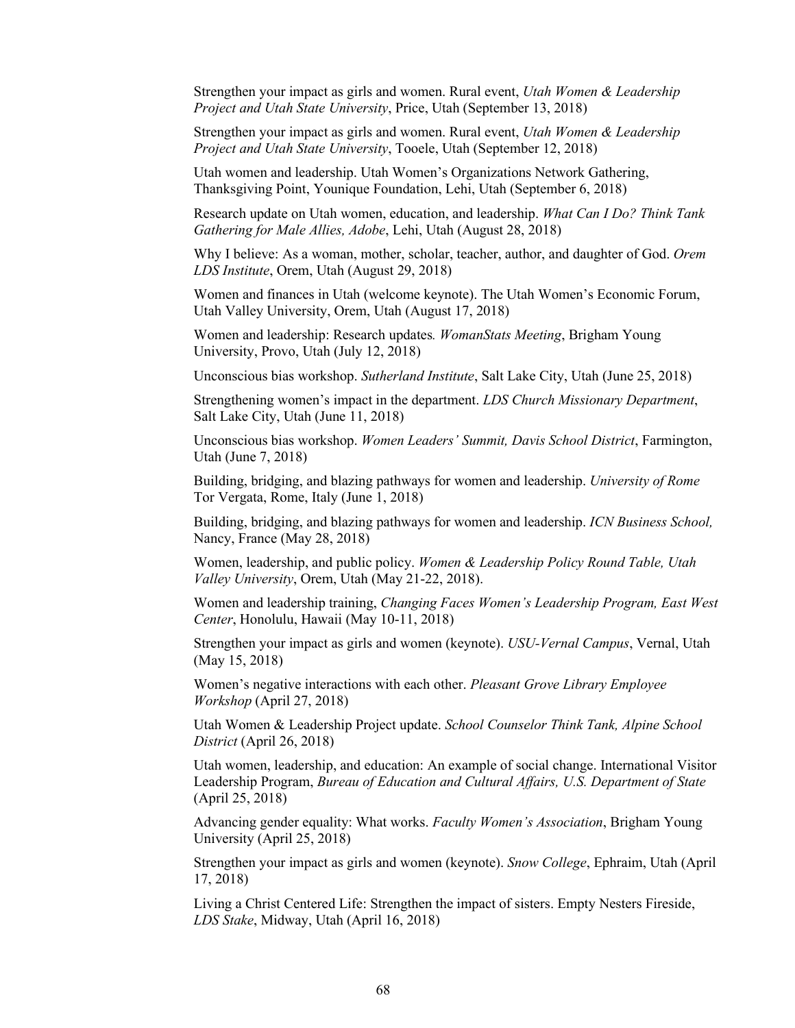Strengthen your impact as girls and women. Rural event, *Utah Women & Leadership Project and Utah State University*, Price, Utah (September 13, 2018)

Strengthen your impact as girls and women. Rural event, *Utah Women & Leadership Project and Utah State University*, Tooele, Utah (September 12, 2018)

Utah women and leadership. Utah Women's Organizations Network Gathering, Thanksgiving Point, Younique Foundation, Lehi, Utah (September 6, 2018)

Research update on Utah women, education, and leadership. *What Can I Do? Think Tank Gathering for Male Allies, Adobe*, Lehi, Utah (August 28, 2018)

Why I believe: As a woman, mother, scholar, teacher, author, and daughter of God. *Orem LDS Institute*, Orem, Utah (August 29, 2018)

Women and finances in Utah (welcome keynote). The Utah Women's Economic Forum, Utah Valley University, Orem, Utah (August 17, 2018)

Women and leadership: Research updates. *WomanStats Meeting*, Brigham Young University, Provo, Utah (July 12, 2018)

Unconscious bias workshop. *Sutherland Institute*, Salt Lake City, Utah (June 25, 2018)

Strengthening women's impact in the department. *LDS Church Missionary Department*, Salt Lake City, Utah (June 11, 2018)

Unconscious bias workshop. *Women Leaders' Summit, Davis School District*, Farmington, Utah (June 7, 2018)

Building, bridging, and blazing pathways for women and leadership. *University of Rome* Tor Vergata, Rome, Italy (June 1, 2018)

Building, bridging, and blazing pathways for women and leadership. *ICN Business School,* Nancy, France (May 28, 2018)

Women, leadership, and public policy. *Women & Leadership Policy Round Table, Utah Valley University*, Orem, Utah (May 21-22, 2018).

Women and leadership training, *Changing Faces Women's Leadership Program, East West Center*, Honolulu, Hawaii (May 10-11, 2018)

Strengthen your impact as girls and women (keynote). *USU-Vernal Campus*, Vernal, Utah (May 15, 2018)

Women's negative interactions with each other. *Pleasant Grove Library Employee Workshop* (April 27, 2018)

Utah Women & Leadership Project update. *School Counselor Think Tank, Alpine School District* (April 26, 2018)

Utah women, leadership, and education: An example of social change. International Visitor Leadership Program, *Bureau of Education and Cultural Affairs, U.S. Department of State* (April 25, 2018)

Advancing gender equality: What works. *Faculty Women's Association*, Brigham Young University (April 25, 2018)

Strengthen your impact as girls and women (keynote). *Snow College*, Ephraim, Utah (April 17, 2018)

Living a Christ Centered Life: Strengthen the impact of sisters. Empty Nesters Fireside, *LDS Stake*, Midway, Utah (April 16, 2018)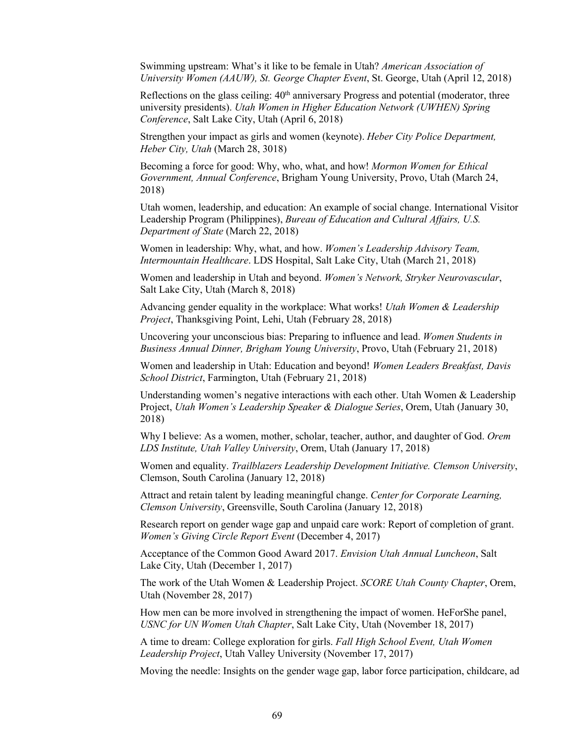Swimming upstream: What's it like to be female in Utah? *American Association of University Women (AAUW), St. George Chapter Event*, St. George, Utah (April 12, 2018)

Reflections on the glass ceiling: 40th anniversary Progress and potential (moderator, three university presidents). *Utah Women in Higher Education Network (UWHEN) Spring Conference*, Salt Lake City, Utah (April 6, 2018)

Strengthen your impact as girls and women (keynote). *Heber City Police Department, Heber City, Utah* (March 28, 3018)

Becoming a force for good: Why, who, what, and how! *Mormon Women for Ethical Government, Annual Conference*, Brigham Young University, Provo, Utah (March 24, 2018)

Utah women, leadership, and education: An example of social change. International Visitor Leadership Program (Philippines), *Bureau of Education and Cultural Affairs, U.S. Department of State* (March 22, 2018)

Women in leadership: Why, what, and how. *Women's Leadership Advisory Team, Intermountain Healthcare*. LDS Hospital, Salt Lake City, Utah (March 21, 2018)

Women and leadership in Utah and beyond. *Women's Network, Stryker Neurovascular*, Salt Lake City, Utah (March 8, 2018)

Advancing gender equality in the workplace: What works! *Utah Women & Leadership Project*, Thanksgiving Point, Lehi, Utah (February 28, 2018)

Uncovering your unconscious bias: Preparing to influence and lead. *Women Students in Business Annual Dinner, Brigham Young University*, Provo, Utah (February 21, 2018)

Women and leadership in Utah: Education and beyond! *Women Leaders Breakfast, Davis School District*, Farmington, Utah (February 21, 2018)

Understanding women's negative interactions with each other. Utah Women & Leadership Project, *Utah Women's Leadership Speaker & Dialogue Series*, Orem, Utah (January 30, 2018)

Why I believe: As a women, mother, scholar, teacher, author, and daughter of God. *Orem LDS Institute, Utah Valley University*, Orem, Utah (January 17, 2018)

Women and equality. *Trailblazers Leadership Development Initiative. Clemson University*, Clemson, South Carolina (January 12, 2018)

Attract and retain talent by leading meaningful change. *Center for Corporate Learning, Clemson University*, Greensville, South Carolina (January 12, 2018)

Research report on gender wage gap and unpaid care work: Report of completion of grant. *Women's Giving Circle Report Event* (December 4, 2017)

Acceptance of the Common Good Award 2017. *Envision Utah Annual Luncheon*, Salt Lake City, Utah (December 1, 2017)

The work of the Utah Women & Leadership Project. *SCORE Utah County Chapter*, Orem, Utah (November 28, 2017)

How men can be more involved in strengthening the impact of women. HeForShe panel, *USNC for UN Women Utah Chapter*, Salt Lake City, Utah (November 18, 2017)

A time to dream: College exploration for girls. *Fall High School Event, Utah Women Leadership Project*, Utah Valley University (November 17, 2017)

Moving the needle: Insights on the gender wage gap, labor force participation, childcare, ad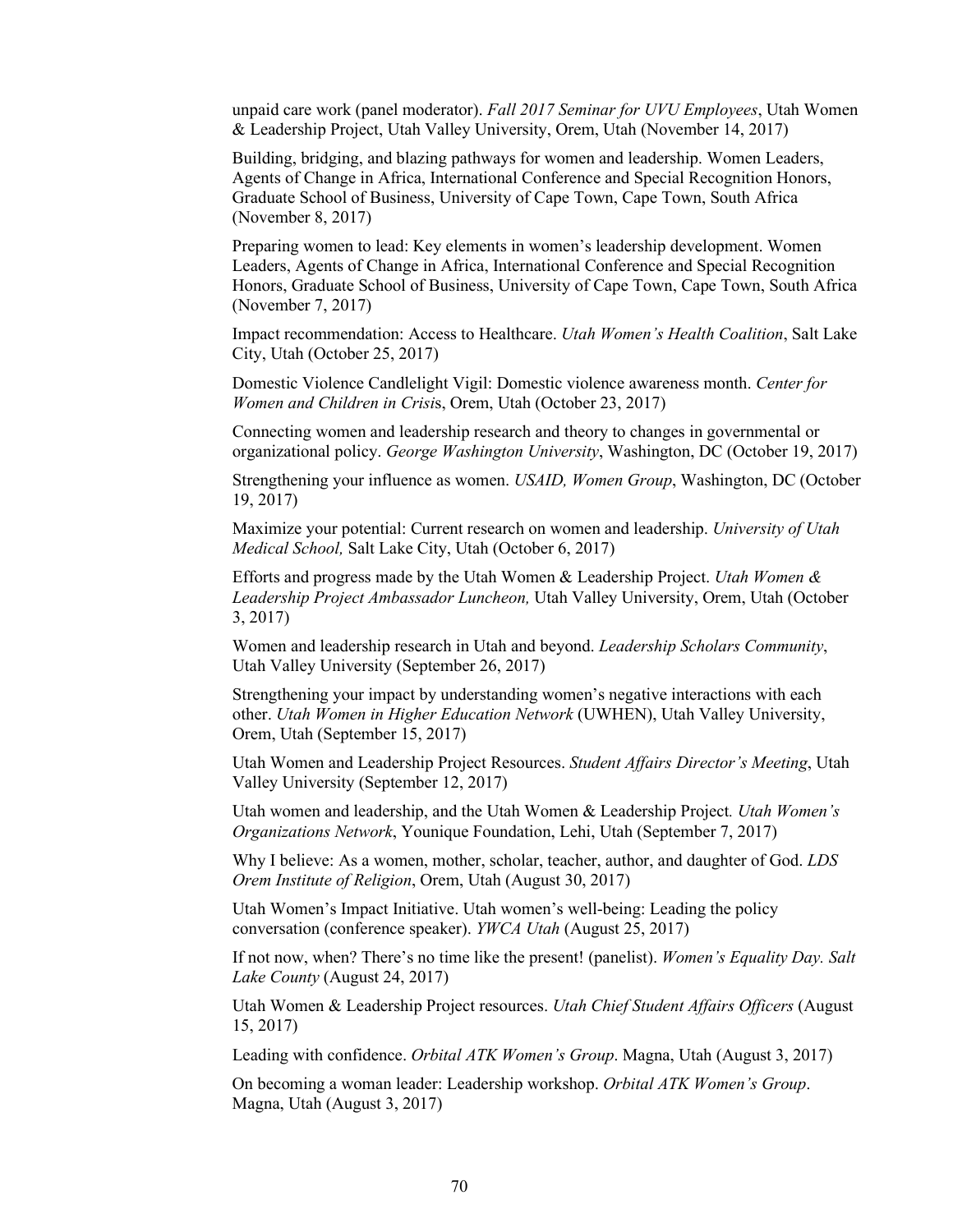unpaid care work (panel moderator). *Fall 2017 Seminar for UVU Employees*, Utah Women & Leadership Project, Utah Valley University, Orem, Utah (November 14, 2017)

Building, bridging, and blazing pathways for women and leadership. Women Leaders, Agents of Change in Africa, International Conference and Special Recognition Honors, Graduate School of Business, University of Cape Town, Cape Town, South Africa (November 8, 2017)

Preparing women to lead: Key elements in women's leadership development. Women Leaders, Agents of Change in Africa, International Conference and Special Recognition Honors, Graduate School of Business, University of Cape Town, Cape Town, South Africa (November 7, 2017)

Impact recommendation: Access to Healthcare. *Utah Women's Health Coalition*, Salt Lake City, Utah (October 25, 2017)

Domestic Violence Candlelight Vigil: Domestic violence awareness month. *Center for Women and Children in Crisis*, Orem, Utah (October 23, 2017)

Connecting women and leadership research and theory to changes in governmental or organizational policy. *George Washington University*, Washington, DC (October 19, 2017)

Strengthening your influence as women. *USAID, Women Group*, Washington, DC (October 19, 2017)

Maximize your potential: Current research on women and leadership. *University of Utah Medical School,* Salt Lake City, Utah (October 6, 2017)

Efforts and progress made by the Utah Women & Leadership Project. *Utah Women & Leadership Project Ambassador Luncheon,* Utah Valley University, Orem, Utah (October 3, 2017)

Women and leadership research in Utah and beyond. *Leadership Scholars Community*, Utah Valley University (September 26, 2017)

Strengthening your impact by understanding women's negative interactions with each other. *Utah Women in Higher Education Network* (UWHEN), Utah Valley University, Orem, Utah (September 15, 2017)

Utah Women and Leadership Project Resources. *Student Affairs Director's Meeting*, Utah Valley University (September 12, 2017)

Utah women and leadership, and the Utah Women & Leadership Project*. Utah Women's Organizations Network*, Younique Foundation, Lehi, Utah (September 7, 2017)

Why I believe: As a women, mother, scholar, teacher, author, and daughter of God. *LDS Orem Institute of Religion*, Orem, Utah (August 30, 2017)

Utah Women's Impact Initiative. Utah women's well-being: Leading the policy conversation (conference speaker). *YWCA Utah* (August 25, 2017)

If not now, when? There's no time like the present! (panelist). *Women's Equality Day. Salt Lake County* (August 24, 2017)

Utah Women & Leadership Project resources. *Utah Chief Student Affairs Officers* (August 15, 2017)

Leading with confidence. *Orbital ATK Women's Group*. Magna, Utah (August 3, 2017)

On becoming a woman leader: Leadership workshop. *Orbital ATK Women's Group*. Magna, Utah (August 3, 2017)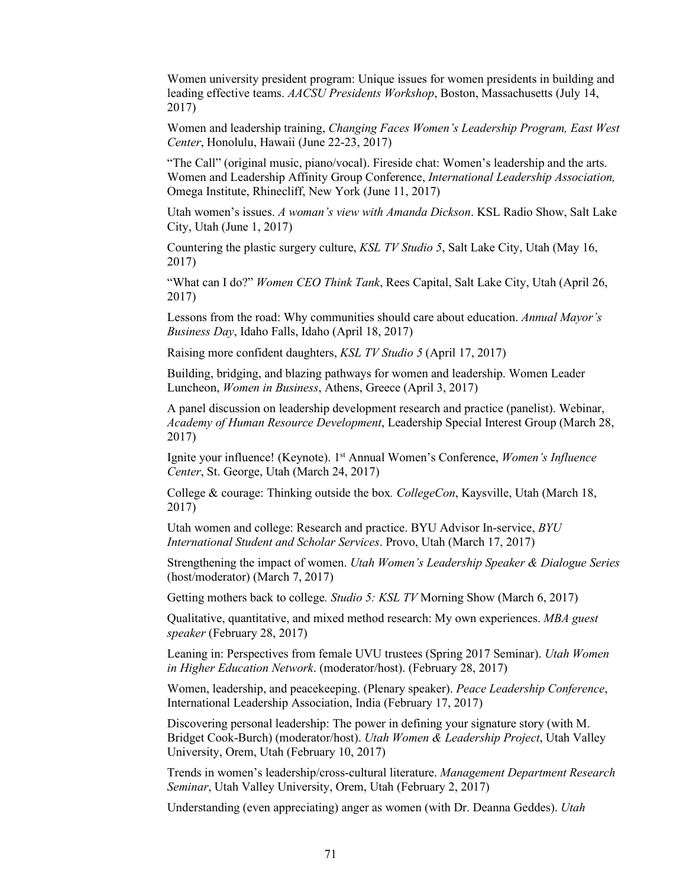Women university president program: Unique issues for women presidents in building and leading effective teams. *AACSU Presidents Workshop*, Boston, Massachusetts (July 14, 2017)

Women and leadership training, *Changing Faces Women's Leadership Program, East West Center*, Honolulu, Hawaii (June 22-23, 2017)

"The Call" (original music, piano/vocal). Fireside chat: Women's leadership and the arts. Women and Leadership Affinity Group Conference, *International Leadership Association,* Omega Institute, Rhinecliff, New York (June 11, 2017)

Utah women's issues. *A woman's view with Amanda Dickson*. KSL Radio Show, Salt Lake City, Utah (June 1, 2017)

Countering the plastic surgery culture, *KSL TV Studio 5*, Salt Lake City, Utah (May 16, 2017)

"What can I do?" *Women CEO Think Tank*, Rees Capital, Salt Lake City, Utah (April 26, 2017)

Lessons from the road: Why communities should care about education. *Annual Mayor's Business Day*, Idaho Falls, Idaho (April 18, 2017)

Raising more confident daughters, *KSL TV Studio 5* (April 17, 2017)

Building, bridging, and blazing pathways for women and leadership. Women Leader Luncheon, *Women in Business*, Athens, Greece (April 3, 2017)

A panel discussion on leadership development research and practice (panelist). Webinar, *Academy of Human Resource Development*, Leadership Special Interest Group (March 28, 2017)

Ignite your influence! (Keynote). 1st Annual Women's Conference, *Women's Influence Center*, St. George, Utah (March 24, 2017)

College & courage: Thinking outside the box*. CollegeCon*, Kaysville, Utah (March 18, 2017)

Utah women and college: Research and practice. BYU Advisor In-service, *BYU International Student and Scholar Services*. Provo, Utah (March 17, 2017)

Strengthening the impact of women. *Utah Women's Leadership Speaker & Dialogue Series* (host/moderator) (March 7, 2017)

Getting mothers back to college*. Studio 5: KSL TV* Morning Show (March 6, 2017)

Qualitative, quantitative, and mixed method research: My own experiences. *MBA guest speaker* (February 28, 2017)

Leaning in: Perspectives from female UVU trustees (Spring 2017 Seminar). *Utah Women in Higher Education Network*. (moderator/host). (February 28, 2017)

Women, leadership, and peacekeeping. (Plenary speaker). *Peace Leadership Conference*, International Leadership Association, India (February 17, 2017)

Discovering personal leadership: The power in defining your signature story (with M. Bridget Cook-Burch) (moderator/host). *Utah Women & Leadership Project*, Utah Valley University, Orem, Utah (February 10, 2017)

Trends in women's leadership/cross-cultural literature. *Management Department Research Seminar*, Utah Valley University, Orem, Utah (February 2, 2017)

Understanding (even appreciating) anger as women (with Dr. Deanna Geddes). *Utah*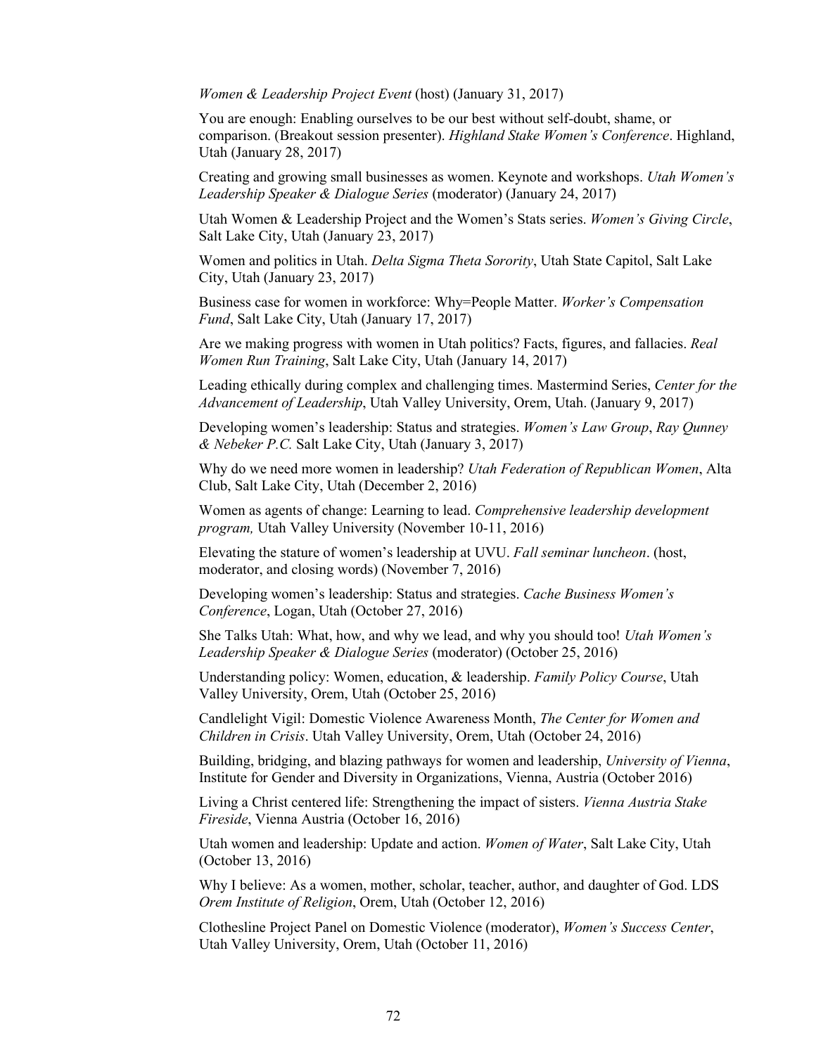*Women & Leadership Project Event* (host) (January 31, 2017)

You are enough: Enabling ourselves to be our best without self-doubt, shame, or comparison. (Breakout session presenter). *Highland Stake Women's Conference*. Highland, Utah (January 28, 2017)

Creating and growing small businesses as women. Keynote and workshops. *Utah Women's Leadership Speaker & Dialogue Series* (moderator) (January 24, 2017)

Utah Women & Leadership Project and the Women's Stats series. *Women's Giving Circle*, Salt Lake City, Utah (January 23, 2017)

Women and politics in Utah. *Delta Sigma Theta Sorority*, Utah State Capitol, Salt Lake City, Utah (January 23, 2017)

Business case for women in workforce: Why=People Matter. *Worker's Compensation Fund*, Salt Lake City, Utah (January 17, 2017)

Are we making progress with women in Utah politics? Facts, figures, and fallacies. *Real Women Run Training*, Salt Lake City, Utah (January 14, 2017)

Leading ethically during complex and challenging times. Mastermind Series, *Center for the Advancement of Leadership*, Utah Valley University, Orem, Utah. (January 9, 2017)

Developing women's leadership: Status and strategies. *Women's Law Group*, *Ray Qunney & Nebeker P.C.* Salt Lake City, Utah (January 3, 2017)

Why do we need more women in leadership? *Utah Federation of Republican Women*, Alta Club, Salt Lake City, Utah (December 2, 2016)

Women as agents of change: Learning to lead. *Comprehensive leadership development program,* Utah Valley University (November 10-11, 2016)

Elevating the stature of women's leadership at UVU. *Fall seminar luncheon*. (host, moderator, and closing words) (November 7, 2016)

Developing women's leadership: Status and strategies. *Cache Business Women's Conference*, Logan, Utah (October 27, 2016)

She Talks Utah: What, how, and why we lead, and why you should too! *Utah Women's Leadership Speaker & Dialogue Series* (moderator) (October 25, 2016)

Understanding policy: Women, education, & leadership. *Family Policy Course*, Utah Valley University, Orem, Utah (October 25, 2016)

Candlelight Vigil: Domestic Violence Awareness Month, *The Center for Women and Children in Crisis*. Utah Valley University, Orem, Utah (October 24, 2016)

Building, bridging, and blazing pathways for women and leadership, *University of Vienna*, Institute for Gender and Diversity in Organizations, Vienna, Austria (October 2016)

Living a Christ centered life: Strengthening the impact of sisters. *Vienna Austria Stake Fireside*, Vienna Austria (October 16, 2016)

Utah women and leadership: Update and action. *Women of Water*, Salt Lake City, Utah (October 13, 2016)

Why I believe: As a women, mother, scholar, teacher, author, and daughter of God. LDS *Orem Institute of Religion*, Orem, Utah (October 12, 2016)

Clothesline Project Panel on Domestic Violence (moderator), *Women's Success Center*, Utah Valley University, Orem, Utah (October 11, 2016)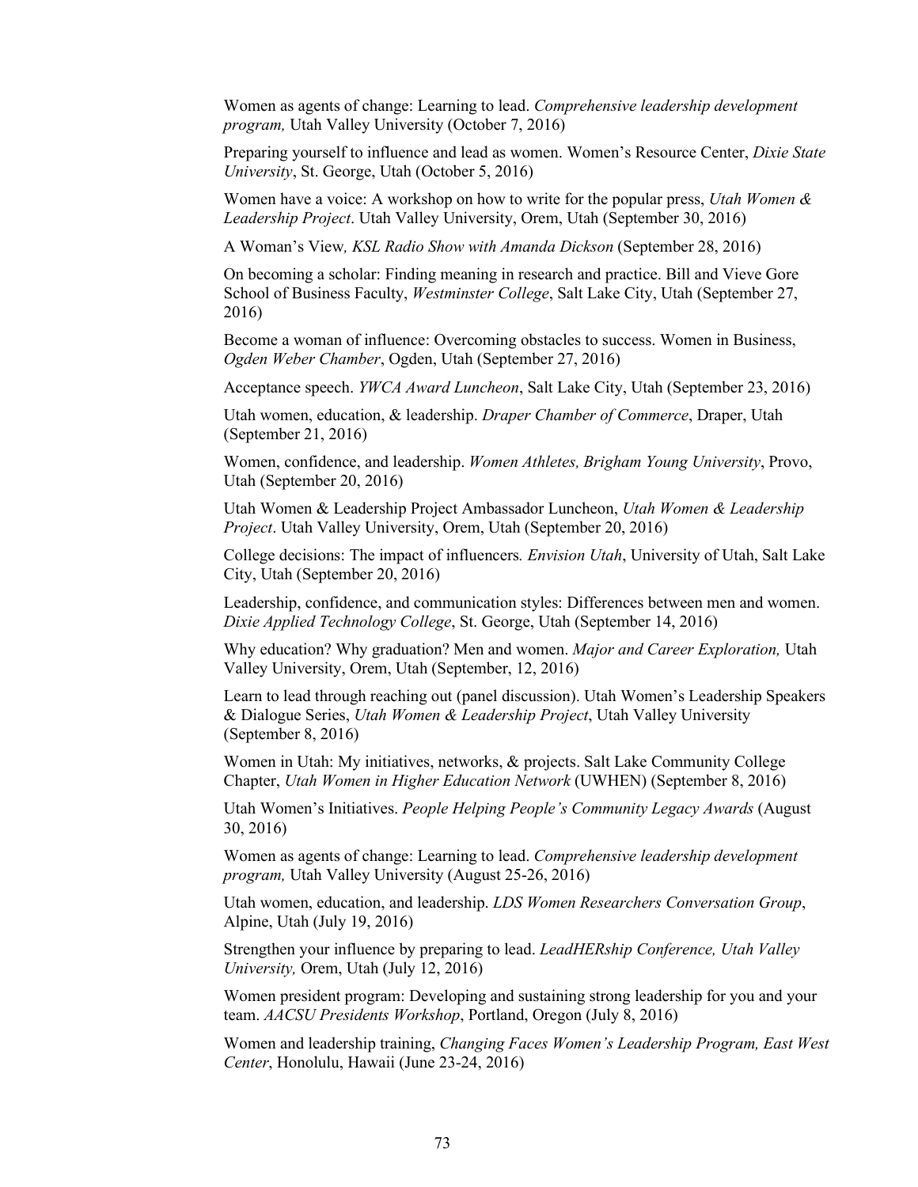Women as agents of change: Learning to lead. *Comprehensive leadership development program,* Utah Valley University (October 7, 2016)

Preparing yourself to influence and lead as women. Women's Resource Center, *Dixie State University*, St. George, Utah (October 5, 2016)

Women have a voice: A workshop on how to write for the popular press, *Utah Women & Leadership Project*. Utah Valley University, Orem, Utah (September 30, 2016)

A Woman's View*, KSL Radio Show with Amanda Dickson* (September 28, 2016)

On becoming a scholar: Finding meaning in research and practice. Bill and Vieve Gore School of Business Faculty, *Westminster College*, Salt Lake City, Utah (September 27, 2016)

Become a woman of influence: Overcoming obstacles to success. Women in Business, *Ogden Weber Chamber*, Ogden, Utah (September 27, 2016)

Acceptance speech. *YWCA Award Luncheon*, Salt Lake City, Utah (September 23, 2016)

Utah women, education, & leadership. *Draper Chamber of Commerce*, Draper, Utah (September 21, 2016)

Women, confidence, and leadership. *Women Athletes, Brigham Young University*, Provo, Utah (September 20, 2016)

Utah Women & Leadership Project Ambassador Luncheon, *Utah Women & Leadership Project*. Utah Valley University, Orem, Utah (September 20, 2016)

College decisions: The impact of influencers*. Envision Utah*, University of Utah, Salt Lake City, Utah (September 20, 2016)

Leadership, confidence, and communication styles: Differences between men and women. *Dixie Applied Technology College*, St. George, Utah (September 14, 2016)

Why education? Why graduation? Men and women. *Major and Career Exploration,* Utah Valley University, Orem, Utah (September, 12, 2016)

Learn to lead through reaching out (panel discussion). Utah Women's Leadership Speakers & Dialogue Series, *Utah Women & Leadership Project*, Utah Valley University (September 8, 2016)

Women in Utah: My initiatives, networks, & projects. Salt Lake Community College Chapter, *Utah Women in Higher Education Network* (UWHEN) (September 8, 2016)

Utah Women's Initiatives. *People Helping People's Community Legacy Awards* (August 30, 2016)

Women as agents of change: Learning to lead. *Comprehensive leadership development program,* Utah Valley University (August 25-26, 2016)

Utah women, education, and leadership. *LDS Women Researchers Conversation Group*, Alpine, Utah (July 19, 2016)

Strengthen your influence by preparing to lead. *LeadHERship Conference, Utah Valley University,* Orem, Utah (July 12, 2016)

Women president program: Developing and sustaining strong leadership for you and your team. *AACSU Presidents Workshop*, Portland, Oregon (July 8, 2016)

Women and leadership training, *Changing Faces Women's Leadership Program, East West Center*, Honolulu, Hawaii (June 23-24, 2016)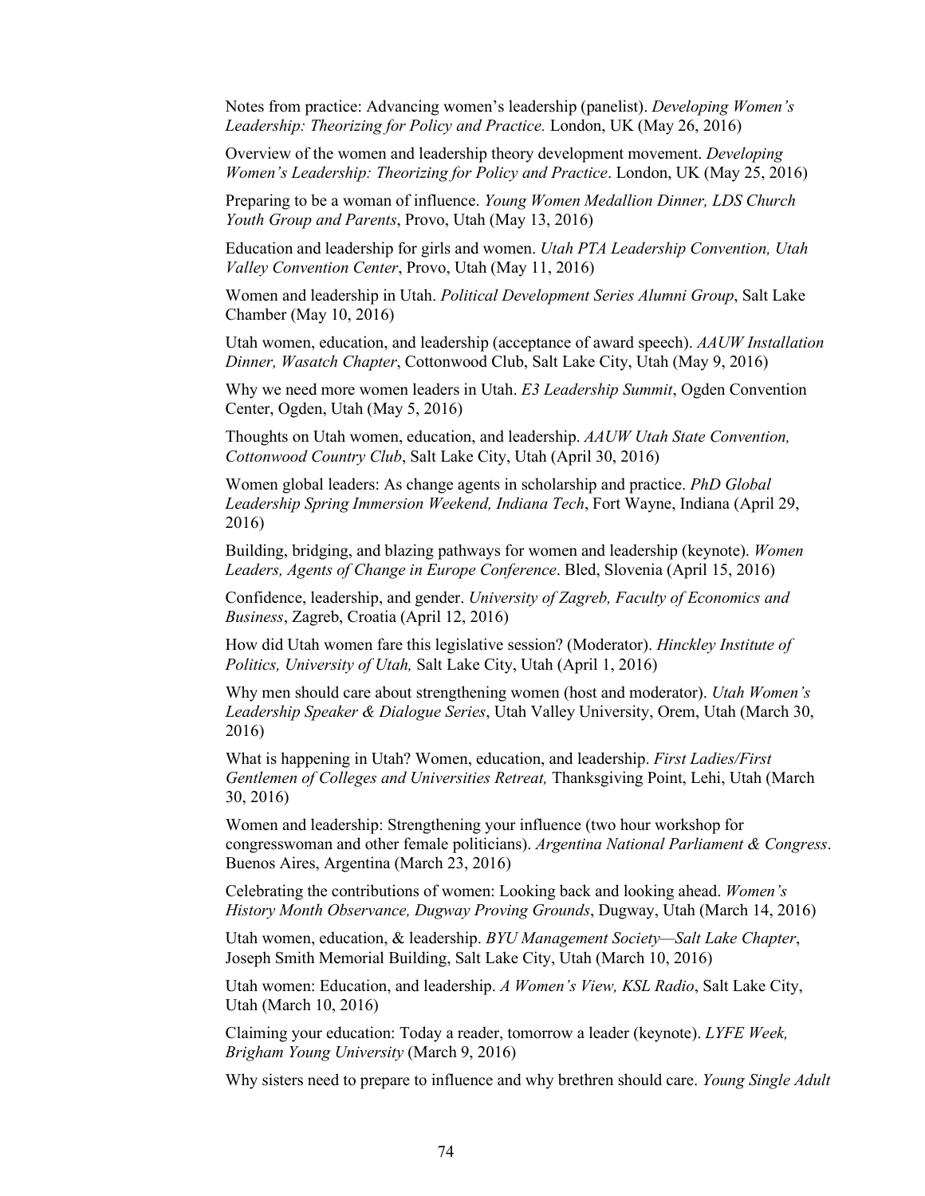Notes from practice: Advancing women's leadership (panelist). *Developing Women's Leadership: Theorizing for Policy and Practice.* London, UK (May 26, 2016)

Overview of the women and leadership theory development movement. *Developing Women's Leadership: Theorizing for Policy and Practice*. London, UK (May 25, 2016)

Preparing to be a woman of influence. *Young Women Medallion Dinner, LDS Church Youth Group and Parents*, Provo, Utah (May 13, 2016)

Education and leadership for girls and women. *Utah PTA Leadership Convention, Utah Valley Convention Center*, Provo, Utah (May 11, 2016)

Women and leadership in Utah. *Political Development Series Alumni Group*, Salt Lake Chamber (May 10, 2016)

Utah women, education, and leadership (acceptance of award speech). *AAUW Installation Dinner, Wasatch Chapter*, Cottonwood Club, Salt Lake City, Utah (May 9, 2016)

Why we need more women leaders in Utah. *E3 Leadership Summit*, Ogden Convention Center, Ogden, Utah (May 5, 2016)

Thoughts on Utah women, education, and leadership. *AAUW Utah State Convention, Cottonwood Country Club*, Salt Lake City, Utah (April 30, 2016)

Women global leaders: As change agents in scholarship and practice. *PhD Global Leadership Spring Immersion Weekend, Indiana Tech*, Fort Wayne, Indiana (April 29, 2016)

Building, bridging, and blazing pathways for women and leadership (keynote). *Women Leaders, Agents of Change in Europe Conference*. Bled, Slovenia (April 15, 2016)

Confidence, leadership, and gender. *University of Zagreb, Faculty of Economics and Business*, Zagreb, Croatia (April 12, 2016)

How did Utah women fare this legislative session? (Moderator). *Hinckley Institute of Politics, University of Utah,* Salt Lake City, Utah (April 1, 2016)

Why men should care about strengthening women (host and moderator). *Utah Women's Leadership Speaker & Dialogue Series*, Utah Valley University, Orem, Utah (March 30, 2016)

What is happening in Utah? Women, education, and leadership. *First Ladies/First Gentlemen of Colleges and Universities Retreat,* Thanksgiving Point, Lehi, Utah (March 30, 2016)

Women and leadership: Strengthening your influence (two hour workshop for congresswoman and other female politicians). *Argentina National Parliament & Congress*. Buenos Aires, Argentina (March 23, 2016)

Celebrating the contributions of women: Looking back and looking ahead. *Women's History Month Observance, Dugway Proving Grounds*, Dugway, Utah (March 14, 2016)

Utah women, education, & leadership. *BYU Management Society—Salt Lake Chapter*, Joseph Smith Memorial Building, Salt Lake City, Utah (March 10, 2016)

Utah women: Education, and leadership. *A Women's View, KSL Radio*, Salt Lake City, Utah (March 10, 2016)

Claiming your education: Today a reader, tomorrow a leader (keynote). *LYFE Week, Brigham Young University* (March 9, 2016)

Why sisters need to prepare to influence and why brethren should care. *Young Single Adult*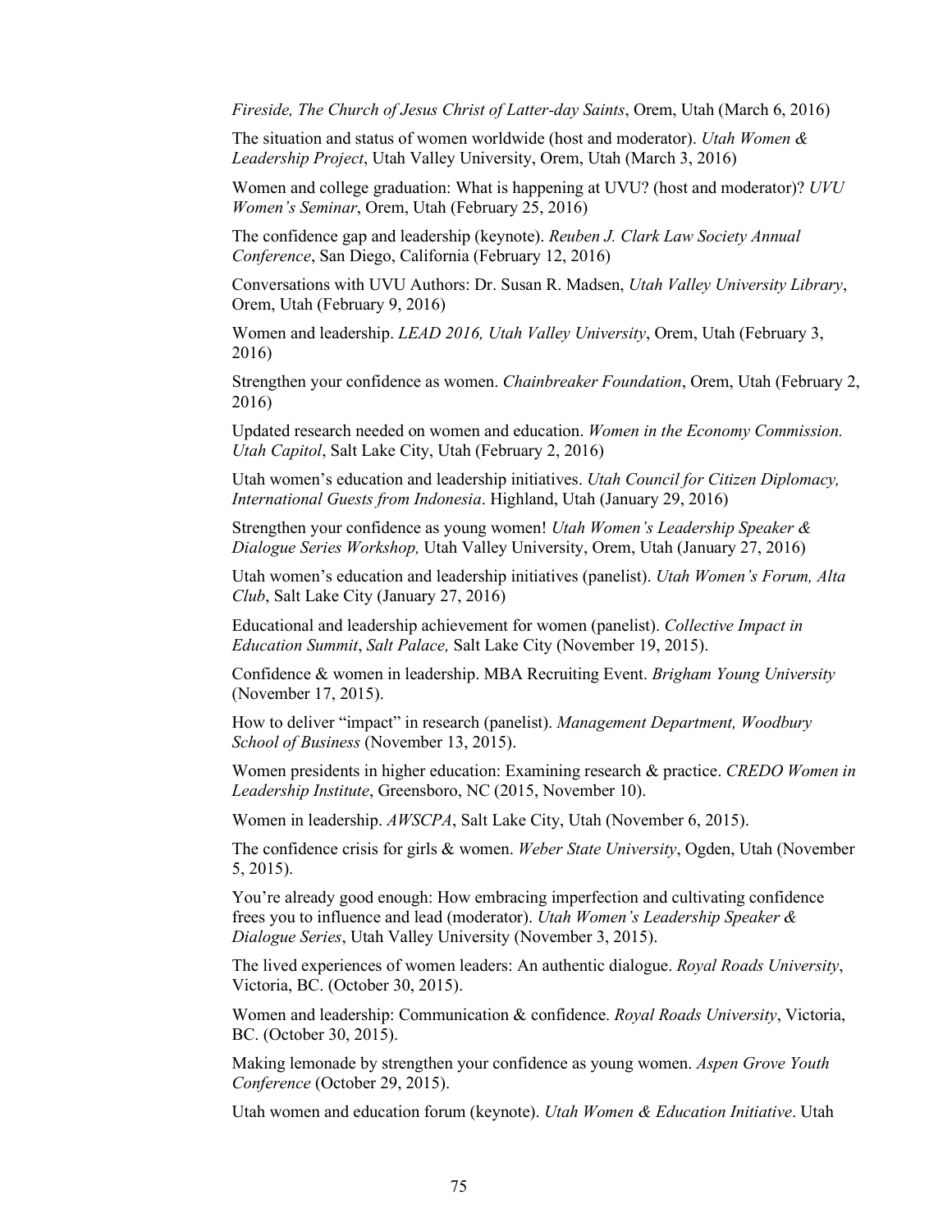*Fireside, The Church of Jesus Christ of Latter-day Saints*, Orem, Utah (March 6, 2016)

The situation and status of women worldwide (host and moderator). *Utah Women & Leadership Project*, Utah Valley University, Orem, Utah (March 3, 2016)

Women and college graduation: What is happening at UVU? (host and moderator)? *UVU Women's Seminar*, Orem, Utah (February 25, 2016)

The confidence gap and leadership (keynote). *Reuben J. Clark Law Society Annual Conference*, San Diego, California (February 12, 2016)

Conversations with UVU Authors: Dr. Susan R. Madsen, *Utah Valley University Library*, Orem, Utah (February 9, 2016)

Women and leadership. *LEAD 2016, Utah Valley University*, Orem, Utah (February 3, 2016)

Strengthen your confidence as women. *Chainbreaker Foundation*, Orem, Utah (February 2, 2016)

Updated research needed on women and education. *Women in the Economy Commission. Utah Capitol*, Salt Lake City, Utah (February 2, 2016)

Utah women's education and leadership initiatives. *Utah Council for Citizen Diplomacy, International Guests from Indonesia*. Highland, Utah (January 29, 2016)

Strengthen your confidence as young women! *Utah Women's Leadership Speaker & Dialogue Series Workshop,* Utah Valley University, Orem, Utah (January 27, 2016)

Utah women's education and leadership initiatives (panelist). *Utah Women's Forum, Alta Club*, Salt Lake City (January 27, 2016)

Educational and leadership achievement for women (panelist). *Collective Impact in Education Summit*, *Salt Palace,* Salt Lake City (November 19, 2015).

Confidence & women in leadership. MBA Recruiting Event. *Brigham Young University* (November 17, 2015).

How to deliver "impact" in research (panelist). *Management Department, Woodbury School of Business* (November 13, 2015).

Women presidents in higher education: Examining research & practice. *CREDO Women in Leadership Institute*, Greensboro, NC (2015, November 10).

Women in leadership. *AWSCPA*, Salt Lake City, Utah (November 6, 2015).

The confidence crisis for girls & women. *Weber State University*, Ogden, Utah (November 5, 2015).

You're already good enough: How embracing imperfection and cultivating confidence frees you to influence and lead (moderator). *Utah Women's Leadership Speaker & Dialogue Series*, Utah Valley University (November 3, 2015).

The lived experiences of women leaders: An authentic dialogue. *Royal Roads University*, Victoria, BC. (October 30, 2015).

Women and leadership: Communication & confidence. *Royal Roads University*, Victoria, BC. (October 30, 2015).

Making lemonade by strengthen your confidence as young women. *Aspen Grove Youth Conference* (October 29, 2015).

Utah women and education forum (keynote). *Utah Women & Education Initiative*. Utah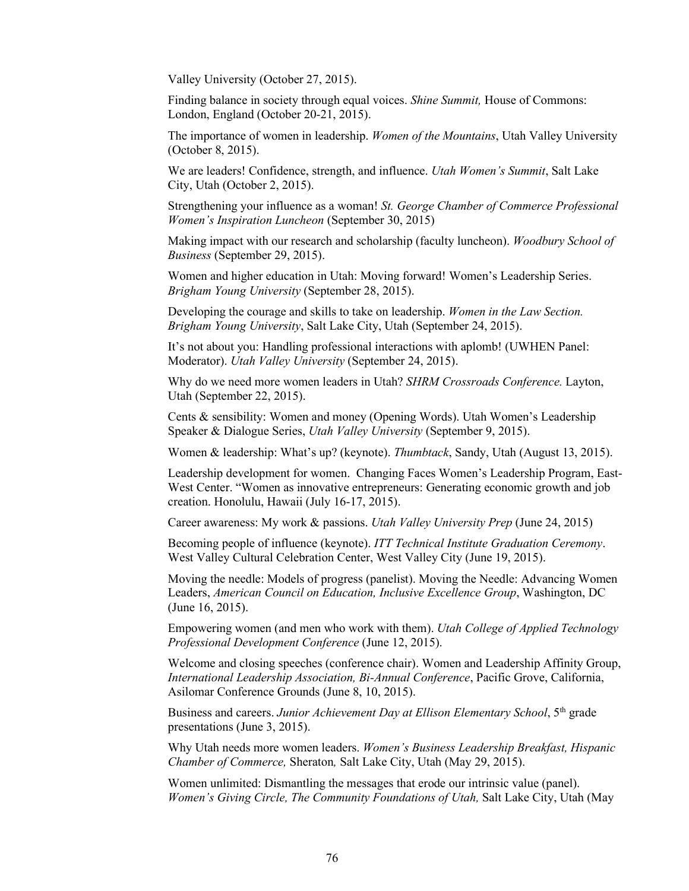Valley University (October 27, 2015).

Finding balance in society through equal voices. *Shine Summit,* House of Commons: London, England (October 20-21, 2015).

The importance of women in leadership. *Women of the Mountains*, Utah Valley University (October 8, 2015).

We are leaders! Confidence, strength, and influence. *Utah Women's Summit*, Salt Lake City, Utah (October 2, 2015).

Strengthening your influence as a woman! *St. George Chamber of Commerce Professional Women's Inspiration Luncheon* (September 30, 2015)

Making impact with our research and scholarship (faculty luncheon). *Woodbury School of Business* (September 29, 2015).

Women and higher education in Utah: Moving forward! Women's Leadership Series. *Brigham Young University* (September 28, 2015).

Developing the courage and skills to take on leadership. *Women in the Law Section. Brigham Young University*, Salt Lake City, Utah (September 24, 2015).

It's not about you: Handling professional interactions with aplomb! (UWHEN Panel: Moderator). *Utah Valley University* (September 24, 2015).

Why do we need more women leaders in Utah? *SHRM Crossroads Conference.* Layton, Utah (September 22, 2015).

Cents & sensibility: Women and money (Opening Words). Utah Women's Leadership Speaker & Dialogue Series, *Utah Valley University* (September 9, 2015).

Women & leadership: What's up? (keynote). *Thumbtack*, Sandy, Utah (August 13, 2015).

Leadership development for women. Changing Faces Women's Leadership Program, East-West Center. "Women as innovative entrepreneurs: Generating economic growth and job creation. Honolulu, Hawaii (July 16-17, 2015).

Career awareness: My work & passions. *Utah Valley University Prep* (June 24, 2015)

Becoming people of influence (keynote). *ITT Technical Institute Graduation Ceremony*. West Valley Cultural Celebration Center, West Valley City (June 19, 2015).

Moving the needle: Models of progress (panelist). Moving the Needle: Advancing Women Leaders, *American Council on Education, Inclusive Excellence Group*, Washington, DC (June 16, 2015).

Empowering women (and men who work with them). *Utah College of Applied Technology Professional Development Conference* (June 12, 2015).

Welcome and closing speeches (conference chair). Women and Leadership Affinity Group, *International Leadership Association, Bi-Annual Conference*, Pacific Grove, California, Asilomar Conference Grounds (June 8, 10, 2015).

Business and careers. *Junior Achievement Day at Ellison Elementary School*, 5th grade presentations (June 3, 2015).

Why Utah needs more women leaders. *Women's Business Leadership Breakfast, Hispanic Chamber of Commerce,* Sheraton*,* Salt Lake City, Utah (May 29, 2015).

Women unlimited: Dismantling the messages that erode our intrinsic value (panel). *Women's Giving Circle, The Community Foundations of Utah,* Salt Lake City, Utah (May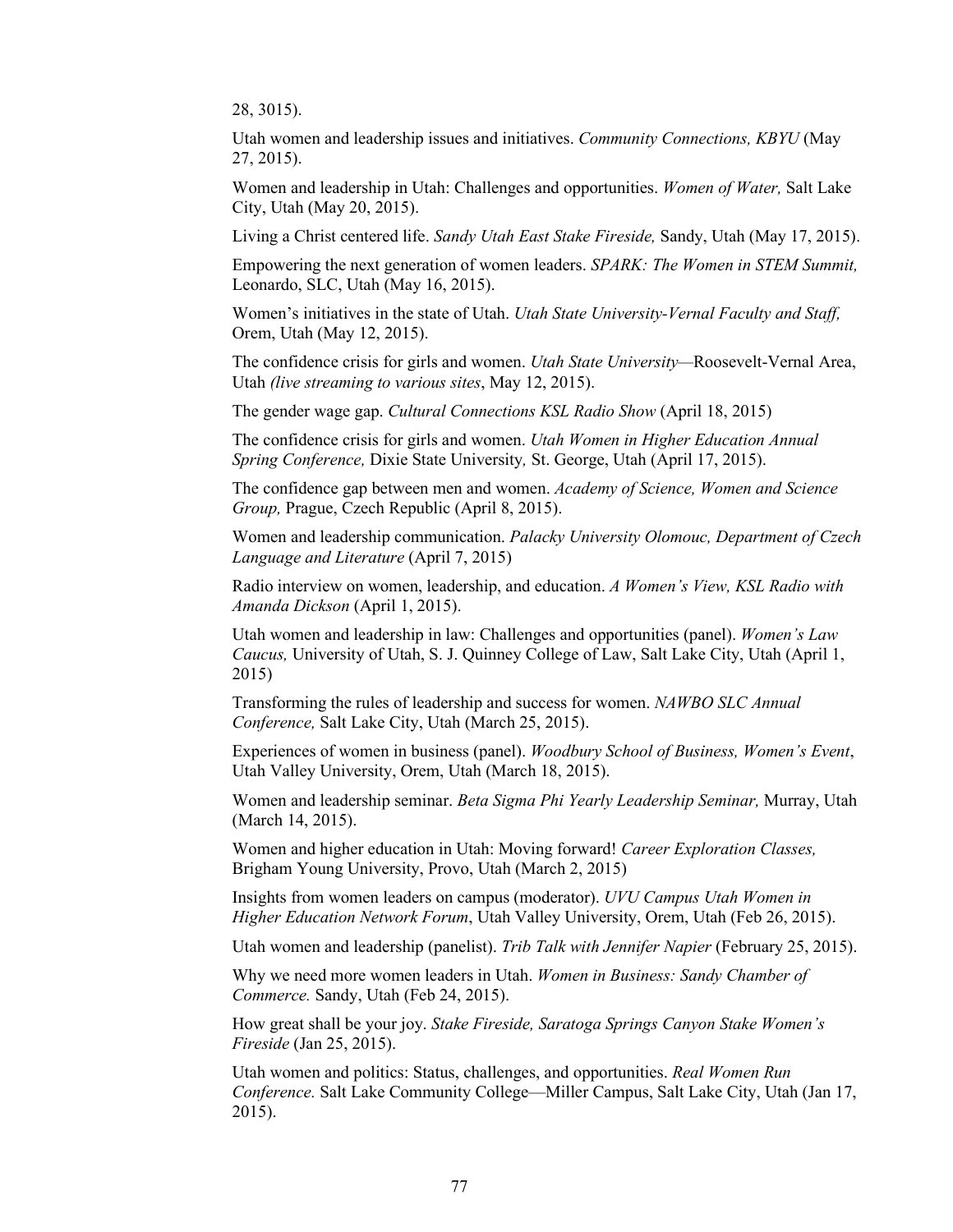28, 3015).

Utah women and leadership issues and initiatives. *Community Connections, KBYU* (May 27, 2015).

Women and leadership in Utah: Challenges and opportunities. *Women of Water,* Salt Lake City, Utah (May 20, 2015).

Living a Christ centered life. *Sandy Utah East Stake Fireside,* Sandy, Utah (May 17, 2015).

Empowering the next generation of women leaders. *SPARK: The Women in STEM Summit,* Leonardo, SLC, Utah (May 16, 2015).

Women's initiatives in the state of Utah. *Utah State University-Vernal Faculty and Staff,* Orem, Utah (May 12, 2015).

The confidence crisis for girls and women. *Utah State University*—Roosevelt-Vernal Area, Utah *(live streaming to various sites*, May 12, 2015).

The gender wage gap. *Cultural Connections KSL Radio Show* (April 18, 2015)

The confidence crisis for girls and women. *Utah Women in Higher Education Annual Spring Conference,* Dixie State University*,* St. George, Utah (April 17, 2015).

The confidence gap between men and women. *Academy of Science, Women and Science Group,* Prague, Czech Republic (April 8, 2015).

Women and leadership communication. *Palacky University Olomouc, Department of Czech Language and Literature* (April 7, 2015)

Radio interview on women, leadership, and education. *A Women's View, KSL Radio with Amanda Dickson* (April 1, 2015).

Utah women and leadership in law: Challenges and opportunities (panel). *Women's Law Caucus,* University of Utah, S. J. Quinney College of Law, Salt Lake City, Utah (April 1, 2015)

Transforming the rules of leadership and success for women. *NAWBO SLC Annual Conference,* Salt Lake City, Utah (March 25, 2015).

Experiences of women in business (panel). *Woodbury School of Business, Women's Event*, Utah Valley University, Orem, Utah (March 18, 2015).

Women and leadership seminar. *Beta Sigma Phi Yearly Leadership Seminar,* Murray, Utah (March 14, 2015).

Women and higher education in Utah: Moving forward! *Career Exploration Classes,* Brigham Young University, Provo, Utah (March 2, 2015)

Insights from women leaders on campus (moderator). *UVU Campus Utah Women in Higher Education Network Forum*, Utah Valley University, Orem, Utah (Feb 26, 2015).

Utah women and leadership (panelist). *Trib Talk with Jennifer Napier* (February 25, 2015).

Why we need more women leaders in Utah. *Women in Business: Sandy Chamber of Commerce.* Sandy, Utah (Feb 24, 2015).

How great shall be your joy. *Stake Fireside, Saratoga Springs Canyon Stake Women's Fireside* (Jan 25, 2015).

Utah women and politics: Status, challenges, and opportunities. *Real Women Run Conference.* Salt Lake Community College—Miller Campus, Salt Lake City, Utah (Jan 17, 2015).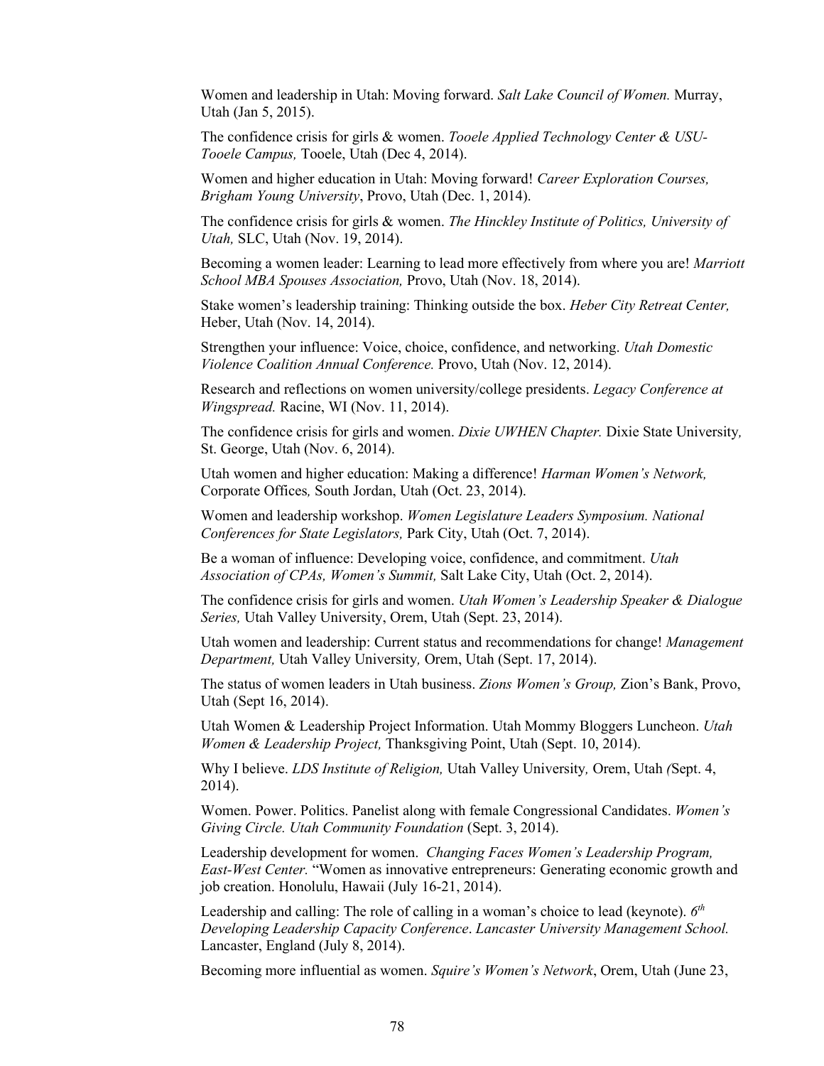Women and leadership in Utah: Moving forward. *Salt Lake Council of Women.* Murray, Utah (Jan 5, 2015).

The confidence crisis for girls & women. *Tooele Applied Technology Center & USU-Tooele Campus,* Tooele, Utah (Dec 4, 2014).

Women and higher education in Utah: Moving forward! *Career Exploration Courses, Brigham Young University*, Provo, Utah (Dec. 1, 2014).

The confidence crisis for girls & women. *The Hinckley Institute of Politics, University of Utah,* SLC, Utah (Nov. 19, 2014).

Becoming a women leader: Learning to lead more effectively from where you are! *Marriott School MBA Spouses Association,* Provo, Utah (Nov. 18, 2014).

Stake women's leadership training: Thinking outside the box. *Heber City Retreat Center,* Heber, Utah (Nov. 14, 2014).

Strengthen your influence: Voice, choice, confidence, and networking. *Utah Domestic Violence Coalition Annual Conference.* Provo, Utah (Nov. 12, 2014).

Research and reflections on women university/college presidents. *Legacy Conference at Wingspread.* Racine, WI (Nov. 11, 2014).

The confidence crisis for girls and women. *Dixie UWHEN Chapter.* Dixie State University*,* St. George, Utah (Nov. 6, 2014).

Utah women and higher education: Making a difference! *Harman Women's Network,* Corporate Offices*,* South Jordan, Utah (Oct. 23, 2014).

Women and leadership workshop. *Women Legislature Leaders Symposium. National Conferences for State Legislators,* Park City, Utah (Oct. 7, 2014).

Be a woman of influence: Developing voice, confidence, and commitment. *Utah Association of CPAs, Women's Summit,* Salt Lake City, Utah (Oct. 2, 2014).

The confidence crisis for girls and women. *Utah Women's Leadership Speaker & Dialogue Series,* Utah Valley University, Orem, Utah (Sept. 23, 2014).

Utah women and leadership: Current status and recommendations for change! *Management Department,* Utah Valley University*,* Orem, Utah (Sept. 17, 2014).

The status of women leaders in Utah business. *Zions Women's Group,* Zion's Bank, Provo, Utah (Sept 16, 2014).

Utah Women & Leadership Project Information. Utah Mommy Bloggers Luncheon. *Utah Women & Leadership Project,* Thanksgiving Point, Utah (Sept. 10, 2014).

Why I believe. *LDS Institute of Religion,* Utah Valley University*,* Orem, Utah *(*Sept. 4, 2014).

Women. Power. Politics. Panelist along with female Congressional Candidates. *Women's Giving Circle. Utah Community Foundation* (Sept. 3, 2014).

Leadership development for women. *Changing Faces Women's Leadership Program, East-West Center.* "Women as innovative entrepreneurs: Generating economic growth and job creation. Honolulu, Hawaii (July 16-21, 2014).

Leadership and calling: The role of calling in a woman's choice to lead (keynote). *6th Developing Leadership Capacity Conference*. *Lancaster University Management School.* Lancaster, England (July 8, 2014).

Becoming more influential as women. *Squire's Women's Network*, Orem, Utah (June 23,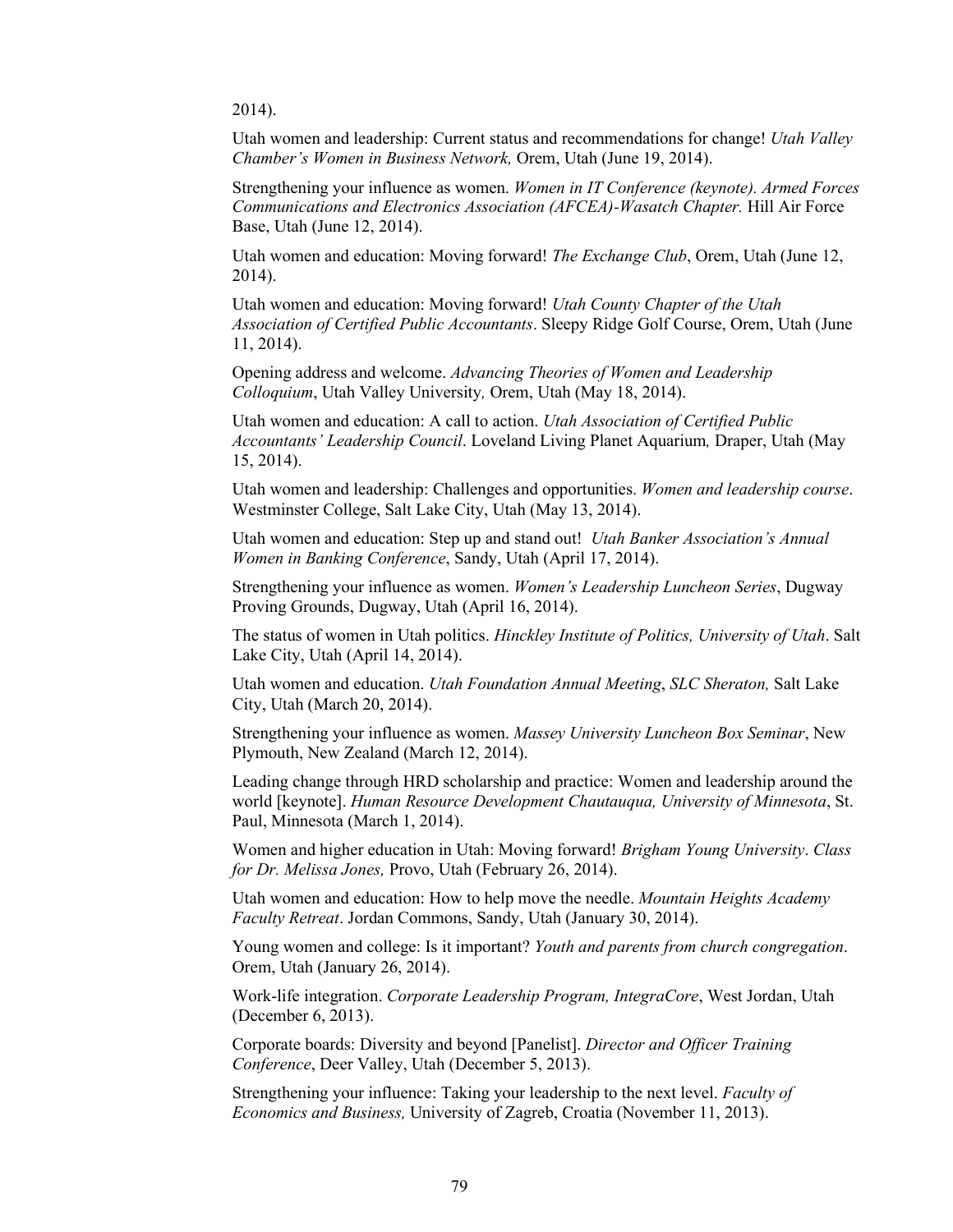2014).

Utah women and leadership: Current status and recommendations for change! *Utah Valley Chamber's Women in Business Network,* Orem, Utah (June 19, 2014).

Strengthening your influence as women. *Women in IT Conference (keynote). Armed Forces Communications and Electronics Association (AFCEA)-Wasatch Chapter.* Hill Air Force Base, Utah (June 12, 2014).

Utah women and education: Moving forward! *The Exchange Club*, Orem, Utah (June 12, 2014).

Utah women and education: Moving forward! *Utah County Chapter of the Utah Association of Certified Public Accountants*. Sleepy Ridge Golf Course, Orem, Utah (June 11, 2014).

Opening address and welcome. *Advancing Theories of Women and Leadership Colloquium*, Utah Valley University*,* Orem, Utah (May 18, 2014).

Utah women and education: A call to action. *Utah Association of Certified Public Accountants' Leadership Council*. Loveland Living Planet Aquarium*,* Draper, Utah (May 15, 2014).

Utah women and leadership: Challenges and opportunities. *Women and leadership course*. Westminster College, Salt Lake City, Utah (May 13, 2014).

Utah women and education: Step up and stand out! *Utah Banker Association's Annual Women in Banking Conference*, Sandy, Utah (April 17, 2014).

Strengthening your influence as women. *Women's Leadership Luncheon Series*, Dugway Proving Grounds, Dugway, Utah (April 16, 2014).

The status of women in Utah politics. *Hinckley Institute of Politics, University of Utah*. Salt Lake City, Utah (April 14, 2014).

Utah women and education. *Utah Foundation Annual Meeting*, *SLC Sheraton,* Salt Lake City, Utah (March 20, 2014).

Strengthening your influence as women. *Massey University Luncheon Box Seminar*, New Plymouth, New Zealand (March 12, 2014).

Leading change through HRD scholarship and practice: Women and leadership around the world [keynote]. *Human Resource Development Chautauqua, University of Minnesota*, St. Paul, Minnesota (March 1, 2014).

Women and higher education in Utah: Moving forward! *Brigham Young University*. *Class for Dr. Melissa Jones,* Provo, Utah (February 26, 2014).

Utah women and education: How to help move the needle. *Mountain Heights Academy Faculty Retreat*. Jordan Commons, Sandy, Utah (January 30, 2014).

Young women and college: Is it important? *Youth and parents from church congregation*. Orem, Utah (January 26, 2014).

Work-life integration. *Corporate Leadership Program, IntegraCore*, West Jordan, Utah (December 6, 2013).

Corporate boards: Diversity and beyond [Panelist]. *Director and Officer Training Conference*, Deer Valley, Utah (December 5, 2013).

Strengthening your influence: Taking your leadership to the next level. *Faculty of Economics and Business,* University of Zagreb, Croatia (November 11, 2013).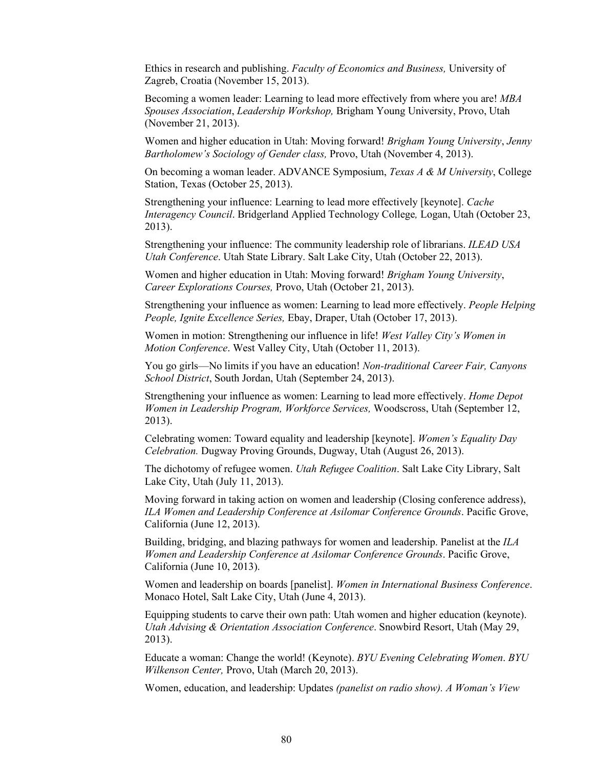Ethics in research and publishing. *Faculty of Economics and Business,* University of Zagreb, Croatia (November 15, 2013).

Becoming a women leader: Learning to lead more effectively from where you are! *MBA Spouses Association*, *Leadership Workshop,* Brigham Young University, Provo, Utah (November 21, 2013).

Women and higher education in Utah: Moving forward! *Brigham Young University*, *Jenny Bartholomew's Sociology of Gender class,* Provo, Utah (November 4, 2013).

On becoming a woman leader. ADVANCE Symposium, *Texas A & M University*, College Station, Texas (October 25, 2013).

Strengthening your influence: Learning to lead more effectively [keynote]. *Cache Interagency Council*. Bridgerland Applied Technology College*,* Logan, Utah (October 23, 2013).

Strengthening your influence: The community leadership role of librarians. *ILEAD USA Utah Conference*. Utah State Library. Salt Lake City, Utah (October 22, 2013).

Women and higher education in Utah: Moving forward! *Brigham Young University*, *Career Explorations Courses,* Provo, Utah (October 21, 2013).

Strengthening your influence as women: Learning to lead more effectively. *People Helping People, Ignite Excellence Series,* Ebay, Draper, Utah (October 17, 2013).

Women in motion: Strengthening our influence in life! *West Valley City's Women in Motion Conference*. West Valley City, Utah (October 11, 2013).

You go girls—No limits if you have an education! *Non-traditional Career Fair, Canyons School District*, South Jordan, Utah (September 24, 2013).

Strengthening your influence as women: Learning to lead more effectively. *Home Depot Women in Leadership Program, Workforce Services,* Woodscross, Utah (September 12, 2013).

Celebrating women: Toward equality and leadership [keynote]. *Women's Equality Day Celebration.* Dugway Proving Grounds, Dugway, Utah (August 26, 2013).

The dichotomy of refugee women. *Utah Refugee Coalition*. Salt Lake City Library, Salt Lake City, Utah (July 11, 2013).

Moving forward in taking action on women and leadership (Closing conference address), *ILA Women and Leadership Conference at Asilomar Conference Grounds*. Pacific Grove, California (June 12, 2013).

Building, bridging, and blazing pathways for women and leadership. Panelist at the *ILA Women and Leadership Conference at Asilomar Conference Grounds*. Pacific Grove, California (June 10, 2013).

Women and leadership on boards [panelist]. *Women in International Business Conference*. Monaco Hotel, Salt Lake City, Utah (June 4, 2013).

Equipping students to carve their own path: Utah women and higher education (keynote). *Utah Advising & Orientation Association Conference*. Snowbird Resort, Utah (May 29, 2013).

Educate a woman: Change the world! (Keynote). *BYU Evening Celebrating Women*. *BYU Wilkenson Center,* Provo, Utah (March 20, 2013).

Women, education, and leadership: Updates *(panelist on radio show). A Woman's View*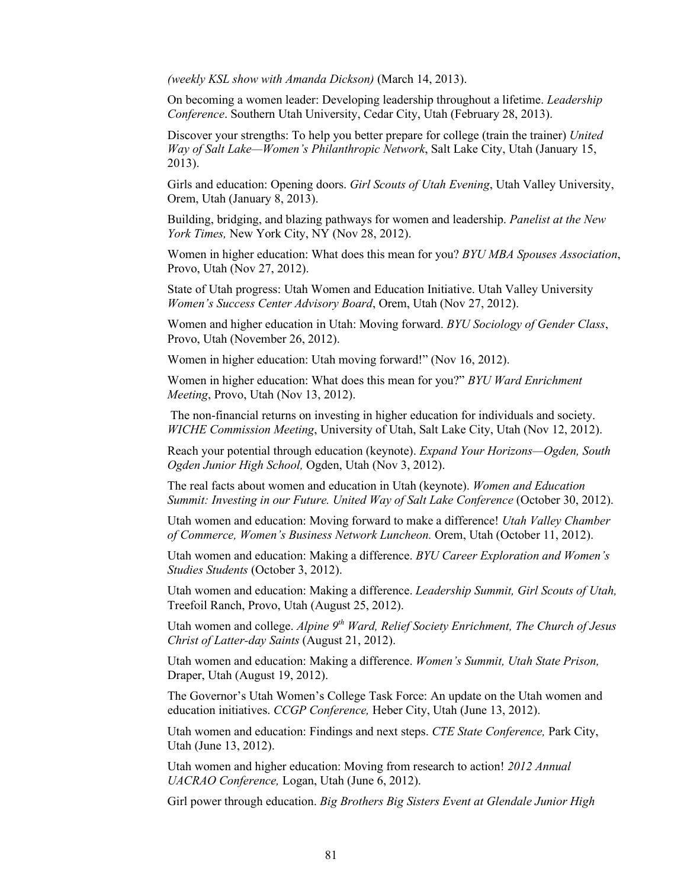*(weekly KSL show with Amanda Dickson)* (March 14, 2013).

On becoming a women leader: Developing leadership throughout a lifetime. *Leadership Conference*. Southern Utah University, Cedar City, Utah (February 28, 2013).

Discover your strengths: To help you better prepare for college (train the trainer) *United Way of Salt Lake—Women's Philanthropic Network*, Salt Lake City, Utah (January 15, 2013).

Girls and education: Opening doors. *Girl Scouts of Utah Evening*, Utah Valley University, Orem, Utah (January 8, 2013).

Building, bridging, and blazing pathways for women and leadership. *Panelist at the New York Times,* New York City, NY (Nov 28, 2012).

Women in higher education: What does this mean for you? *BYU MBA Spouses Association*, Provo, Utah (Nov 27, 2012).

State of Utah progress: Utah Women and Education Initiative. Utah Valley University *Women's Success Center Advisory Board*, Orem, Utah (Nov 27, 2012).

Women and higher education in Utah: Moving forward. *BYU Sociology of Gender Class*, Provo, Utah (November 26, 2012).

Women in higher education: Utah moving forward!" (Nov 16, 2012).

Women in higher education: What does this mean for you?" *BYU Ward Enrichment Meeting*, Provo, Utah (Nov 13, 2012).

The non-financial returns on investing in higher education for individuals and society. *WICHE Commission Meeting*, University of Utah, Salt Lake City, Utah (Nov 12, 2012).

Reach your potential through education (keynote). *Expand Your Horizons—Ogden, South Ogden Junior High School,* Ogden, Utah (Nov 3, 2012).

The real facts about women and education in Utah (keynote). *Women and Education Summit: Investing in our Future. United Way of Salt Lake Conference* (October 30, 2012).

Utah women and education: Moving forward to make a difference! *Utah Valley Chamber of Commerce, Women's Business Network Luncheon.* Orem, Utah (October 11, 2012).

Utah women and education: Making a difference. *BYU Career Exploration and Women's Studies Students* (October 3, 2012).

Utah women and education: Making a difference. *Leadership Summit, Girl Scouts of Utah,* Treefoil Ranch, Provo, Utah (August 25, 2012).

Utah women and college. *Alpine 9th Ward, Relief Society Enrichment, The Church of Jesus Christ of Latter-day Saints* (August 21, 2012).

Utah women and education: Making a difference. *Women's Summit, Utah State Prison,* Draper, Utah (August 19, 2012).

The Governor's Utah Women's College Task Force: An update on the Utah women and education initiatives. *CCGP Conference,* Heber City, Utah (June 13, 2012).

Utah women and education: Findings and next steps. *CTE State Conference,* Park City, Utah (June 13, 2012).

Utah women and higher education: Moving from research to action! *2012 Annual UACRAO Conference,* Logan, Utah (June 6, 2012).

Girl power through education. *Big Brothers Big Sisters Event at Glendale Junior High*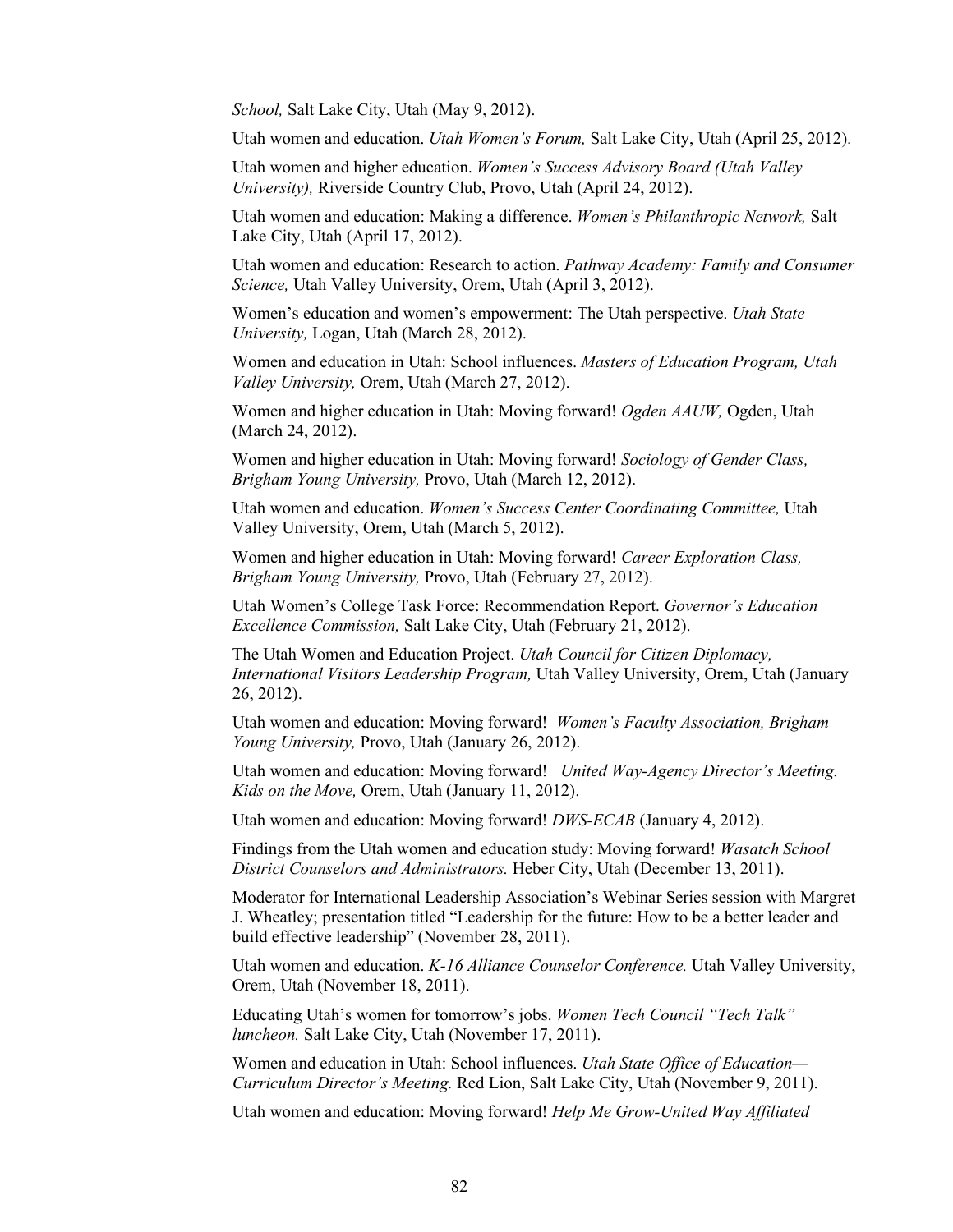*School,* Salt Lake City, Utah (May 9, 2012).

Utah women and education. *Utah Women's Forum,* Salt Lake City, Utah (April 25, 2012).

Utah women and higher education. *Women's Success Advisory Board (Utah Valley University),* Riverside Country Club, Provo, Utah (April 24, 2012).

Utah women and education: Making a difference. *Women's Philanthropic Network,* Salt Lake City, Utah (April 17, 2012).

Utah women and education: Research to action. *Pathway Academy: Family and Consumer Science,* Utah Valley University, Orem, Utah (April 3, 2012).

Women's education and women's empowerment: The Utah perspective. *Utah State University,* Logan, Utah (March 28, 2012).

Women and education in Utah: School influences. *Masters of Education Program, Utah Valley University,* Orem, Utah (March 27, 2012).

Women and higher education in Utah: Moving forward! *Ogden AAUW,* Ogden, Utah (March 24, 2012).

Women and higher education in Utah: Moving forward! *Sociology of Gender Class, Brigham Young University,* Provo, Utah (March 12, 2012).

Utah women and education. *Women's Success Center Coordinating Committee,* Utah Valley University, Orem, Utah (March 5, 2012).

Women and higher education in Utah: Moving forward! *Career Exploration Class, Brigham Young University,* Provo, Utah (February 27, 2012).

Utah Women's College Task Force: Recommendation Report. *Governor's Education Excellence Commission,* Salt Lake City, Utah (February 21, 2012).

The Utah Women and Education Project. *Utah Council for Citizen Diplomacy, International Visitors Leadership Program,* Utah Valley University, Orem, Utah (January 26, 2012).

Utah women and education: Moving forward! *Women's Faculty Association, Brigham Young University,* Provo, Utah (January 26, 2012).

Utah women and education: Moving forward! *United Way-Agency Director's Meeting. Kids on the Move,* Orem, Utah (January 11, 2012).

Utah women and education: Moving forward! *DWS-ECAB* (January 4, 2012).

Findings from the Utah women and education study: Moving forward! *Wasatch School District Counselors and Administrators.* Heber City, Utah (December 13, 2011).

Moderator for International Leadership Association's Webinar Series session with Margret J. Wheatley; presentation titled "Leadership for the future: How to be a better leader and build effective leadership" (November 28, 2011).

Utah women and education. *K-16 Alliance Counselor Conference.* Utah Valley University, Orem, Utah (November 18, 2011).

Educating Utah's women for tomorrow's jobs. *Women Tech Council "Tech Talk" luncheon.* Salt Lake City, Utah (November 17, 2011).

Women and education in Utah: School influences. *Utah State Office of Education—Curriculum Director's Meeting.* Red Lion, Salt Lake City, Utah (November 9, 2011).

Utah women and education: Moving forward! *Help Me Grow-United Way Affiliated*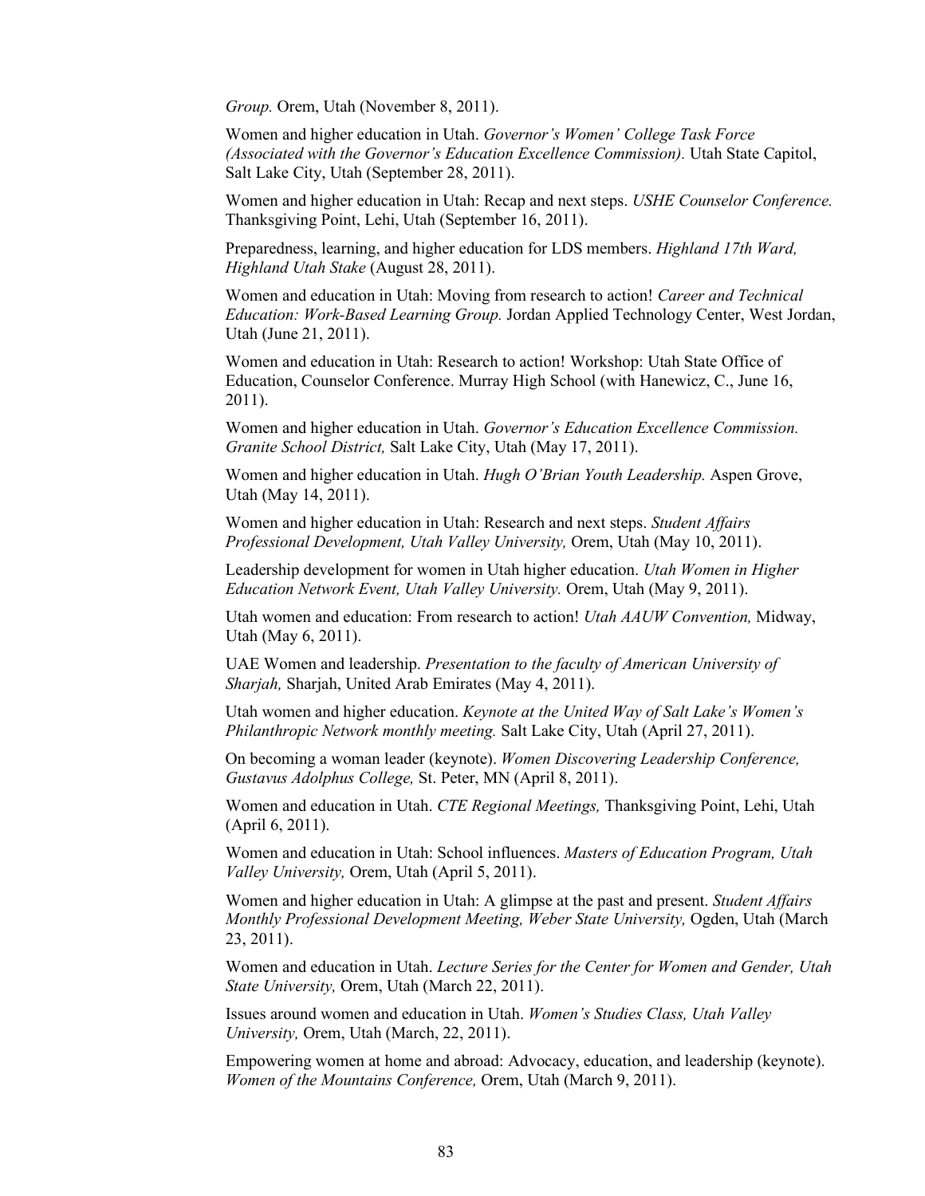*Group.* Orem, Utah (November 8, 2011).

Women and higher education in Utah. *Governor's Women' College Task Force (Associated with the Governor's Education Excellence Commission).* Utah State Capitol, Salt Lake City, Utah (September 28, 2011).

Women and higher education in Utah: Recap and next steps. *USHE Counselor Conference.* Thanksgiving Point, Lehi, Utah (September 16, 2011).

Preparedness, learning, and higher education for LDS members. *Highland 17th Ward, Highland Utah Stake* (August 28, 2011).

Women and education in Utah: Moving from research to action! *Career and Technical Education: Work-Based Learning Group.* Jordan Applied Technology Center, West Jordan, Utah (June 21, 2011).

Women and education in Utah: Research to action! Workshop: Utah State Office of Education, Counselor Conference. Murray High School (with Hanewicz, C., June 16, 2011).

Women and higher education in Utah. *Governor's Education Excellence Commission. Granite School District,* Salt Lake City, Utah (May 17, 2011).

Women and higher education in Utah. *Hugh O'Brian Youth Leadership.* Aspen Grove, Utah (May 14, 2011).

Women and higher education in Utah: Research and next steps. *Student Affairs Professional Development, Utah Valley University,* Orem, Utah (May 10, 2011).

Leadership development for women in Utah higher education. *Utah Women in Higher Education Network Event, Utah Valley University.* Orem, Utah (May 9, 2011).

Utah women and education: From research to action! *Utah AAUW Convention,* Midway, Utah (May 6, 2011).

UAE Women and leadership. *Presentation to the faculty of American University of Sharjah,* Sharjah, United Arab Emirates (May 4, 2011).

Utah women and higher education. *Keynote at the United Way of Salt Lake's Women's Philanthropic Network monthly meeting.* Salt Lake City, Utah (April 27, 2011).

On becoming a woman leader (keynote). *Women Discovering Leadership Conference, Gustavus Adolphus College,* St. Peter, MN (April 8, 2011).

Women and education in Utah. *CTE Regional Meetings,* Thanksgiving Point, Lehi, Utah (April 6, 2011).

Women and education in Utah: School influences. *Masters of Education Program, Utah Valley University,* Orem, Utah (April 5, 2011).

Women and higher education in Utah: A glimpse at the past and present. *Student Affairs Monthly Professional Development Meeting, Weber State University,* Ogden, Utah (March 23, 2011).

Women and education in Utah. *Lecture Series for the Center for Women and Gender, Utah State University,* Orem, Utah (March 22, 2011).

Issues around women and education in Utah. *Women's Studies Class, Utah Valley University,* Orem, Utah (March, 22, 2011).

Empowering women at home and abroad: Advocacy, education, and leadership (keynote). *Women of the Mountains Conference,* Orem, Utah (March 9, 2011).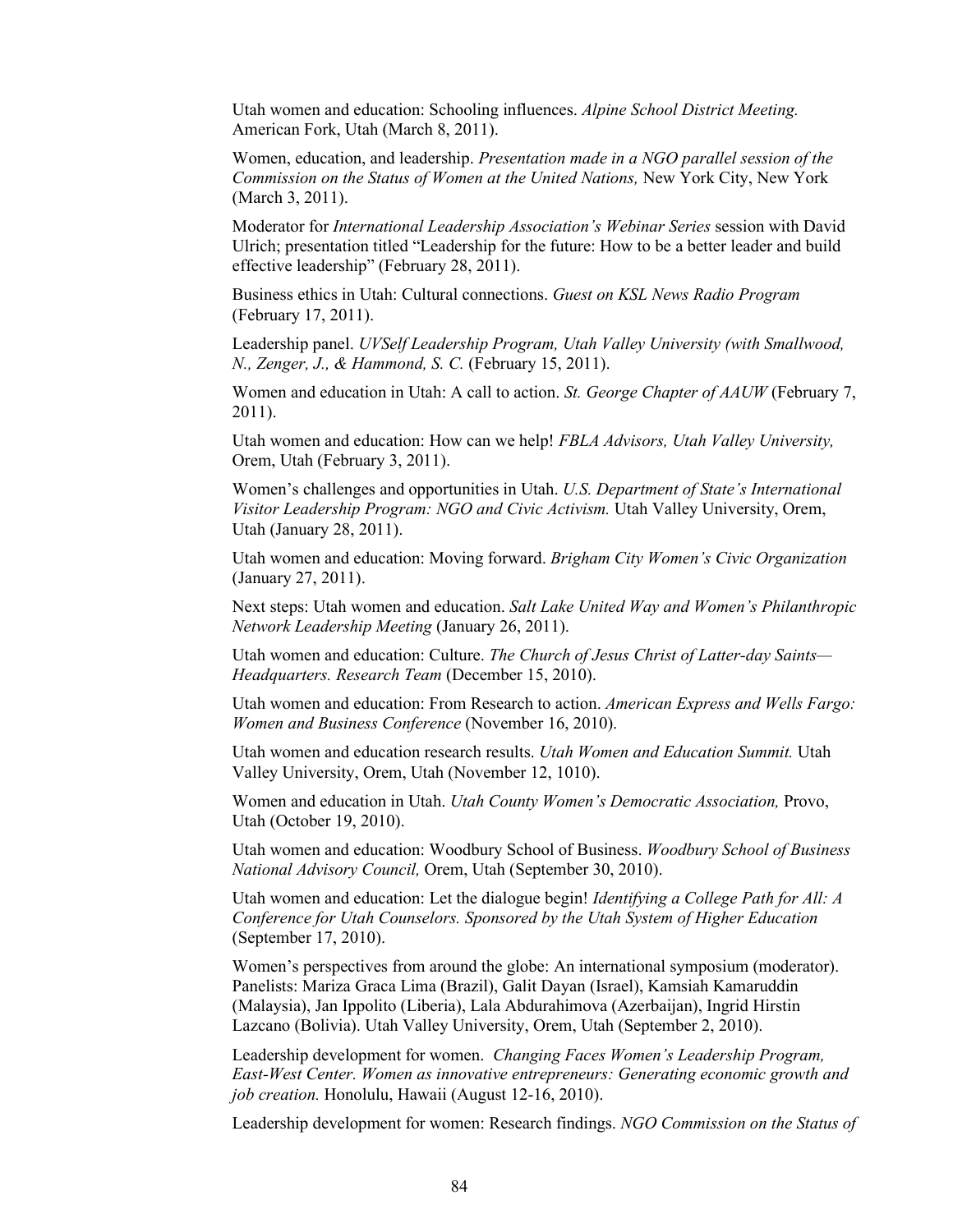Utah women and education: Schooling influences. *Alpine School District Meeting.* American Fork, Utah (March 8, 2011).

Women, education, and leadership. *Presentation made in a NGO parallel session of the Commission on the Status of Women at the United Nations,* New York City, New York (March 3, 2011).

Moderator for *International Leadership Association's Webinar Series* session with David Ulrich; presentation titled "Leadership for the future: How to be a better leader and build effective leadership" (February 28, 2011).

Business ethics in Utah: Cultural connections. *Guest on KSL News Radio Program* (February 17, 2011).

Leadership panel. *UVSelf Leadership Program, Utah Valley University (with Smallwood, N., Zenger, J., & Hammond, S. C.* (February 15, 2011).

Women and education in Utah: A call to action. *St. George Chapter of AAUW* (February 7, 2011).

Utah women and education: How can we help! *FBLA Advisors, Utah Valley University,* Orem, Utah (February 3, 2011).

Women's challenges and opportunities in Utah. *U.S. Department of State's International Visitor Leadership Program: NGO and Civic Activism.* Utah Valley University, Orem, Utah (January 28, 2011).

Utah women and education: Moving forward. *Brigham City Women's Civic Organization* (January 27, 2011).

Next steps: Utah women and education. *Salt Lake United Way and Women's Philanthropic Network Leadership Meeting* (January 26, 2011).

Utah women and education: Culture. *The Church of Jesus Christ of Latter-day Saints—Headquarters. Research Team* (December 15, 2010).

Utah women and education: From Research to action. *American Express and Wells Fargo: Women and Business Conference* (November 16, 2010).

Utah women and education research results. *Utah Women and Education Summit.* Utah Valley University, Orem, Utah (November 12, 1010).

Women and education in Utah. *Utah County Women's Democratic Association,* Provo, Utah (October 19, 2010).

Utah women and education: Woodbury School of Business. *Woodbury School of Business National Advisory Council,* Orem, Utah (September 30, 2010).

Utah women and education: Let the dialogue begin! *Identifying a College Path for All: A Conference for Utah Counselors. Sponsored by the Utah System of Higher Education* (September 17, 2010).

Women's perspectives from around the globe: An international symposium (moderator). Panelists: Mariza Graca Lima (Brazil), Galit Dayan (Israel), Kamsiah Kamaruddin (Malaysia), Jan Ippolito (Liberia), Lala Abdurahimova (Azerbaijan), Ingrid Hirstin Lazcano (Bolivia). Utah Valley University, Orem, Utah (September 2, 2010).

Leadership development for women. *Changing Faces Women's Leadership Program, East-West Center. Women as innovative entrepreneurs: Generating economic growth and job creation.* Honolulu, Hawaii (August 12-16, 2010).

Leadership development for women: Research findings. *NGO Commission on the Status of*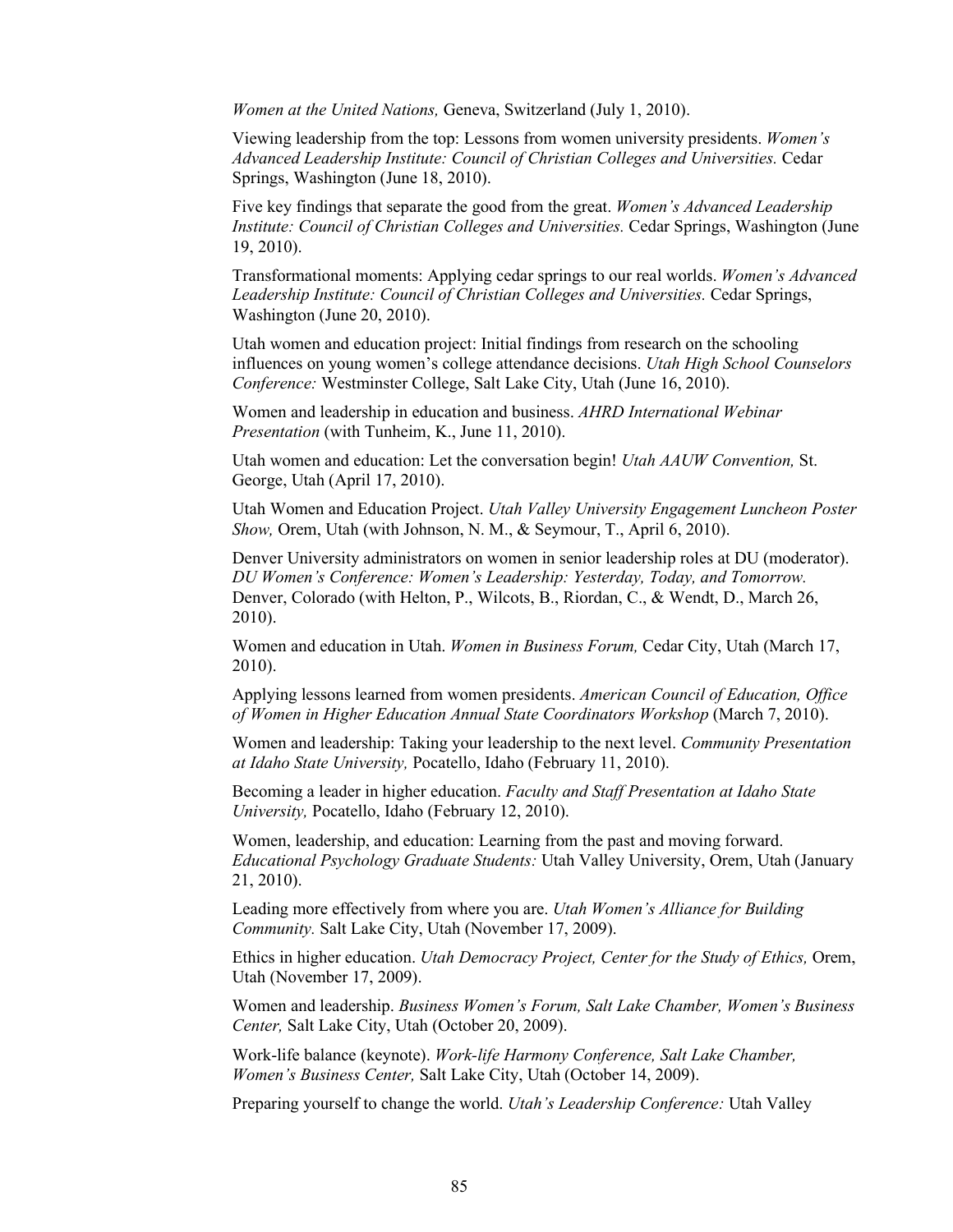*Women at the United Nations,* Geneva, Switzerland (July 1, 2010).

Viewing leadership from the top: Lessons from women university presidents. *Women's Advanced Leadership Institute: Council of Christian Colleges and Universities.* Cedar Springs, Washington (June 18, 2010).

Five key findings that separate the good from the great. *Women's Advanced Leadership Institute: Council of Christian Colleges and Universities.* Cedar Springs, Washington (June 19, 2010).

Transformational moments: Applying cedar springs to our real worlds. *Women's Advanced Leadership Institute: Council of Christian Colleges and Universities.* Cedar Springs, Washington (June 20, 2010).

Utah women and education project: Initial findings from research on the schooling influences on young women's college attendance decisions. *Utah High School Counselors Conference:* Westminster College, Salt Lake City, Utah (June 16, 2010).

Women and leadership in education and business. *AHRD International Webinar Presentation* (with Tunheim, K., June 11, 2010).

Utah women and education: Let the conversation begin! *Utah AAUW Convention,* St. George, Utah (April 17, 2010).

Utah Women and Education Project. *Utah Valley University Engagement Luncheon Poster Show,* Orem, Utah (with Johnson, N. M., & Seymour, T., April 6, 2010).

Denver University administrators on women in senior leadership roles at DU (moderator). *DU Women's Conference: Women's Leadership: Yesterday, Today, and Tomorrow.* Denver, Colorado (with Helton, P., Wilcots, B., Riordan, C., & Wendt, D., March 26, 2010).

Women and education in Utah. *Women in Business Forum,* Cedar City, Utah (March 17, 2010).

Applying lessons learned from women presidents. *American Council of Education, Office of Women in Higher Education Annual State Coordinators Workshop* (March 7, 2010).

Women and leadership: Taking your leadership to the next level. *Community Presentation at Idaho State University,* Pocatello, Idaho (February 11, 2010).

Becoming a leader in higher education. *Faculty and Staff Presentation at Idaho State University,* Pocatello, Idaho (February 12, 2010).

Women, leadership, and education: Learning from the past and moving forward. *Educational Psychology Graduate Students:* Utah Valley University, Orem, Utah (January 21, 2010).

Leading more effectively from where you are. *Utah Women's Alliance for Building Community.* Salt Lake City, Utah (November 17, 2009).

Ethics in higher education. *Utah Democracy Project, Center for the Study of Ethics,* Orem, Utah (November 17, 2009).

Women and leadership. *Business Women's Forum, Salt Lake Chamber, Women's Business Center,* Salt Lake City, Utah (October 20, 2009).

Work-life balance (keynote). *Work-life Harmony Conference, Salt Lake Chamber, Women's Business Center,* Salt Lake City, Utah (October 14, 2009).

Preparing yourself to change the world. *Utah's Leadership Conference:* Utah Valley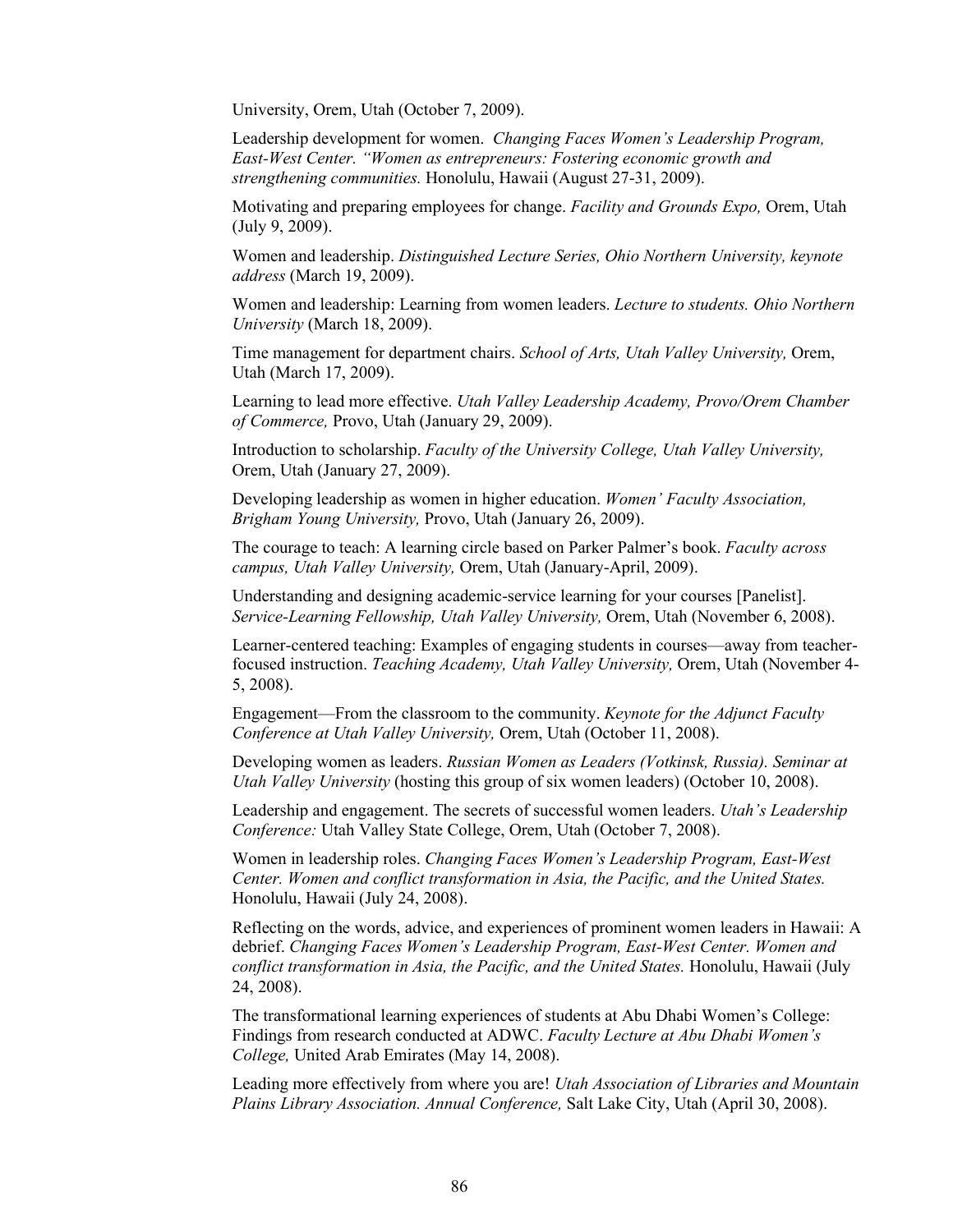University, Orem, Utah (October 7, 2009).

Leadership development for women. *Changing Faces Women's Leadership Program, East-West Center. "Women as entrepreneurs: Fostering economic growth and strengthening communities.* Honolulu, Hawaii (August 27-31, 2009).

Motivating and preparing employees for change. *Facility and Grounds Expo,* Orem, Utah (July 9, 2009).

Women and leadership. *Distinguished Lecture Series, Ohio Northern University, keynote address* (March 19, 2009).

Women and leadership: Learning from women leaders. *Lecture to students. Ohio Northern University* (March 18, 2009).

Time management for department chairs. *School of Arts, Utah Valley University,* Orem, Utah (March 17, 2009).

Learning to lead more effective. *Utah Valley Leadership Academy, Provo/Orem Chamber of Commerce,* Provo, Utah (January 29, 2009).

Introduction to scholarship. *Faculty of the University College, Utah Valley University,* Orem, Utah (January 27, 2009).

Developing leadership as women in higher education. *Women' Faculty Association, Brigham Young University,* Provo, Utah (January 26, 2009).

The courage to teach: A learning circle based on Parker Palmer's book. *Faculty across campus, Utah Valley University,* Orem, Utah (January-April, 2009).

Understanding and designing academic-service learning for your courses [Panelist]. *Service-Learning Fellowship, Utah Valley University,* Orem, Utah (November 6, 2008).

Learner-centered teaching: Examples of engaging students in courses—away from teacher-focused instruction. *Teaching Academy, Utah Valley University,* Orem, Utah (November 4-5, 2008).

Engagement—From the classroom to the community. *Keynote for the Adjunct Faculty Conference at Utah Valley University,* Orem, Utah (October 11, 2008).

Developing women as leaders. *Russian Women as Leaders (Votkinsk, Russia). Seminar at Utah Valley University* (hosting this group of six women leaders) (October 10, 2008).

Leadership and engagement. The secrets of successful women leaders. *Utah's Leadership Conference:* Utah Valley State College, Orem, Utah (October 7, 2008).

Women in leadership roles. *Changing Faces Women's Leadership Program, East-West Center. Women and conflict transformation in Asia, the Pacific, and the United States.* Honolulu, Hawaii (July 24, 2008).

Reflecting on the words, advice, and experiences of prominent women leaders in Hawaii: A debrief. *Changing Faces Women's Leadership Program, East-West Center. Women and conflict transformation in Asia, the Pacific, and the United States.* Honolulu, Hawaii (July 24, 2008).

The transformational learning experiences of students at Abu Dhabi Women's College: Findings from research conducted at ADWC. *Faculty Lecture at Abu Dhabi Women's College,* United Arab Emirates (May 14, 2008).

Leading more effectively from where you are! *Utah Association of Libraries and Mountain Plains Library Association. Annual Conference,* Salt Lake City, Utah (April 30, 2008).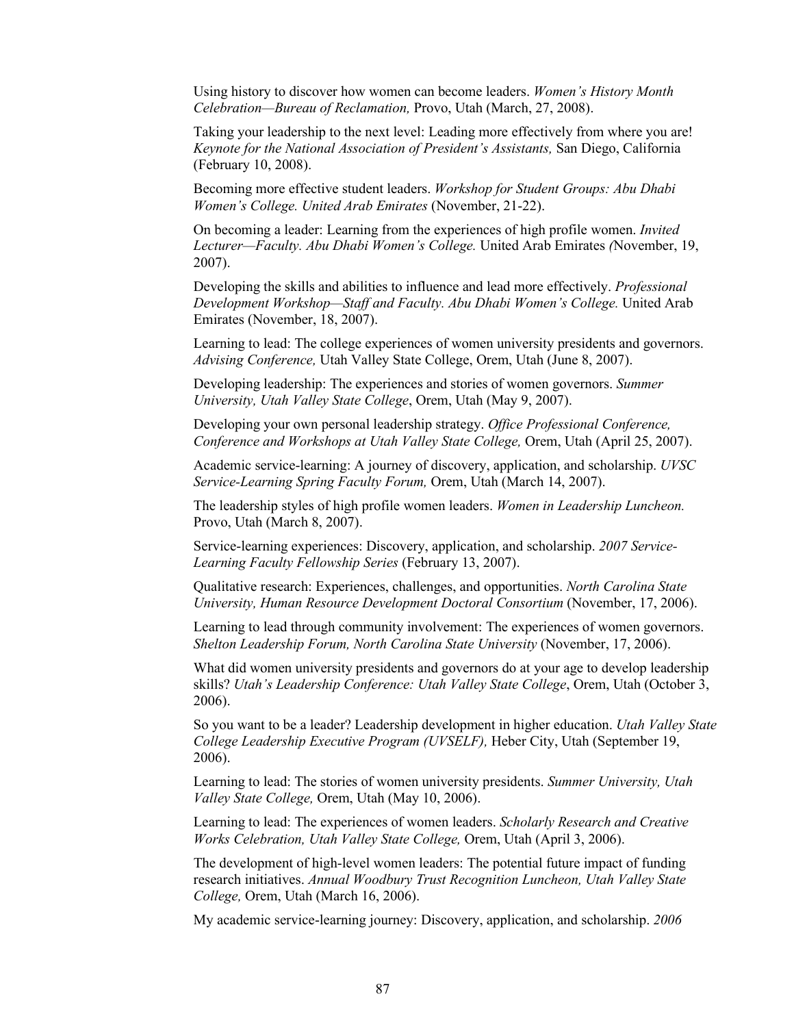Using history to discover how women can become leaders. *Women's History Month Celebration—Bureau of Reclamation,* Provo, Utah (March, 27, 2008).

Taking your leadership to the next level: Leading more effectively from where you are! *Keynote for the National Association of President's Assistants,* San Diego, California (February 10, 2008).

Becoming more effective student leaders. *Workshop for Student Groups: Abu Dhabi Women's College. United Arab Emirates* (November, 21-22).

On becoming a leader: Learning from the experiences of high profile women. *Invited Lecturer—Faculty. Abu Dhabi Women's College.* United Arab Emirates *(*November, 19, 2007).

Developing the skills and abilities to influence and lead more effectively. *Professional Development Workshop—Staff and Faculty. Abu Dhabi Women's College.* United Arab Emirates (November, 18, 2007).

Learning to lead: The college experiences of women university presidents and governors. *Advising Conference,* Utah Valley State College, Orem, Utah (June 8, 2007).

Developing leadership: The experiences and stories of women governors. *Summer University, Utah Valley State College*, Orem, Utah (May 9, 2007).

Developing your own personal leadership strategy. *Office Professional Conference, Conference and Workshops at Utah Valley State College,* Orem, Utah (April 25, 2007).

Academic service-learning: A journey of discovery, application, and scholarship. *UVSC Service-Learning Spring Faculty Forum,* Orem, Utah (March 14, 2007).

The leadership styles of high profile women leaders. *Women in Leadership Luncheon.* Provo, Utah (March 8, 2007).

Service-learning experiences: Discovery, application, and scholarship. *2007 Service-Learning Faculty Fellowship Series* (February 13, 2007).

Qualitative research: Experiences, challenges, and opportunities. *North Carolina State University, Human Resource Development Doctoral Consortium* (November, 17, 2006).

Learning to lead through community involvement: The experiences of women governors. *Shelton Leadership Forum, North Carolina State University* (November, 17, 2006).

What did women university presidents and governors do at your age to develop leadership skills? *Utah's Leadership Conference: Utah Valley State College*, Orem, Utah (October 3, 2006).

So you want to be a leader? Leadership development in higher education. *Utah Valley State College Leadership Executive Program (UVSELF),* Heber City, Utah (September 19, 2006).

Learning to lead: The stories of women university presidents. *Summer University, Utah Valley State College,* Orem, Utah (May 10, 2006).

Learning to lead: The experiences of women leaders. *Scholarly Research and Creative Works Celebration, Utah Valley State College,* Orem, Utah (April 3, 2006).

The development of high-level women leaders: The potential future impact of funding research initiatives. *Annual Woodbury Trust Recognition Luncheon, Utah Valley State College,* Orem, Utah (March 16, 2006).

My academic service-learning journey: Discovery, application, and scholarship. *2006*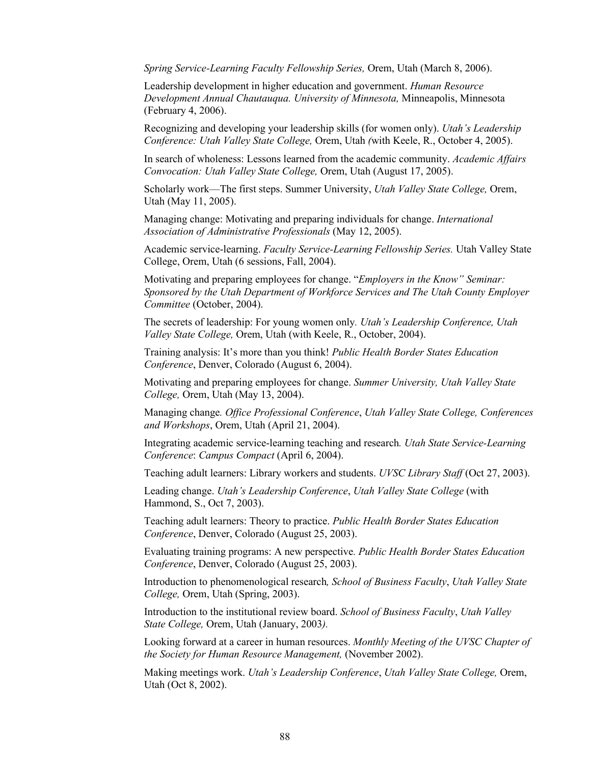*Spring Service-Learning Faculty Fellowship Series,* Orem, Utah (March 8, 2006).

Leadership development in higher education and government. *Human Resource Development Annual Chautauqua. University of Minnesota,* Minneapolis, Minnesota (February 4, 2006).

Recognizing and developing your leadership skills (for women only). *Utah's Leadership Conference: Utah Valley State College,* Orem, Utah *(*with Keele, R., October 4, 2005).

In search of wholeness: Lessons learned from the academic community. *Academic Affairs Convocation: Utah Valley State College,* Orem, Utah (August 17, 2005).

Scholarly work—The first steps. Summer University, *Utah Valley State College,* Orem, Utah (May 11, 2005).

Managing change: Motivating and preparing individuals for change. *International Association of Administrative Professionals* (May 12, 2005).

Academic service-learning. *Faculty Service-Learning Fellowship Series.* Utah Valley State College, Orem, Utah (6 sessions, Fall, 2004).

Motivating and preparing employees for change. "*Employers in the Know" Seminar: Sponsored by the Utah Department of Workforce Services and The Utah County Employer Committee* (October, 2004).

The secrets of leadership: For young women only*. Utah's Leadership Conference, Utah Valley State College,* Orem, Utah (with Keele, R., October, 2004).

Training analysis: It's more than you think! *Public Health Border States Education Conference*, Denver, Colorado (August 6, 2004).

Motivating and preparing employees for change. *Summer University, Utah Valley State College,* Orem, Utah (May 13, 2004).

Managing change*. Office Professional Conference*, *Utah Valley State College, Conferences and Workshops*, Orem, Utah (April 21, 2004).

Integrating academic service-learning teaching and research*. Utah State Service-Learning Conference*: *Campus Compact* (April 6, 2004).

Teaching adult learners: Library workers and students. *UVSC Library Staff* (Oct 27, 2003).

Leading change. *Utah's Leadership Conference*, *Utah Valley State College* (with Hammond, S., Oct 7, 2003).

Teaching adult learners: Theory to practice. *Public Health Border States Education Conference*, Denver, Colorado (August 25, 2003).

Evaluating training programs: A new perspective*. Public Health Border States Education Conference*, Denver, Colorado (August 25, 2003).

Introduction to phenomenological research*, School of Business Faculty*, *Utah Valley State College,* Orem, Utah (Spring, 2003).

Introduction to the institutional review board. *School of Business Faculty*, *Utah Valley State College,* Orem, Utah (January, 2003*).*

Looking forward at a career in human resources. *Monthly Meeting of the UVSC Chapter of the Society for Human Resource Management,* (November 2002).

Making meetings work. *Utah's Leadership Conference*, *Utah Valley State College,* Orem, Utah (Oct 8, 2002).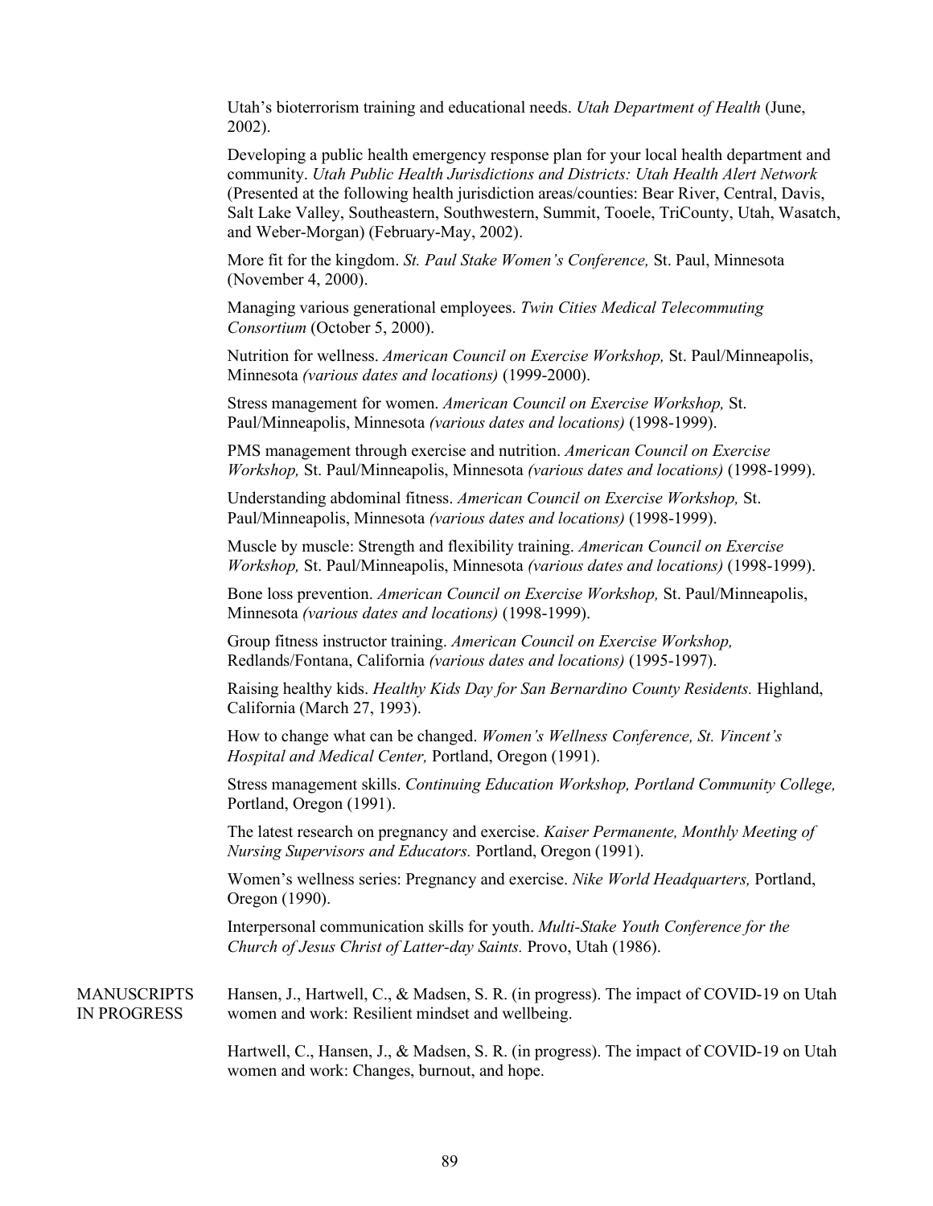Utah's bioterrorism training and educational needs. *Utah Department of Health* (June, 2002).

Developing a public health emergency response plan for your local health department and community. *Utah Public Health Jurisdictions and Districts: Utah Health Alert Network* (Presented at the following health jurisdiction areas/counties: Bear River, Central, Davis, Salt Lake Valley, Southeastern, Southwestern, Summit, Tooele, TriCounty, Utah, Wasatch, and Weber-Morgan) (February-May, 2002).

More fit for the kingdom. *St. Paul Stake Women's Conference,* St. Paul, Minnesota (November 4, 2000).

Managing various generational employees. *Twin Cities Medical Telecommuting Consortium* (October 5, 2000).

Nutrition for wellness. *American Council on Exercise Workshop,* St. Paul/Minneapolis, Minnesota *(various dates and locations)* (1999-2000).

Stress management for women. *American Council on Exercise Workshop,* St. Paul/Minneapolis, Minnesota *(various dates and locations)* (1998-1999).

PMS management through exercise and nutrition. *American Council on Exercise Workshop,* St. Paul/Minneapolis, Minnesota *(various dates and locations)* (1998-1999).

Understanding abdominal fitness. *American Council on Exercise Workshop,* St. Paul/Minneapolis, Minnesota *(various dates and locations)* (1998-1999).

Muscle by muscle: Strength and flexibility training. *American Council on Exercise Workshop,* St. Paul/Minneapolis, Minnesota *(various dates and locations)* (1998-1999).

Bone loss prevention. *American Council on Exercise Workshop,* St. Paul/Minneapolis, Minnesota *(various dates and locations)* (1998-1999).

Group fitness instructor training. *American Council on Exercise Workshop,* Redlands/Fontana, California *(various dates and locations)* (1995-1997).

Raising healthy kids. *Healthy Kids Day for San Bernardino County Residents.* Highland, California (March 27, 1993).

How to change what can be changed. *Women's Wellness Conference, St. Vincent's Hospital and Medical Center,* Portland, Oregon (1991).

Stress management skills. *Continuing Education Workshop, Portland Community College,* Portland, Oregon (1991).

The latest research on pregnancy and exercise. *Kaiser Permanente, Monthly Meeting of Nursing Supervisors and Educators.* Portland, Oregon (1991).

Women's wellness series: Pregnancy and exercise. *Nike World Headquarters,* Portland, Oregon (1990).

Interpersonal communication skills for youth. *Multi-Stake Youth Conference for the Church of Jesus Christ of Latter-day Saints.* Provo, Utah (1986).

## MANUSCRIPTS IN PROGRESS

Hansen, J., Hartwell, C., & Madsen, S. R. (in progress). The impact of COVID-19 on Utah women and work: Resilient mindset and wellbeing.

Hartwell, C., Hansen, J., & Madsen, S. R. (in progress). The impact of COVID-19 on Utah women and work: Changes, burnout, and hope.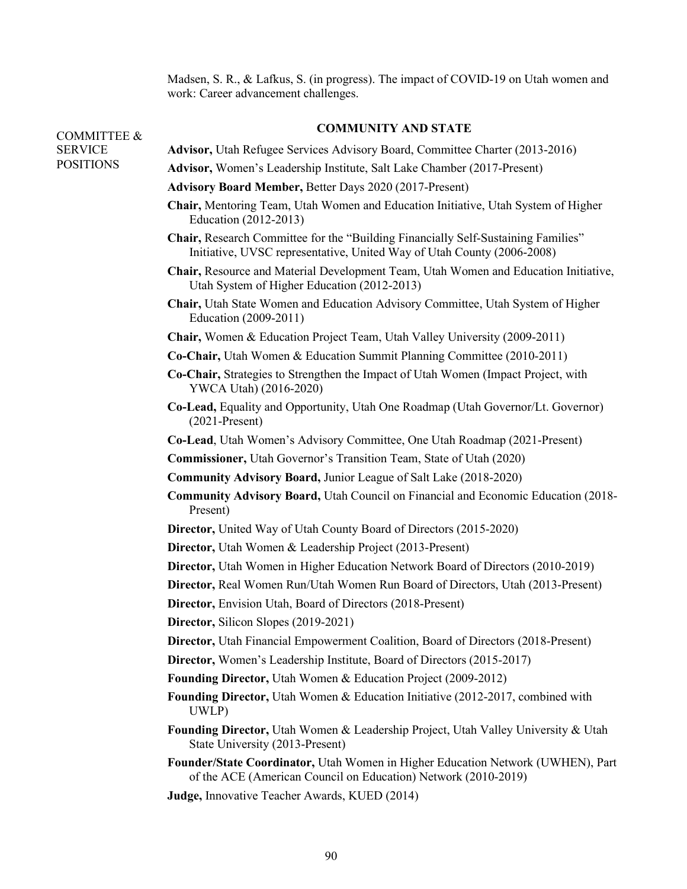Madsen, S. R., & Lafkus, S. (in progress). The impact of COVID-19 on Utah women and work: Career advancement challenges.

COMMITTEE & SERVICE POSITIONS

### COMMUNITY AND STATE

**Advisor,** Utah Refugee Services Advisory Board, Committee Charter (2013-2016)

**Advisor,** Women's Leadership Institute, Salt Lake Chamber (2017-Present)

**Advisory Board Member,** Better Days 2020 (2017-Present)

**Chair,** Mentoring Team, Utah Women and Education Initiative, Utah System of Higher Education (2012-2013)

**Chair,** Research Committee for the "Building Financially Self-Sustaining Families" Initiative, UVSC representative, United Way of Utah County (2006-2008)

**Chair,** Resource and Material Development Team, Utah Women and Education Initiative, Utah System of Higher Education (2012-2013)

**Chair,** Utah State Women and Education Advisory Committee, Utah System of Higher Education (2009-2011)

**Chair,** Women & Education Project Team, Utah Valley University (2009-2011)

**Co-Chair,** Utah Women & Education Summit Planning Committee (2010-2011)

**Co-Chair,** Strategies to Strengthen the Impact of Utah Women (Impact Project, with YWCA Utah) (2016-2020)

**Co-Lead,** Equality and Opportunity, Utah One Roadmap (Utah Governor/Lt. Governor) (2021-Present)

**Co-Lead**, Utah Women's Advisory Committee, One Utah Roadmap (2021-Present)

**Commissioner,** Utah Governor's Transition Team, State of Utah (2020)

**Community Advisory Board,** Junior League of Salt Lake (2018-2020)

**Community Advisory Board,** Utah Council on Financial and Economic Education (2018-Present)

**Director,** United Way of Utah County Board of Directors (2015-2020)

**Director,** Utah Women & Leadership Project (2013-Present)

**Director,** Utah Women in Higher Education Network Board of Directors (2010-2019)

**Director,** Real Women Run/Utah Women Run Board of Directors, Utah (2013-Present)

**Director,** Envision Utah, Board of Directors (2018-Present)

**Director,** Silicon Slopes (2019-2021)

**Director,** Utah Financial Empowerment Coalition, Board of Directors (2018-Present)

**Director,** Women's Leadership Institute, Board of Directors (2015-2017)

**Founding Director,** Utah Women & Education Project (2009-2012)

**Founding Director,** Utah Women & Education Initiative (2012-2017, combined with UWLP)

**Founding Director,** Utah Women & Leadership Project, Utah Valley University & Utah State University (2013-Present)

**Founder/State Coordinator,** Utah Women in Higher Education Network (UWHEN), Part of the ACE (American Council on Education) Network (2010-2019)

**Judge,** Innovative Teacher Awards, KUED (2014)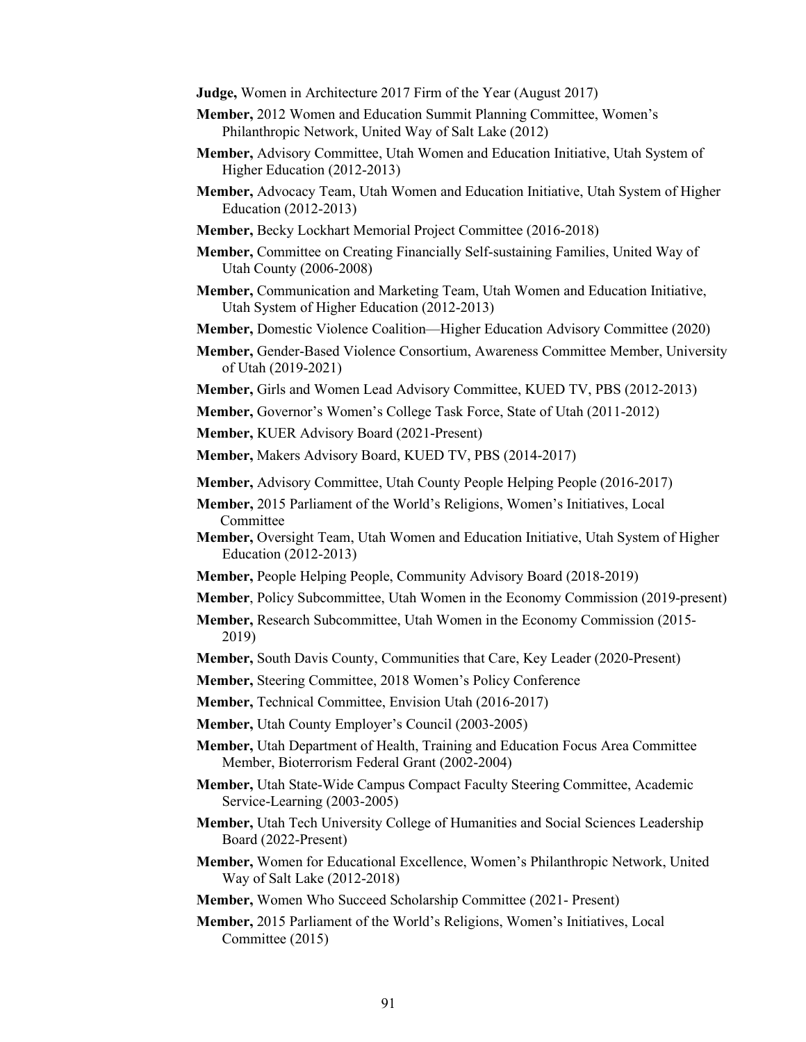**Judge,** Women in Architecture 2017 Firm of the Year (August 2017)

**Member,** 2012 Women and Education Summit Planning Committee, Women's Philanthropic Network, United Way of Salt Lake (2012)

**Member,** Advisory Committee, Utah Women and Education Initiative, Utah System of Higher Education (2012-2013)

**Member,** Advocacy Team, Utah Women and Education Initiative, Utah System of Higher Education (2012-2013)

**Member,** Becky Lockhart Memorial Project Committee (2016-2018)

**Member,** Committee on Creating Financially Self-sustaining Families, United Way of Utah County (2006-2008)

**Member,** Communication and Marketing Team, Utah Women and Education Initiative, Utah System of Higher Education (2012-2013)

**Member,** Domestic Violence Coalition—Higher Education Advisory Committee (2020)

**Member,** Gender-Based Violence Consortium, Awareness Committee Member, University of Utah (2019-2021)

**Member,** Girls and Women Lead Advisory Committee, KUED TV, PBS (2012-2013)

**Member,** Governor's Women's College Task Force, State of Utah (2011-2012)

**Member,** KUER Advisory Board (2021-Present)

**Member,** Makers Advisory Board, KUED TV, PBS (2014-2017)

**Member,** Advisory Committee, Utah County People Helping People (2016-2017)

**Member,** 2015 Parliament of the World's Religions, Women's Initiatives, Local Committee

**Member,** Oversight Team, Utah Women and Education Initiative, Utah System of Higher Education (2012-2013)

**Member,** People Helping People, Community Advisory Board (2018-2019)

**Member**, Policy Subcommittee, Utah Women in the Economy Commission (2019-present)

**Member,** Research Subcommittee, Utah Women in the Economy Commission (2015-2019)

**Member,** South Davis County, Communities that Care, Key Leader (2020-Present)

**Member,** Steering Committee, 2018 Women's Policy Conference

**Member,** Technical Committee, Envision Utah (2016-2017)

**Member,** Utah County Employer's Council (2003-2005)

**Member,** Utah Department of Health, Training and Education Focus Area Committee Member, Bioterrorism Federal Grant (2002-2004)

**Member,** Utah State-Wide Campus Compact Faculty Steering Committee, Academic Service-Learning (2003-2005)

**Member,** Utah Tech University College of Humanities and Social Sciences Leadership Board (2022-Present)

**Member,** Women for Educational Excellence, Women's Philanthropic Network, United Way of Salt Lake (2012-2018)

**Member,** Women Who Succeed Scholarship Committee (2021- Present)

**Member,** 2015 Parliament of the World's Religions, Women's Initiatives, Local Committee (2015)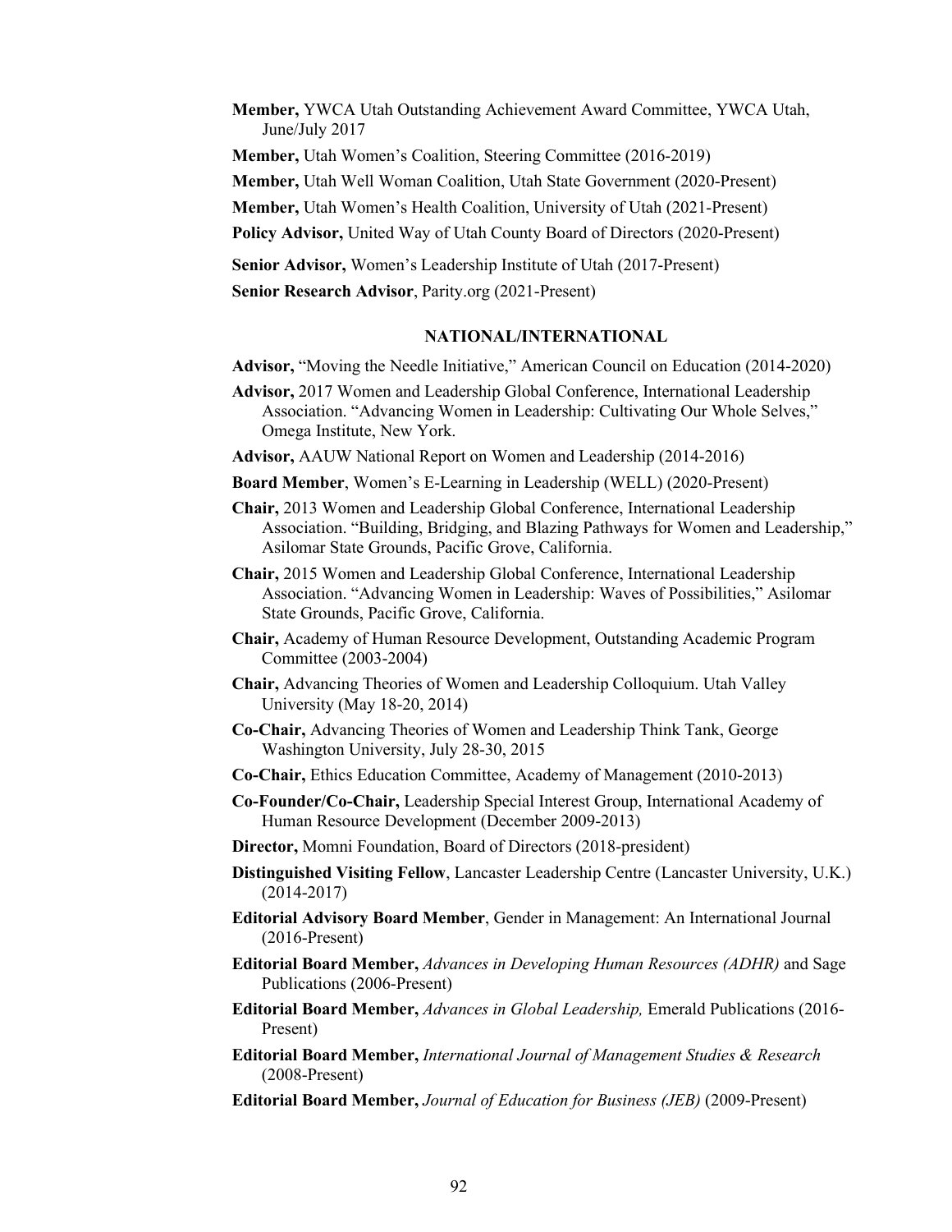**Member,** YWCA Utah Outstanding Achievement Award Committee, YWCA Utah, June/July 2017

**Member,** Utah Women's Coalition, Steering Committee (2016-2019)

**Member,** Utah Well Woman Coalition, Utah State Government (2020-Present)

**Member,** Utah Women's Health Coalition, University of Utah (2021-Present)

**Policy Advisor,** United Way of Utah County Board of Directors (2020-Present)

**Senior Advisor,** Women's Leadership Institute of Utah (2017-Present)

**Senior Research Advisor**, Parity.org (2021-Present)

## NATIONAL/INTERNATIONAL

**Advisor,** "Moving the Needle Initiative," American Council on Education (2014-2020)

**Advisor,** 2017 Women and Leadership Global Conference, International Leadership Association. "Advancing Women in Leadership: Cultivating Our Whole Selves," Omega Institute, New York.

**Advisor,** AAUW National Report on Women and Leadership (2014-2016)

**Board Member**, Women's E-Learning in Leadership (WELL) (2020-Present)

**Chair,** 2013 Women and Leadership Global Conference, International Leadership Association. "Building, Bridging, and Blazing Pathways for Women and Leadership," Asilomar State Grounds, Pacific Grove, California.

**Chair,** 2015 Women and Leadership Global Conference, International Leadership Association. "Advancing Women in Leadership: Waves of Possibilities," Asilomar State Grounds, Pacific Grove, California.

**Chair,** Academy of Human Resource Development, Outstanding Academic Program Committee (2003-2004)

**Chair,** Advancing Theories of Women and Leadership Colloquium. Utah Valley University (May 18-20, 2014)

**Co-Chair,** Advancing Theories of Women and Leadership Think Tank, George Washington University, July 28-30, 2015

**Co-Chair,** Ethics Education Committee, Academy of Management (2010-2013)

**Co-Founder/Co-Chair,** Leadership Special Interest Group, International Academy of Human Resource Development (December 2009-2013)

**Director,** Momni Foundation, Board of Directors (2018-president)

**Distinguished Visiting Fellow**, Lancaster Leadership Centre (Lancaster University, U.K.) (2014-2017)

**Editorial Advisory Board Member**, Gender in Management: An International Journal (2016-Present)

**Editorial Board Member,** *Advances in Developing Human Resources (ADHR)* and Sage Publications (2006-Present)

**Editorial Board Member,** *Advances in Global Leadership,* Emerald Publications (2016-Present)

**Editorial Board Member,** *International Journal of Management Studies & Research* (2008-Present)

**Editorial Board Member,** *Journal of Education for Business (JEB)* (2009-Present)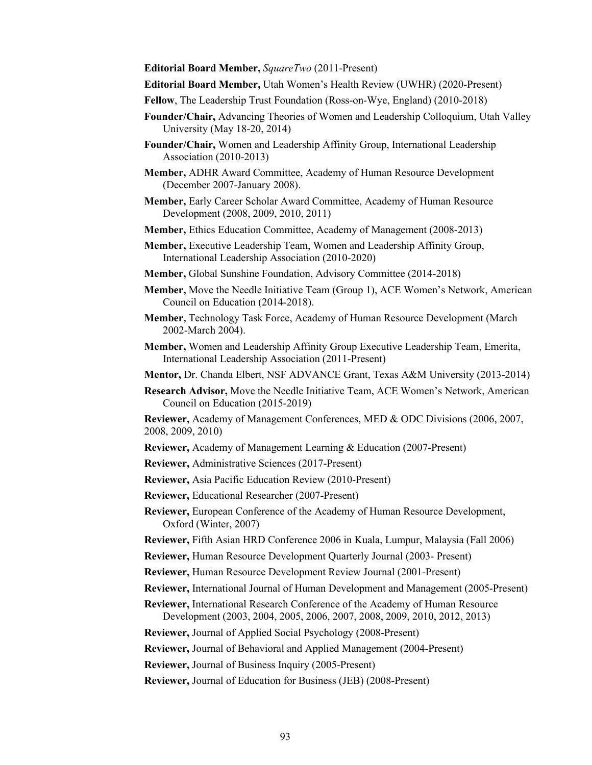**Editorial Board Member,** *SquareTwo* (2011-Present)

**Editorial Board Member,** Utah Women's Health Review (UWHR) (2020-Present)

**Fellow**, The Leadership Trust Foundation (Ross-on-Wye, England) (2010-2018)

**Founder/Chair,** Advancing Theories of Women and Leadership Colloquium, Utah Valley University (May 18-20, 2014)

**Founder/Chair,** Women and Leadership Affinity Group, International Leadership Association (2010-2013)

**Member,** ADHR Award Committee, Academy of Human Resource Development (December 2007-January 2008).

**Member,** Early Career Scholar Award Committee, Academy of Human Resource Development (2008, 2009, 2010, 2011)

**Member,** Ethics Education Committee, Academy of Management (2008-2013)

**Member,** Executive Leadership Team, Women and Leadership Affinity Group, International Leadership Association (2010-2020)

**Member,** Global Sunshine Foundation, Advisory Committee (2014-2018)

**Member,** Move the Needle Initiative Team (Group 1), ACE Women's Network, American Council on Education (2014-2018).

**Member,** Technology Task Force, Academy of Human Resource Development (March 2002-March 2004).

**Member,** Women and Leadership Affinity Group Executive Leadership Team, Emerita, International Leadership Association (2011-Present)

**Mentor,** Dr. Chanda Elbert, NSF ADVANCE Grant, Texas A&M University (2013-2014)

**Research Advisor,** Move the Needle Initiative Team, ACE Women's Network, American Council on Education (2015-2019)

**Reviewer,** Academy of Management Conferences, MED & ODC Divisions (2006, 2007, 2008, 2009, 2010)

**Reviewer,** Academy of Management Learning & Education (2007-Present)

**Reviewer,** Administrative Sciences (2017-Present)

**Reviewer,** Asia Pacific Education Review (2010-Present)

**Reviewer,** Educational Researcher (2007-Present)

**Reviewer,** European Conference of the Academy of Human Resource Development, Oxford (Winter, 2007)

**Reviewer,** Fifth Asian HRD Conference 2006 in Kuala, Lumpur, Malaysia (Fall 2006)

**Reviewer,** Human Resource Development Quarterly Journal (2003- Present)

**Reviewer,** Human Resource Development Review Journal (2001-Present)

**Reviewer,** International Journal of Human Development and Management (2005-Present)

**Reviewer,** International Research Conference of the Academy of Human Resource Development (2003, 2004, 2005, 2006, 2007, 2008, 2009, 2010, 2012, 2013)

**Reviewer,** Journal of Applied Social Psychology (2008-Present)

**Reviewer,** Journal of Behavioral and Applied Management (2004-Present)

**Reviewer,** Journal of Business Inquiry (2005-Present)

**Reviewer,** Journal of Education for Business (JEB) (2008-Present)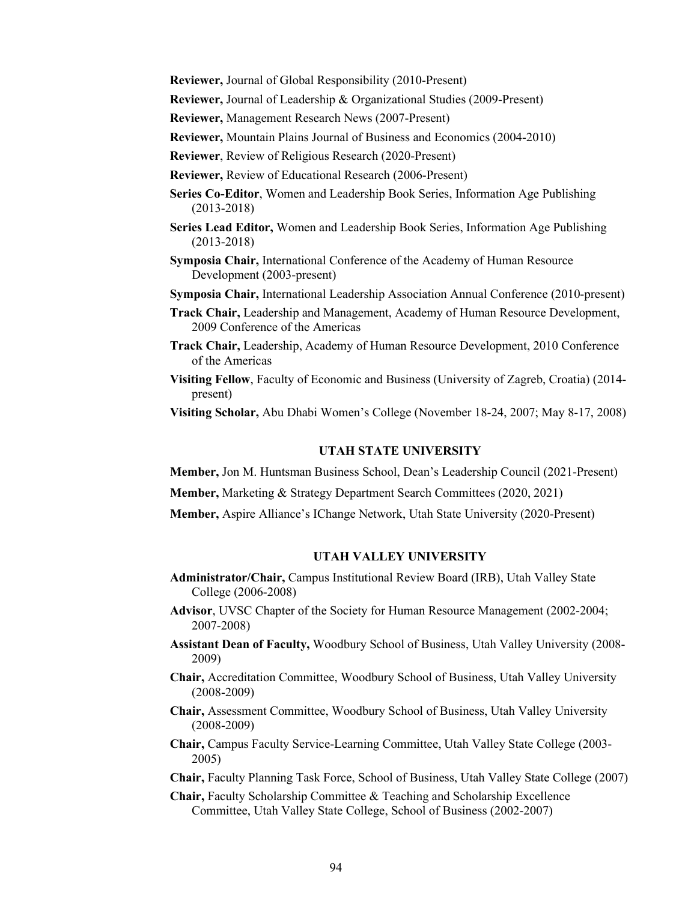**Reviewer,** Journal of Global Responsibility (2010-Present)

**Reviewer,** Journal of Leadership & Organizational Studies (2009-Present)

**Reviewer,** Management Research News (2007-Present)

**Reviewer,** Mountain Plains Journal of Business and Economics (2004-2010)

**Reviewer**, Review of Religious Research (2020-Present)

**Reviewer,** Review of Educational Research (2006-Present)

**Series Co-Editor**, Women and Leadership Book Series, Information Age Publishing (2013-2018)

**Series Lead Editor,** Women and Leadership Book Series, Information Age Publishing (2013-2018)

**Symposia Chair,** International Conference of the Academy of Human Resource Development (2003-present)

**Symposia Chair,** International Leadership Association Annual Conference (2010-present)

**Track Chair,** Leadership and Management, Academy of Human Resource Development, 2009 Conference of the Americas

**Track Chair,** Leadership, Academy of Human Resource Development, 2010 Conference of the Americas

**Visiting Fellow**, Faculty of Economic and Business (University of Zagreb, Croatia) (2014-present)

**Visiting Scholar,** Abu Dhabi Women's College (November 18-24, 2007; May 8-17, 2008)

## UTAH STATE UNIVERSITY

**Member,** Jon M. Huntsman Business School, Dean's Leadership Council (2021-Present)

**Member,** Marketing & Strategy Department Search Committees (2020, 2021)

**Member,** Aspire Alliance's IChange Network, Utah State University (2020-Present)

## UTAH VALLEY UNIVERSITY

**Administrator/Chair,** Campus Institutional Review Board (IRB), Utah Valley State College (2006-2008)

**Advisor**, UVSC Chapter of the Society for Human Resource Management (2002-2004; 2007-2008)

**Assistant Dean of Faculty,** Woodbury School of Business, Utah Valley University (2008-2009)

**Chair,** Accreditation Committee, Woodbury School of Business, Utah Valley University (2008-2009)

**Chair,** Assessment Committee, Woodbury School of Business, Utah Valley University (2008-2009)

**Chair,** Campus Faculty Service-Learning Committee, Utah Valley State College (2003-2005)

**Chair,** Faculty Planning Task Force, School of Business, Utah Valley State College (2007)

**Chair,** Faculty Scholarship Committee & Teaching and Scholarship Excellence Committee, Utah Valley State College, School of Business (2002-2007)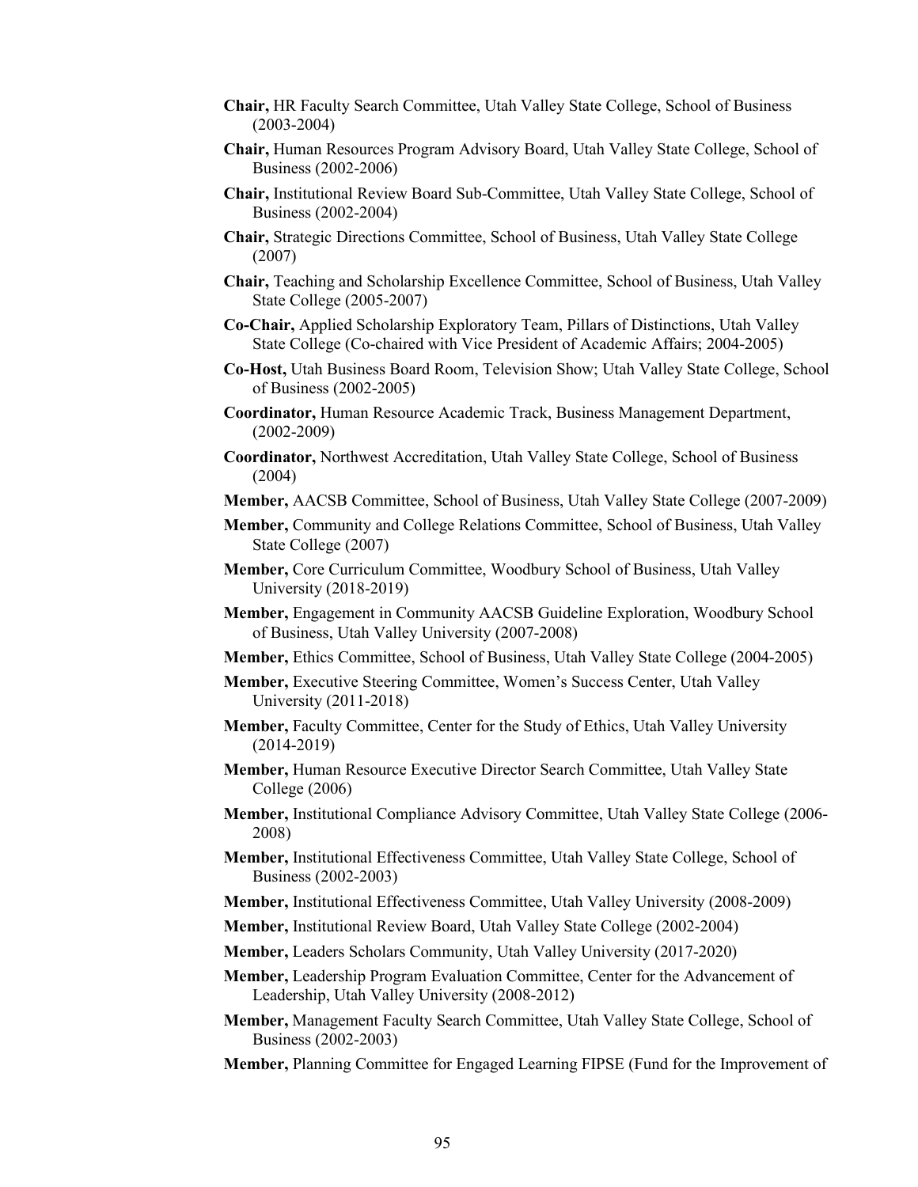**Chair,** HR Faculty Search Committee, Utah Valley State College, School of Business (2003-2004)

**Chair,** Human Resources Program Advisory Board, Utah Valley State College, School of Business (2002-2006)

**Chair,** Institutional Review Board Sub-Committee, Utah Valley State College, School of Business (2002-2004)

**Chair,** Strategic Directions Committee, School of Business, Utah Valley State College (2007)

**Chair,** Teaching and Scholarship Excellence Committee, School of Business, Utah Valley State College (2005-2007)

**Co-Chair,** Applied Scholarship Exploratory Team, Pillars of Distinctions, Utah Valley State College (Co-chaired with Vice President of Academic Affairs; 2004-2005)

**Co-Host,** Utah Business Board Room, Television Show; Utah Valley State College, School of Business (2002-2005)

**Coordinator,** Human Resource Academic Track, Business Management Department, (2002-2009)

**Coordinator,** Northwest Accreditation, Utah Valley State College, School of Business (2004)

**Member,** AACSB Committee, School of Business, Utah Valley State College (2007-2009)

**Member,** Community and College Relations Committee, School of Business, Utah Valley State College (2007)

**Member,** Core Curriculum Committee, Woodbury School of Business, Utah Valley University (2018-2019)

**Member,** Engagement in Community AACSB Guideline Exploration, Woodbury School of Business, Utah Valley University (2007-2008)

**Member,** Ethics Committee, School of Business, Utah Valley State College (2004-2005)

**Member,** Executive Steering Committee, Women's Success Center, Utah Valley University (2011-2018)

**Member,** Faculty Committee, Center for the Study of Ethics, Utah Valley University (2014-2019)

**Member,** Human Resource Executive Director Search Committee, Utah Valley State College (2006)

**Member,** Institutional Compliance Advisory Committee, Utah Valley State College (2006-2008)

**Member,** Institutional Effectiveness Committee, Utah Valley State College, School of Business (2002-2003)

**Member,** Institutional Effectiveness Committee, Utah Valley University (2008-2009)

**Member,** Institutional Review Board, Utah Valley State College (2002-2004)

**Member,** Leaders Scholars Community, Utah Valley University (2017-2020)

**Member,** Leadership Program Evaluation Committee, Center for the Advancement of Leadership, Utah Valley University (2008-2012)

**Member,** Management Faculty Search Committee, Utah Valley State College, School of Business (2002-2003)

**Member,** Planning Committee for Engaged Learning FIPSE (Fund for the Improvement of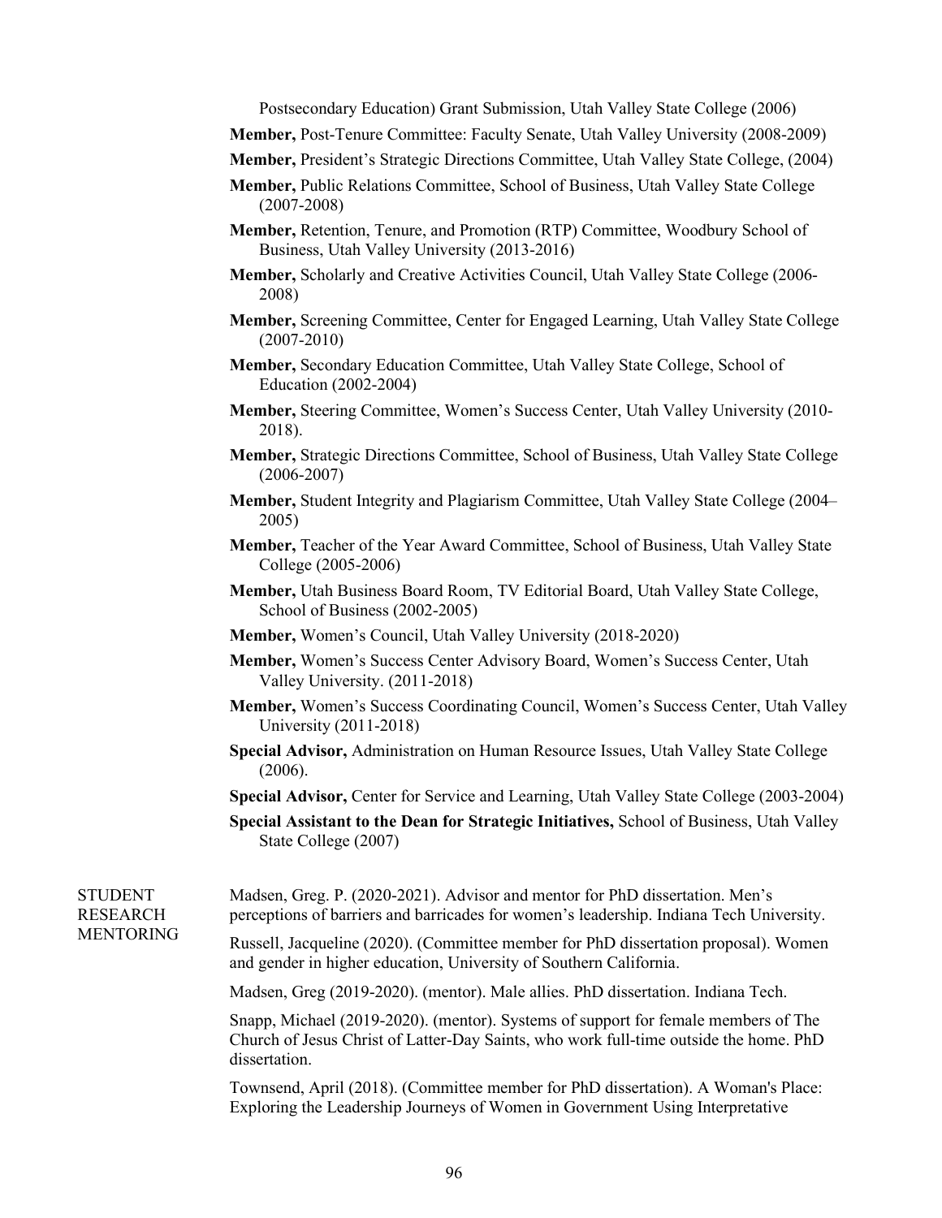Postsecondary Education) Grant Submission, Utah Valley State College (2006)

**Member,** Post-Tenure Committee: Faculty Senate, Utah Valley University (2008-2009)

**Member,** President's Strategic Directions Committee, Utah Valley State College, (2004)

**Member,** Public Relations Committee, School of Business, Utah Valley State College (2007-2008)

**Member,** Retention, Tenure, and Promotion (RTP) Committee, Woodbury School of Business, Utah Valley University (2013-2016)

**Member,** Scholarly and Creative Activities Council, Utah Valley State College (2006-2008)

**Member,** Screening Committee, Center for Engaged Learning, Utah Valley State College (2007-2010)

**Member,** Secondary Education Committee, Utah Valley State College, School of Education (2002-2004)

**Member,** Steering Committee, Women's Success Center, Utah Valley University (2010-2018).

**Member,** Strategic Directions Committee, School of Business, Utah Valley State College (2006-2007)

**Member,** Student Integrity and Plagiarism Committee, Utah Valley State College (2004–2005)

**Member,** Teacher of the Year Award Committee, School of Business, Utah Valley State College (2005-2006)

**Member,** Utah Business Board Room, TV Editorial Board, Utah Valley State College, School of Business (2002-2005)

**Member,** Women's Council, Utah Valley University (2018-2020)

**Member,** Women's Success Center Advisory Board, Women's Success Center, Utah Valley University. (2011-2018)

**Member,** Women's Success Coordinating Council, Women's Success Center, Utah Valley University (2011-2018)

**Special Advisor,** Administration on Human Resource Issues, Utah Valley State College (2006).

**Special Advisor,** Center for Service and Learning, Utah Valley State College (2003-2004)

**Special Assistant to the Dean for Strategic Initiatives,** School of Business, Utah Valley State College (2007)

## STUDENT RESEARCH MENTORING

Madsen, Greg. P. (2020-2021). Advisor and mentor for PhD dissertation. Men's perceptions of barriers and barricades for women's leadership. Indiana Tech University.

Russell, Jacqueline (2020). (Committee member for PhD dissertation proposal). Women and gender in higher education, University of Southern California.

Madsen, Greg (2019-2020). (mentor). Male allies. PhD dissertation. Indiana Tech.

Snapp, Michael (2019-2020). (mentor). Systems of support for female members of The Church of Jesus Christ of Latter-Day Saints, who work full-time outside the home. PhD dissertation.

Townsend, April (2018). (Committee member for PhD dissertation). A Woman's Place: Exploring the Leadership Journeys of Women in Government Using Interpretative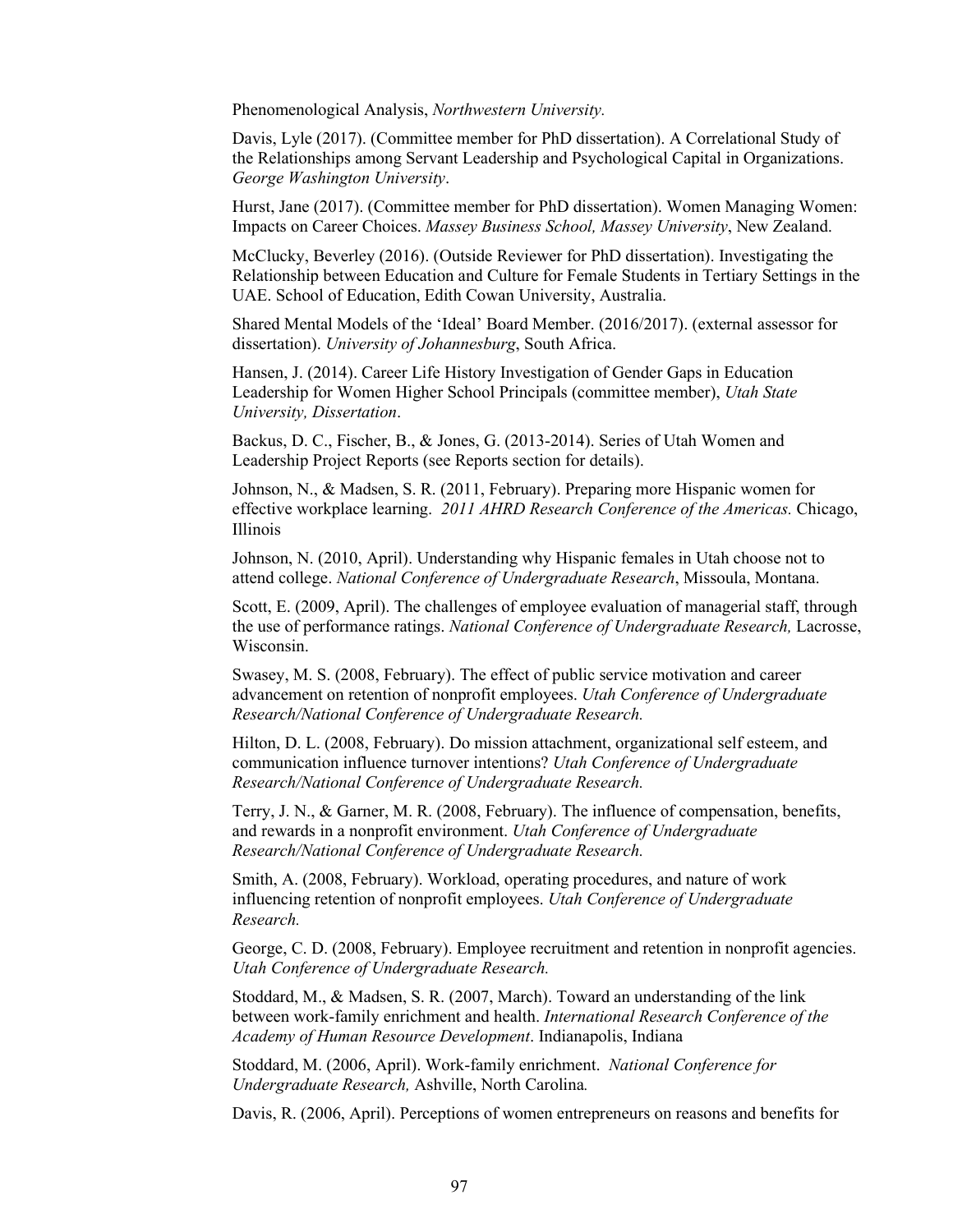Phenomenological Analysis, *Northwestern University.*

Davis, Lyle (2017). (Committee member for PhD dissertation). A Correlational Study of the Relationships among Servant Leadership and Psychological Capital in Organizations. *George Washington University*.

Hurst, Jane (2017). (Committee member for PhD dissertation). Women Managing Women: Impacts on Career Choices. *Massey Business School, Massey University*, New Zealand.

McClucky, Beverley (2016). (Outside Reviewer for PhD dissertation). Investigating the Relationship between Education and Culture for Female Students in Tertiary Settings in the UAE. School of Education, Edith Cowan University, Australia.

Shared Mental Models of the 'Ideal' Board Member. (2016/2017). (external assessor for dissertation). *University of Johannesburg*, South Africa.

Hansen, J. (2014). Career Life History Investigation of Gender Gaps in Education Leadership for Women Higher School Principals (committee member), *Utah State University, Dissertation*.

Backus, D. C., Fischer, B., & Jones, G. (2013-2014). Series of Utah Women and Leadership Project Reports (see Reports section for details).

Johnson, N., & Madsen, S. R. (2011, February). Preparing more Hispanic women for effective workplace learning. *2011 AHRD Research Conference of the Americas.* Chicago, Illinois

Johnson, N. (2010, April). Understanding why Hispanic females in Utah choose not to attend college. *National Conference of Undergraduate Research*, Missoula, Montana.

Scott, E. (2009, April). The challenges of employee evaluation of managerial staff, through the use of performance ratings. *National Conference of Undergraduate Research,* Lacrosse, Wisconsin.

Swasey, M. S. (2008, February). The effect of public service motivation and career advancement on retention of nonprofit employees. *Utah Conference of Undergraduate Research/National Conference of Undergraduate Research.*

Hilton, D. L. (2008, February). Do mission attachment, organizational self esteem, and communication influence turnover intentions? *Utah Conference of Undergraduate Research/National Conference of Undergraduate Research.*

Terry, J. N., & Garner, M. R. (2008, February). The influence of compensation, benefits, and rewards in a nonprofit environment. *Utah Conference of Undergraduate Research/National Conference of Undergraduate Research.*

Smith, A. (2008, February). Workload, operating procedures, and nature of work influencing retention of nonprofit employees. *Utah Conference of Undergraduate Research.*

George, C. D. (2008, February). Employee recruitment and retention in nonprofit agencies. *Utah Conference of Undergraduate Research.*

Stoddard, M., & Madsen, S. R. (2007, March). Toward an understanding of the link between work-family enrichment and health. *International Research Conference of the Academy of Human Resource Development*. Indianapolis, Indiana

Stoddard, M. (2006, April). Work-family enrichment. *National Conference for Undergraduate Research,* Ashville, North Carolina*.*

Davis, R. (2006, April). Perceptions of women entrepreneurs on reasons and benefits for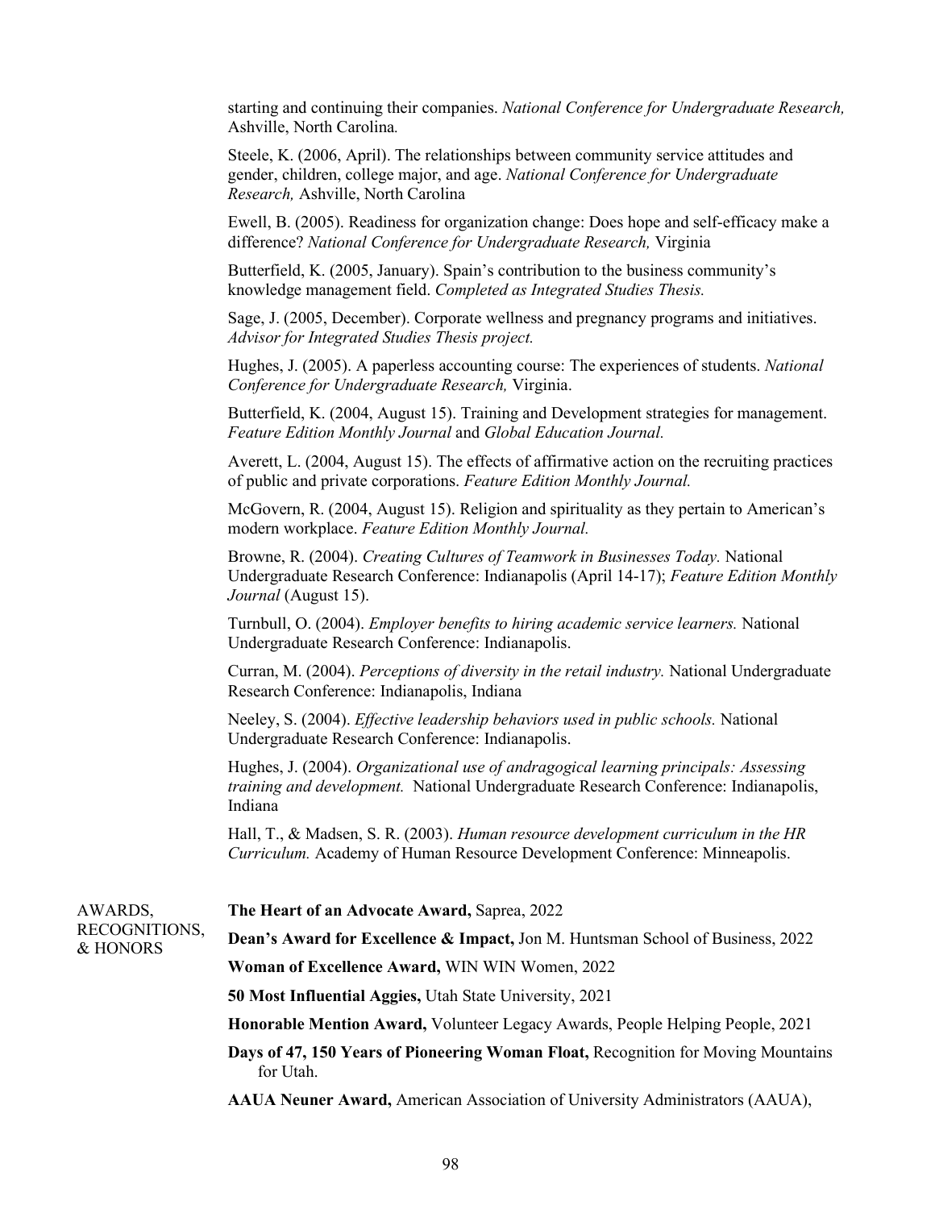starting and continuing their companies. *National Conference for Undergraduate Research,* Ashville, North Carolina.

Steele, K. (2006, April). The relationships between community service attitudes and gender, children, college major, and age. *National Conference for Undergraduate Research,* Ashville, North Carolina

Ewell, B. (2005). Readiness for organization change: Does hope and self-efficacy make a difference? *National Conference for Undergraduate Research,* Virginia

Butterfield, K. (2005, January). Spain's contribution to the business community's knowledge management field. *Completed as Integrated Studies Thesis.*

Sage, J. (2005, December). Corporate wellness and pregnancy programs and initiatives. *Advisor for Integrated Studies Thesis project.*

Hughes, J. (2005). A paperless accounting course: The experiences of students. *National Conference for Undergraduate Research,* Virginia.

Butterfield, K. (2004, August 15). Training and Development strategies for management. *Feature Edition Monthly Journal* and *Global Education Journal.*

Averett, L. (2004, August 15). The effects of affirmative action on the recruiting practices of public and private corporations. *Feature Edition Monthly Journal.*

McGovern, R. (2004, August 15). Religion and spirituality as they pertain to American's modern workplace. *Feature Edition Monthly Journal.*

Browne, R. (2004). *Creating Cultures of Teamwork in Businesses Today.* National Undergraduate Research Conference: Indianapolis (April 14-17); *Feature Edition Monthly Journal* (August 15).

Turnbull, O. (2004). *Employer benefits to hiring academic service learners.* National Undergraduate Research Conference: Indianapolis.

Curran, M. (2004). *Perceptions of diversity in the retail industry.* National Undergraduate Research Conference: Indianapolis, Indiana

Neeley, S. (2004). *Effective leadership behaviors used in public schools.* National Undergraduate Research Conference: Indianapolis.

Hughes, J. (2004). *Organizational use of andragogical learning principals: Assessing training and development.* National Undergraduate Research Conference: Indianapolis, Indiana

Hall, T., & Madsen, S. R. (2003). *Human resource development curriculum in the HR Curriculum.* Academy of Human Resource Development Conference: Minneapolis.

## AWARDS, RECOGNITIONS, & HONORS

**The Heart of an Advocate Award,** Saprea, 2022

**Dean's Award for Excellence & Impact,** Jon M. Huntsman School of Business, 2022

**Woman of Excellence Award,** WIN WIN Women, 2022

**50 Most Influential Aggies,** Utah State University, 2021

**Honorable Mention Award,** Volunteer Legacy Awards, People Helping People, 2021

**Days of 47, 150 Years of Pioneering Woman Float,** Recognition for Moving Mountains for Utah.

**AAUA Neuner Award,** American Association of University Administrators (AAUA),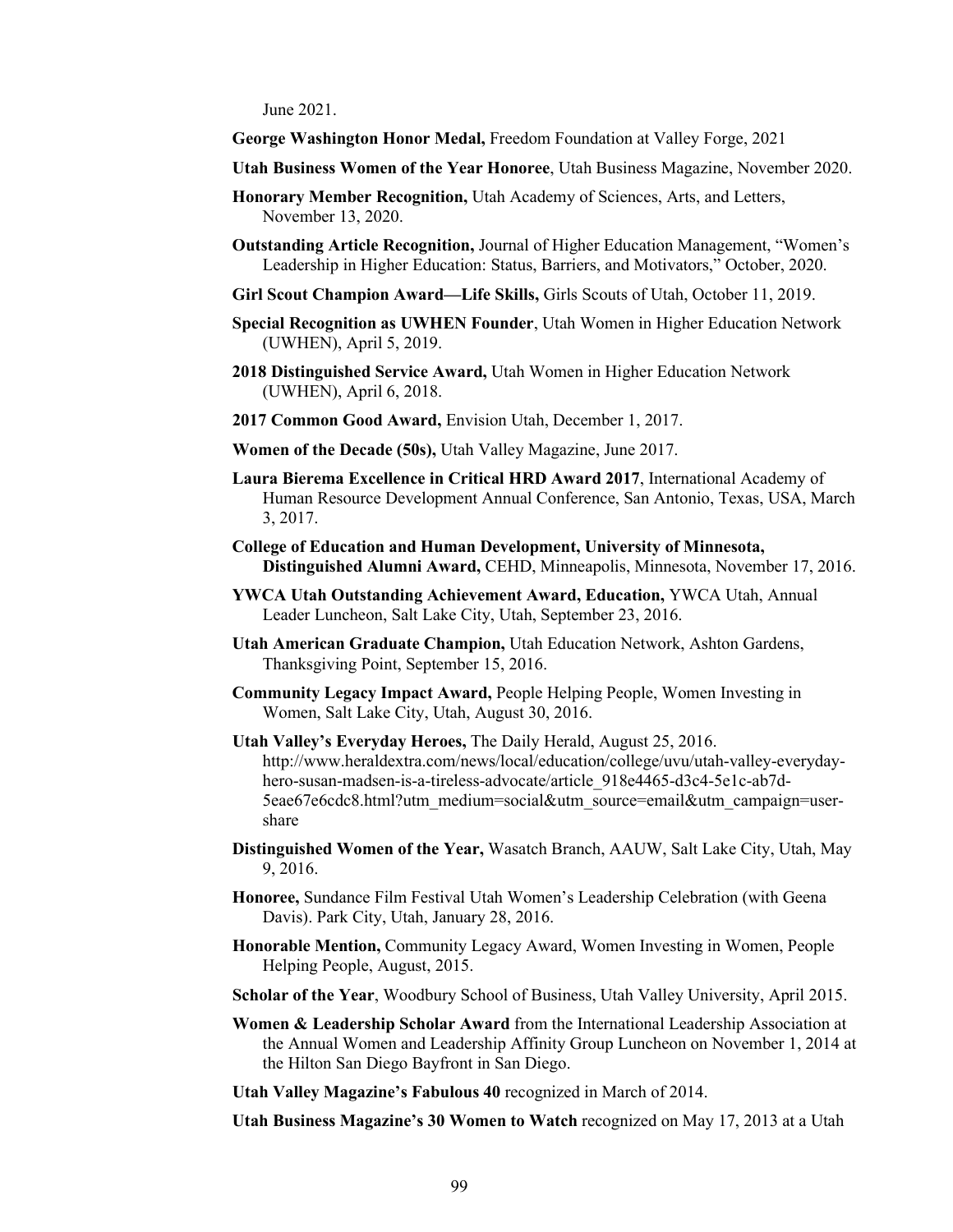June 2021.

**George Washington Honor Medal,** Freedom Foundation at Valley Forge, 2021

**Utah Business Women of the Year Honoree**, Utah Business Magazine, November 2020.

**Honorary Member Recognition,** Utah Academy of Sciences, Arts, and Letters, November 13, 2020.

**Outstanding Article Recognition,** Journal of Higher Education Management, "Women's Leadership in Higher Education: Status, Barriers, and Motivators," October, 2020.

**Girl Scout Champion Award—Life Skills,** Girls Scouts of Utah, October 11, 2019.

**Special Recognition as UWHEN Founder**, Utah Women in Higher Education Network (UWHEN), April 5, 2019.

**2018 Distinguished Service Award,** Utah Women in Higher Education Network (UWHEN), April 6, 2018.

**2017 Common Good Award,** Envision Utah, December 1, 2017.

**Women of the Decade (50s),** Utah Valley Magazine, June 2017.

**Laura Bierema Excellence in Critical HRD Award 2017**, International Academy of Human Resource Development Annual Conference, San Antonio, Texas, USA, March 3, 2017.

**College of Education and Human Development, University of Minnesota, Distinguished Alumni Award,** CEHD, Minneapolis, Minnesota, November 17, 2016.

**YWCA Utah Outstanding Achievement Award, Education,** YWCA Utah, Annual Leader Luncheon, Salt Lake City, Utah, September 23, 2016.

**Utah American Graduate Champion,** Utah Education Network, Ashton Gardens, Thanksgiving Point, September 15, 2016.

**Community Legacy Impact Award,** People Helping People, Women Investing in Women, Salt Lake City, Utah, August 30, 2016.

**Utah Valley's Everyday Heroes,** The Daily Herald, August 25, 2016. http://www.heraldextra.com/news/local/education/college/uvu/utah-valley-everyday-hero-susan-madsen-is-a-tireless-advocate/article_918e4465-d3c4-5e1c-ab7d-5eae67e6cdc8.html?utm_medium=social&utm_source=email&utm_campaign=user-share

**Distinguished Women of the Year,** Wasatch Branch, AAUW, Salt Lake City, Utah, May 9, 2016.

**Honoree,** Sundance Film Festival Utah Women's Leadership Celebration (with Geena Davis). Park City, Utah, January 28, 2016.

**Honorable Mention,** Community Legacy Award, Women Investing in Women, People Helping People, August, 2015.

**Scholar of the Year**, Woodbury School of Business, Utah Valley University, April 2015.

**Women & Leadership Scholar Award** from the International Leadership Association at the Annual Women and Leadership Affinity Group Luncheon on November 1, 2014 at the Hilton San Diego Bayfront in San Diego.

**Utah Valley Magazine's Fabulous 40** recognized in March of 2014.

**Utah Business Magazine's 30 Women to Watch** recognized on May 17, 2013 at a Utah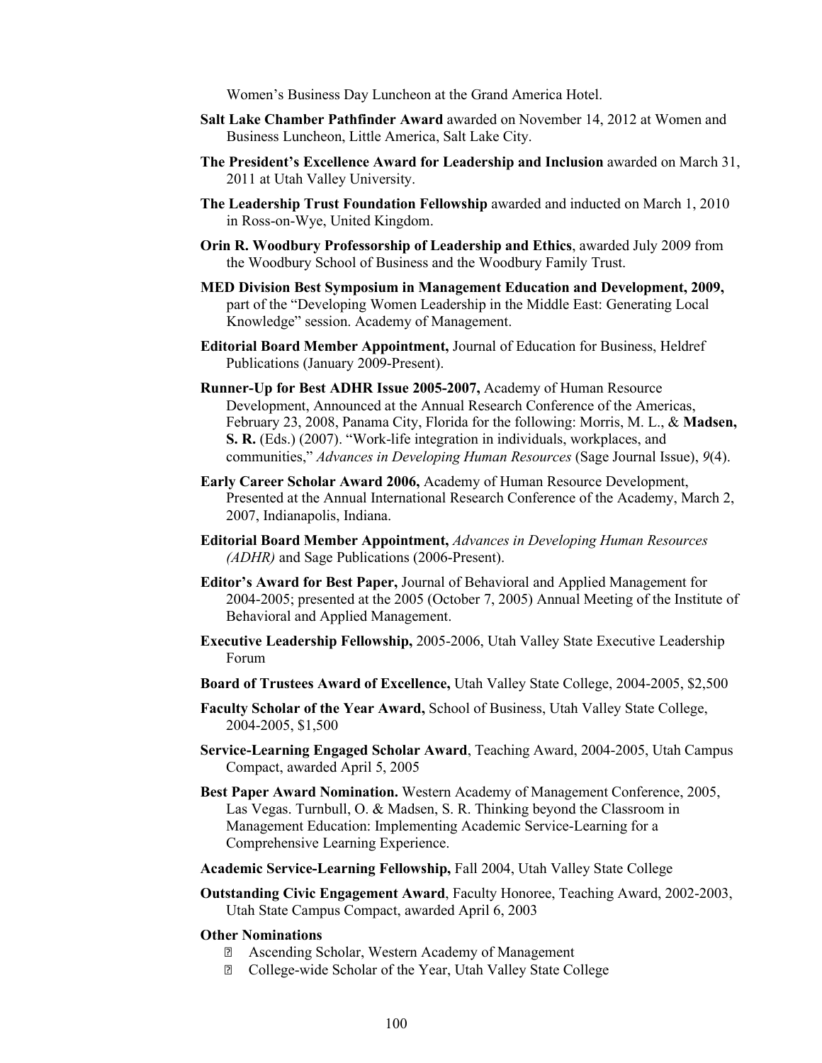Women's Business Day Luncheon at the Grand America Hotel.

**Salt Lake Chamber Pathfinder Award** awarded on November 14, 2012 at Women and Business Luncheon, Little America, Salt Lake City.

**The President's Excellence Award for Leadership and Inclusion** awarded on March 31, 2011 at Utah Valley University.

**The Leadership Trust Foundation Fellowship** awarded and inducted on March 1, 2010 in Ross-on-Wye, United Kingdom.

**Orin R. Woodbury Professorship of Leadership and Ethics**, awarded July 2009 from the Woodbury School of Business and the Woodbury Family Trust.

**MED Division Best Symposium in Management Education and Development, 2009,** part of the "Developing Women Leadership in the Middle East: Generating Local Knowledge" session. Academy of Management.

**Editorial Board Member Appointment,** Journal of Education for Business, Heldref Publications (January 2009-Present).

**Runner-Up for Best ADHR Issue 2005-2007,** Academy of Human Resource Development, Announced at the Annual Research Conference of the Americas, February 23, 2008, Panama City, Florida for the following: Morris, M. L., & **Madsen, S. R.** (Eds.) (2007). "Work-life integration in individuals, workplaces, and communities," *Advances in Developing Human Resources* (Sage Journal Issue), *9*(4).

**Early Career Scholar Award 2006,** Academy of Human Resource Development, Presented at the Annual International Research Conference of the Academy, March 2, 2007, Indianapolis, Indiana.

**Editorial Board Member Appointment,** *Advances in Developing Human Resources (ADHR)* and Sage Publications (2006-Present).

**Editor's Award for Best Paper,** Journal of Behavioral and Applied Management for 2004-2005; presented at the 2005 (October 7, 2005) Annual Meeting of the Institute of Behavioral and Applied Management.

**Executive Leadership Fellowship,** 2005-2006, Utah Valley State Executive Leadership Forum

**Board of Trustees Award of Excellence,** Utah Valley State College, 2004-2005, $2,500

**Faculty Scholar of the Year Award,** School of Business, Utah Valley State College, 2004-2005, $1,500

**Service-Learning Engaged Scholar Award**, Teaching Award, 2004-2005, Utah Campus Compact, awarded April 5, 2005

**Best Paper Award Nomination.** Western Academy of Management Conference, 2005, Las Vegas. Turnbull, O. & Madsen, S. R. Thinking beyond the Classroom in Management Education: Implementing Academic Service-Learning for a Comprehensive Learning Experience.

**Academic Service-Learning Fellowship,** Fall 2004, Utah Valley State College

**Outstanding Civic Engagement Award**, Faculty Honoree, Teaching Award, 2002-2003, Utah State Campus Compact, awarded April 6, 2003

**Other Nominations**

- Ascending Scholar, Western Academy of Management
- College-wide Scholar of the Year, Utah Valley State College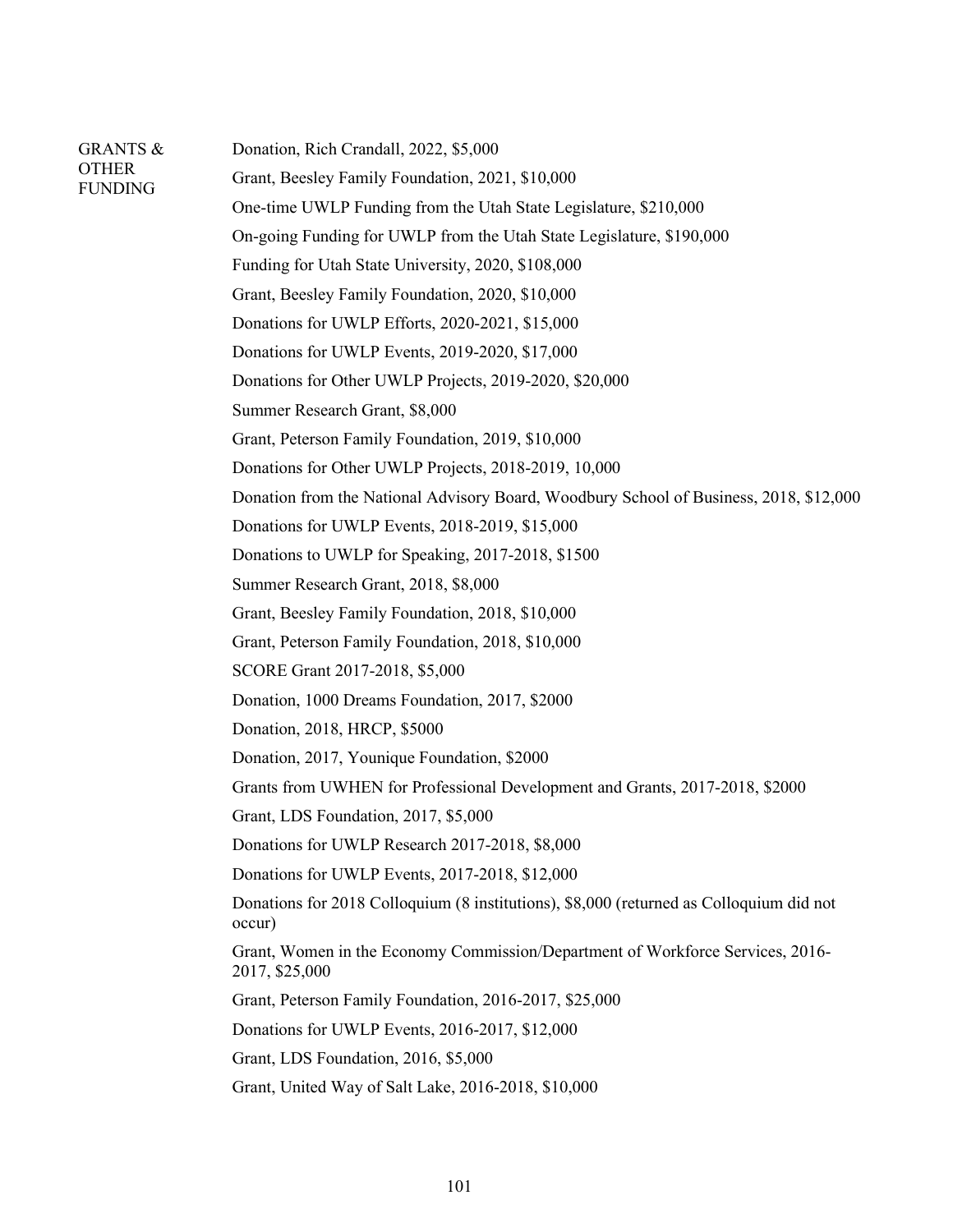**GRANTS & OTHER FUNDING**

Donation, Rich Crandall, 2022, $5,000

Grant, Beesley Family Foundation, 2021, $10,000

One-time UWLP Funding from the Utah State Legislature, $210,000

On-going Funding for UWLP from the Utah State Legislature, $190,000

Funding for Utah State University, 2020, $108,000

Grant, Beesley Family Foundation, 2020, $10,000

Donations for UWLP Efforts, 2020-2021, $15,000

Donations for UWLP Events, 2019-2020, $17,000

Donations for Other UWLP Projects, 2019-2020, $20,000

Summer Research Grant, $8,000

Grant, Peterson Family Foundation, 2019, $10,000

Donations for Other UWLP Projects, 2018-2019, 10,000

Donation from the National Advisory Board, Woodbury School of Business, 2018, $12,000

Donations for UWLP Events, 2018-2019, $15,000

Donations to UWLP for Speaking, 2017-2018, $1500

Summer Research Grant, 2018, $8,000

Grant, Beesley Family Foundation, 2018, $10,000

Grant, Peterson Family Foundation, 2018, $10,000

SCORE Grant 2017-2018, $5,000

Donation, 1000 Dreams Foundation, 2017, $2000

Donation, 2018, HRCP, $5000

Donation, 2017, Younique Foundation, $2000

Grants from UWHEN for Professional Development and Grants, 2017-2018, $2000

Grant, LDS Foundation, 2017, $5,000

Donations for UWLP Research 2017-2018, $8,000

Donations for UWLP Events, 2017-2018, $12,000

Donations for 2018 Colloquium (8 institutions), $8,000 (returned as Colloquium did not occur)

Grant, Women in the Economy Commission/Department of Workforce Services, 2016-2017, $25,000

Grant, Peterson Family Foundation, 2016-2017, $25,000

Donations for UWLP Events, 2016-2017, $12,000

Grant, LDS Foundation, 2016, $5,000

Grant, United Way of Salt Lake, 2016-2018, $10,000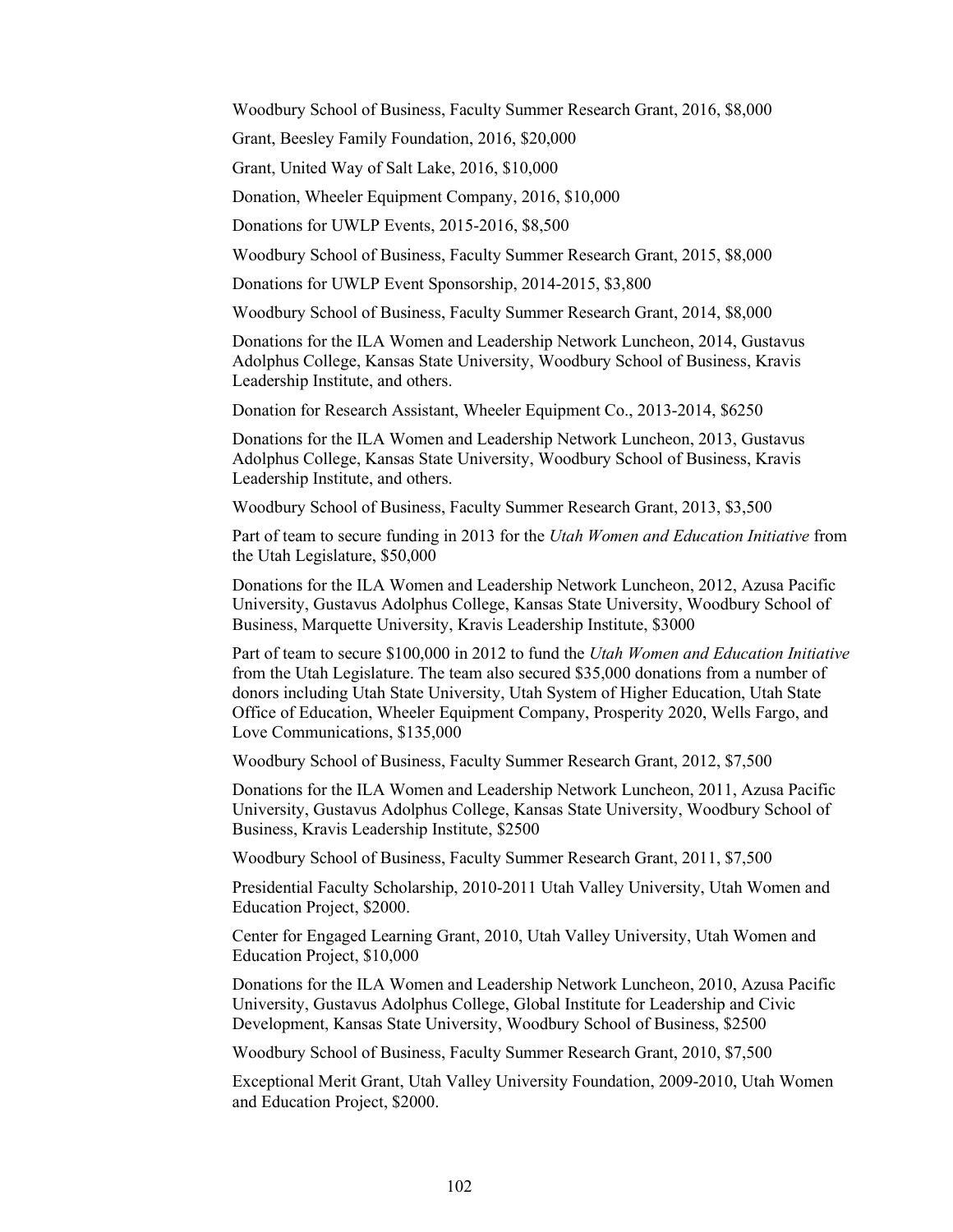Woodbury School of Business, Faculty Summer Research Grant, 2016, $8,000

Grant, Beesley Family Foundation, 2016, $20,000

Grant, United Way of Salt Lake, 2016, $10,000

Donation, Wheeler Equipment Company, 2016, $10,000

Donations for UWLP Events, 2015-2016, $8,500

Woodbury School of Business, Faculty Summer Research Grant, 2015, $8,000

Donations for UWLP Event Sponsorship, 2014-2015, $3,800

Woodbury School of Business, Faculty Summer Research Grant, 2014, $8,000

Donations for the ILA Women and Leadership Network Luncheon, 2014, Gustavus Adolphus College, Kansas State University, Woodbury School of Business, Kravis Leadership Institute, and others.

Donation for Research Assistant, Wheeler Equipment Co., 2013-2014, $6250

Donations for the ILA Women and Leadership Network Luncheon, 2013, Gustavus Adolphus College, Kansas State University, Woodbury School of Business, Kravis Leadership Institute, and others.

Woodbury School of Business, Faculty Summer Research Grant, 2013, $3,500

Part of team to secure funding in 2013 for the *Utah Women and Education Initiative* from the Utah Legislature, $50,000

Donations for the ILA Women and Leadership Network Luncheon, 2012, Azusa Pacific University, Gustavus Adolphus College, Kansas State University, Woodbury School of Business, Marquette University, Kravis Leadership Institute, $3000

Part of team to secure $100,000 in 2012 to fund the *Utah Women and Education Initiative* from the Utah Legislature. The team also secured $35,000 donations from a number of donors including Utah State University, Utah System of Higher Education, Utah State Office of Education, Wheeler Equipment Company, Prosperity 2020, Wells Fargo, and Love Communications, $135,000

Woodbury School of Business, Faculty Summer Research Grant, 2012, $7,500

Donations for the ILA Women and Leadership Network Luncheon, 2011, Azusa Pacific University, Gustavus Adolphus College, Kansas State University, Woodbury School of Business, Kravis Leadership Institute, $2500

Woodbury School of Business, Faculty Summer Research Grant, 2011, $7,500

Presidential Faculty Scholarship, 2010-2011 Utah Valley University, Utah Women and Education Project, $2000.

Center for Engaged Learning Grant, 2010, Utah Valley University, Utah Women and Education Project, $10,000

Donations for the ILA Women and Leadership Network Luncheon, 2010, Azusa Pacific University, Gustavus Adolphus College, Global Institute for Leadership and Civic Development, Kansas State University, Woodbury School of Business, $2500

Woodbury School of Business, Faculty Summer Research Grant, 2010, $7,500

Exceptional Merit Grant, Utah Valley University Foundation, 2009-2010, Utah Women and Education Project, $2000.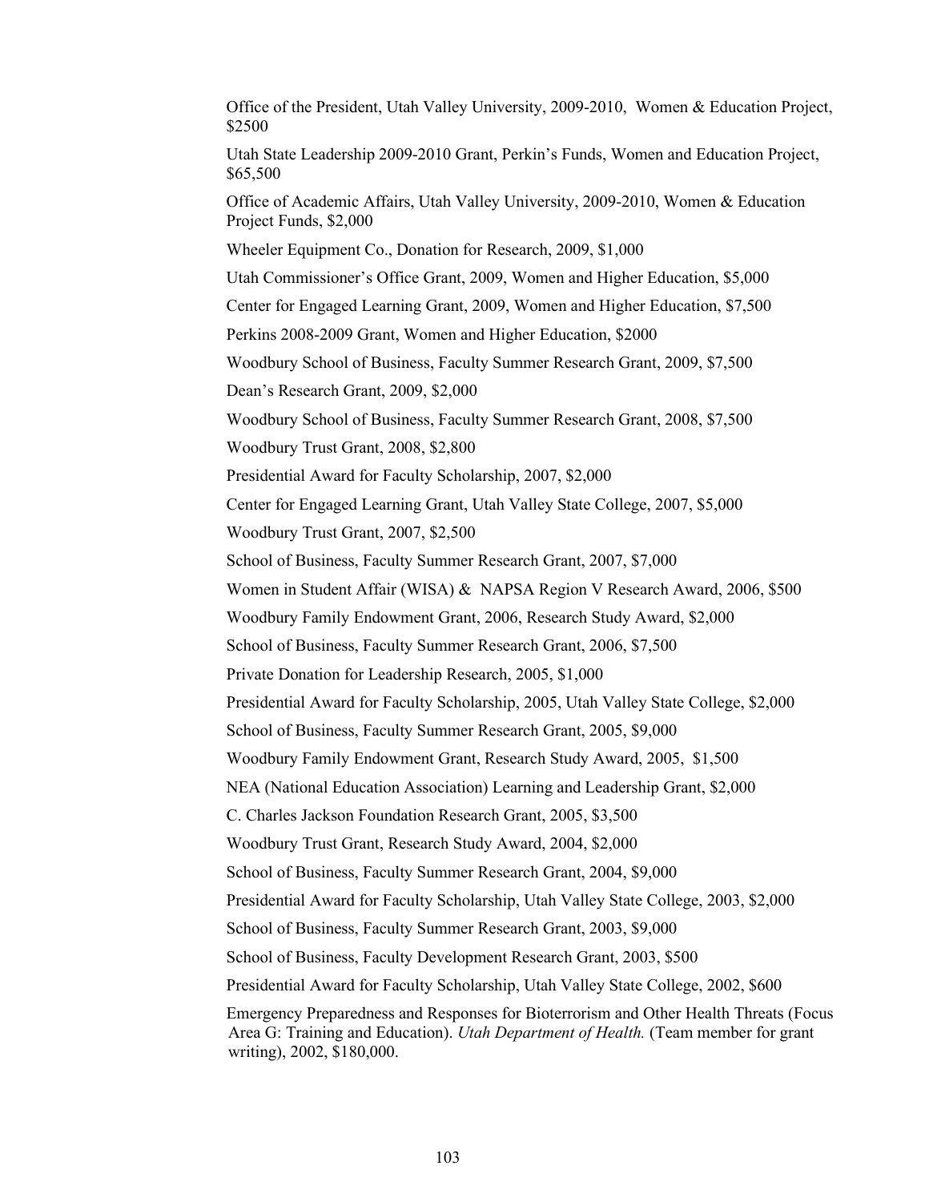Office of the President, Utah Valley University, 2009-2010, Women & Education Project, $2500

Utah State Leadership 2009-2010 Grant, Perkin's Funds, Women and Education Project, $65,500

Office of Academic Affairs, Utah Valley University, 2009-2010, Women & Education Project Funds, $2,000

Wheeler Equipment Co., Donation for Research, 2009, $1,000

Utah Commissioner's Office Grant, 2009, Women and Higher Education, $5,000

Center for Engaged Learning Grant, 2009, Women and Higher Education, $7,500

Perkins 2008-2009 Grant, Women and Higher Education, $2000

Woodbury School of Business, Faculty Summer Research Grant, 2009, $7,500

Dean's Research Grant, 2009, $2,000

Woodbury School of Business, Faculty Summer Research Grant, 2008, $7,500

Woodbury Trust Grant, 2008, $2,800

Presidential Award for Faculty Scholarship, 2007, $2,000

Center for Engaged Learning Grant, Utah Valley State College, 2007, $5,000

Woodbury Trust Grant, 2007, $2,500

School of Business, Faculty Summer Research Grant, 2007, $7,000

Women in Student Affair (WISA) & NAPSA Region V Research Award, 2006, $500

Woodbury Family Endowment Grant, 2006, Research Study Award, $2,000

School of Business, Faculty Summer Research Grant, 2006, $7,500

Private Donation for Leadership Research, 2005, $1,000

Presidential Award for Faculty Scholarship, 2005, Utah Valley State College, $2,000

School of Business, Faculty Summer Research Grant, 2005, $9,000

Woodbury Family Endowment Grant, Research Study Award, 2005, $1,500

NEA (National Education Association) Learning and Leadership Grant, $2,000

C. Charles Jackson Foundation Research Grant, 2005, $3,500

Woodbury Trust Grant, Research Study Award, 2004, $2,000

School of Business, Faculty Summer Research Grant, 2004, $9,000

Presidential Award for Faculty Scholarship, Utah Valley State College, 2003, $2,000

School of Business, Faculty Summer Research Grant, 2003, $9,000

School of Business, Faculty Development Research Grant, 2003, $500

Presidential Award for Faculty Scholarship, Utah Valley State College, 2002, $600

Emergency Preparedness and Responses for Bioterrorism and Other Health Threats (Focus Area G: Training and Education). *Utah Department of Health.* (Team member for grant writing), 2002, $180,000.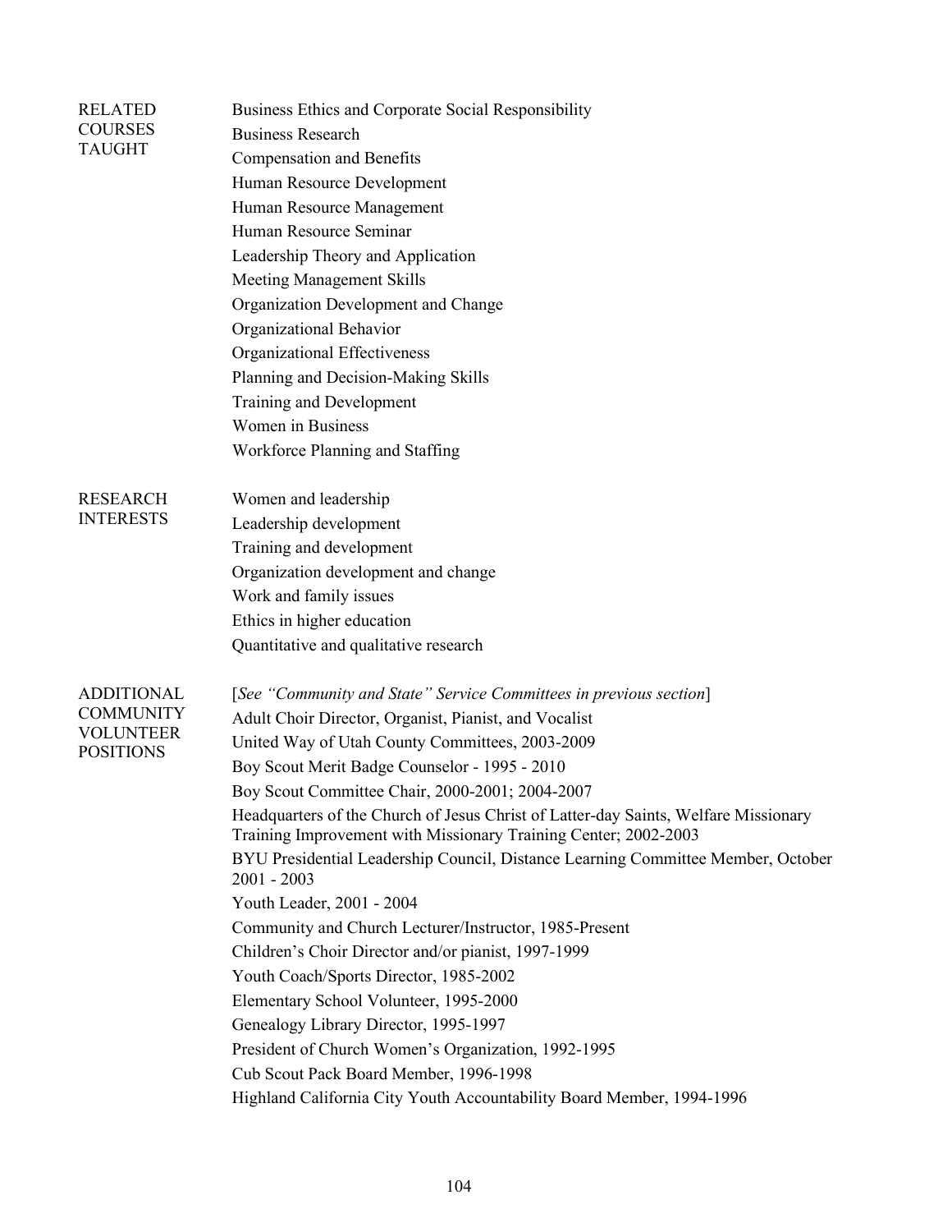## RELATED COURSES TAUGHT

Business Ethics and Corporate Social Responsibility
Business Research
Compensation and Benefits
Human Resource Development
Human Resource Management
Human Resource Seminar
Leadership Theory and Application
Meeting Management Skills
Organization Development and Change
Organizational Behavior
Organizational Effectiveness
Planning and Decision-Making Skills
Training and Development
Women in Business
Workforce Planning and Staffing

## RESEARCH INTERESTS

Women and leadership
Leadership development
Training and development
Organization development and change
Work and family issues
Ethics in higher education
Quantitative and qualitative research

## ADDITIONAL COMMUNITY VOLUNTEER POSITIONS

[*See "Community and State" Service Committees in previous section*]
Adult Choir Director, Organist, Pianist, and Vocalist
United Way of Utah County Committees, 2003-2009
Boy Scout Merit Badge Counselor - 1995 - 2010
Boy Scout Committee Chair, 2000-2001; 2004-2007
Headquarters of the Church of Jesus Christ of Latter-day Saints, Welfare Missionary Training Improvement with Missionary Training Center; 2002-2003
BYU Presidential Leadership Council, Distance Learning Committee Member, October 2001 - 2003
Youth Leader, 2001 - 2004
Community and Church Lecturer/Instructor, 1985-Present
Children's Choir Director and/or pianist, 1997-1999
Youth Coach/Sports Director, 1985-2002
Elementary School Volunteer, 1995-2000
Genealogy Library Director, 1995-1997
President of Church Women's Organization, 1992-1995
Cub Scout Pack Board Member, 1996-1998
Highland California City Youth Accountability Board Member, 1994-1996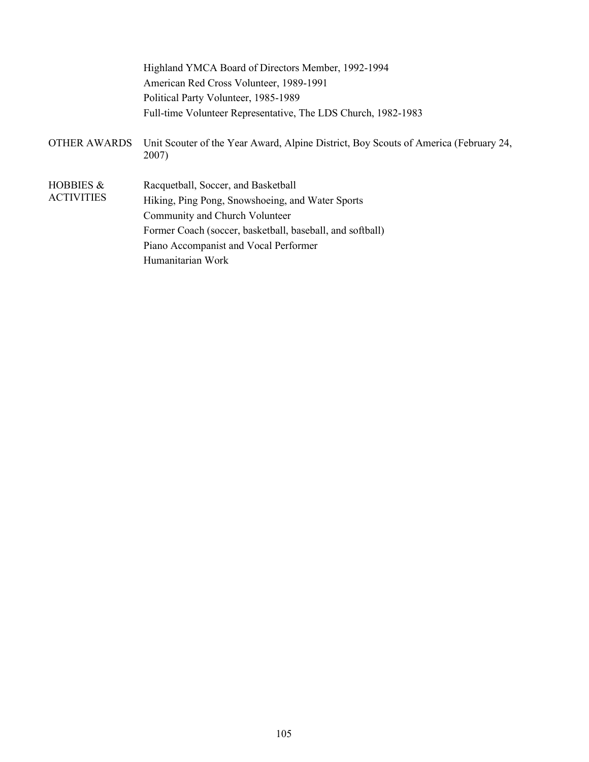Highland YMCA Board of Directors Member, 1992-1994
American Red Cross Volunteer, 1989-1991
Political Party Volunteer, 1985-1989
Full-time Volunteer Representative, The LDS Church, 1982-1983

OTHER AWARDS

Unit Scouter of the Year Award, Alpine District, Boy Scouts of America (February 24, 2007)

HOBBIES & ACTIVITIES

Racquetball, Soccer, and Basketball
Hiking, Ping Pong, Snowshoeing, and Water Sports
Community and Church Volunteer
Former Coach (soccer, basketball, baseball, and softball)
Piano Accompanist and Vocal Performer
Humanitarian Work